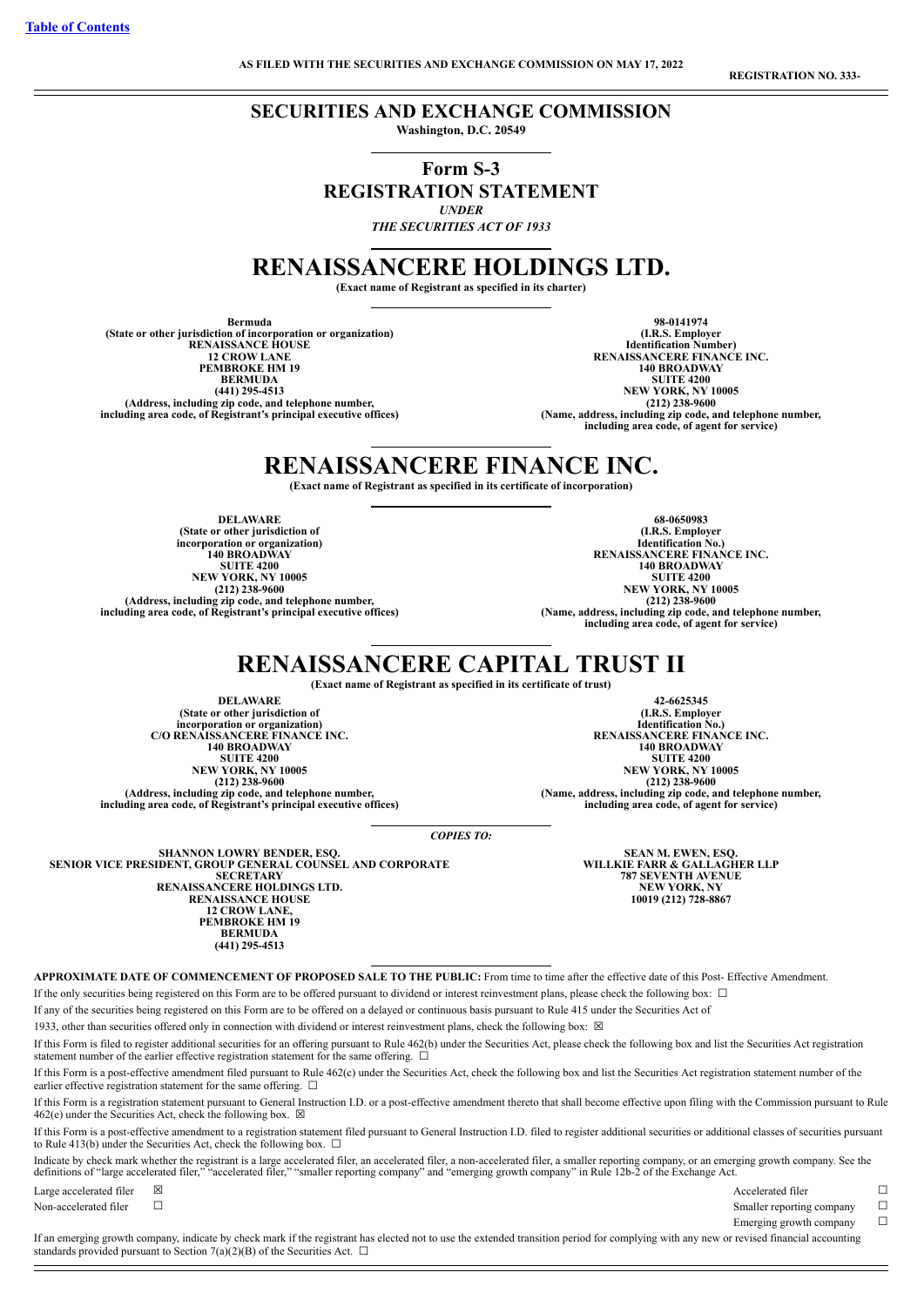**Table of Contents**

**AS FILED WITH THE SECURITIES AND EXCHANGE COMMISSION ON MAY 17, 2022**

**REGISTRATION NO. 333-**

# SECURITIES AND EXCHANGE COMMISSION

**Washington, D.C. 20549**

## Form S-3

## REGISTRATION STATEMENT

*UNDER*

*THE SECURITIES ACT OF 1933*

# RENAISSANCERE HOLDINGS LTD.

**(Exact name of Registrant as specified in its charter)**

| | |
|---|---|
| **Bermuda**<br>**(State or other jurisdiction of incorporation or organization)**<br>**RENAISSANCE HOUSE**<br>**12 CROW LANE**<br>**PEMBROKE HM 19**<br>**BERMUDA**<br>**(441) 295-4513**<br>**(Address, including zip code, and telephone number, including area code, of Registrant's principal executive offices)** | **98-0141974**<br>**(I.R.S. Employer Identification Number)**<br>**RENAISSANCERE FINANCE INC.**<br>**140 BROADWAY**<br>**SUITE 4200**<br>**NEW YORK, NY 10005**<br>**(212) 238-9600**<br>**(Name, address, including zip code, and telephone number, including area code, of agent for service)** |

# RENAISSANCERE FINANCE INC.

**(Exact name of Registrant as specified in its certificate of incorporation)**

| | |
|---|---|
| **DELAWARE**<br>**(State or other jurisdiction of incorporation or organization)**<br>**140 BROADWAY**<br>**SUITE 4200**<br>**NEW YORK, NY 10005**<br>**(212) 238-9600**<br>**(Address, including zip code, and telephone number, including area code, of Registrant's principal executive offices)** | **68-0650983**<br>**(I.R.S. Employer Identification No.)**<br>**RENAISSANCERE FINANCE INC.**<br>**140 BROADWAY**<br>**SUITE 4200**<br>**NEW YORK, NY 10005**<br>**(212) 238-9600**<br>**(Name, address, including zip code, and telephone number, including area code, of agent for service)** |

# RENAISSANCERE CAPITAL TRUST II

**(Exact name of Registrant as specified in its certificate of trust)**

| | |
|---|---|
| **DELAWARE**<br>**(State or other jurisdiction of incorporation or organization)**<br>**C/O RENAISSANCERE FINANCE INC.**<br>**140 BROADWAY**<br>**SUITE 4200**<br>**NEW YORK, NY 10005**<br>**(212) 238-9600**<br>**(Address, including zip code, and telephone number, including area code, of Registrant's principal executive offices)** | **42-6625345**<br>**(I.R.S. Employer Identification No.)**<br>**RENAISSANCERE FINANCE INC.**<br>**140 BROADWAY**<br>**SUITE 4200**<br>**NEW YORK, NY 10005**<br>**(212) 238-9600**<br>**(Name, address, including zip code, and telephone number, including area code, of agent for service)** |

*COPIES TO:*

| | |
|---|---|
| **SHANNON LOWRY BENDER, ESQ.**<br>**SENIOR VICE PRESIDENT, GROUP GENERAL COUNSEL AND CORPORATE SECRETARY**<br>**RENAISSANCERE HOLDINGS LTD.**<br>**RENAISSANCE HOUSE**<br>**12 CROW LANE,**<br>**PEMBROKE HM 19**<br>**BERMUDA**<br>**(441) 295-4513** | **SEAN M. EWEN, ESQ.**<br>**WILLKIE FARR & GALLAGHER LLP**<br>**787 SEVENTH AVENUE**<br>**NEW YORK, NY**<br>**10019 (212) 728-8867** |

**APPROXIMATE DATE OF COMMENCEMENT OF PROPOSED SALE TO THE PUBLIC:** From time to time after the effective date of this Post- Effective Amendment.

If the only securities being registered on this Form are to be offered pursuant to dividend or interest reinvestment plans, please check the following box: ☐

If any of the securities being registered on this Form are to be offered on a delayed or continuous basis pursuant to Rule 415 under the Securities Act of 1933, other than securities offered only in connection with dividend or interest reinvestment plans, check the following box: ☒

If this Form is filed to register additional securities for an offering pursuant to Rule 462(b) under the Securities Act, please check the following box and list the Securities Act registration statement number of the earlier effective registration statement for the same offering. ☐

If this Form is a post-effective amendment filed pursuant to Rule 462(c) under the Securities Act, check the following box and list the Securities Act registration statement number of the earlier effective registration statement for the same offering. ☐

If this Form is a registration statement pursuant to General Instruction I.D. or a post-effective amendment thereto that shall become effective upon filing with the Commission pursuant to Rule 462(e) under the Securities Act, check the following box. ☒

If this Form is a post-effective amendment to a registration statement filed pursuant to General Instruction I.D. filed to register additional securities or additional classes of securities pursuant to Rule 413(b) under the Securities Act, check the following box. ☐

Indicate by check mark whether the registrant is a large accelerated filer, an accelerated filer, a non-accelerated filer, a smaller reporting company, or an emerging growth company. See the definitions of "large accelerated filer," "accelerated filer," "smaller reporting company" and "emerging growth company" in Rule 12b-2 of the Exchange Act.

| | | | |
|---|---|---|---|
| Large accelerated filer | ☒ | Accelerated filer | ☐ |
| Non-accelerated filer | ☐ | Smaller reporting company | ☐ |
| | | Emerging growth company | ☐ |

If an emerging growth company, indicate by check mark if the registrant has elected not to use the extended transition period for complying with any new or revised financial accounting standards provided pursuant to Section 7(a)(2)(B) of the Securities Act. ☐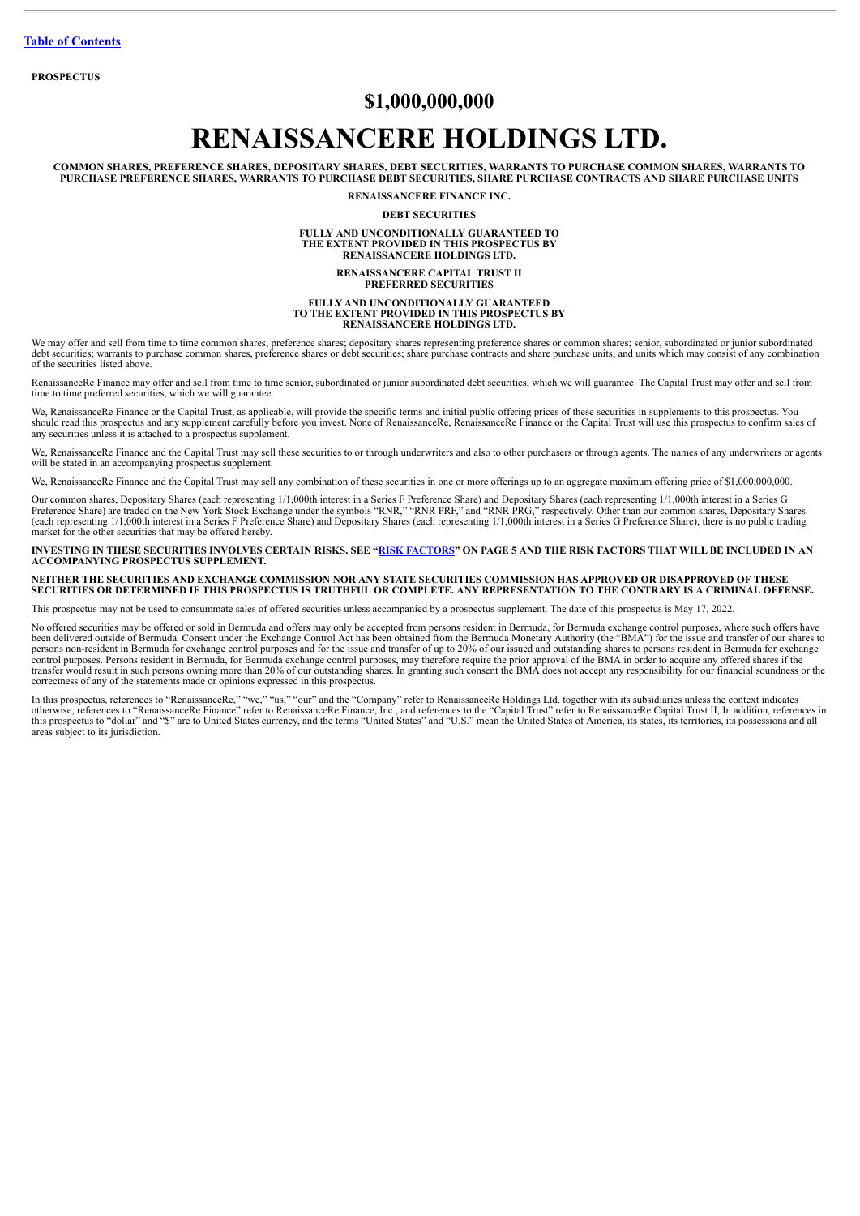**PROSPECTUS**

# $1,000,000,000

# RENAISSANCERE HOLDINGS LTD.

**COMMON SHARES, PREFERENCE SHARES, DEPOSITARY SHARES, DEBT SECURITIES, WARRANTS TO PURCHASE COMMON SHARES, WARRANTS TO PURCHASE PREFERENCE SHARES, WARRANTS TO PURCHASE DEBT SECURITIES, SHARE PURCHASE CONTRACTS AND SHARE PURCHASE UNITS**

**RENAISSANCERE FINANCE INC.**

**DEBT SECURITIES**

**FULLY AND UNCONDITIONALLY GUARANTEED TO THE EXTENT PROVIDED IN THIS PROSPECTUS BY RENAISSANCERE HOLDINGS LTD.**

**RENAISSANCERE CAPITAL TRUST II PREFERRED SECURITIES**

**FULLY AND UNCONDITIONALLY GUARANTEED TO THE EXTENT PROVIDED IN THIS PROSPECTUS BY RENAISSANCERE HOLDINGS LTD.**

We may offer and sell from time to time common shares; preference shares; depositary shares representing preference shares or common shares; senior, subordinated or junior subordinated debt securities; warrants to purchase common shares, preference shares or debt securities; share purchase contracts and share purchase units; and units which may consist of any combination of the securities listed above.

RenaissanceRe Finance may offer and sell from time to time senior, subordinated or junior subordinated debt securities, which we will guarantee. The Capital Trust may offer and sell from time to time preferred securities, which we will guarantee.

We, RenaissanceRe Finance or the Capital Trust, as applicable, will provide the specific terms and initial public offering prices of these securities in supplements to this prospectus. You should read this prospectus and any supplement carefully before you invest. None of RenaissanceRe, RenaissanceRe Finance or the Capital Trust will use this prospectus to confirm sales of any securities unless it is attached to a prospectus supplement.

We, RenaissanceRe Finance and the Capital Trust may sell these securities to or through underwriters and also to other purchasers or through agents. The names of any underwriters or agents will be stated in an accompanying prospectus supplement.

We, RenaissanceRe Finance and the Capital Trust may sell any combination of these securities in one or more offerings up to an aggregate maximum offering price of $1,000,000,000.

Our common shares, Depositary Shares (each representing 1/1,000th interest in a Series F Preference Share) and Depositary Shares (each representing 1/1,000th interest in a Series G Preference Share) are traded on the New York Stock Exchange under the symbols "RNR," "RNR PRF," and "RNR PRG," respectively. Other than our common shares, Depositary Shares (each representing 1/1,000th interest in a Series F Preference Share) and Depositary Shares (each representing 1/1,000th interest in a Series G Preference Share), there is no public trading market for the other securities that may be offered hereby.

**INVESTING IN THESE SECURITIES INVOLVES CERTAIN RISKS. SEE "RISK FACTORS" ON PAGE 5 AND THE RISK FACTORS THAT WILL BE INCLUDED IN AN ACCOMPANYING PROSPECTUS SUPPLEMENT.**

**NEITHER THE SECURITIES AND EXCHANGE COMMISSION NOR ANY STATE SECURITIES COMMISSION HAS APPROVED OR DISAPPROVED OF THESE SECURITIES OR DETERMINED IF THIS PROSPECTUS IS TRUTHFUL OR COMPLETE. ANY REPRESENTATION TO THE CONTRARY IS A CRIMINAL OFFENSE.**

This prospectus may not be used to consummate sales of offered securities unless accompanied by a prospectus supplement. The date of this prospectus is May 17, 2022.

No offered securities may be offered or sold in Bermuda and offers may only be accepted from persons resident in Bermuda, for Bermuda exchange control purposes, where such offers have been delivered outside of Bermuda. Consent under the Exchange Control Act has been obtained from the Bermuda Monetary Authority (the "BMA") for the issue and transfer of our shares to persons non-resident in Bermuda for exchange control purposes and for the issue and transfer of up to 20% of our issued and outstanding shares to persons resident in Bermuda for exchange control purposes. Persons resident in Bermuda, for Bermuda exchange control purposes, may therefore require the prior approval of the BMA in order to acquire any offered shares if the transfer would result in such persons owning more than 20% of our outstanding shares. In granting such consent the BMA does not accept any responsibility for our financial soundness or the correctness of any of the statements made or opinions expressed in this prospectus.

In this prospectus, references to "RenaissanceRe," "we," "us," "our" and the "Company" refer to RenaissanceRe Holdings Ltd. together with its subsidiaries unless the context indicates otherwise, references to "RenaissanceRe Finance" refer to RenaissanceRe Finance, Inc., and references to the "Capital Trust" refer to RenaissanceRe Capital Trust II, In addition, references in this prospectus to "dollar" and "$" are to United States currency, and the terms "United States" and "U.S." mean the United States of America, its states, its territories, its possessions and all areas subject to its jurisdiction.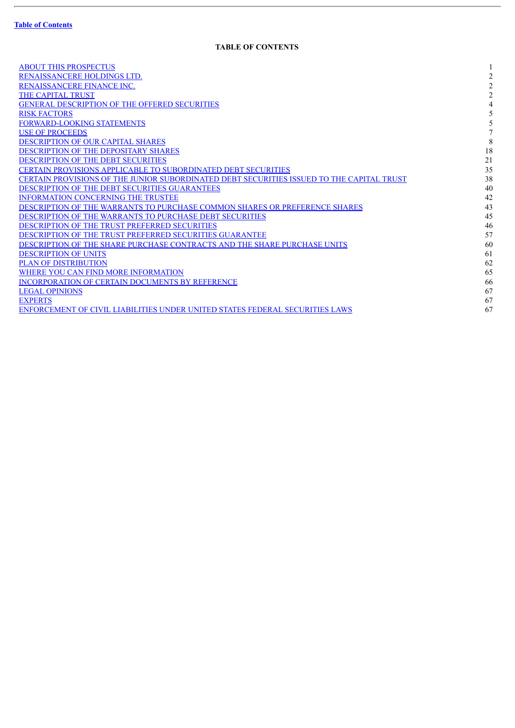[Table of Contents](#)

## TABLE OF CONTENTS

| | |
|---|---|
| ABOUT THIS PROSPECTUS | 1 |
| RENAISSANCERE HOLDINGS LTD. | 2 |
| RENAISSANCERE FINANCE INC. | 2 |
| THE CAPITAL TRUST | 2 |
| GENERAL DESCRIPTION OF THE OFFERED SECURITIES | 4 |
| RISK FACTORS | 5 |
| FORWARD-LOOKING STATEMENTS | 5 |
| USE OF PROCEEDS | 7 |
| DESCRIPTION OF OUR CAPITAL SHARES | 8 |
| DESCRIPTION OF THE DEPOSITARY SHARES | 18 |
| DESCRIPTION OF THE DEBT SECURITIES | 21 |
| CERTAIN PROVISIONS APPLICABLE TO SUBORDINATED DEBT SECURITIES | 35 |
| CERTAIN PROVISIONS OF THE JUNIOR SUBORDINATED DEBT SECURITIES ISSUED TO THE CAPITAL TRUST | 38 |
| DESCRIPTION OF THE DEBT SECURITIES GUARANTEES | 40 |
| INFORMATION CONCERNING THE TRUSTEE | 42 |
| DESCRIPTION OF THE WARRANTS TO PURCHASE COMMON SHARES OR PREFERENCE SHARES | 43 |
| DESCRIPTION OF THE WARRANTS TO PURCHASE DEBT SECURITIES | 45 |
| DESCRIPTION OF THE TRUST PREFERRED SECURITIES | 46 |
| DESCRIPTION OF THE TRUST PREFERRED SECURITIES GUARANTEE | 57 |
| DESCRIPTION OF THE SHARE PURCHASE CONTRACTS AND THE SHARE PURCHASE UNITS | 60 |
| DESCRIPTION OF UNITS | 61 |
| PLAN OF DISTRIBUTION | 62 |
| WHERE YOU CAN FIND MORE INFORMATION | 65 |
| INCORPORATION OF CERTAIN DOCUMENTS BY REFERENCE | 66 |
| LEGAL OPINIONS | 67 |
| EXPERTS | 67 |
| ENFORCEMENT OF CIVIL LIABILITIES UNDER UNITED STATES FEDERAL SECURITIES LAWS | 67 |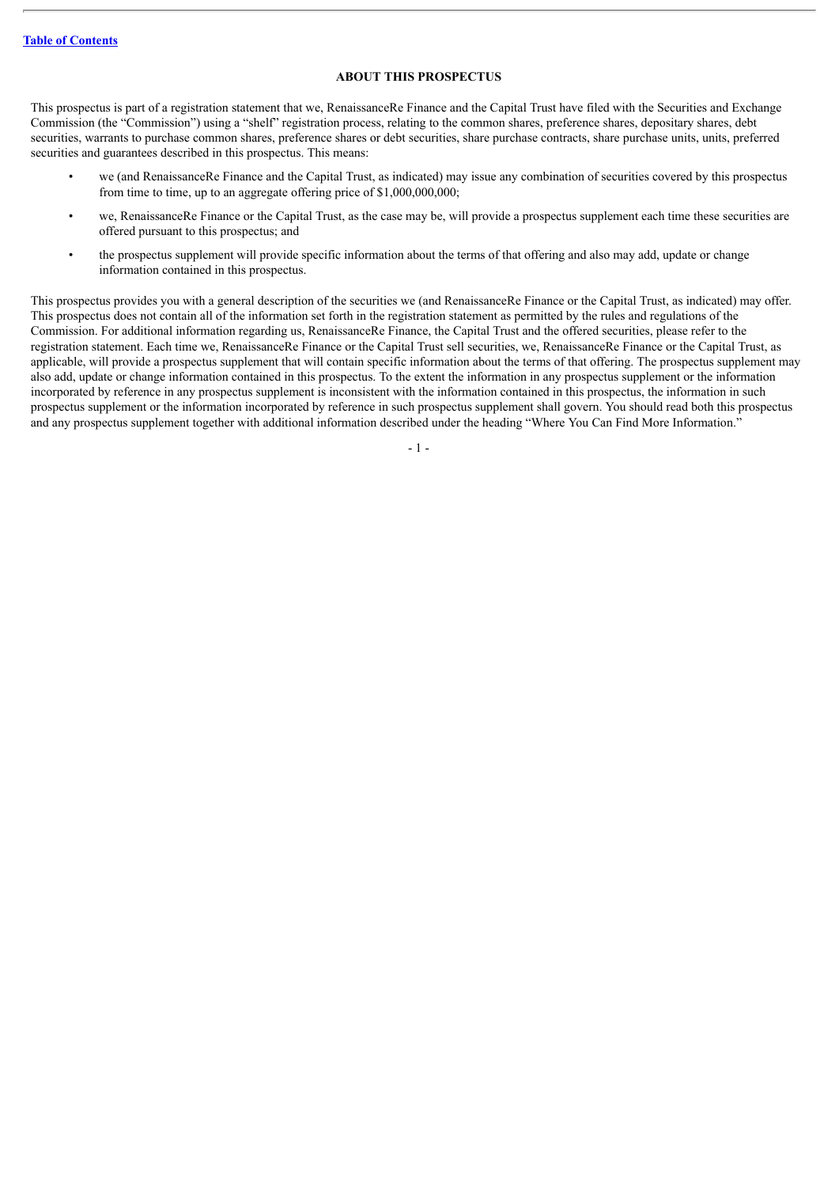## ABOUT THIS PROSPECTUS

This prospectus is part of a registration statement that we, RenaissanceRe Finance and the Capital Trust have filed with the Securities and Exchange Commission (the "Commission") using a "shelf" registration process, relating to the common shares, preference shares, depositary shares, debt securities, warrants to purchase common shares, preference shares or debt securities, share purchase contracts, share purchase units, units, preferred securities and guarantees described in this prospectus. This means:

- we (and RenaissanceRe Finance and the Capital Trust, as indicated) may issue any combination of securities covered by this prospectus from time to time, up to an aggregate offering price of $1,000,000,000;
- we, RenaissanceRe Finance or the Capital Trust, as the case may be, will provide a prospectus supplement each time these securities are offered pursuant to this prospectus; and
- the prospectus supplement will provide specific information about the terms of that offering and also may add, update or change information contained in this prospectus.

This prospectus provides you with a general description of the securities we (and RenaissanceRe Finance or the Capital Trust, as indicated) may offer. This prospectus does not contain all of the information set forth in the registration statement as permitted by the rules and regulations of the Commission. For additional information regarding us, RenaissanceRe Finance, the Capital Trust and the offered securities, please refer to the registration statement. Each time we, RenaissanceRe Finance or the Capital Trust sell securities, we, RenaissanceRe Finance or the Capital Trust, as applicable, will provide a prospectus supplement that will contain specific information about the terms of that offering. The prospectus supplement may also add, update or change information contained in this prospectus. To the extent the information in any prospectus supplement or the information incorporated by reference in any prospectus supplement is inconsistent with the information contained in this prospectus, the information in such prospectus supplement or the information incorporated by reference in such prospectus supplement shall govern. You should read both this prospectus and any prospectus supplement together with additional information described under the heading "Where You Can Find More Information."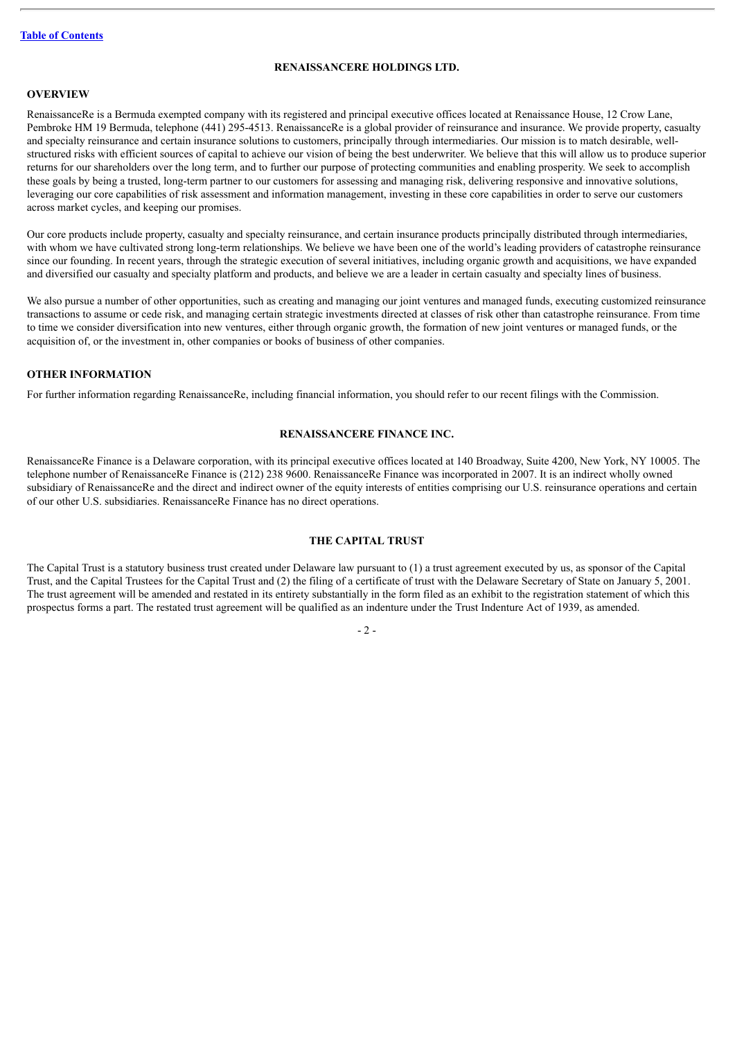## RENAISSANCERE HOLDINGS LTD.

### OVERVIEW

RenaissanceRe is a Bermuda exempted company with its registered and principal executive offices located at Renaissance House, 12 Crow Lane, Pembroke HM 19 Bermuda, telephone (441) 295-4513. RenaissanceRe is a global provider of reinsurance and insurance. We provide property, casualty and specialty reinsurance and certain insurance solutions to customers, principally through intermediaries. Our mission is to match desirable, well-structured risks with efficient sources of capital to achieve our vision of being the best underwriter. We believe that this will allow us to produce superior returns for our shareholders over the long term, and to further our purpose of protecting communities and enabling prosperity. We seek to accomplish these goals by being a trusted, long-term partner to our customers for assessing and managing risk, delivering responsive and innovative solutions, leveraging our core capabilities of risk assessment and information management, investing in these core capabilities in order to serve our customers across market cycles, and keeping our promises.

Our core products include property, casualty and specialty reinsurance, and certain insurance products principally distributed through intermediaries, with whom we have cultivated strong long-term relationships. We believe we have been one of the world's leading providers of catastrophe reinsurance since our founding. In recent years, through the strategic execution of several initiatives, including organic growth and acquisitions, we have expanded and diversified our casualty and specialty platform and products, and believe we are a leader in certain casualty and specialty lines of business.

We also pursue a number of other opportunities, such as creating and managing our joint ventures and managed funds, executing customized reinsurance transactions to assume or cede risk, and managing certain strategic investments directed at classes of risk other than catastrophe reinsurance. From time to time we consider diversification into new ventures, either through organic growth, the formation of new joint ventures or managed funds, or the acquisition of, or the investment in, other companies or books of business of other companies.

### OTHER INFORMATION

For further information regarding RenaissanceRe, including financial information, you should refer to our recent filings with the Commission.

## RENAISSANCERE FINANCE INC.

RenaissanceRe Finance is a Delaware corporation, with its principal executive offices located at 140 Broadway, Suite 4200, New York, NY 10005. The telephone number of RenaissanceRe Finance is (212) 238 9600. RenaissanceRe Finance was incorporated in 2007. It is an indirect wholly owned subsidiary of RenaissanceRe and the direct and indirect owner of the equity interests of entities comprising our U.S. reinsurance operations and certain of our other U.S. subsidiaries. RenaissanceRe Finance has no direct operations.

## THE CAPITAL TRUST

The Capital Trust is a statutory business trust created under Delaware law pursuant to (1) a trust agreement executed by us, as sponsor of the Capital Trust, and the Capital Trustees for the Capital Trust and (2) the filing of a certificate of trust with the Delaware Secretary of State on January 5, 2001. The trust agreement will be amended and restated in its entirety substantially in the form filed as an exhibit to the registration statement of which this prospectus forms a part. The restated trust agreement will be qualified as an indenture under the Trust Indenture Act of 1939, as amended.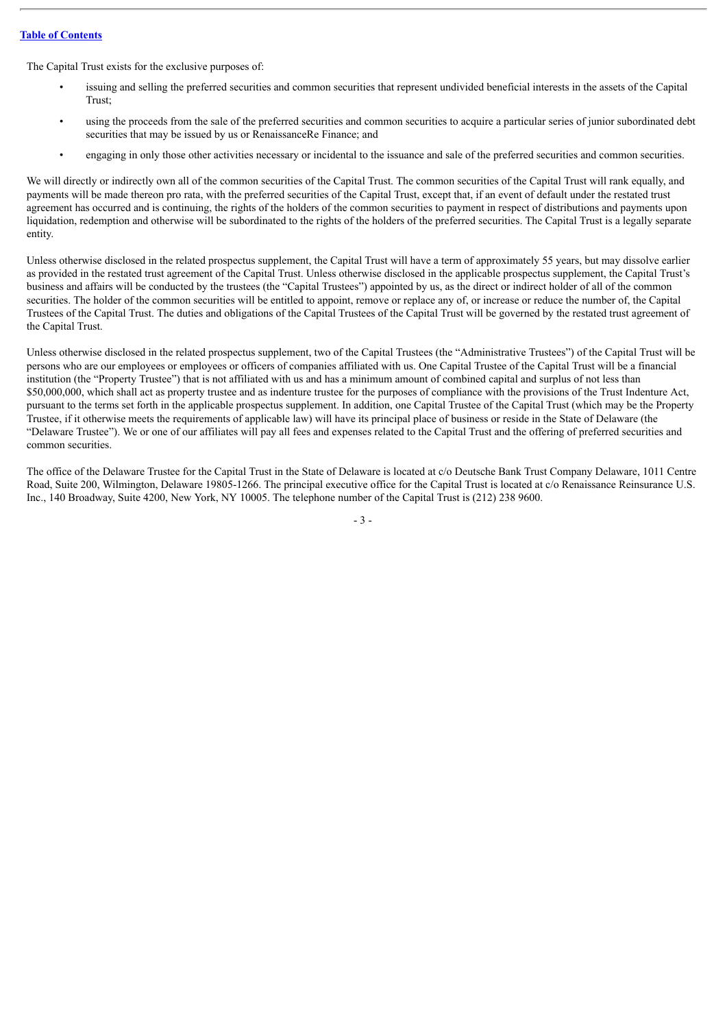The Capital Trust exists for the exclusive purposes of:

- issuing and selling the preferred securities and common securities that represent undivided beneficial interests in the assets of the Capital Trust;
- using the proceeds from the sale of the preferred securities and common securities to acquire a particular series of junior subordinated debt securities that may be issued by us or RenaissanceRe Finance; and
- engaging in only those other activities necessary or incidental to the issuance and sale of the preferred securities and common securities.

We will directly or indirectly own all of the common securities of the Capital Trust. The common securities of the Capital Trust will rank equally, and payments will be made thereon pro rata, with the preferred securities of the Capital Trust, except that, if an event of default under the restated trust agreement has occurred and is continuing, the rights of the holders of the common securities to payment in respect of distributions and payments upon liquidation, redemption and otherwise will be subordinated to the rights of the holders of the preferred securities. The Capital Trust is a legally separate entity.

Unless otherwise disclosed in the related prospectus supplement, the Capital Trust will have a term of approximately 55 years, but may dissolve earlier as provided in the restated trust agreement of the Capital Trust. Unless otherwise disclosed in the applicable prospectus supplement, the Capital Trust's business and affairs will be conducted by the trustees (the "Capital Trustees") appointed by us, as the direct or indirect holder of all of the common securities. The holder of the common securities will be entitled to appoint, remove or replace any of, or increase or reduce the number of, the Capital Trustees of the Capital Trust. The duties and obligations of the Capital Trustees of the Capital Trust will be governed by the restated trust agreement of the Capital Trust.

Unless otherwise disclosed in the related prospectus supplement, two of the Capital Trustees (the "Administrative Trustees") of the Capital Trust will be persons who are our employees or employees or officers of companies affiliated with us. One Capital Trustee of the Capital Trust will be a financial institution (the "Property Trustee") that is not affiliated with us and has a minimum amount of combined capital and surplus of not less than $50,000,000, which shall act as property trustee and as indenture trustee for the purposes of compliance with the provisions of the Trust Indenture Act, pursuant to the terms set forth in the applicable prospectus supplement. In addition, one Capital Trustee of the Capital Trust (which may be the Property Trustee, if it otherwise meets the requirements of applicable law) will have its principal place of business or reside in the State of Delaware (the "Delaware Trustee"). We or one of our affiliates will pay all fees and expenses related to the Capital Trust and the offering of preferred securities and common securities.

The office of the Delaware Trustee for the Capital Trust in the State of Delaware is located at c/o Deutsche Bank Trust Company Delaware, 1011 Centre Road, Suite 200, Wilmington, Delaware 19805-1266. The principal executive office for the Capital Trust is located at c/o Renaissance Reinsurance U.S. Inc., 140 Broadway, Suite 4200, New York, NY 10005. The telephone number of the Capital Trust is (212) 238 9600.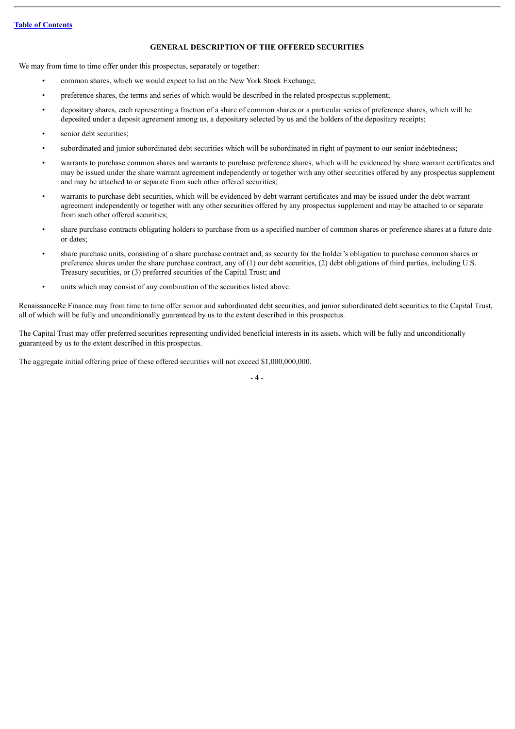## GENERAL DESCRIPTION OF THE OFFERED SECURITIES

We may from time to time offer under this prospectus, separately or together:

- common shares, which we would expect to list on the New York Stock Exchange;
- preference shares, the terms and series of which would be described in the related prospectus supplement;
- depositary shares, each representing a fraction of a share of common shares or a particular series of preference shares, which will be deposited under a deposit agreement among us, a depositary selected by us and the holders of the depositary receipts;
- senior debt securities;
- subordinated and junior subordinated debt securities which will be subordinated in right of payment to our senior indebtedness;
- warrants to purchase common shares and warrants to purchase preference shares, which will be evidenced by share warrant certificates and may be issued under the share warrant agreement independently or together with any other securities offered by any prospectus supplement and may be attached to or separate from such other offered securities;
- warrants to purchase debt securities, which will be evidenced by debt warrant certificates and may be issued under the debt warrant agreement independently or together with any other securities offered by any prospectus supplement and may be attached to or separate from such other offered securities;
- share purchase contracts obligating holders to purchase from us a specified number of common shares or preference shares at a future date or dates;
- share purchase units, consisting of a share purchase contract and, as security for the holder's obligation to purchase common shares or preference shares under the share purchase contract, any of (1) our debt securities, (2) debt obligations of third parties, including U.S. Treasury securities, or (3) preferred securities of the Capital Trust; and
- units which may consist of any combination of the securities listed above.

RenaissanceRe Finance may from time to time offer senior and subordinated debt securities, and junior subordinated debt securities to the Capital Trust, all of which will be fully and unconditionally guaranteed by us to the extent described in this prospectus.

The Capital Trust may offer preferred securities representing undivided beneficial interests in its assets, which will be fully and unconditionally guaranteed by us to the extent described in this prospectus.

The aggregate initial offering price of these offered securities will not exceed $1,000,000,000.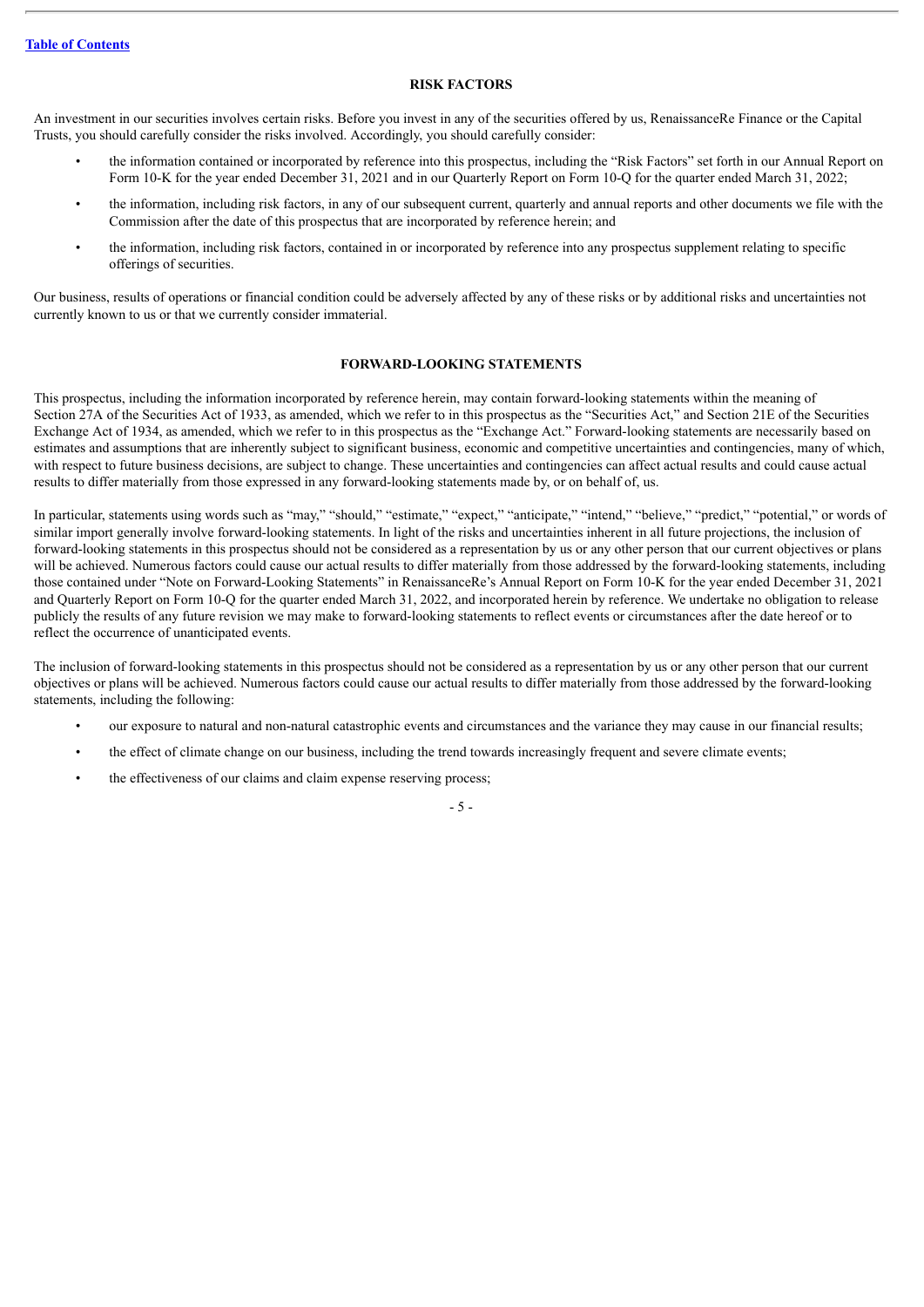## RISK FACTORS

An investment in our securities involves certain risks. Before you invest in any of the securities offered by us, RenaissanceRe Finance or the Capital Trusts, you should carefully consider the risks involved. Accordingly, you should carefully consider:

- the information contained or incorporated by reference into this prospectus, including the "Risk Factors" set forth in our Annual Report on Form 10-K for the year ended December 31, 2021 and in our Quarterly Report on Form 10-Q for the quarter ended March 31, 2022;
- the information, including risk factors, in any of our subsequent current, quarterly and annual reports and other documents we file with the Commission after the date of this prospectus that are incorporated by reference herein; and
- the information, including risk factors, contained in or incorporated by reference into any prospectus supplement relating to specific offerings of securities.

Our business, results of operations or financial condition could be adversely affected by any of these risks or by additional risks and uncertainties not currently known to us or that we currently consider immaterial.

## FORWARD-LOOKING STATEMENTS

This prospectus, including the information incorporated by reference herein, may contain forward-looking statements within the meaning of Section 27A of the Securities Act of 1933, as amended, which we refer to in this prospectus as the "Securities Act," and Section 21E of the Securities Exchange Act of 1934, as amended, which we refer to in this prospectus as the "Exchange Act." Forward-looking statements are necessarily based on estimates and assumptions that are inherently subject to significant business, economic and competitive uncertainties and contingencies, many of which, with respect to future business decisions, are subject to change. These uncertainties and contingencies can affect actual results and could cause actual results to differ materially from those expressed in any forward-looking statements made by, or on behalf of, us.

In particular, statements using words such as "may," "should," "estimate," "expect," "anticipate," "intend," "believe," "predict," "potential," or words of similar import generally involve forward-looking statements. In light of the risks and uncertainties inherent in all future projections, the inclusion of forward-looking statements in this prospectus should not be considered as a representation by us or any other person that our current objectives or plans will be achieved. Numerous factors could cause our actual results to differ materially from those addressed by the forward-looking statements, including those contained under "Note on Forward-Looking Statements" in RenaissanceRe's Annual Report on Form 10-K for the year ended December 31, 2021 and Quarterly Report on Form 10-Q for the quarter ended March 31, 2022, and incorporated herein by reference. We undertake no obligation to release publicly the results of any future revision we may make to forward-looking statements to reflect events or circumstances after the date hereof or to reflect the occurrence of unanticipated events.

The inclusion of forward-looking statements in this prospectus should not be considered as a representation by us or any other person that our current objectives or plans will be achieved. Numerous factors could cause our actual results to differ materially from those addressed by the forward-looking statements, including the following:

- our exposure to natural and non-natural catastrophic events and circumstances and the variance they may cause in our financial results;
- the effect of climate change on our business, including the trend towards increasingly frequent and severe climate events;
- the effectiveness of our claims and claim expense reserving process;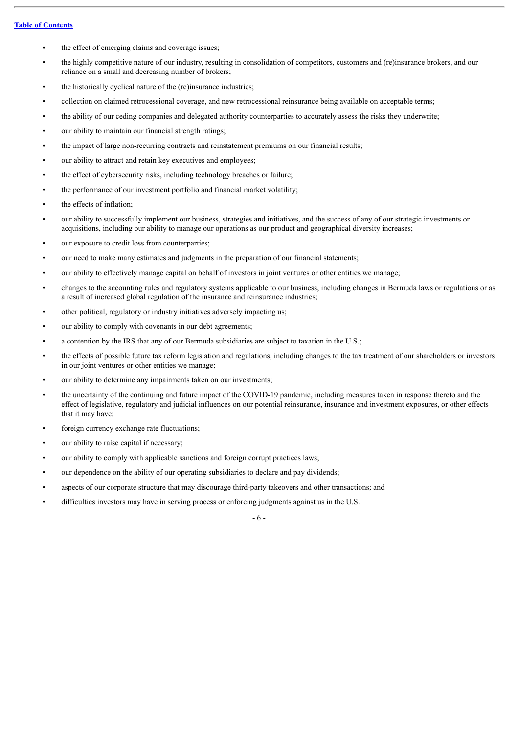- the effect of emerging claims and coverage issues;
- the highly competitive nature of our industry, resulting in consolidation of competitors, customers and (re)insurance brokers, and our reliance on a small and decreasing number of brokers;
- the historically cyclical nature of the (re)insurance industries;
- collection on claimed retrocessional coverage, and new retrocessional reinsurance being available on acceptable terms;
- the ability of our ceding companies and delegated authority counterparties to accurately assess the risks they underwrite;
- our ability to maintain our financial strength ratings;
- the impact of large non-recurring contracts and reinstatement premiums on our financial results;
- our ability to attract and retain key executives and employees;
- the effect of cybersecurity risks, including technology breaches or failure;
- the performance of our investment portfolio and financial market volatility;
- the effects of inflation;
- our ability to successfully implement our business, strategies and initiatives, and the success of any of our strategic investments or acquisitions, including our ability to manage our operations as our product and geographical diversity increases;
- our exposure to credit loss from counterparties;
- our need to make many estimates and judgments in the preparation of our financial statements;
- our ability to effectively manage capital on behalf of investors in joint ventures or other entities we manage;
- changes to the accounting rules and regulatory systems applicable to our business, including changes in Bermuda laws or regulations or as a result of increased global regulation of the insurance and reinsurance industries;
- other political, regulatory or industry initiatives adversely impacting us;
- our ability to comply with covenants in our debt agreements;
- a contention by the IRS that any of our Bermuda subsidiaries are subject to taxation in the U.S.;
- the effects of possible future tax reform legislation and regulations, including changes to the tax treatment of our shareholders or investors in our joint ventures or other entities we manage;
- our ability to determine any impairments taken on our investments;
- the uncertainty of the continuing and future impact of the COVID-19 pandemic, including measures taken in response thereto and the effect of legislative, regulatory and judicial influences on our potential reinsurance, insurance and investment exposures, or other effects that it may have;
- foreign currency exchange rate fluctuations;
- our ability to raise capital if necessary;
- our ability to comply with applicable sanctions and foreign corrupt practices laws;
- our dependence on the ability of our operating subsidiaries to declare and pay dividends;
- aspects of our corporate structure that may discourage third-party takeovers and other transactions; and
- difficulties investors may have in serving process or enforcing judgments against us in the U.S.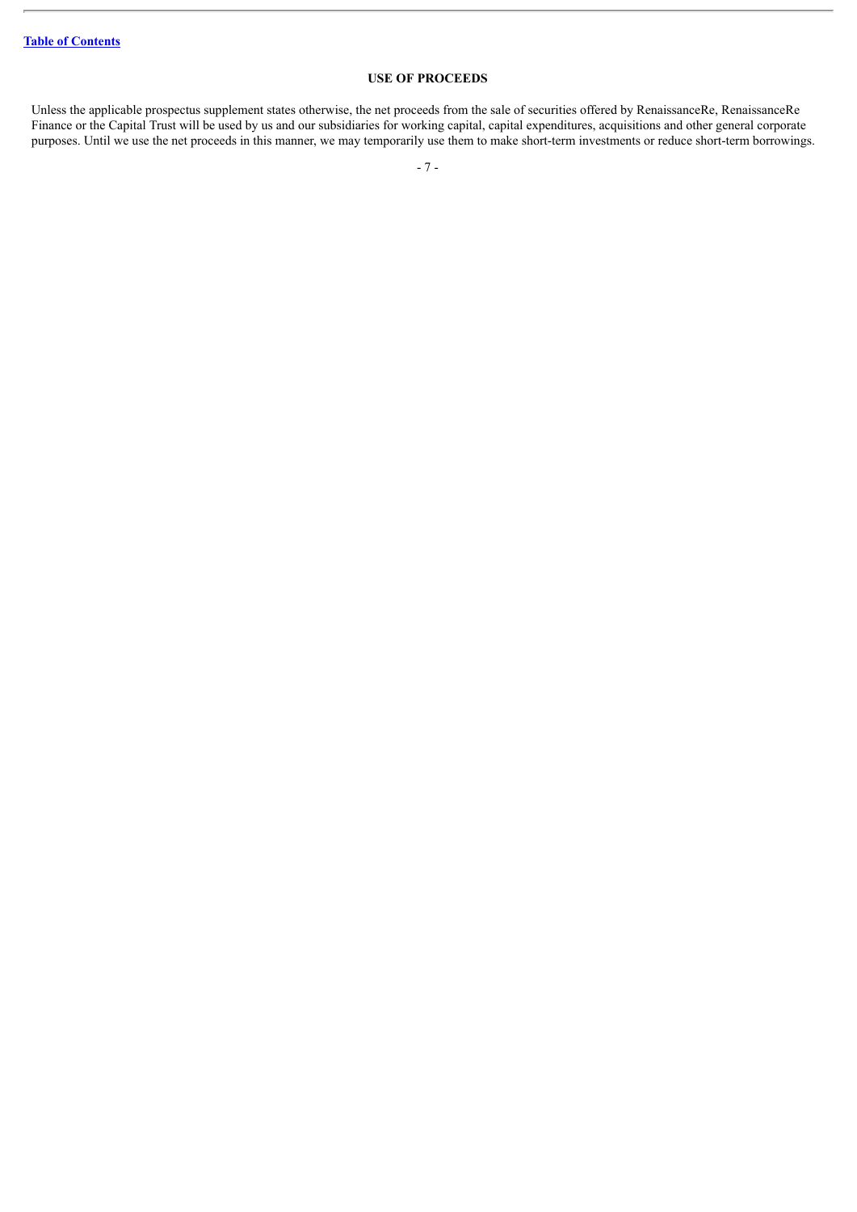## USE OF PROCEEDS

Unless the applicable prospectus supplement states otherwise, the net proceeds from the sale of securities offered by RenaissanceRe, RenaissanceRe Finance or the Capital Trust will be used by us and our subsidiaries for working capital, capital expenditures, acquisitions and other general corporate purposes. Until we use the net proceeds in this manner, we may temporarily use them to make short-term investments or reduce short-term borrowings.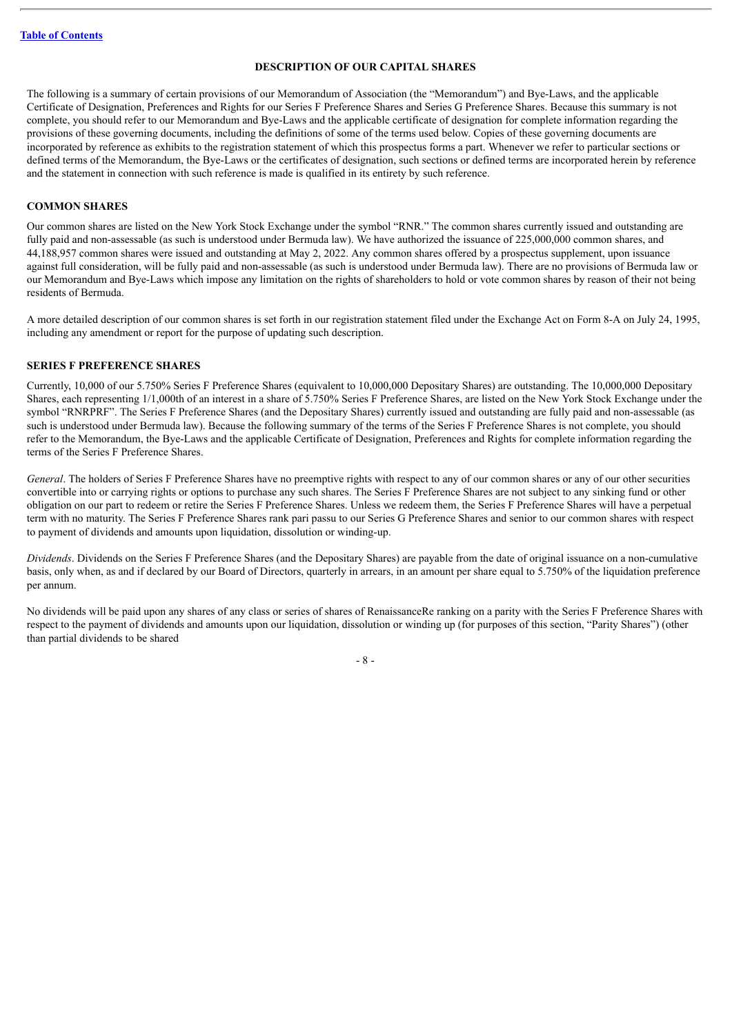## DESCRIPTION OF OUR CAPITAL SHARES

The following is a summary of certain provisions of our Memorandum of Association (the "Memorandum") and Bye-Laws, and the applicable Certificate of Designation, Preferences and Rights for our Series F Preference Shares and Series G Preference Shares. Because this summary is not complete, you should refer to our Memorandum and Bye-Laws and the applicable certificate of designation for complete information regarding the provisions of these governing documents, including the definitions of some of the terms used below. Copies of these governing documents are incorporated by reference as exhibits to the registration statement of which this prospectus forms a part. Whenever we refer to particular sections or defined terms of the Memorandum, the Bye-Laws or the certificates of designation, such sections or defined terms are incorporated herein by reference and the statement in connection with such reference is made is qualified in its entirety by such reference.

### COMMON SHARES

Our common shares are listed on the New York Stock Exchange under the symbol "RNR." The common shares currently issued and outstanding are fully paid and non-assessable (as such is understood under Bermuda law). We have authorized the issuance of 225,000,000 common shares, and 44,188,957 common shares were issued and outstanding at May 2, 2022. Any common shares offered by a prospectus supplement, upon issuance against full consideration, will be fully paid and non-assessable (as such is understood under Bermuda law). There are no provisions of Bermuda law or our Memorandum and Bye-Laws which impose any limitation on the rights of shareholders to hold or vote common shares by reason of their not being residents of Bermuda.

A more detailed description of our common shares is set forth in our registration statement filed under the Exchange Act on Form 8-A on July 24, 1995, including any amendment or report for the purpose of updating such description.

### SERIES F PREFERENCE SHARES

Currently, 10,000 of our 5.750% Series F Preference Shares (equivalent to 10,000,000 Depositary Shares) are outstanding. The 10,000,000 Depositary Shares, each representing 1/1,000th of an interest in a share of 5.750% Series F Preference Shares, are listed on the New York Stock Exchange under the symbol "RNRPRF". The Series F Preference Shares (and the Depositary Shares) currently issued and outstanding are fully paid and non-assessable (as such is understood under Bermuda law). Because the following summary of the terms of the Series F Preference Shares is not complete, you should refer to the Memorandum, the Bye-Laws and the applicable Certificate of Designation, Preferences and Rights for complete information regarding the terms of the Series F Preference Shares.

*General*. The holders of Series F Preference Shares have no preemptive rights with respect to any of our common shares or any of our other securities convertible into or carrying rights or options to purchase any such shares. The Series F Preference Shares are not subject to any sinking fund or other obligation on our part to redeem or retire the Series F Preference Shares. Unless we redeem them, the Series F Preference Shares will have a perpetual term with no maturity. The Series F Preference Shares rank pari passu to our Series G Preference Shares and senior to our common shares with respect to payment of dividends and amounts upon liquidation, dissolution or winding-up.

*Dividends*. Dividends on the Series F Preference Shares (and the Depositary Shares) are payable from the date of original issuance on a non-cumulative basis, only when, as and if declared by our Board of Directors, quarterly in arrears, in an amount per share equal to 5.750% of the liquidation preference per annum.

No dividends will be paid upon any shares of any class or series of shares of RenaissanceRe ranking on a parity with the Series F Preference Shares with respect to the payment of dividends and amounts upon our liquidation, dissolution or winding up (for purposes of this section, "Parity Shares") (other than partial dividends to be shared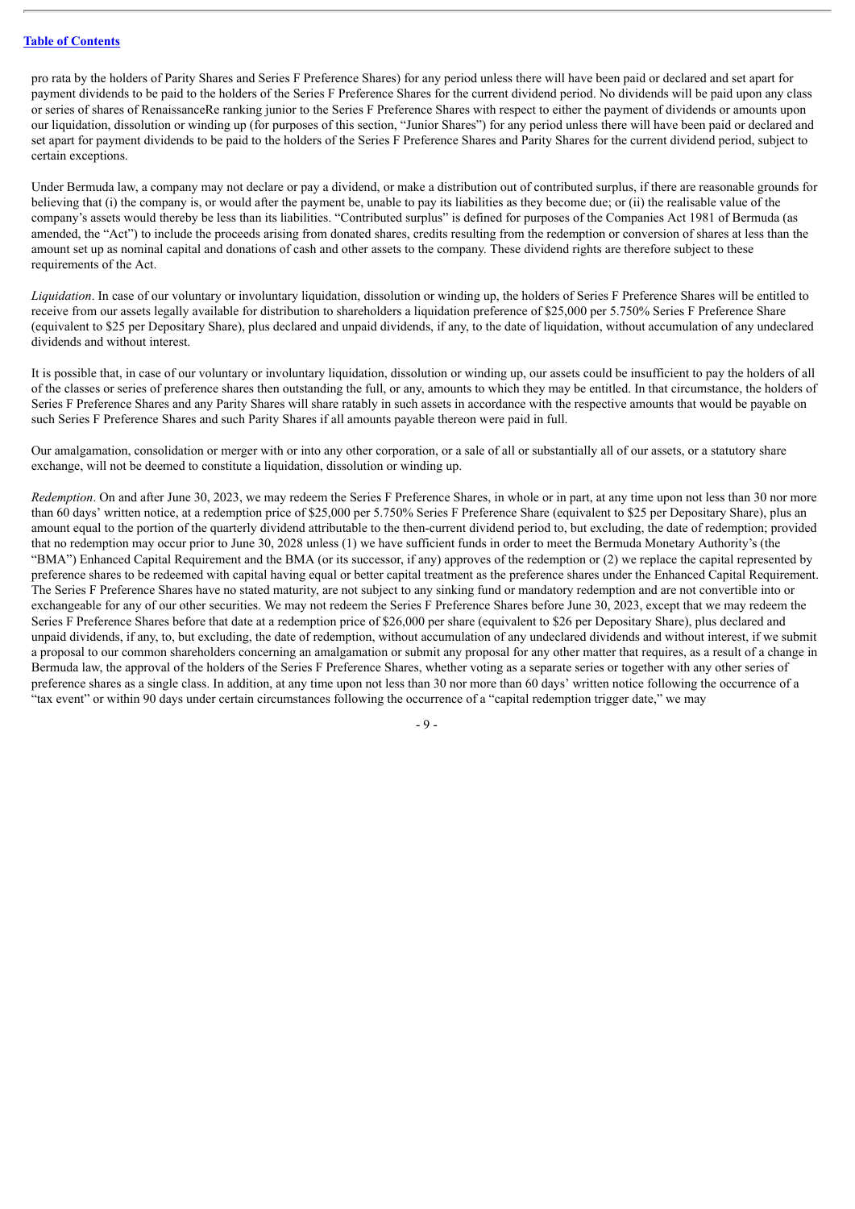pro rata by the holders of Parity Shares and Series F Preference Shares) for any period unless there will have been paid or declared and set apart for payment dividends to be paid to the holders of the Series F Preference Shares for the current dividend period. No dividends will be paid upon any class or series of shares of RenaissanceRe ranking junior to the Series F Preference Shares with respect to either the payment of dividends or amounts upon our liquidation, dissolution or winding up (for purposes of this section, "Junior Shares") for any period unless there will have been paid or declared and set apart for payment dividends to be paid to the holders of the Series F Preference Shares and Parity Shares for the current dividend period, subject to certain exceptions.

Under Bermuda law, a company may not declare or pay a dividend, or make a distribution out of contributed surplus, if there are reasonable grounds for believing that (i) the company is, or would after the payment be, unable to pay its liabilities as they become due; or (ii) the realisable value of the company's assets would thereby be less than its liabilities. "Contributed surplus" is defined for purposes of the Companies Act 1981 of Bermuda (as amended, the "Act") to include the proceeds arising from donated shares, credits resulting from the redemption or conversion of shares at less than the amount set up as nominal capital and donations of cash and other assets to the company. These dividend rights are therefore subject to these requirements of the Act.

*Liquidation*. In case of our voluntary or involuntary liquidation, dissolution or winding up, the holders of Series F Preference Shares will be entitled to receive from our assets legally available for distribution to shareholders a liquidation preference of $25,000 per 5.750% Series F Preference Share (equivalent to $25 per Depositary Share), plus declared and unpaid dividends, if any, to the date of liquidation, without accumulation of any undeclared dividends and without interest.

It is possible that, in case of our voluntary or involuntary liquidation, dissolution or winding up, our assets could be insufficient to pay the holders of all of the classes or series of preference shares then outstanding the full, or any, amounts to which they may be entitled. In that circumstance, the holders of Series F Preference Shares and any Parity Shares will share ratably in such assets in accordance with the respective amounts that would be payable on such Series F Preference Shares and such Parity Shares if all amounts payable thereon were paid in full.

Our amalgamation, consolidation or merger with or into any other corporation, or a sale of all or substantially all of our assets, or a statutory share exchange, will not be deemed to constitute a liquidation, dissolution or winding up.

*Redemption*. On and after June 30, 2023, we may redeem the Series F Preference Shares, in whole or in part, at any time upon not less than 30 nor more than 60 days' written notice, at a redemption price of $25,000 per 5.750% Series F Preference Share (equivalent to $25 per Depositary Share), plus an amount equal to the portion of the quarterly dividend attributable to the then-current dividend period to, but excluding, the date of redemption; provided that no redemption may occur prior to June 30, 2028 unless (1) we have sufficient funds in order to meet the Bermuda Monetary Authority's (the "BMA") Enhanced Capital Requirement and the BMA (or its successor, if any) approves of the redemption or (2) we replace the capital represented by preference shares to be redeemed with capital having equal or better capital treatment as the preference shares under the Enhanced Capital Requirement. The Series F Preference Shares have no stated maturity, are not subject to any sinking fund or mandatory redemption and are not convertible into or exchangeable for any of our other securities. We may not redeem the Series F Preference Shares before June 30, 2023, except that we may redeem the Series F Preference Shares before that date at a redemption price of $26,000 per share (equivalent to $26 per Depositary Share), plus declared and unpaid dividends, if any, to, but excluding, the date of redemption, without accumulation of any undeclared dividends and without interest, if we submit a proposal to our common shareholders concerning an amalgamation or submit any proposal for any other matter that requires, as a result of a change in Bermuda law, the approval of the holders of the Series F Preference Shares, whether voting as a separate series or together with any other series of preference shares as a single class. In addition, at any time upon not less than 30 nor more than 60 days' written notice following the occurrence of a "tax event" or within 90 days under certain circumstances following the occurrence of a "capital redemption trigger date," we may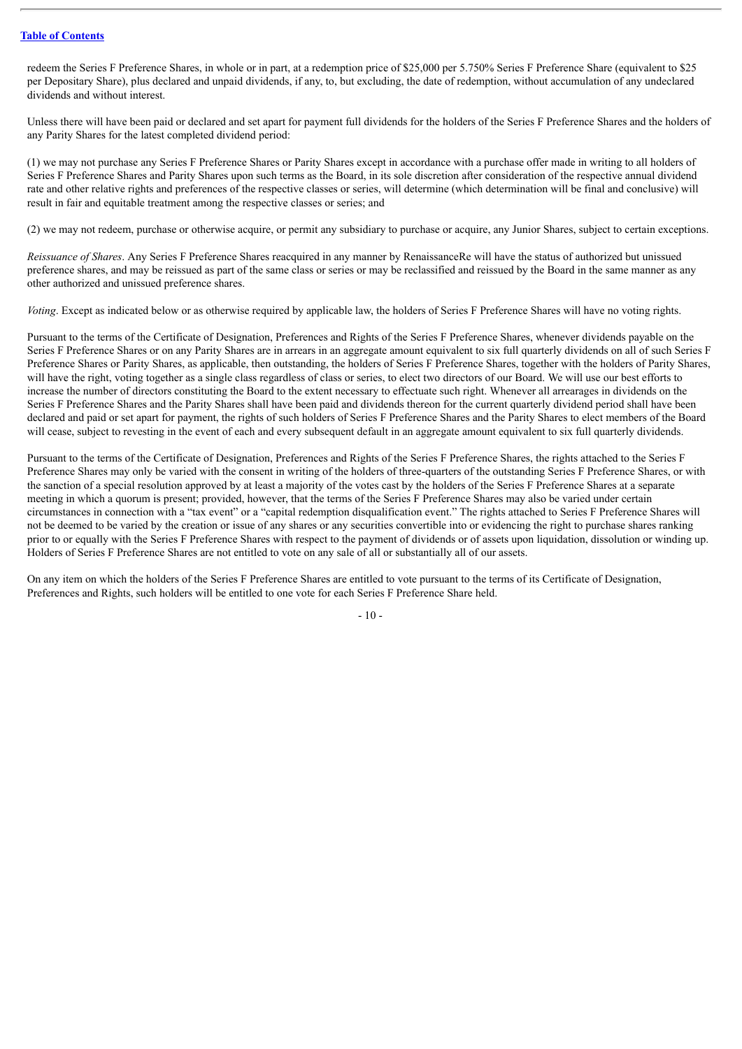redeem the Series F Preference Shares, in whole or in part, at a redemption price of $25,000 per 5.750% Series F Preference Share (equivalent to $25 per Depositary Share), plus declared and unpaid dividends, if any, to, but excluding, the date of redemption, without accumulation of any undeclared dividends and without interest.

Unless there will have been paid or declared and set apart for payment full dividends for the holders of the Series F Preference Shares and the holders of any Parity Shares for the latest completed dividend period:

(1) we may not purchase any Series F Preference Shares or Parity Shares except in accordance with a purchase offer made in writing to all holders of Series F Preference Shares and Parity Shares upon such terms as the Board, in its sole discretion after consideration of the respective annual dividend rate and other relative rights and preferences of the respective classes or series, will determine (which determination will be final and conclusive) will result in fair and equitable treatment among the respective classes or series; and

(2) we may not redeem, purchase or otherwise acquire, or permit any subsidiary to purchase or acquire, any Junior Shares, subject to certain exceptions.

*Reissuance of Shares*. Any Series F Preference Shares reacquired in any manner by RenaissanceRe will have the status of authorized but unissued preference shares, and may be reissued as part of the same class or series or may be reclassified and reissued by the Board in the same manner as any other authorized and unissued preference shares.

*Voting*. Except as indicated below or as otherwise required by applicable law, the holders of Series F Preference Shares will have no voting rights.

Pursuant to the terms of the Certificate of Designation, Preferences and Rights of the Series F Preference Shares, whenever dividends payable on the Series F Preference Shares or on any Parity Shares are in arrears in an aggregate amount equivalent to six full quarterly dividends on all of such Series F Preference Shares or Parity Shares, as applicable, then outstanding, the holders of Series F Preference Shares, together with the holders of Parity Shares, will have the right, voting together as a single class regardless of class or series, to elect two directors of our Board. We will use our best efforts to increase the number of directors constituting the Board to the extent necessary to effectuate such right. Whenever all arrearages in dividends on the Series F Preference Shares and the Parity Shares shall have been paid and dividends thereon for the current quarterly dividend period shall have been declared and paid or set apart for payment, the rights of such holders of Series F Preference Shares and the Parity Shares to elect members of the Board will cease, subject to revesting in the event of each and every subsequent default in an aggregate amount equivalent to six full quarterly dividends.

Pursuant to the terms of the Certificate of Designation, Preferences and Rights of the Series F Preference Shares, the rights attached to the Series F Preference Shares may only be varied with the consent in writing of the holders of three-quarters of the outstanding Series F Preference Shares, or with the sanction of a special resolution approved by at least a majority of the votes cast by the holders of the Series F Preference Shares at a separate meeting in which a quorum is present; provided, however, that the terms of the Series F Preference Shares may also be varied under certain circumstances in connection with a "tax event" or a "capital redemption disqualification event." The rights attached to Series F Preference Shares will not be deemed to be varied by the creation or issue of any shares or any securities convertible into or evidencing the right to purchase shares ranking prior to or equally with the Series F Preference Shares with respect to the payment of dividends or of assets upon liquidation, dissolution or winding up. Holders of Series F Preference Shares are not entitled to vote on any sale of all or substantially all of our assets.

On any item on which the holders of the Series F Preference Shares are entitled to vote pursuant to the terms of its Certificate of Designation, Preferences and Rights, such holders will be entitled to one vote for each Series F Preference Share held.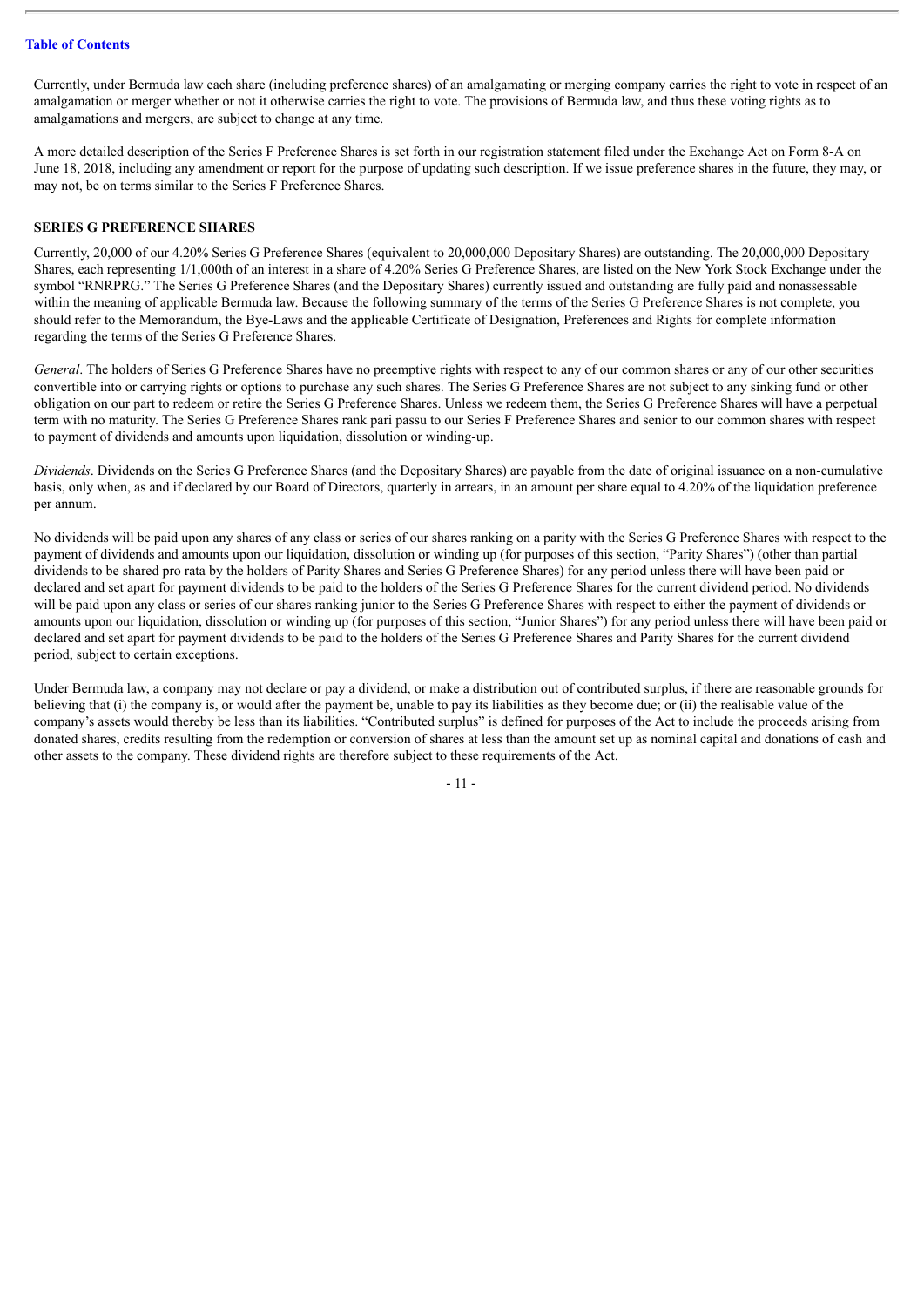Currently, under Bermuda law each share (including preference shares) of an amalgamating or merging company carries the right to vote in respect of an amalgamation or merger whether or not it otherwise carries the right to vote. The provisions of Bermuda law, and thus these voting rights as to amalgamations and mergers, are subject to change at any time.

A more detailed description of the Series F Preference Shares is set forth in our registration statement filed under the Exchange Act on Form 8-A on June 18, 2018, including any amendment or report for the purpose of updating such description. If we issue preference shares in the future, they may, or may not, be on terms similar to the Series F Preference Shares.

### SERIES G PREFERENCE SHARES

Currently, 20,000 of our 4.20% Series G Preference Shares (equivalent to 20,000,000 Depositary Shares) are outstanding. The 20,000,000 Depositary Shares, each representing 1/1,000th of an interest in a share of 4.20% Series G Preference Shares, are listed on the New York Stock Exchange under the symbol "RNRPRG." The Series G Preference Shares (and the Depositary Shares) currently issued and outstanding are fully paid and nonassessable within the meaning of applicable Bermuda law. Because the following summary of the terms of the Series G Preference Shares is not complete, you should refer to the Memorandum, the Bye-Laws and the applicable Certificate of Designation, Preferences and Rights for complete information regarding the terms of the Series G Preference Shares.

*General*. The holders of Series G Preference Shares have no preemptive rights with respect to any of our common shares or any of our other securities convertible into or carrying rights or options to purchase any such shares. The Series G Preference Shares are not subject to any sinking fund or other obligation on our part to redeem or retire the Series G Preference Shares. Unless we redeem them, the Series G Preference Shares will have a perpetual term with no maturity. The Series G Preference Shares rank pari passu to our Series F Preference Shares and senior to our common shares with respect to payment of dividends and amounts upon liquidation, dissolution or winding-up.

*Dividends*. Dividends on the Series G Preference Shares (and the Depositary Shares) are payable from the date of original issuance on a non-cumulative basis, only when, as and if declared by our Board of Directors, quarterly in arrears, in an amount per share equal to 4.20% of the liquidation preference per annum.

No dividends will be paid upon any shares of any class or series of our shares ranking on a parity with the Series G Preference Shares with respect to the payment of dividends and amounts upon our liquidation, dissolution or winding up (for purposes of this section, "Parity Shares") (other than partial dividends to be shared pro rata by the holders of Parity Shares and Series G Preference Shares) for any period unless there will have been paid or declared and set apart for payment dividends to be paid to the holders of the Series G Preference Shares for the current dividend period. No dividends will be paid upon any class or series of our shares ranking junior to the Series G Preference Shares with respect to either the payment of dividends or amounts upon our liquidation, dissolution or winding up (for purposes of this section, "Junior Shares") for any period unless there will have been paid or declared and set apart for payment dividends to be paid to the holders of the Series G Preference Shares and Parity Shares for the current dividend period, subject to certain exceptions.

Under Bermuda law, a company may not declare or pay a dividend, or make a distribution out of contributed surplus, if there are reasonable grounds for believing that (i) the company is, or would after the payment be, unable to pay its liabilities as they become due; or (ii) the realisable value of the company's assets would thereby be less than its liabilities. "Contributed surplus" is defined for purposes of the Act to include the proceeds arising from donated shares, credits resulting from the redemption or conversion of shares at less than the amount set up as nominal capital and donations of cash and other assets to the company. These dividend rights are therefore subject to these requirements of the Act.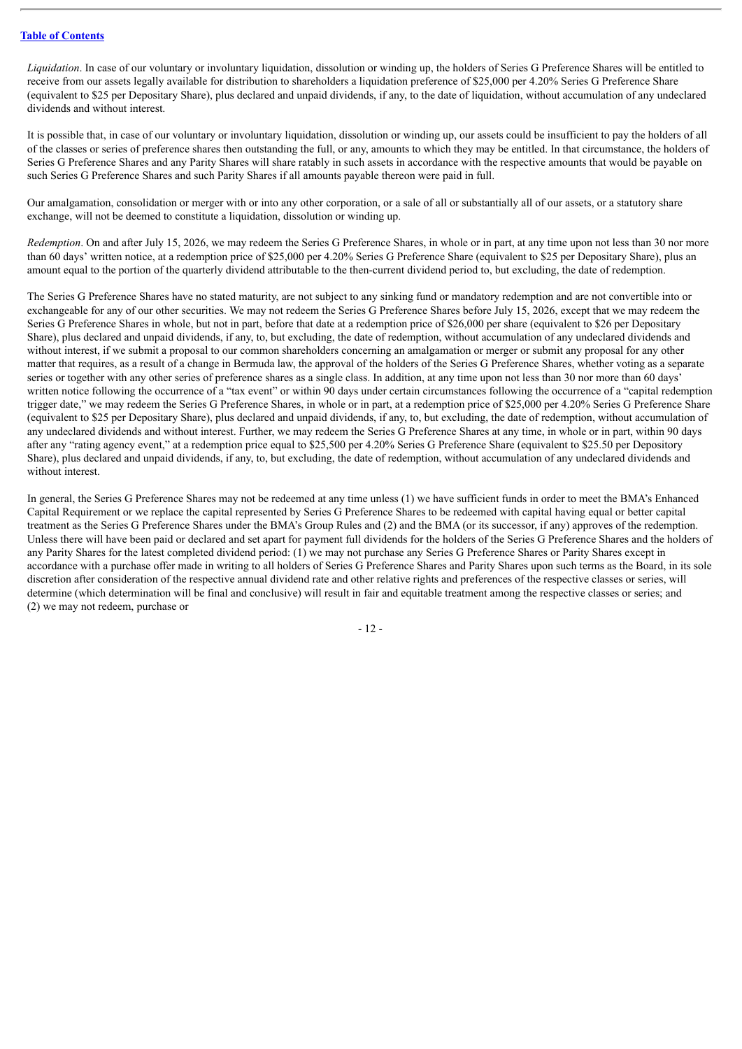*Liquidation*. In case of our voluntary or involuntary liquidation, dissolution or winding up, the holders of Series G Preference Shares will be entitled to receive from our assets legally available for distribution to shareholders a liquidation preference of $25,000 per 4.20% Series G Preference Share (equivalent to $25 per Depositary Share), plus declared and unpaid dividends, if any, to the date of liquidation, without accumulation of any undeclared dividends and without interest.

It is possible that, in case of our voluntary or involuntary liquidation, dissolution or winding up, our assets could be insufficient to pay the holders of all of the classes or series of preference shares then outstanding the full, or any, amounts to which they may be entitled. In that circumstance, the holders of Series G Preference Shares and any Parity Shares will share ratably in such assets in accordance with the respective amounts that would be payable on such Series G Preference Shares and such Parity Shares if all amounts payable thereon were paid in full.

Our amalgamation, consolidation or merger with or into any other corporation, or a sale of all or substantially all of our assets, or a statutory share exchange, will not be deemed to constitute a liquidation, dissolution or winding up.

*Redemption*. On and after July 15, 2026, we may redeem the Series G Preference Shares, in whole or in part, at any time upon not less than 30 nor more than 60 days' written notice, at a redemption price of $25,000 per 4.20% Series G Preference Share (equivalent to $25 per Depositary Share), plus an amount equal to the portion of the quarterly dividend attributable to the then-current dividend period to, but excluding, the date of redemption.

The Series G Preference Shares have no stated maturity, are not subject to any sinking fund or mandatory redemption and are not convertible into or exchangeable for any of our other securities. We may not redeem the Series G Preference Shares before July 15, 2026, except that we may redeem the Series G Preference Shares in whole, but not in part, before that date at a redemption price of $26,000 per share (equivalent to $26 per Depositary Share), plus declared and unpaid dividends, if any, to, but excluding, the date of redemption, without accumulation of any undeclared dividends and without interest, if we submit a proposal to our common shareholders concerning an amalgamation or merger or submit any proposal for any other matter that requires, as a result of a change in Bermuda law, the approval of the holders of the Series G Preference Shares, whether voting as a separate series or together with any other series of preference shares as a single class. In addition, at any time upon not less than 30 nor more than 60 days' written notice following the occurrence of a "tax event" or within 90 days under certain circumstances following the occurrence of a "capital redemption trigger date," we may redeem the Series G Preference Shares, in whole or in part, at a redemption price of $25,000 per 4.20% Series G Preference Share (equivalent to $25 per Depositary Share), plus declared and unpaid dividends, if any, to, but excluding, the date of redemption, without accumulation of any undeclared dividends and without interest. Further, we may redeem the Series G Preference Shares at any time, in whole or in part, within 90 days after any "rating agency event," at a redemption price equal to $25,500 per 4.20% Series G Preference Share (equivalent to $25.50 per Depository Share), plus declared and unpaid dividends, if any, to, but excluding, the date of redemption, without accumulation of any undeclared dividends and without interest.

In general, the Series G Preference Shares may not be redeemed at any time unless (1) we have sufficient funds in order to meet the BMA's Enhanced Capital Requirement or we replace the capital represented by Series G Preference Shares to be redeemed with capital having equal or better capital treatment as the Series G Preference Shares under the BMA's Group Rules and (2) and the BMA (or its successor, if any) approves of the redemption. Unless there will have been paid or declared and set apart for payment full dividends for the holders of the Series G Preference Shares and the holders of any Parity Shares for the latest completed dividend period: (1) we may not purchase any Series G Preference Shares or Parity Shares except in accordance with a purchase offer made in writing to all holders of Series G Preference Shares and Parity Shares upon such terms as the Board, in its sole discretion after consideration of the respective annual dividend rate and other relative rights and preferences of the respective classes or series, will determine (which determination will be final and conclusive) will result in fair and equitable treatment among the respective classes or series; and (2) we may not redeem, purchase or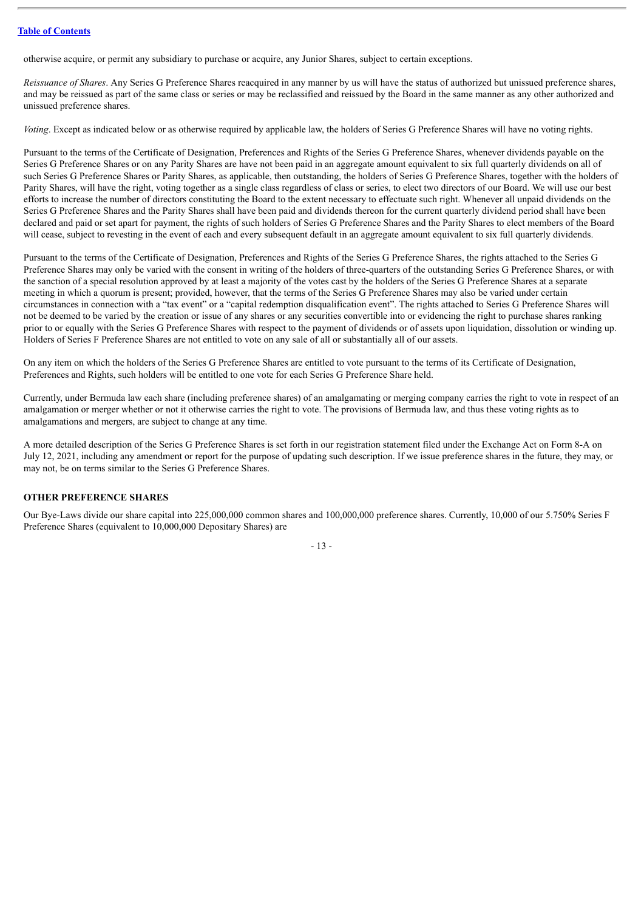otherwise acquire, or permit any subsidiary to purchase or acquire, any Junior Shares, subject to certain exceptions.

*Reissuance of Shares*. Any Series G Preference Shares reacquired in any manner by us will have the status of authorized but unissued preference shares, and may be reissued as part of the same class or series or may be reclassified and reissued by the Board in the same manner as any other authorized and unissued preference shares.

*Voting*. Except as indicated below or as otherwise required by applicable law, the holders of Series G Preference Shares will have no voting rights.

Pursuant to the terms of the Certificate of Designation, Preferences and Rights of the Series G Preference Shares, whenever dividends payable on the Series G Preference Shares or on any Parity Shares are have not been paid in an aggregate amount equivalent to six full quarterly dividends on all of such Series G Preference Shares or Parity Shares, as applicable, then outstanding, the holders of Series G Preference Shares, together with the holders of Parity Shares, will have the right, voting together as a single class regardless of class or series, to elect two directors of our Board. We will use our best efforts to increase the number of directors constituting the Board to the extent necessary to effectuate such right. Whenever all unpaid dividends on the Series G Preference Shares and the Parity Shares shall have been paid and dividends thereon for the current quarterly dividend period shall have been declared and paid or set apart for payment, the rights of such holders of Series G Preference Shares and the Parity Shares to elect members of the Board will cease, subject to revesting in the event of each and every subsequent default in an aggregate amount equivalent to six full quarterly dividends.

Pursuant to the terms of the Certificate of Designation, Preferences and Rights of the Series G Preference Shares, the rights attached to the Series G Preference Shares may only be varied with the consent in writing of the holders of three-quarters of the outstanding Series G Preference Shares, or with the sanction of a special resolution approved by at least a majority of the votes cast by the holders of the Series G Preference Shares at a separate meeting in which a quorum is present; provided, however, that the terms of the Series G Preference Shares may also be varied under certain circumstances in connection with a "tax event" or a "capital redemption disqualification event". The rights attached to Series G Preference Shares will not be deemed to be varied by the creation or issue of any shares or any securities convertible into or evidencing the right to purchase shares ranking prior to or equally with the Series G Preference Shares with respect to the payment of dividends or of assets upon liquidation, dissolution or winding up. Holders of Series F Preference Shares are not entitled to vote on any sale of all or substantially all of our assets.

On any item on which the holders of the Series G Preference Shares are entitled to vote pursuant to the terms of its Certificate of Designation, Preferences and Rights, such holders will be entitled to one vote for each Series G Preference Share held.

Currently, under Bermuda law each share (including preference shares) of an amalgamating or merging company carries the right to vote in respect of an amalgamation or merger whether or not it otherwise carries the right to vote. The provisions of Bermuda law, and thus these voting rights as to amalgamations and mergers, are subject to change at any time.

A more detailed description of the Series G Preference Shares is set forth in our registration statement filed under the Exchange Act on Form 8-A on July 12, 2021, including any amendment or report for the purpose of updating such description. If we issue preference shares in the future, they may, or may not, be on terms similar to the Series G Preference Shares.

## OTHER PREFERENCE SHARES

Our Bye-Laws divide our share capital into 225,000,000 common shares and 100,000,000 preference shares. Currently, 10,000 of our 5.750% Series F Preference Shares (equivalent to 10,000,000 Depositary Shares) are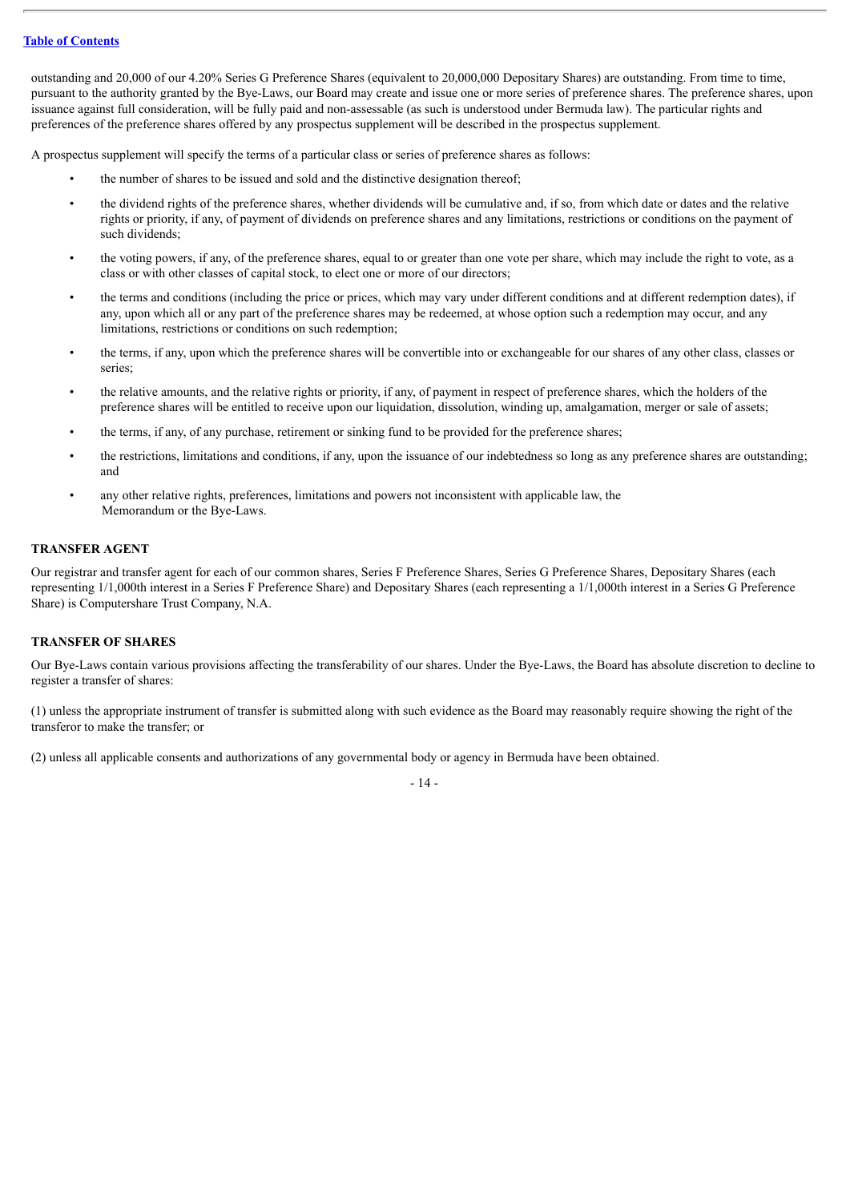outstanding and 20,000 of our 4.20% Series G Preference Shares (equivalent to 20,000,000 Depositary Shares) are outstanding. From time to time, pursuant to the authority granted by the Bye-Laws, our Board may create and issue one or more series of preference shares. The preference shares, upon issuance against full consideration, will be fully paid and non-assessable (as such is understood under Bermuda law). The particular rights and preferences of the preference shares offered by any prospectus supplement will be described in the prospectus supplement.

A prospectus supplement will specify the terms of a particular class or series of preference shares as follows:

- the number of shares to be issued and sold and the distinctive designation thereof;
- the dividend rights of the preference shares, whether dividends will be cumulative and, if so, from which date or dates and the relative rights or priority, if any, of payment of dividends on preference shares and any limitations, restrictions or conditions on the payment of such dividends;
- the voting powers, if any, of the preference shares, equal to or greater than one vote per share, which may include the right to vote, as a class or with other classes of capital stock, to elect one or more of our directors;
- the terms and conditions (including the price or prices, which may vary under different conditions and at different redemption dates), if any, upon which all or any part of the preference shares may be redeemed, at whose option such a redemption may occur, and any limitations, restrictions or conditions on such redemption;
- the terms, if any, upon which the preference shares will be convertible into or exchangeable for our shares of any other class, classes or series;
- the relative amounts, and the relative rights or priority, if any, of payment in respect of preference shares, which the holders of the preference shares will be entitled to receive upon our liquidation, dissolution, winding up, amalgamation, merger or sale of assets;
- the terms, if any, of any purchase, retirement or sinking fund to be provided for the preference shares;
- the restrictions, limitations and conditions, if any, upon the issuance of our indebtedness so long as any preference shares are outstanding; and
- any other relative rights, preferences, limitations and powers not inconsistent with applicable law, the Memorandum or the Bye-Laws.

## TRANSFER AGENT

Our registrar and transfer agent for each of our common shares, Series F Preference Shares, Series G Preference Shares, Depositary Shares (each representing 1/1,000th interest in a Series F Preference Share) and Depositary Shares (each representing a 1/1,000th interest in a Series G Preference Share) is Computershare Trust Company, N.A.

## TRANSFER OF SHARES

Our Bye-Laws contain various provisions affecting the transferability of our shares. Under the Bye-Laws, the Board has absolute discretion to decline to register a transfer of shares:

(1) unless the appropriate instrument of transfer is submitted along with such evidence as the Board may reasonably require showing the right of the transferor to make the transfer; or

(2) unless all applicable consents and authorizations of any governmental body or agency in Bermuda have been obtained.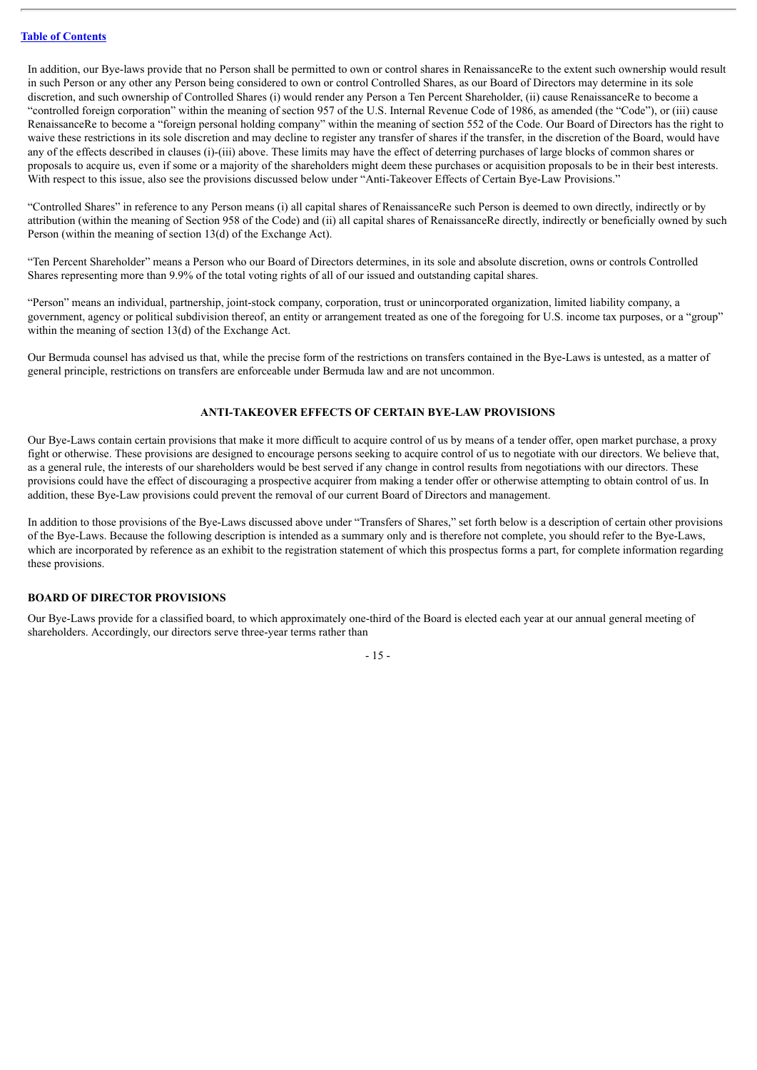In addition, our Bye-laws provide that no Person shall be permitted to own or control shares in RenaissanceRe to the extent such ownership would result in such Person or any other any Person being considered to own or control Controlled Shares, as our Board of Directors may determine in its sole discretion, and such ownership of Controlled Shares (i) would render any Person a Ten Percent Shareholder, (ii) cause RenaissanceRe to become a "controlled foreign corporation" within the meaning of section 957 of the U.S. Internal Revenue Code of 1986, as amended (the "Code"), or (iii) cause RenaissanceRe to become a "foreign personal holding company" within the meaning of section 552 of the Code. Our Board of Directors has the right to waive these restrictions in its sole discretion and may decline to register any transfer of shares if the transfer, in the discretion of the Board, would have any of the effects described in clauses (i)-(iii) above. These limits may have the effect of deterring purchases of large blocks of common shares or proposals to acquire us, even if some or a majority of the shareholders might deem these purchases or acquisition proposals to be in their best interests. With respect to this issue, also see the provisions discussed below under "Anti-Takeover Effects of Certain Bye-Law Provisions."

"Controlled Shares" in reference to any Person means (i) all capital shares of RenaissanceRe such Person is deemed to own directly, indirectly or by attribution (within the meaning of Section 958 of the Code) and (ii) all capital shares of RenaissanceRe directly, indirectly or beneficially owned by such Person (within the meaning of section 13(d) of the Exchange Act).

"Ten Percent Shareholder" means a Person who our Board of Directors determines, in its sole and absolute discretion, owns or controls Controlled Shares representing more than 9.9% of the total voting rights of all of our issued and outstanding capital shares.

"Person" means an individual, partnership, joint-stock company, corporation, trust or unincorporated organization, limited liability company, a government, agency or political subdivision thereof, an entity or arrangement treated as one of the foregoing for U.S. income tax purposes, or a "group" within the meaning of section 13(d) of the Exchange Act.

Our Bermuda counsel has advised us that, while the precise form of the restrictions on transfers contained in the Bye-Laws is untested, as a matter of general principle, restrictions on transfers are enforceable under Bermuda law and are not uncommon.

## ANTI-TAKEOVER EFFECTS OF CERTAIN BYE-LAW PROVISIONS

Our Bye-Laws contain certain provisions that make it more difficult to acquire control of us by means of a tender offer, open market purchase, a proxy fight or otherwise. These provisions are designed to encourage persons seeking to acquire control of us to negotiate with our directors. We believe that, as a general rule, the interests of our shareholders would be best served if any change in control results from negotiations with our directors. These provisions could have the effect of discouraging a prospective acquirer from making a tender offer or otherwise attempting to obtain control of us. In addition, these Bye-Law provisions could prevent the removal of our current Board of Directors and management.

In addition to those provisions of the Bye-Laws discussed above under "Transfers of Shares," set forth below is a description of certain other provisions of the Bye-Laws. Because the following description is intended as a summary only and is therefore not complete, you should refer to the Bye-Laws, which are incorporated by reference as an exhibit to the registration statement of which this prospectus forms a part, for complete information regarding these provisions.

### BOARD OF DIRECTOR PROVISIONS

Our Bye-Laws provide for a classified board, to which approximately one-third of the Board is elected each year at our annual general meeting of shareholders. Accordingly, our directors serve three-year terms rather than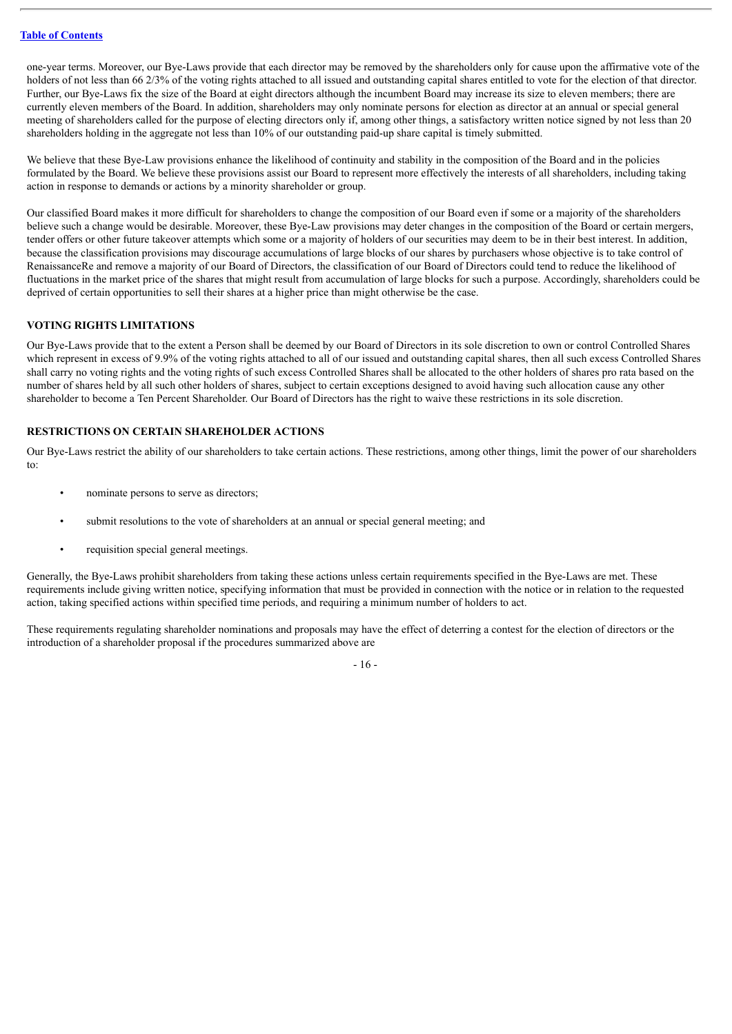one-year terms. Moreover, our Bye-Laws provide that each director may be removed by the shareholders only for cause upon the affirmative vote of the holders of not less than 66 2/3% of the voting rights attached to all issued and outstanding capital shares entitled to vote for the election of that director. Further, our Bye-Laws fix the size of the Board at eight directors although the incumbent Board may increase its size to eleven members; there are currently eleven members of the Board. In addition, shareholders may only nominate persons for election as director at an annual or special general meeting of shareholders called for the purpose of electing directors only if, among other things, a satisfactory written notice signed by not less than 20 shareholders holding in the aggregate not less than 10% of our outstanding paid-up share capital is timely submitted.

We believe that these Bye-Law provisions enhance the likelihood of continuity and stability in the composition of the Board and in the policies formulated by the Board. We believe these provisions assist our Board to represent more effectively the interests of all shareholders, including taking action in response to demands or actions by a minority shareholder or group.

Our classified Board makes it more difficult for shareholders to change the composition of our Board even if some or a majority of the shareholders believe such a change would be desirable. Moreover, these Bye-Law provisions may deter changes in the composition of the Board or certain mergers, tender offers or other future takeover attempts which some or a majority of holders of our securities may deem to be in their best interest. In addition, because the classification provisions may discourage accumulations of large blocks of our shares by purchasers whose objective is to take control of RenaissanceRe and remove a majority of our Board of Directors, the classification of our Board of Directors could tend to reduce the likelihood of fluctuations in the market price of the shares that might result from accumulation of large blocks for such a purpose. Accordingly, shareholders could be deprived of certain opportunities to sell their shares at a higher price than might otherwise be the case.

### VOTING RIGHTS LIMITATIONS

Our Bye-Laws provide that to the extent a Person shall be deemed by our Board of Directors in its sole discretion to own or control Controlled Shares which represent in excess of 9.9% of the voting rights attached to all of our issued and outstanding capital shares, then all such excess Controlled Shares shall carry no voting rights and the voting rights of such excess Controlled Shares shall be allocated to the other holders of shares pro rata based on the number of shares held by all such other holders of shares, subject to certain exceptions designed to avoid having such allocation cause any other shareholder to become a Ten Percent Shareholder. Our Board of Directors has the right to waive these restrictions in its sole discretion.

### RESTRICTIONS ON CERTAIN SHAREHOLDER ACTIONS

Our Bye-Laws restrict the ability of our shareholders to take certain actions. These restrictions, among other things, limit the power of our shareholders to:

- nominate persons to serve as directors;
- submit resolutions to the vote of shareholders at an annual or special general meeting; and
- requisition special general meetings.

Generally, the Bye-Laws prohibit shareholders from taking these actions unless certain requirements specified in the Bye-Laws are met. These requirements include giving written notice, specifying information that must be provided in connection with the notice or in relation to the requested action, taking specified actions within specified time periods, and requiring a minimum number of holders to act.

These requirements regulating shareholder nominations and proposals may have the effect of deterring a contest for the election of directors or the introduction of a shareholder proposal if the procedures summarized above are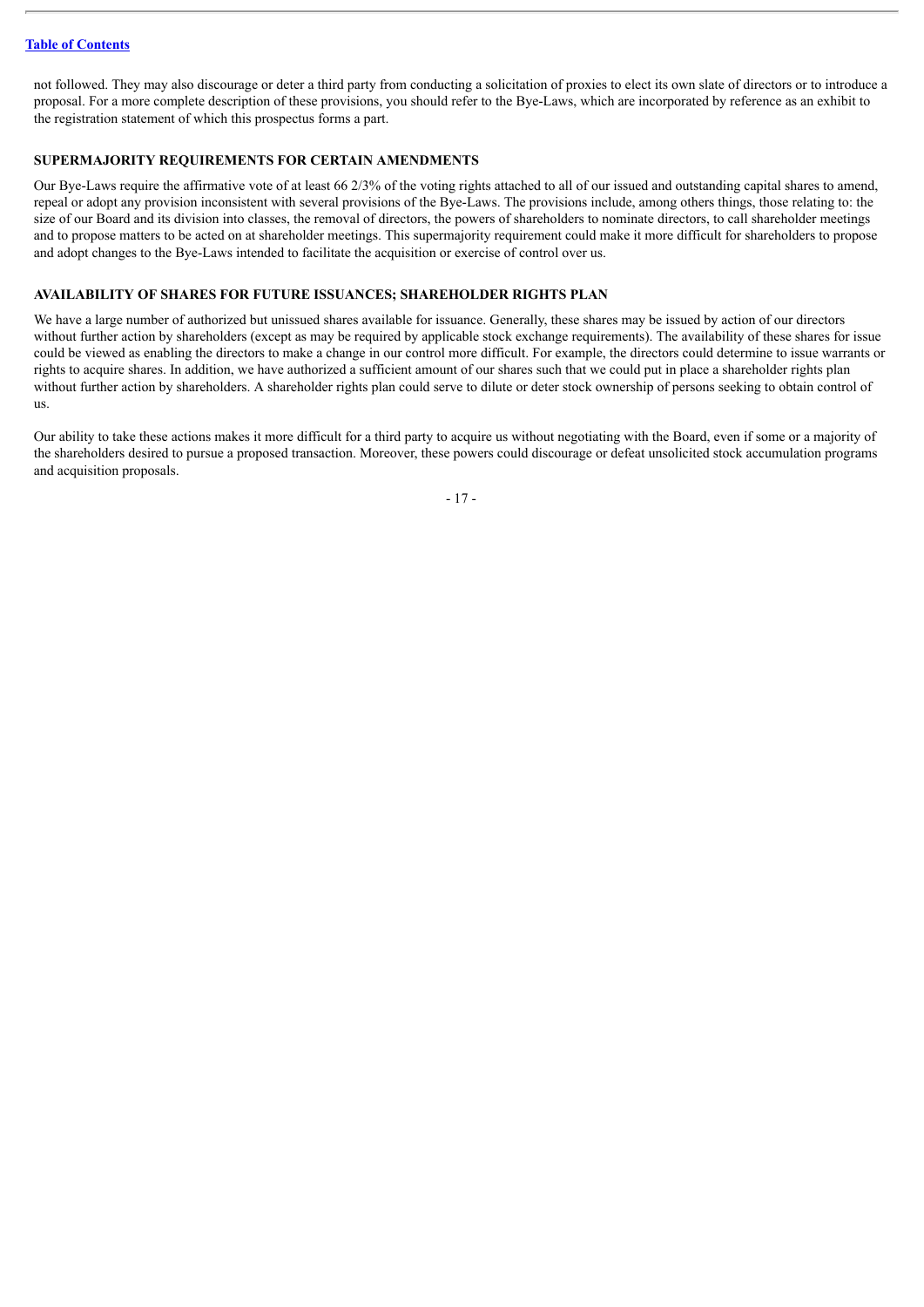not followed. They may also discourage or deter a third party from conducting a solicitation of proxies to elect its own slate of directors or to introduce a proposal. For a more complete description of these provisions, you should refer to the Bye-Laws, which are incorporated by reference as an exhibit to the registration statement of which this prospectus forms a part.

### SUPERMAJORITY REQUIREMENTS FOR CERTAIN AMENDMENTS

Our Bye-Laws require the affirmative vote of at least 66 2/3% of the voting rights attached to all of our issued and outstanding capital shares to amend, repeal or adopt any provision inconsistent with several provisions of the Bye-Laws. The provisions include, among others things, those relating to: the size of our Board and its division into classes, the removal of directors, the powers of shareholders to nominate directors, to call shareholder meetings and to propose matters to be acted on at shareholder meetings. This supermajority requirement could make it more difficult for shareholders to propose and adopt changes to the Bye-Laws intended to facilitate the acquisition or exercise of control over us.

### AVAILABILITY OF SHARES FOR FUTURE ISSUANCES; SHAREHOLDER RIGHTS PLAN

We have a large number of authorized but unissued shares available for issuance. Generally, these shares may be issued by action of our directors without further action by shareholders (except as may be required by applicable stock exchange requirements). The availability of these shares for issue could be viewed as enabling the directors to make a change in our control more difficult. For example, the directors could determine to issue warrants or rights to acquire shares. In addition, we have authorized a sufficient amount of our shares such that we could put in place a shareholder rights plan without further action by shareholders. A shareholder rights plan could serve to dilute or deter stock ownership of persons seeking to obtain control of us.

Our ability to take these actions makes it more difficult for a third party to acquire us without negotiating with the Board, even if some or a majority of the shareholders desired to pursue a proposed transaction. Moreover, these powers could discourage or defeat unsolicited stock accumulation programs and acquisition proposals.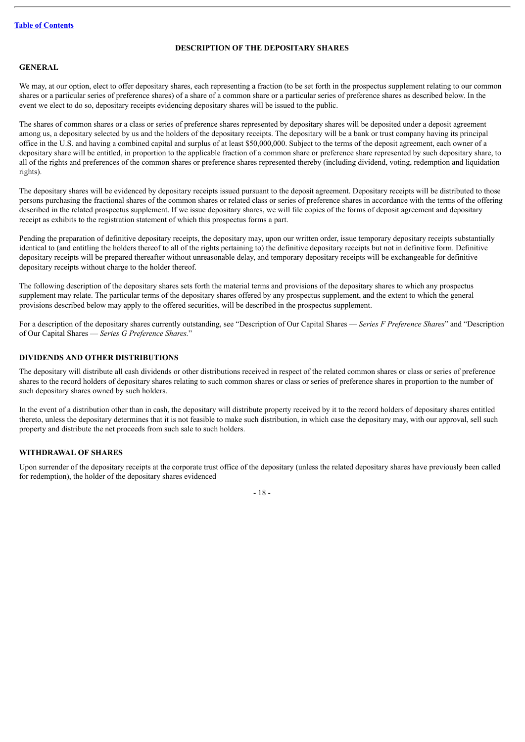## DESCRIPTION OF THE DEPOSITARY SHARES

### GENERAL

We may, at our option, elect to offer depositary shares, each representing a fraction (to be set forth in the prospectus supplement relating to our common shares or a particular series of preference shares) of a share of a common share or a particular series of preference shares as described below. In the event we elect to do so, depositary receipts evidencing depositary shares will be issued to the public.

The shares of common shares or a class or series of preference shares represented by depositary shares will be deposited under a deposit agreement among us, a depositary selected by us and the holders of the depositary receipts. The depositary will be a bank or trust company having its principal office in the U.S. and having a combined capital and surplus of at least $50,000,000. Subject to the terms of the deposit agreement, each owner of a depositary share will be entitled, in proportion to the applicable fraction of a common share or preference share represented by such depositary share, to all of the rights and preferences of the common shares or preference shares represented thereby (including dividend, voting, redemption and liquidation rights).

The depositary shares will be evidenced by depositary receipts issued pursuant to the deposit agreement. Depositary receipts will be distributed to those persons purchasing the fractional shares of the common shares or related class or series of preference shares in accordance with the terms of the offering described in the related prospectus supplement. If we issue depositary shares, we will file copies of the forms of deposit agreement and depositary receipt as exhibits to the registration statement of which this prospectus forms a part.

Pending the preparation of definitive depositary receipts, the depositary may, upon our written order, issue temporary depositary receipts substantially identical to (and entitling the holders thereof to all of the rights pertaining to) the definitive depositary receipts but not in definitive form. Definitive depositary receipts will be prepared thereafter without unreasonable delay, and temporary depositary receipts will be exchangeable for definitive depositary receipts without charge to the holder thereof.

The following description of the depositary shares sets forth the material terms and provisions of the depositary shares to which any prospectus supplement may relate. The particular terms of the depositary shares offered by any prospectus supplement, and the extent to which the general provisions described below may apply to the offered securities, will be described in the prospectus supplement.

For a description of the depositary shares currently outstanding, see "Description of Our Capital Shares — *Series F Preference Shares*" and "Description of Our Capital Shares — *Series G Preference Shares.*"

### DIVIDENDS AND OTHER DISTRIBUTIONS

The depositary will distribute all cash dividends or other distributions received in respect of the related common shares or class or series of preference shares to the record holders of depositary shares relating to such common shares or class or series of preference shares in proportion to the number of such depositary shares owned by such holders.

In the event of a distribution other than in cash, the depositary will distribute property received by it to the record holders of depositary shares entitled thereto, unless the depositary determines that it is not feasible to make such distribution, in which case the depositary may, with our approval, sell such property and distribute the net proceeds from such sale to such holders.

### WITHDRAWAL OF SHARES

Upon surrender of the depositary receipts at the corporate trust office of the depositary (unless the related depositary shares have previously been called for redemption), the holder of the depositary shares evidenced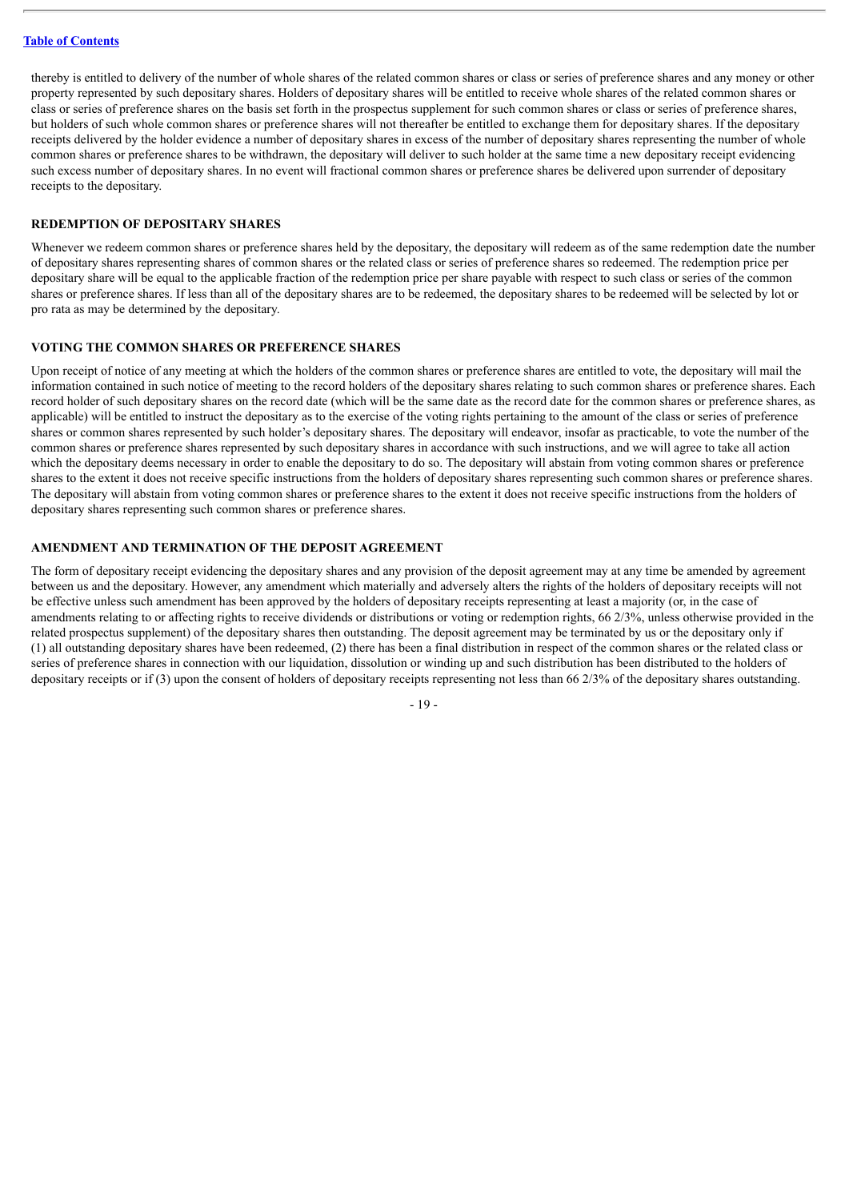thereby is entitled to delivery of the number of whole shares of the related common shares or class or series of preference shares and any money or other property represented by such depositary shares. Holders of depositary shares will be entitled to receive whole shares of the related common shares or class or series of preference shares on the basis set forth in the prospectus supplement for such common shares or class or series of preference shares, but holders of such whole common shares or preference shares will not thereafter be entitled to exchange them for depositary shares. If the depositary receipts delivered by the holder evidence a number of depositary shares in excess of the number of depositary shares representing the number of whole common shares or preference shares to be withdrawn, the depositary will deliver to such holder at the same time a new depositary receipt evidencing such excess number of depositary shares. In no event will fractional common shares or preference shares be delivered upon surrender of depositary receipts to the depositary.

### REDEMPTION OF DEPOSITARY SHARES

Whenever we redeem common shares or preference shares held by the depositary, the depositary will redeem as of the same redemption date the number of depositary shares representing shares of common shares or the related class or series of preference shares so redeemed. The redemption price per depositary share will be equal to the applicable fraction of the redemption price per share payable with respect to such class or series of the common shares or preference shares. If less than all of the depositary shares are to be redeemed, the depositary shares to be redeemed will be selected by lot or pro rata as may be determined by the depositary.

### VOTING THE COMMON SHARES OR PREFERENCE SHARES

Upon receipt of notice of any meeting at which the holders of the common shares or preference shares are entitled to vote, the depositary will mail the information contained in such notice of meeting to the record holders of the depositary shares relating to such common shares or preference shares. Each record holder of such depositary shares on the record date (which will be the same date as the record date for the common shares or preference shares, as applicable) will be entitled to instruct the depositary as to the exercise of the voting rights pertaining to the amount of the class or series of preference shares or common shares represented by such holder's depositary shares. The depositary will endeavor, insofar as practicable, to vote the number of the common shares or preference shares represented by such depositary shares in accordance with such instructions, and we will agree to take all action which the depositary deems necessary in order to enable the depositary to do so. The depositary will abstain from voting common shares or preference shares to the extent it does not receive specific instructions from the holders of depositary shares representing such common shares or preference shares. The depositary will abstain from voting common shares or preference shares to the extent it does not receive specific instructions from the holders of depositary shares representing such common shares or preference shares.

### AMENDMENT AND TERMINATION OF THE DEPOSIT AGREEMENT

The form of depositary receipt evidencing the depositary shares and any provision of the deposit agreement may at any time be amended by agreement between us and the depositary. However, any amendment which materially and adversely alters the rights of the holders of depositary receipts will not be effective unless such amendment has been approved by the holders of depositary receipts representing at least a majority (or, in the case of amendments relating to or affecting rights to receive dividends or distributions or voting or redemption rights, 66 2/3%, unless otherwise provided in the related prospectus supplement) of the depositary shares then outstanding. The deposit agreement may be terminated by us or the depositary only if (1) all outstanding depositary shares have been redeemed, (2) there has been a final distribution in respect of the common shares or the related class or series of preference shares in connection with our liquidation, dissolution or winding up and such distribution has been distributed to the holders of depositary receipts or if (3) upon the consent of holders of depositary receipts representing not less than 66 2/3% of the depositary shares outstanding.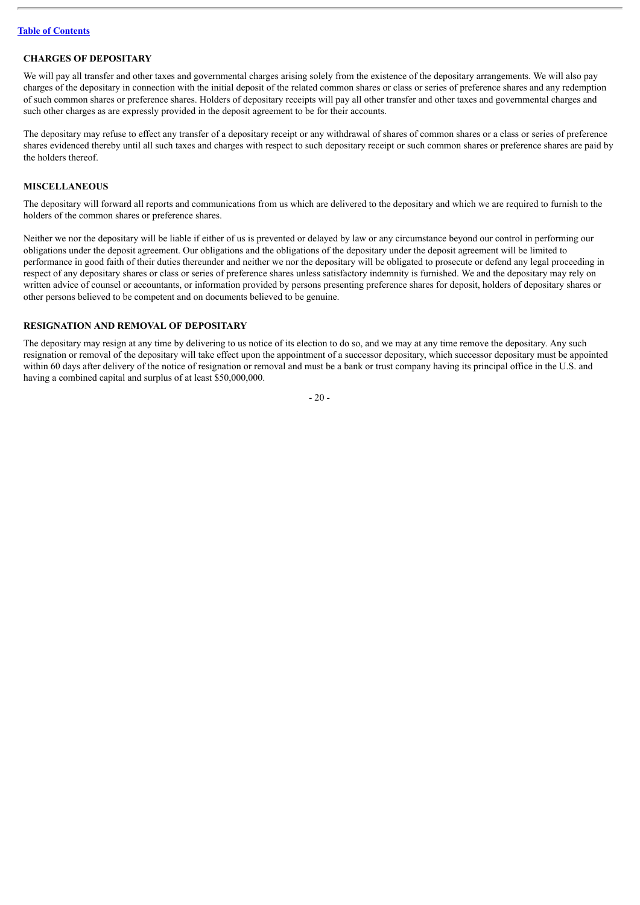## CHARGES OF DEPOSITARY

We will pay all transfer and other taxes and governmental charges arising solely from the existence of the depositary arrangements. We will also pay charges of the depositary in connection with the initial deposit of the related common shares or class or series of preference shares and any redemption of such common shares or preference shares. Holders of depositary receipts will pay all other transfer and other taxes and governmental charges and such other charges as are expressly provided in the deposit agreement to be for their accounts.

The depositary may refuse to effect any transfer of a depositary receipt or any withdrawal of shares of common shares or a class or series of preference shares evidenced thereby until all such taxes and charges with respect to such depositary receipt or such common shares or preference shares are paid by the holders thereof.

## MISCELLANEOUS

The depositary will forward all reports and communications from us which are delivered to the depositary and which we are required to furnish to the holders of the common shares or preference shares.

Neither we nor the depositary will be liable if either of us is prevented or delayed by law or any circumstance beyond our control in performing our obligations under the deposit agreement. Our obligations and the obligations of the depositary under the deposit agreement will be limited to performance in good faith of their duties thereunder and neither we nor the depositary will be obligated to prosecute or defend any legal proceeding in respect of any depositary shares or class or series of preference shares unless satisfactory indemnity is furnished. We and the depositary may rely on written advice of counsel or accountants, or information provided by persons presenting preference shares for deposit, holders of depositary shares or other persons believed to be competent and on documents believed to be genuine.

## RESIGNATION AND REMOVAL OF DEPOSITARY

The depositary may resign at any time by delivering to us notice of its election to do so, and we may at any time remove the depositary. Any such resignation or removal of the depositary will take effect upon the appointment of a successor depositary, which successor depositary must be appointed within 60 days after delivery of the notice of resignation or removal and must be a bank or trust company having its principal office in the U.S. and having a combined capital and surplus of at least $50,000,000.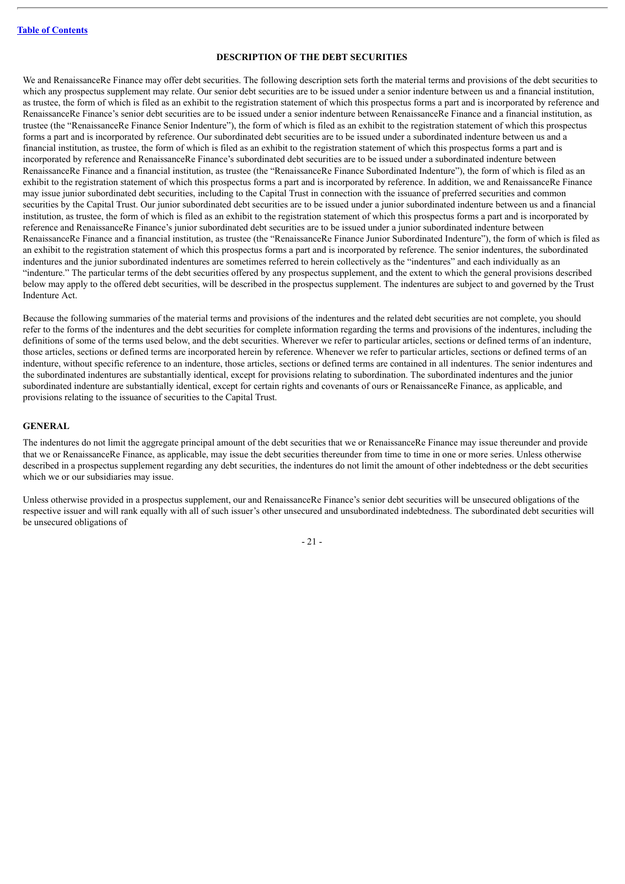## DESCRIPTION OF THE DEBT SECURITIES

We and RenaissanceRe Finance may offer debt securities. The following description sets forth the material terms and provisions of the debt securities to which any prospectus supplement may relate. Our senior debt securities are to be issued under a senior indenture between us and a financial institution, as trustee, the form of which is filed as an exhibit to the registration statement of which this prospectus forms a part and is incorporated by reference and RenaissanceRe Finance's senior debt securities are to be issued under a senior indenture between RenaissanceRe Finance and a financial institution, as trustee (the "RenaissanceRe Finance Senior Indenture"), the form of which is filed as an exhibit to the registration statement of which this prospectus forms a part and is incorporated by reference. Our subordinated debt securities are to be issued under a subordinated indenture between us and a financial institution, as trustee, the form of which is filed as an exhibit to the registration statement of which this prospectus forms a part and is incorporated by reference and RenaissanceRe Finance's subordinated debt securities are to be issued under a subordinated indenture between RenaissanceRe Finance and a financial institution, as trustee (the "RenaissanceRe Finance Subordinated Indenture"), the form of which is filed as an exhibit to the registration statement of which this prospectus forms a part and is incorporated by reference. In addition, we and RenaissanceRe Finance may issue junior subordinated debt securities, including to the Capital Trust in connection with the issuance of preferred securities and common securities by the Capital Trust. Our junior subordinated debt securities are to be issued under a junior subordinated indenture between us and a financial institution, as trustee, the form of which is filed as an exhibit to the registration statement of which this prospectus forms a part and is incorporated by reference and RenaissanceRe Finance's junior subordinated debt securities are to be issued under a junior subordinated indenture between RenaissanceRe Finance and a financial institution, as trustee (the "RenaissanceRe Finance Junior Subordinated Indenture"), the form of which is filed as an exhibit to the registration statement of which this prospectus forms a part and is incorporated by reference. The senior indentures, the subordinated indentures and the junior subordinated indentures are sometimes referred to herein collectively as the "indentures" and each individually as an "indenture." The particular terms of the debt securities offered by any prospectus supplement, and the extent to which the general provisions described below may apply to the offered debt securities, will be described in the prospectus supplement. The indentures are subject to and governed by the Trust Indenture Act.

Because the following summaries of the material terms and provisions of the indentures and the related debt securities are not complete, you should refer to the forms of the indentures and the debt securities for complete information regarding the terms and provisions of the indentures, including the definitions of some of the terms used below, and the debt securities. Wherever we refer to particular articles, sections or defined terms of an indenture, those articles, sections or defined terms are incorporated herein by reference. Whenever we refer to particular articles, sections or defined terms of an indenture, without specific reference to an indenture, those articles, sections or defined terms are contained in all indentures. The senior indentures and the subordinated indentures are substantially identical, except for provisions relating to subordination. The subordinated indentures and the junior subordinated indenture are substantially identical, except for certain rights and covenants of ours or RenaissanceRe Finance, as applicable, and provisions relating to the issuance of securities to the Capital Trust.

### GENERAL

The indentures do not limit the aggregate principal amount of the debt securities that we or RenaissanceRe Finance may issue thereunder and provide that we or RenaissanceRe Finance, as applicable, may issue the debt securities thereunder from time to time in one or more series. Unless otherwise described in a prospectus supplement regarding any debt securities, the indentures do not limit the amount of other indebtedness or the debt securities which we or our subsidiaries may issue.

Unless otherwise provided in a prospectus supplement, our and RenaissanceRe Finance's senior debt securities will be unsecured obligations of the respective issuer and will rank equally with all of such issuer's other unsecured and unsubordinated indebtedness. The subordinated debt securities will be unsecured obligations of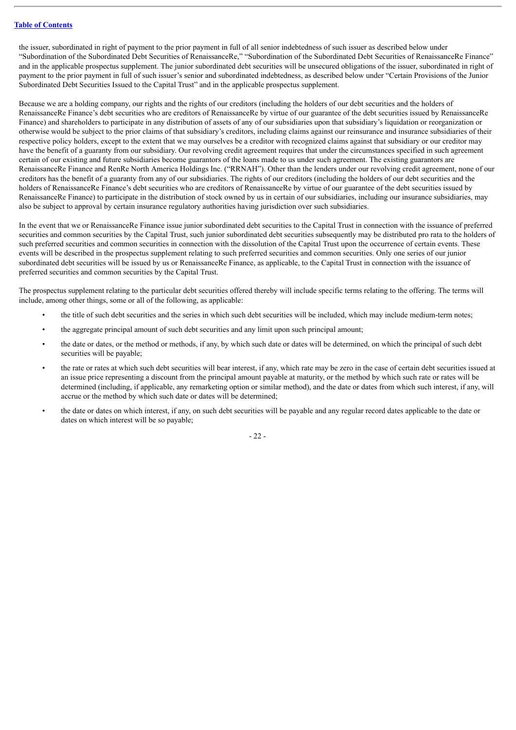the issuer, subordinated in right of payment to the prior payment in full of all senior indebtedness of such issuer as described below under "Subordination of the Subordinated Debt Securities of RenaissanceRe," "Subordination of the Subordinated Debt Securities of RenaissanceRe Finance" and in the applicable prospectus supplement. The junior subordinated debt securities will be unsecured obligations of the issuer, subordinated in right of payment to the prior payment in full of such issuer's senior and subordinated indebtedness, as described below under "Certain Provisions of the Junior Subordinated Debt Securities Issued to the Capital Trust" and in the applicable prospectus supplement.

Because we are a holding company, our rights and the rights of our creditors (including the holders of our debt securities and the holders of RenaissanceRe Finance's debt securities who are creditors of RenaissanceRe by virtue of our guarantee of the debt securities issued by RenaissanceRe Finance) and shareholders to participate in any distribution of assets of any of our subsidiaries upon that subsidiary's liquidation or reorganization or otherwise would be subject to the prior claims of that subsidiary's creditors, including claims against our reinsurance and insurance subsidiaries of their respective policy holders, except to the extent that we may ourselves be a creditor with recognized claims against that subsidiary or our creditor may have the benefit of a guaranty from our subsidiary. Our revolving credit agreement requires that under the circumstances specified in such agreement certain of our existing and future subsidiaries become guarantors of the loans made to us under such agreement. The existing guarantors are RenaissanceRe Finance and RenRe North America Holdings Inc. ("RRNAH"). Other than the lenders under our revolving credit agreement, none of our creditors has the benefit of a guaranty from any of our subsidiaries. The rights of our creditors (including the holders of our debt securities and the holders of RenaissanceRe Finance's debt securities who are creditors of RenaissanceRe by virtue of our guarantee of the debt securities issued by RenaissanceRe Finance) to participate in the distribution of stock owned by us in certain of our subsidiaries, including our insurance subsidiaries, may also be subject to approval by certain insurance regulatory authorities having jurisdiction over such subsidiaries.

In the event that we or RenaissanceRe Finance issue junior subordinated debt securities to the Capital Trust in connection with the issuance of preferred securities and common securities by the Capital Trust, such junior subordinated debt securities subsequently may be distributed pro rata to the holders of such preferred securities and common securities in connection with the dissolution of the Capital Trust upon the occurrence of certain events. These events will be described in the prospectus supplement relating to such preferred securities and common securities. Only one series of our junior subordinated debt securities will be issued by us or RenaissanceRe Finance, as applicable, to the Capital Trust in connection with the issuance of preferred securities and common securities by the Capital Trust.

The prospectus supplement relating to the particular debt securities offered thereby will include specific terms relating to the offering. The terms will include, among other things, some or all of the following, as applicable:

- the title of such debt securities and the series in which such debt securities will be included, which may include medium-term notes;
- the aggregate principal amount of such debt securities and any limit upon such principal amount;
- the date or dates, or the method or methods, if any, by which such date or dates will be determined, on which the principal of such debt securities will be payable;
- the rate or rates at which such debt securities will bear interest, if any, which rate may be zero in the case of certain debt securities issued at an issue price representing a discount from the principal amount payable at maturity, or the method by which such rate or rates will be determined (including, if applicable, any remarketing option or similar method), and the date or dates from which such interest, if any, will accrue or the method by which such date or dates will be determined;
- the date or dates on which interest, if any, on such debt securities will be payable and any regular record dates applicable to the date or dates on which interest will be so payable;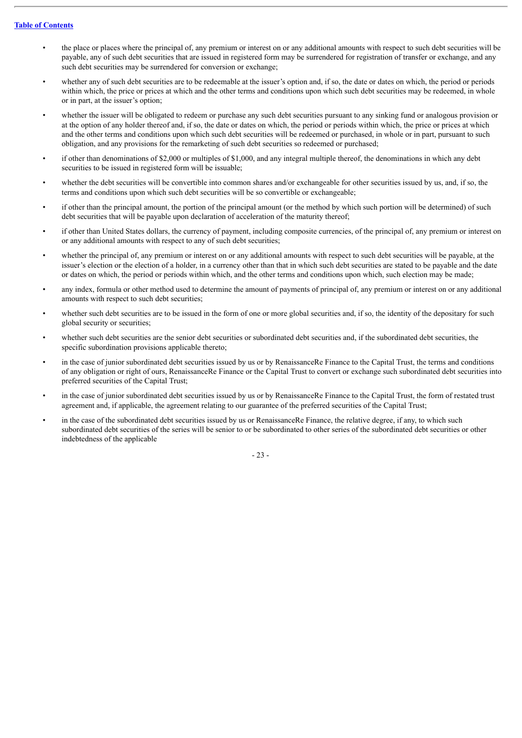- the place or places where the principal of, any premium or interest on or any additional amounts with respect to such debt securities will be payable, any of such debt securities that are issued in registered form may be surrendered for registration of transfer or exchange, and any such debt securities may be surrendered for conversion or exchange;
- whether any of such debt securities are to be redeemable at the issuer's option and, if so, the date or dates on which, the period or periods within which, the price or prices at which and the other terms and conditions upon which such debt securities may be redeemed, in whole or in part, at the issuer's option;
- whether the issuer will be obligated to redeem or purchase any such debt securities pursuant to any sinking fund or analogous provision or at the option of any holder thereof and, if so, the date or dates on which, the period or periods within which, the price or prices at which and the other terms and conditions upon which such debt securities will be redeemed or purchased, in whole or in part, pursuant to such obligation, and any provisions for the remarketing of such debt securities so redeemed or purchased;
- if other than denominations of $2,000 or multiples of $1,000, and any integral multiple thereof, the denominations in which any debt securities to be issued in registered form will be issuable;
- whether the debt securities will be convertible into common shares and/or exchangeable for other securities issued by us, and, if so, the terms and conditions upon which such debt securities will be so convertible or exchangeable;
- if other than the principal amount, the portion of the principal amount (or the method by which such portion will be determined) of such debt securities that will be payable upon declaration of acceleration of the maturity thereof;
- if other than United States dollars, the currency of payment, including composite currencies, of the principal of, any premium or interest on or any additional amounts with respect to any of such debt securities;
- whether the principal of, any premium or interest on or any additional amounts with respect to such debt securities will be payable, at the issuer's election or the election of a holder, in a currency other than that in which such debt securities are stated to be payable and the date or dates on which, the period or periods within which, and the other terms and conditions upon which, such election may be made;
- any index, formula or other method used to determine the amount of payments of principal of, any premium or interest on or any additional amounts with respect to such debt securities;
- whether such debt securities are to be issued in the form of one or more global securities and, if so, the identity of the depositary for such global security or securities;
- whether such debt securities are the senior debt securities or subordinated debt securities and, if the subordinated debt securities, the specific subordination provisions applicable thereto;
- in the case of junior subordinated debt securities issued by us or by RenaissanceRe Finance to the Capital Trust, the terms and conditions of any obligation or right of ours, RenaissanceRe Finance or the Capital Trust to convert or exchange such subordinated debt securities into preferred securities of the Capital Trust;
- in the case of junior subordinated debt securities issued by us or by RenaissanceRe Finance to the Capital Trust, the form of restated trust agreement and, if applicable, the agreement relating to our guarantee of the preferred securities of the Capital Trust;
- in the case of the subordinated debt securities issued by us or RenaissanceRe Finance, the relative degree, if any, to which such subordinated debt securities of the series will be senior to or be subordinated to other series of the subordinated debt securities or other indebtedness of the applicable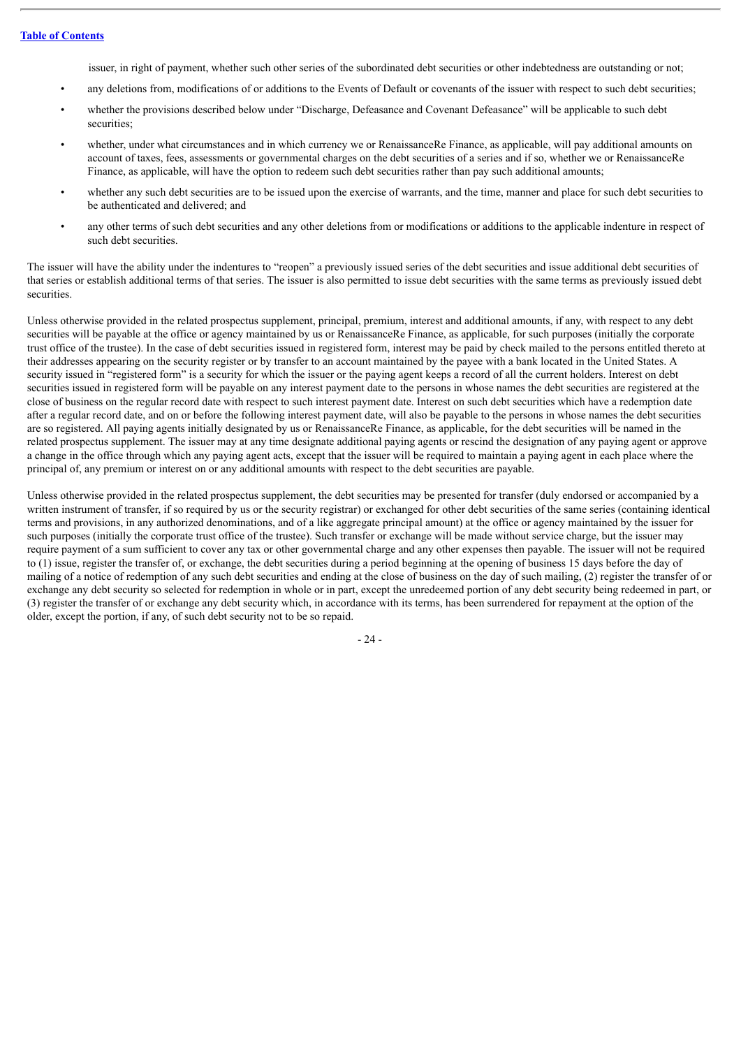issuer, in right of payment, whether such other series of the subordinated debt securities or other indebtedness are outstanding or not;

- any deletions from, modifications of or additions to the Events of Default or covenants of the issuer with respect to such debt securities;
- whether the provisions described below under "Discharge, Defeasance and Covenant Defeasance" will be applicable to such debt securities;
- whether, under what circumstances and in which currency we or RenaissanceRe Finance, as applicable, will pay additional amounts on account of taxes, fees, assessments or governmental charges on the debt securities of a series and if so, whether we or RenaissanceRe Finance, as applicable, will have the option to redeem such debt securities rather than pay such additional amounts;
- whether any such debt securities are to be issued upon the exercise of warrants, and the time, manner and place for such debt securities to be authenticated and delivered; and
- any other terms of such debt securities and any other deletions from or modifications or additions to the applicable indenture in respect of such debt securities.

The issuer will have the ability under the indentures to "reopen" a previously issued series of the debt securities and issue additional debt securities of that series or establish additional terms of that series. The issuer is also permitted to issue debt securities with the same terms as previously issued debt securities.

Unless otherwise provided in the related prospectus supplement, principal, premium, interest and additional amounts, if any, with respect to any debt securities will be payable at the office or agency maintained by us or RenaissanceRe Finance, as applicable, for such purposes (initially the corporate trust office of the trustee). In the case of debt securities issued in registered form, interest may be paid by check mailed to the persons entitled thereto at their addresses appearing on the security register or by transfer to an account maintained by the payee with a bank located in the United States. A security issued in "registered form" is a security for which the issuer or the paying agent keeps a record of all the current holders. Interest on debt securities issued in registered form will be payable on any interest payment date to the persons in whose names the debt securities are registered at the close of business on the regular record date with respect to such interest payment date. Interest on such debt securities which have a redemption date after a regular record date, and on or before the following interest payment date, will also be payable to the persons in whose names the debt securities are so registered. All paying agents initially designated by us or RenaissanceRe Finance, as applicable, for the debt securities will be named in the related prospectus supplement. The issuer may at any time designate additional paying agents or rescind the designation of any paying agent or approve a change in the office through which any paying agent acts, except that the issuer will be required to maintain a paying agent in each place where the principal of, any premium or interest on or any additional amounts with respect to the debt securities are payable.

Unless otherwise provided in the related prospectus supplement, the debt securities may be presented for transfer (duly endorsed or accompanied by a written instrument of transfer, if so required by us or the security registrar) or exchanged for other debt securities of the same series (containing identical terms and provisions, in any authorized denominations, and of a like aggregate principal amount) at the office or agency maintained by the issuer for such purposes (initially the corporate trust office of the trustee). Such transfer or exchange will be made without service charge, but the issuer may require payment of a sum sufficient to cover any tax or other governmental charge and any other expenses then payable. The issuer will not be required to (1) issue, register the transfer of, or exchange, the debt securities during a period beginning at the opening of business 15 days before the day of mailing of a notice of redemption of any such debt securities and ending at the close of business on the day of such mailing, (2) register the transfer of or exchange any debt security so selected for redemption in whole or in part, except the unredeemed portion of any debt security being redeemed in part, or (3) register the transfer of or exchange any debt security which, in accordance with its terms, has been surrendered for repayment at the option of the older, except the portion, if any, of such debt security not to be so repaid.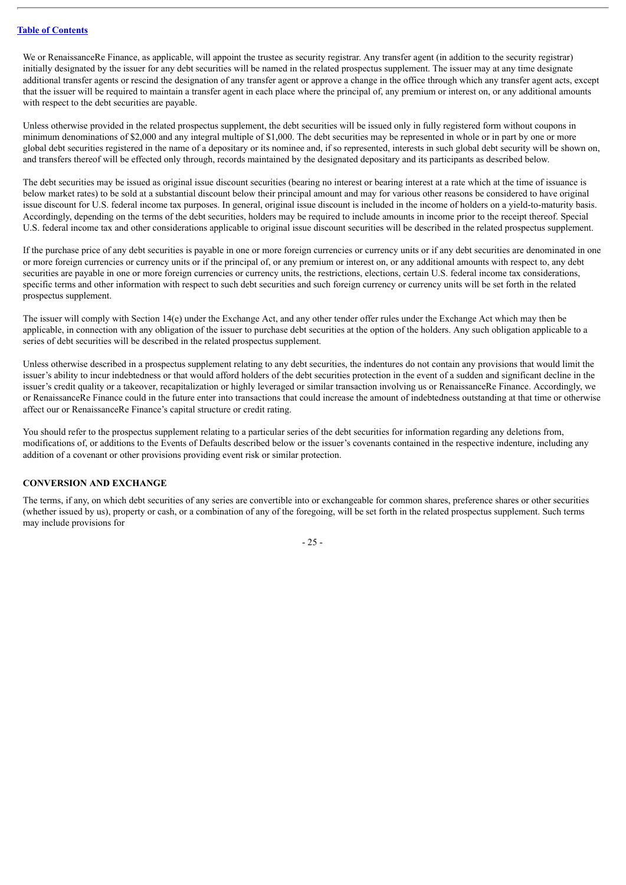We or RenaissanceRe Finance, as applicable, will appoint the trustee as security registrar. Any transfer agent (in addition to the security registrar) initially designated by the issuer for any debt securities will be named in the related prospectus supplement. The issuer may at any time designate additional transfer agents or rescind the designation of any transfer agent or approve a change in the office through which any transfer agent acts, except that the issuer will be required to maintain a transfer agent in each place where the principal of, any premium or interest on, or any additional amounts with respect to the debt securities are payable.

Unless otherwise provided in the related prospectus supplement, the debt securities will be issued only in fully registered form without coupons in minimum denominations of $2,000 and any integral multiple of $1,000. The debt securities may be represented in whole or in part by one or more global debt securities registered in the name of a depositary or its nominee and, if so represented, interests in such global debt security will be shown on, and transfers thereof will be effected only through, records maintained by the designated depositary and its participants as described below.

The debt securities may be issued as original issue discount securities (bearing no interest or bearing interest at a rate which at the time of issuance is below market rates) to be sold at a substantial discount below their principal amount and may for various other reasons be considered to have original issue discount for U.S. federal income tax purposes. In general, original issue discount is included in the income of holders on a yield-to-maturity basis. Accordingly, depending on the terms of the debt securities, holders may be required to include amounts in income prior to the receipt thereof. Special U.S. federal income tax and other considerations applicable to original issue discount securities will be described in the related prospectus supplement.

If the purchase price of any debt securities is payable in one or more foreign currencies or currency units or if any debt securities are denominated in one or more foreign currencies or currency units or if the principal of, or any premium or interest on, or any additional amounts with respect to, any debt securities are payable in one or more foreign currencies or currency units, the restrictions, elections, certain U.S. federal income tax considerations, specific terms and other information with respect to such debt securities and such foreign currency or currency units will be set forth in the related prospectus supplement.

The issuer will comply with Section 14(e) under the Exchange Act, and any other tender offer rules under the Exchange Act which may then be applicable, in connection with any obligation of the issuer to purchase debt securities at the option of the holders. Any such obligation applicable to a series of debt securities will be described in the related prospectus supplement.

Unless otherwise described in a prospectus supplement relating to any debt securities, the indentures do not contain any provisions that would limit the issuer's ability to incur indebtedness or that would afford holders of the debt securities protection in the event of a sudden and significant decline in the issuer's credit quality or a takeover, recapitalization or highly leveraged or similar transaction involving us or RenaissanceRe Finance. Accordingly, we or RenaissanceRe Finance could in the future enter into transactions that could increase the amount of indebtedness outstanding at that time or otherwise affect our or RenaissanceRe Finance's capital structure or credit rating.

You should refer to the prospectus supplement relating to a particular series of the debt securities for information regarding any deletions from, modifications of, or additions to the Events of Defaults described below or the issuer's covenants contained in the respective indenture, including any addition of a covenant or other provisions providing event risk or similar protection.

## CONVERSION AND EXCHANGE

The terms, if any, on which debt securities of any series are convertible into or exchangeable for common shares, preference shares or other securities (whether issued by us), property or cash, or a combination of any of the foregoing, will be set forth in the related prospectus supplement. Such terms may include provisions for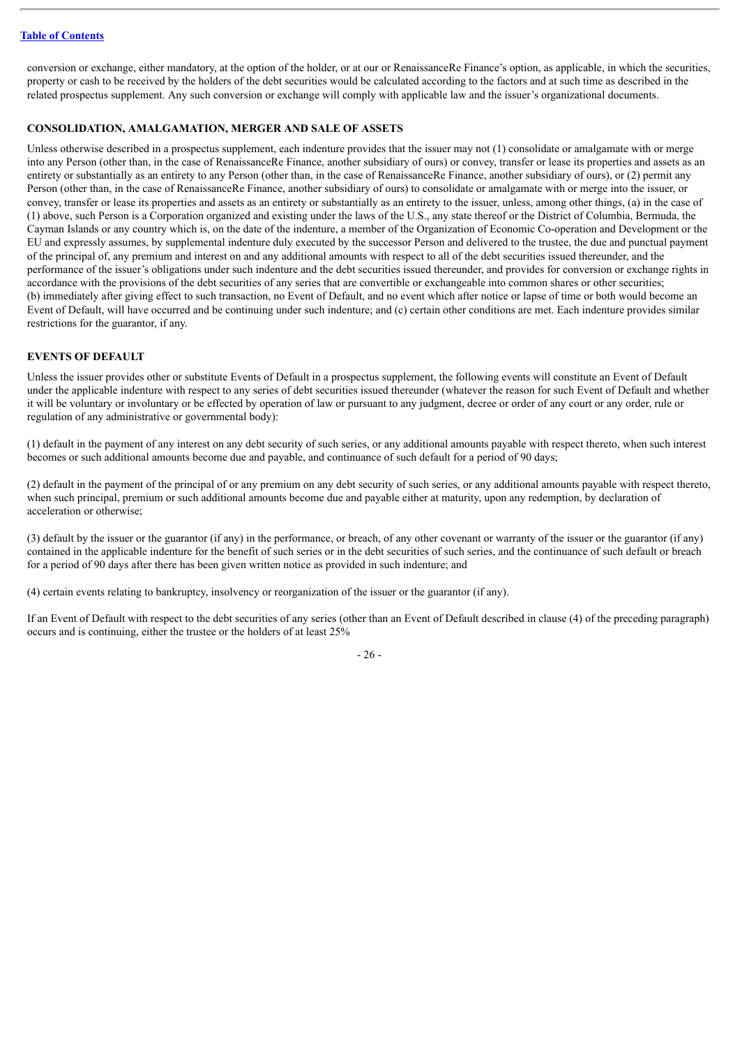conversion or exchange, either mandatory, at the option of the holder, or at our or RenaissanceRe Finance's option, as applicable, in which the securities, property or cash to be received by the holders of the debt securities would be calculated according to the factors and at such time as described in the related prospectus supplement. Any such conversion or exchange will comply with applicable law and the issuer's organizational documents.

### CONSOLIDATION, AMALGAMATION, MERGER AND SALE OF ASSETS

Unless otherwise described in a prospectus supplement, each indenture provides that the issuer may not (1) consolidate or amalgamate with or merge into any Person (other than, in the case of RenaissanceRe Finance, another subsidiary of ours) or convey, transfer or lease its properties and assets as an entirety or substantially as an entirety to any Person (other than, in the case of RenaissanceRe Finance, another subsidiary of ours), or (2) permit any Person (other than, in the case of RenaissanceRe Finance, another subsidiary of ours) to consolidate or amalgamate with or merge into the issuer, or convey, transfer or lease its properties and assets as an entirety or substantially as an entirety to the issuer, unless, among other things, (a) in the case of (1) above, such Person is a Corporation organized and existing under the laws of the U.S., any state thereof or the District of Columbia, Bermuda, the Cayman Islands or any country which is, on the date of the indenture, a member of the Organization of Economic Co-operation and Development or the EU and expressly assumes, by supplemental indenture duly executed by the successor Person and delivered to the trustee, the due and punctual payment of the principal of, any premium and interest on and any additional amounts with respect to all of the debt securities issued thereunder, and the performance of the issuer's obligations under such indenture and the debt securities issued thereunder, and provides for conversion or exchange rights in accordance with the provisions of the debt securities of any series that are convertible or exchangeable into common shares or other securities; (b) immediately after giving effect to such transaction, no Event of Default, and no event which after notice or lapse of time or both would become an Event of Default, will have occurred and be continuing under such indenture; and (c) certain other conditions are met. Each indenture provides similar restrictions for the guarantor, if any.

### EVENTS OF DEFAULT

Unless the issuer provides other or substitute Events of Default in a prospectus supplement, the following events will constitute an Event of Default under the applicable indenture with respect to any series of debt securities issued thereunder (whatever the reason for such Event of Default and whether it will be voluntary or involuntary or be effected by operation of law or pursuant to any judgment, decree or order of any court or any order, rule or regulation of any administrative or governmental body):

(1) default in the payment of any interest on any debt security of such series, or any additional amounts payable with respect thereto, when such interest becomes or such additional amounts become due and payable, and continuance of such default for a period of 90 days;

(2) default in the payment of the principal of or any premium on any debt security of such series, or any additional amounts payable with respect thereto, when such principal, premium or such additional amounts become due and payable either at maturity, upon any redemption, by declaration of acceleration or otherwise;

(3) default by the issuer or the guarantor (if any) in the performance, or breach, of any other covenant or warranty of the issuer or the guarantor (if any) contained in the applicable indenture for the benefit of such series or in the debt securities of such series, and the continuance of such default or breach for a period of 90 days after there has been given written notice as provided in such indenture; and

(4) certain events relating to bankruptcy, insolvency or reorganization of the issuer or the guarantor (if any).

If an Event of Default with respect to the debt securities of any series (other than an Event of Default described in clause (4) of the preceding paragraph) occurs and is continuing, either the trustee or the holders of at least 25%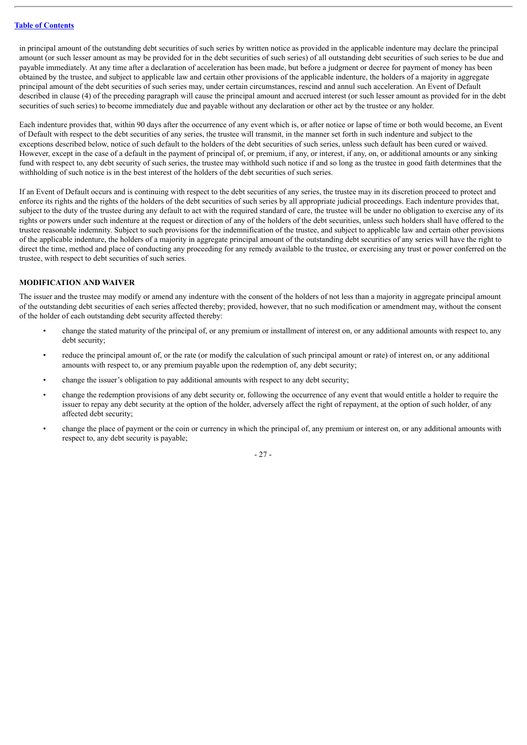in principal amount of the outstanding debt securities of such series by written notice as provided in the applicable indenture may declare the principal amount (or such lesser amount as may be provided for in the debt securities of such series) of all outstanding debt securities of such series to be due and payable immediately. At any time after a declaration of acceleration has been made, but before a judgment or decree for payment of money has been obtained by the trustee, and subject to applicable law and certain other provisions of the applicable indenture, the holders of a majority in aggregate principal amount of the debt securities of such series may, under certain circumstances, rescind and annul such acceleration. An Event of Default described in clause (4) of the preceding paragraph will cause the principal amount and accrued interest (or such lesser amount as provided for in the debt securities of such series) to become immediately due and payable without any declaration or other act by the trustee or any holder.

Each indenture provides that, within 90 days after the occurrence of any event which is, or after notice or lapse of time or both would become, an Event of Default with respect to the debt securities of any series, the trustee will transmit, in the manner set forth in such indenture and subject to the exceptions described below, notice of such default to the holders of the debt securities of such series, unless such default has been cured or waived. However, except in the case of a default in the payment of principal of, or premium, if any, or interest, if any, on, or additional amounts or any sinking fund with respect to, any debt security of such series, the trustee may withhold such notice if and so long as the trustee in good faith determines that the withholding of such notice is in the best interest of the holders of the debt securities of such series.

If an Event of Default occurs and is continuing with respect to the debt securities of any series, the trustee may in its discretion proceed to protect and enforce its rights and the rights of the holders of the debt securities of such series by all appropriate judicial proceedings. Each indenture provides that, subject to the duty of the trustee during any default to act with the required standard of care, the trustee will be under no obligation to exercise any of its rights or powers under such indenture at the request or direction of any of the holders of the debt securities, unless such holders shall have offered to the trustee reasonable indemnity. Subject to such provisions for the indemnification of the trustee, and subject to applicable law and certain other provisions of the applicable indenture, the holders of a majority in aggregate principal amount of the outstanding debt securities of any series will have the right to direct the time, method and place of conducting any proceeding for any remedy available to the trustee, or exercising any trust or power conferred on the trustee, with respect to debt securities of such series.

## MODIFICATION AND WAIVER

The issuer and the trustee may modify or amend any indenture with the consent of the holders of not less than a majority in aggregate principal amount of the outstanding debt securities of each series affected thereby; provided, however, that no such modification or amendment may, without the consent of the holder of each outstanding debt security affected thereby:

- change the stated maturity of the principal of, or any premium or installment of interest on, or any additional amounts with respect to, any debt security;
- reduce the principal amount of, or the rate (or modify the calculation of such principal amount or rate) of interest on, or any additional amounts with respect to, or any premium payable upon the redemption of, any debt security;
- change the issuer's obligation to pay additional amounts with respect to any debt security;
- change the redemption provisions of any debt security or, following the occurrence of any event that would entitle a holder to require the issuer to repay any debt security at the option of the holder, adversely affect the right of repayment, at the option of such holder, of any affected debt security;
- change the place of payment or the coin or currency in which the principal of, any premium or interest on, or any additional amounts with respect to, any debt security is payable;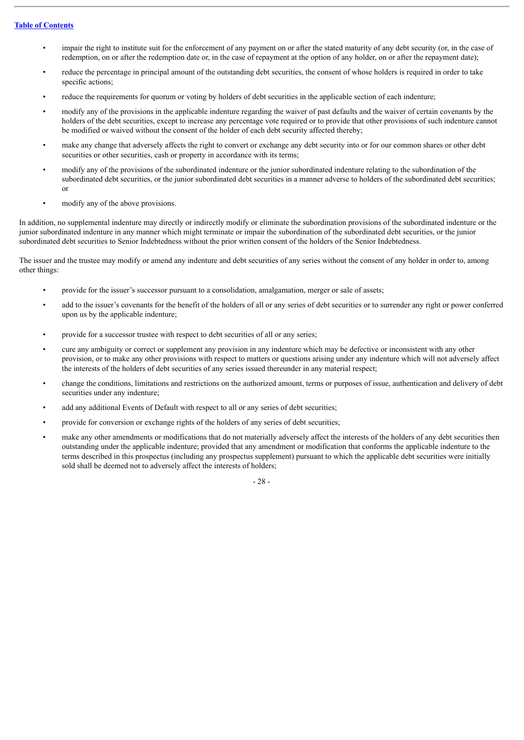- impair the right to institute suit for the enforcement of any payment on or after the stated maturity of any debt security (or, in the case of redemption, on or after the redemption date or, in the case of repayment at the option of any holder, on or after the repayment date);
- reduce the percentage in principal amount of the outstanding debt securities, the consent of whose holders is required in order to take specific actions;
- reduce the requirements for quorum or voting by holders of debt securities in the applicable section of each indenture;
- modify any of the provisions in the applicable indenture regarding the waiver of past defaults and the waiver of certain covenants by the holders of the debt securities, except to increase any percentage vote required or to provide that other provisions of such indenture cannot be modified or waived without the consent of the holder of each debt security affected thereby;
- make any change that adversely affects the right to convert or exchange any debt security into or for our common shares or other debt securities or other securities, cash or property in accordance with its terms;
- modify any of the provisions of the subordinated indenture or the junior subordinated indenture relating to the subordination of the subordinated debt securities, or the junior subordinated debt securities in a manner adverse to holders of the subordinated debt securities; or
- modify any of the above provisions.

In addition, no supplemental indenture may directly or indirectly modify or eliminate the subordination provisions of the subordinated indenture or the junior subordinated indenture in any manner which might terminate or impair the subordination of the subordinated debt securities, or the junior subordinated debt securities to Senior Indebtedness without the prior written consent of the holders of the Senior Indebtedness.

The issuer and the trustee may modify or amend any indenture and debt securities of any series without the consent of any holder in order to, among other things:

- provide for the issuer's successor pursuant to a consolidation, amalgamation, merger or sale of assets;
- add to the issuer's covenants for the benefit of the holders of all or any series of debt securities or to surrender any right or power conferred upon us by the applicable indenture;
- provide for a successor trustee with respect to debt securities of all or any series;
- cure any ambiguity or correct or supplement any provision in any indenture which may be defective or inconsistent with any other provision, or to make any other provisions with respect to matters or questions arising under any indenture which will not adversely affect the interests of the holders of debt securities of any series issued thereunder in any material respect;
- change the conditions, limitations and restrictions on the authorized amount, terms or purposes of issue, authentication and delivery of debt securities under any indenture;
- add any additional Events of Default with respect to all or any series of debt securities;
- provide for conversion or exchange rights of the holders of any series of debt securities;
- make any other amendments or modifications that do not materially adversely affect the interests of the holders of any debt securities then outstanding under the applicable indenture; provided that any amendment or modification that conforms the applicable indenture to the terms described in this prospectus (including any prospectus supplement) pursuant to which the applicable debt securities were initially sold shall be deemed not to adversely affect the interests of holders;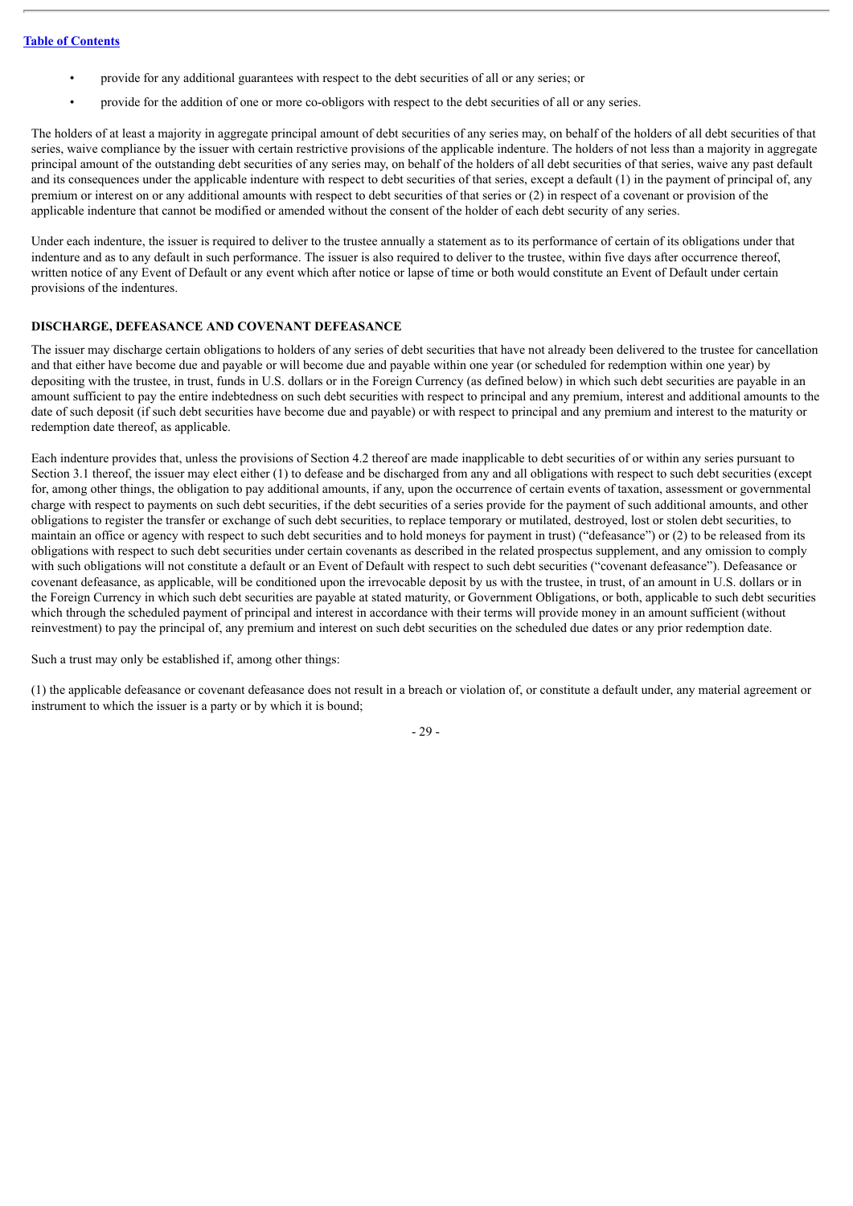- provide for any additional guarantees with respect to the debt securities of all or any series; or
- provide for the addition of one or more co-obligors with respect to the debt securities of all or any series.

The holders of at least a majority in aggregate principal amount of debt securities of any series may, on behalf of the holders of all debt securities of that series, waive compliance by the issuer with certain restrictive provisions of the applicable indenture. The holders of not less than a majority in aggregate principal amount of the outstanding debt securities of any series may, on behalf of the holders of all debt securities of that series, waive any past default and its consequences under the applicable indenture with respect to debt securities of that series, except a default (1) in the payment of principal of, any premium or interest on or any additional amounts with respect to debt securities of that series or (2) in respect of a covenant or provision of the applicable indenture that cannot be modified or amended without the consent of the holder of each debt security of any series.

Under each indenture, the issuer is required to deliver to the trustee annually a statement as to its performance of certain of its obligations under that indenture and as to any default in such performance. The issuer is also required to deliver to the trustee, within five days after occurrence thereof, written notice of any Event of Default or any event which after notice or lapse of time or both would constitute an Event of Default under certain provisions of the indentures.

## DISCHARGE, DEFEASANCE AND COVENANT DEFEASANCE

The issuer may discharge certain obligations to holders of any series of debt securities that have not already been delivered to the trustee for cancellation and that either have become due and payable or will become due and payable within one year (or scheduled for redemption within one year) by depositing with the trustee, in trust, funds in U.S. dollars or in the Foreign Currency (as defined below) in which such debt securities are payable in an amount sufficient to pay the entire indebtedness on such debt securities with respect to principal and any premium, interest and additional amounts to the date of such deposit (if such debt securities have become due and payable) or with respect to principal and any premium and interest to the maturity or redemption date thereof, as applicable.

Each indenture provides that, unless the provisions of Section 4.2 thereof are made inapplicable to debt securities of or within any series pursuant to Section 3.1 thereof, the issuer may elect either (1) to defease and be discharged from any and all obligations with respect to such debt securities (except for, among other things, the obligation to pay additional amounts, if any, upon the occurrence of certain events of taxation, assessment or governmental charge with respect to payments on such debt securities, if the debt securities of a series provide for the payment of such additional amounts, and other obligations to register the transfer or exchange of such debt securities, to replace temporary or mutilated, destroyed, lost or stolen debt securities, to maintain an office or agency with respect to such debt securities and to hold moneys for payment in trust) ("defeasance") or (2) to be released from its obligations with respect to such debt securities under certain covenants as described in the related prospectus supplement, and any omission to comply with such obligations will not constitute a default or an Event of Default with respect to such debt securities ("covenant defeasance"). Defeasance or covenant defeasance, as applicable, will be conditioned upon the irrevocable deposit by us with the trustee, in trust, of an amount in U.S. dollars or in the Foreign Currency in which such debt securities are payable at stated maturity, or Government Obligations, or both, applicable to such debt securities which through the scheduled payment of principal and interest in accordance with their terms will provide money in an amount sufficient (without reinvestment) to pay the principal of, any premium and interest on such debt securities on the scheduled due dates or any prior redemption date.

Such a trust may only be established if, among other things:

(1) the applicable defeasance or covenant defeasance does not result in a breach or violation of, or constitute a default under, any material agreement or instrument to which the issuer is a party or by which it is bound;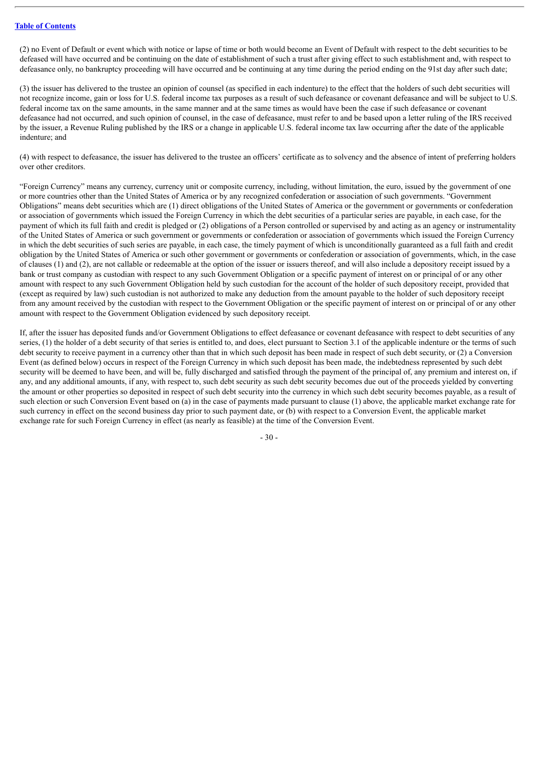(2) no Event of Default or event which with notice or lapse of time or both would become an Event of Default with respect to the debt securities to be defeased will have occurred and be continuing on the date of establishment of such a trust after giving effect to such establishment and, with respect to defeasance only, no bankruptcy proceeding will have occurred and be continuing at any time during the period ending on the 91st day after such date;

(3) the issuer has delivered to the trustee an opinion of counsel (as specified in each indenture) to the effect that the holders of such debt securities will not recognize income, gain or loss for U.S. federal income tax purposes as a result of such defeasance or covenant defeasance and will be subject to U.S. federal income tax on the same amounts, in the same manner and at the same times as would have been the case if such defeasance or covenant defeasance had not occurred, and such opinion of counsel, in the case of defeasance, must refer to and be based upon a letter ruling of the IRS received by the issuer, a Revenue Ruling published by the IRS or a change in applicable U.S. federal income tax law occurring after the date of the applicable indenture; and

(4) with respect to defeasance, the issuer has delivered to the trustee an officers' certificate as to solvency and the absence of intent of preferring holders over other creditors.

"Foreign Currency" means any currency, currency unit or composite currency, including, without limitation, the euro, issued by the government of one or more countries other than the United States of America or by any recognized confederation or association of such governments. "Government Obligations" means debt securities which are (1) direct obligations of the United States of America or the government or governments or confederation or association of governments which issued the Foreign Currency in which the debt securities of a particular series are payable, in each case, for the payment of which its full faith and credit is pledged or (2) obligations of a Person controlled or supervised by and acting as an agency or instrumentality of the United States of America or such government or governments or confederation or association of governments which issued the Foreign Currency in which the debt securities of such series are payable, in each case, the timely payment of which is unconditionally guaranteed as a full faith and credit obligation by the United States of America or such other government or governments or confederation or association of governments, which, in the case of clauses (1) and (2), are not callable or redeemable at the option of the issuer or issuers thereof, and will also include a depository receipt issued by a bank or trust company as custodian with respect to any such Government Obligation or a specific payment of interest on or principal of or any other amount with respect to any such Government Obligation held by such custodian for the account of the holder of such depository receipt, provided that (except as required by law) such custodian is not authorized to make any deduction from the amount payable to the holder of such depository receipt from any amount received by the custodian with respect to the Government Obligation or the specific payment of interest on or principal of or any other amount with respect to the Government Obligation evidenced by such depository receipt.

If, after the issuer has deposited funds and/or Government Obligations to effect defeasance or covenant defeasance with respect to debt securities of any series, (1) the holder of a debt security of that series is entitled to, and does, elect pursuant to Section 3.1 of the applicable indenture or the terms of such debt security to receive payment in a currency other than that in which such deposit has been made in respect of such debt security, or (2) a Conversion Event (as defined below) occurs in respect of the Foreign Currency in which such deposit has been made, the indebtedness represented by such debt security will be deemed to have been, and will be, fully discharged and satisfied through the payment of the principal of, any premium and interest on, if any, and any additional amounts, if any, with respect to, such debt security as such debt security becomes due out of the proceeds yielded by converting the amount or other properties so deposited in respect of such debt security into the currency in which such debt security becomes payable, as a result of such election or such Conversion Event based on (a) in the case of payments made pursuant to clause (1) above, the applicable market exchange rate for such currency in effect on the second business day prior to such payment date, or (b) with respect to a Conversion Event, the applicable market exchange rate for such Foreign Currency in effect (as nearly as feasible) at the time of the Conversion Event.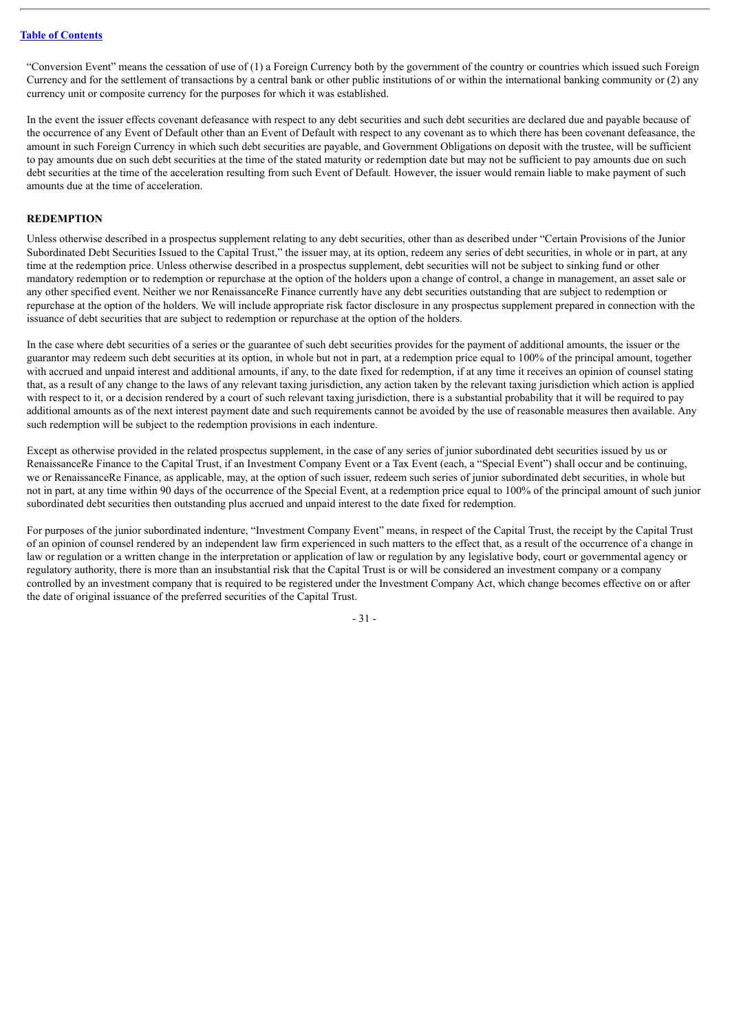"Conversion Event" means the cessation of use of (1) a Foreign Currency both by the government of the country or countries which issued such Foreign Currency and for the settlement of transactions by a central bank or other public institutions of or within the international banking community or (2) any currency unit or composite currency for the purposes for which it was established.

In the event the issuer effects covenant defeasance with respect to any debt securities and such debt securities are declared due and payable because of the occurrence of any Event of Default other than an Event of Default with respect to any covenant as to which there has been covenant defeasance, the amount in such Foreign Currency in which such debt securities are payable, and Government Obligations on deposit with the trustee, will be sufficient to pay amounts due on such debt securities at the time of the stated maturity or redemption date but may not be sufficient to pay amounts due on such debt securities at the time of the acceleration resulting from such Event of Default. However, the issuer would remain liable to make payment of such amounts due at the time of acceleration.

## REDEMPTION

Unless otherwise described in a prospectus supplement relating to any debt securities, other than as described under "Certain Provisions of the Junior Subordinated Debt Securities Issued to the Capital Trust," the issuer may, at its option, redeem any series of debt securities, in whole or in part, at any time at the redemption price. Unless otherwise described in a prospectus supplement, debt securities will not be subject to sinking fund or other mandatory redemption or to redemption or repurchase at the option of the holders upon a change of control, a change in management, an asset sale or any other specified event. Neither we nor RenaissanceRe Finance currently have any debt securities outstanding that are subject to redemption or repurchase at the option of the holders. We will include appropriate risk factor disclosure in any prospectus supplement prepared in connection with the issuance of debt securities that are subject to redemption or repurchase at the option of the holders.

In the case where debt securities of a series or the guarantee of such debt securities provides for the payment of additional amounts, the issuer or the guarantor may redeem such debt securities at its option, in whole but not in part, at a redemption price equal to 100% of the principal amount, together with accrued and unpaid interest and additional amounts, if any, to the date fixed for redemption, if at any time it receives an opinion of counsel stating that, as a result of any change to the laws of any relevant taxing jurisdiction, any action taken by the relevant taxing jurisdiction which action is applied with respect to it, or a decision rendered by a court of such relevant taxing jurisdiction, there is a substantial probability that it will be required to pay additional amounts as of the next interest payment date and such requirements cannot be avoided by the use of reasonable measures then available. Any such redemption will be subject to the redemption provisions in each indenture.

Except as otherwise provided in the related prospectus supplement, in the case of any series of junior subordinated debt securities issued by us or RenaissanceRe Finance to the Capital Trust, if an Investment Company Event or a Tax Event (each, a "Special Event") shall occur and be continuing, we or RenaissanceRe Finance, as applicable, may, at the option of such issuer, redeem such series of junior subordinated debt securities, in whole but not in part, at any time within 90 days of the occurrence of the Special Event, at a redemption price equal to 100% of the principal amount of such junior subordinated debt securities then outstanding plus accrued and unpaid interest to the date fixed for redemption.

For purposes of the junior subordinated indenture, "Investment Company Event" means, in respect of the Capital Trust, the receipt by the Capital Trust of an opinion of counsel rendered by an independent law firm experienced in such matters to the effect that, as a result of the occurrence of a change in law or regulation or a written change in the interpretation or application of law or regulation by any legislative body, court or governmental agency or regulatory authority, there is more than an insubstantial risk that the Capital Trust is or will be considered an investment company or a company controlled by an investment company that is required to be registered under the Investment Company Act, which change becomes effective on or after the date of original issuance of the preferred securities of the Capital Trust.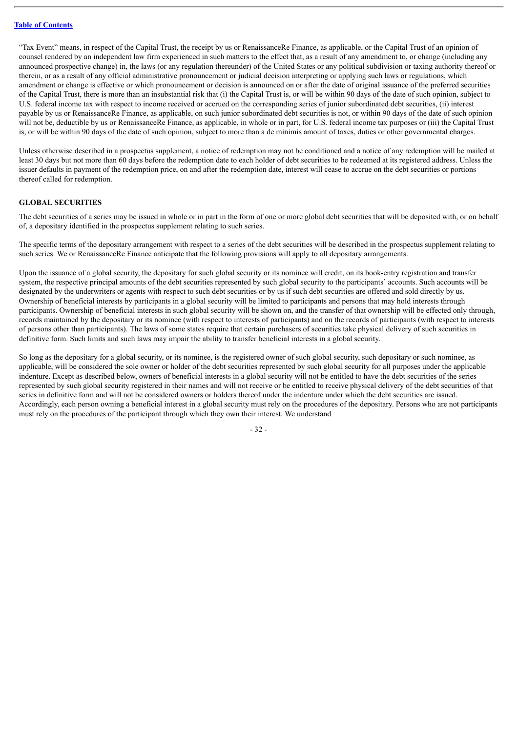"Tax Event" means, in respect of the Capital Trust, the receipt by us or RenaissanceRe Finance, as applicable, or the Capital Trust of an opinion of counsel rendered by an independent law firm experienced in such matters to the effect that, as a result of any amendment to, or change (including any announced prospective change) in, the laws (or any regulation thereunder) of the United States or any political subdivision or taxing authority thereof or therein, or as a result of any official administrative pronouncement or judicial decision interpreting or applying such laws or regulations, which amendment or change is effective or which pronouncement or decision is announced on or after the date of original issuance of the preferred securities of the Capital Trust, there is more than an insubstantial risk that (i) the Capital Trust is, or will be within 90 days of the date of such opinion, subject to U.S. federal income tax with respect to income received or accrued on the corresponding series of junior subordinated debt securities, (ii) interest payable by us or RenaissanceRe Finance, as applicable, on such junior subordinated debt securities is not, or within 90 days of the date of such opinion will not be, deductible by us or RenaissanceRe Finance, as applicable, in whole or in part, for U.S. federal income tax purposes or (iii) the Capital Trust is, or will be within 90 days of the date of such opinion, subject to more than a de minimis amount of taxes, duties or other governmental charges.

Unless otherwise described in a prospectus supplement, a notice of redemption may not be conditioned and a notice of any redemption will be mailed at least 30 days but not more than 60 days before the redemption date to each holder of debt securities to be redeemed at its registered address. Unless the issuer defaults in payment of the redemption price, on and after the redemption date, interest will cease to accrue on the debt securities or portions thereof called for redemption.

## GLOBAL SECURITIES

The debt securities of a series may be issued in whole or in part in the form of one or more global debt securities that will be deposited with, or on behalf of, a depositary identified in the prospectus supplement relating to such series.

The specific terms of the depositary arrangement with respect to a series of the debt securities will be described in the prospectus supplement relating to such series. We or RenaissanceRe Finance anticipate that the following provisions will apply to all depositary arrangements.

Upon the issuance of a global security, the depositary for such global security or its nominee will credit, on its book-entry registration and transfer system, the respective principal amounts of the debt securities represented by such global security to the participants' accounts. Such accounts will be designated by the underwriters or agents with respect to such debt securities or by us if such debt securities are offered and sold directly by us. Ownership of beneficial interests by participants in a global security will be limited to participants and persons that may hold interests through participants. Ownership of beneficial interests in such global security will be shown on, and the transfer of that ownership will be effected only through, records maintained by the depositary or its nominee (with respect to interests of participants) and on the records of participants (with respect to interests of persons other than participants). The laws of some states require that certain purchasers of securities take physical delivery of such securities in definitive form. Such limits and such laws may impair the ability to transfer beneficial interests in a global security.

So long as the depositary for a global security, or its nominee, is the registered owner of such global security, such depositary or such nominee, as applicable, will be considered the sole owner or holder of the debt securities represented by such global security for all purposes under the applicable indenture. Except as described below, owners of beneficial interests in a global security will not be entitled to have the debt securities of the series represented by such global security registered in their names and will not receive or be entitled to receive physical delivery of the debt securities of that series in definitive form and will not be considered owners or holders thereof under the indenture under which the debt securities are issued. Accordingly, each person owning a beneficial interest in a global security must rely on the procedures of the depositary. Persons who are not participants must rely on the procedures of the participant through which they own their interest. We understand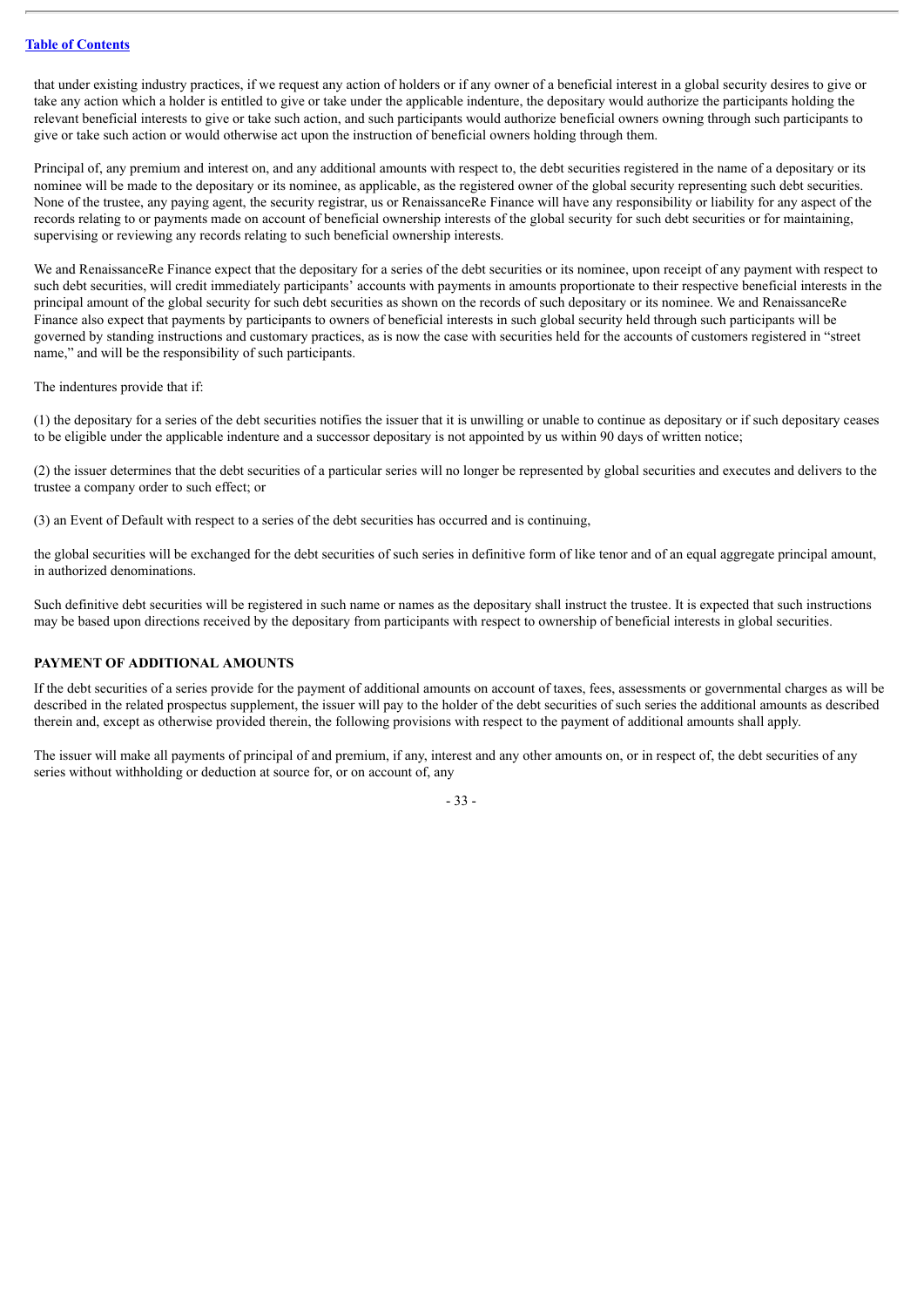that under existing industry practices, if we request any action of holders or if any owner of a beneficial interest in a global security desires to give or take any action which a holder is entitled to give or take under the applicable indenture, the depositary would authorize the participants holding the relevant beneficial interests to give or take such action, and such participants would authorize beneficial owners owning through such participants to give or take such action or would otherwise act upon the instruction of beneficial owners holding through them.

Principal of, any premium and interest on, and any additional amounts with respect to, the debt securities registered in the name of a depositary or its nominee will be made to the depositary or its nominee, as applicable, as the registered owner of the global security representing such debt securities. None of the trustee, any paying agent, the security registrar, us or RenaissanceRe Finance will have any responsibility or liability for any aspect of the records relating to or payments made on account of beneficial ownership interests of the global security for such debt securities or for maintaining, supervising or reviewing any records relating to such beneficial ownership interests.

We and RenaissanceRe Finance expect that the depositary for a series of the debt securities or its nominee, upon receipt of any payment with respect to such debt securities, will credit immediately participants' accounts with payments in amounts proportionate to their respective beneficial interests in the principal amount of the global security for such debt securities as shown on the records of such depositary or its nominee. We and RenaissanceRe Finance also expect that payments by participants to owners of beneficial interests in such global security held through such participants will be governed by standing instructions and customary practices, as is now the case with securities held for the accounts of customers registered in "street name," and will be the responsibility of such participants.

The indentures provide that if:

(1) the depositary for a series of the debt securities notifies the issuer that it is unwilling or unable to continue as depositary or if such depositary ceases to be eligible under the applicable indenture and a successor depositary is not appointed by us within 90 days of written notice;

(2) the issuer determines that the debt securities of a particular series will no longer be represented by global securities and executes and delivers to the trustee a company order to such effect; or

(3) an Event of Default with respect to a series of the debt securities has occurred and is continuing,

the global securities will be exchanged for the debt securities of such series in definitive form of like tenor and of an equal aggregate principal amount, in authorized denominations.

Such definitive debt securities will be registered in such name or names as the depositary shall instruct the trustee. It is expected that such instructions may be based upon directions received by the depositary from participants with respect to ownership of beneficial interests in global securities.

## PAYMENT OF ADDITIONAL AMOUNTS

If the debt securities of a series provide for the payment of additional amounts on account of taxes, fees, assessments or governmental charges as will be described in the related prospectus supplement, the issuer will pay to the holder of the debt securities of such series the additional amounts as described therein and, except as otherwise provided therein, the following provisions with respect to the payment of additional amounts shall apply.

The issuer will make all payments of principal of and premium, if any, interest and any other amounts on, or in respect of, the debt securities of any series without withholding or deduction at source for, or on account of, any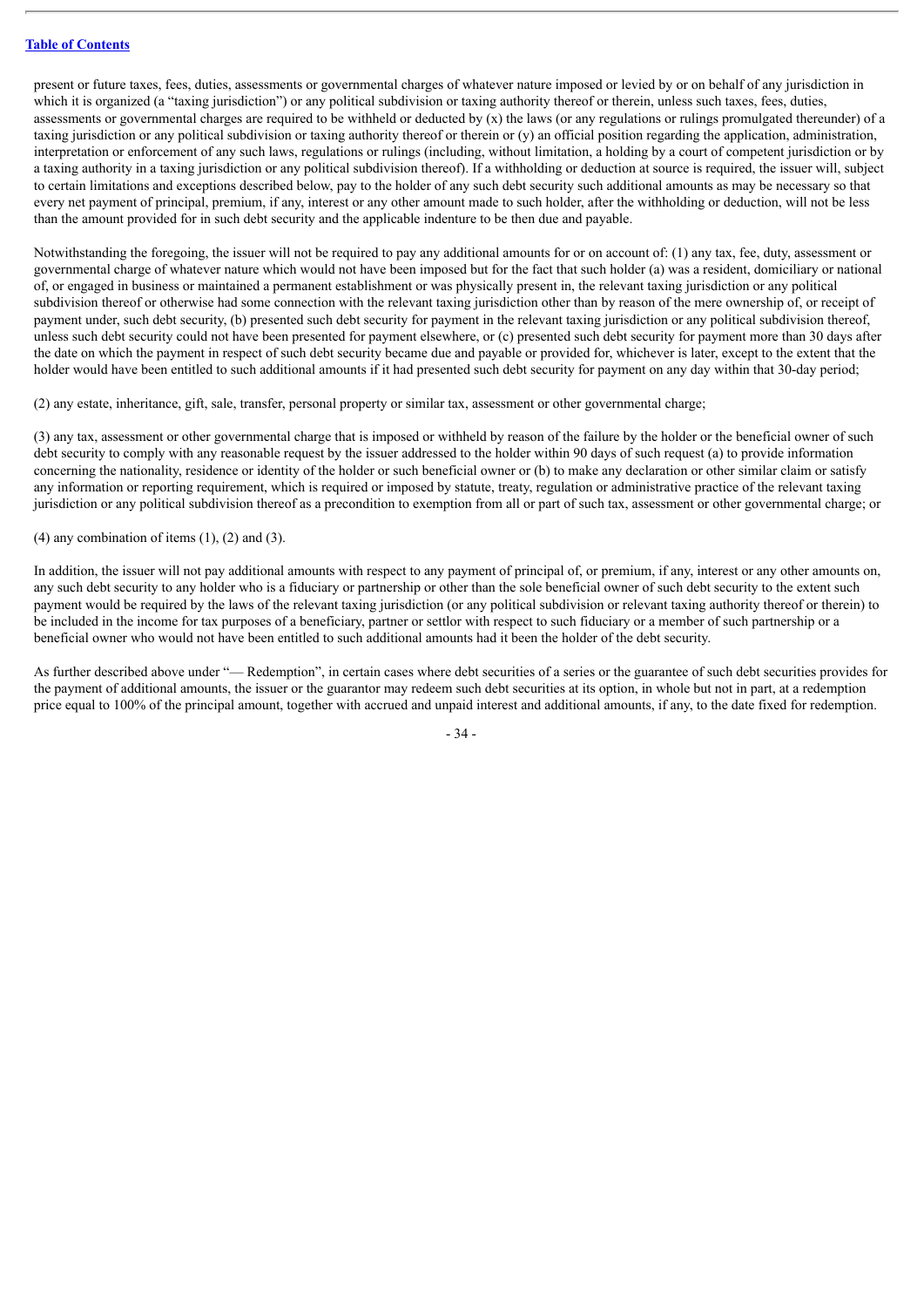present or future taxes, fees, duties, assessments or governmental charges of whatever nature imposed or levied by or on behalf of any jurisdiction in which it is organized (a "taxing jurisdiction") or any political subdivision or taxing authority thereof or therein, unless such taxes, fees, duties, assessments or governmental charges are required to be withheld or deducted by (x) the laws (or any regulations or rulings promulgated thereunder) of a taxing jurisdiction or any political subdivision or taxing authority thereof or therein or (y) an official position regarding the application, administration, interpretation or enforcement of any such laws, regulations or rulings (including, without limitation, a holding by a court of competent jurisdiction or by a taxing authority in a taxing jurisdiction or any political subdivision thereof). If a withholding or deduction at source is required, the issuer will, subject to certain limitations and exceptions described below, pay to the holder of any such debt security such additional amounts as may be necessary so that every net payment of principal, premium, if any, interest or any other amount made to such holder, after the withholding or deduction, will not be less than the amount provided for in such debt security and the applicable indenture to be then due and payable.

Notwithstanding the foregoing, the issuer will not be required to pay any additional amounts for or on account of: (1) any tax, fee, duty, assessment or governmental charge of whatever nature which would not have been imposed but for the fact that such holder (a) was a resident, domiciliary or national of, or engaged in business or maintained a permanent establishment or was physically present in, the relevant taxing jurisdiction or any political subdivision thereof or otherwise had some connection with the relevant taxing jurisdiction other than by reason of the mere ownership of, or receipt of payment under, such debt security, (b) presented such debt security for payment in the relevant taxing jurisdiction or any political subdivision thereof, unless such debt security could not have been presented for payment elsewhere, or (c) presented such debt security for payment more than 30 days after the date on which the payment in respect of such debt security became due and payable or provided for, whichever is later, except to the extent that the holder would have been entitled to such additional amounts if it had presented such debt security for payment on any day within that 30-day period;

(2) any estate, inheritance, gift, sale, transfer, personal property or similar tax, assessment or other governmental charge;

(3) any tax, assessment or other governmental charge that is imposed or withheld by reason of the failure by the holder or the beneficial owner of such debt security to comply with any reasonable request by the issuer addressed to the holder within 90 days of such request (a) to provide information concerning the nationality, residence or identity of the holder or such beneficial owner or (b) to make any declaration or other similar claim or satisfy any information or reporting requirement, which is required or imposed by statute, treaty, regulation or administrative practice of the relevant taxing jurisdiction or any political subdivision thereof as a precondition to exemption from all or part of such tax, assessment or other governmental charge; or

(4) any combination of items (1), (2) and (3).

In addition, the issuer will not pay additional amounts with respect to any payment of principal of, or premium, if any, interest or any other amounts on, any such debt security to any holder who is a fiduciary or partnership or other than the sole beneficial owner of such debt security to the extent such payment would be required by the laws of the relevant taxing jurisdiction (or any political subdivision or relevant taxing authority thereof or therein) to be included in the income for tax purposes of a beneficiary, partner or settlor with respect to such fiduciary or a member of such partnership or a beneficial owner who would not have been entitled to such additional amounts had it been the holder of the debt security.

As further described above under "— Redemption", in certain cases where debt securities of a series or the guarantee of such debt securities provides for the payment of additional amounts, the issuer or the guarantor may redeem such debt securities at its option, in whole but not in part, at a redemption price equal to 100% of the principal amount, together with accrued and unpaid interest and additional amounts, if any, to the date fixed for redemption.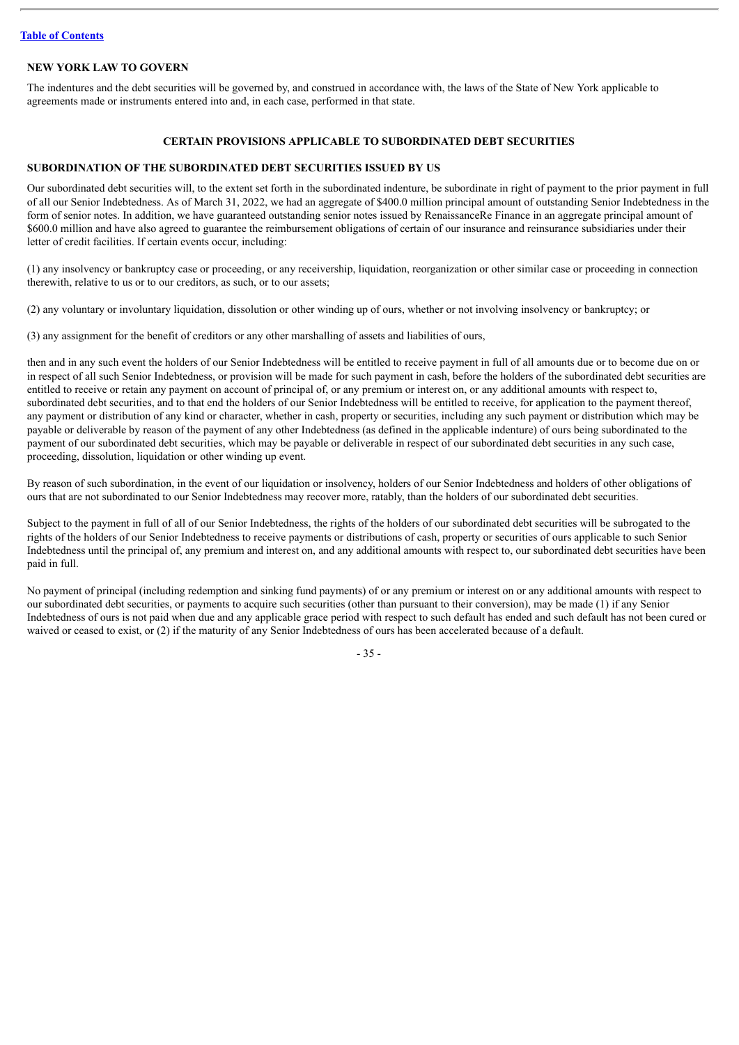## NEW YORK LAW TO GOVERN

The indentures and the debt securities will be governed by, and construed in accordance with, the laws of the State of New York applicable to agreements made or instruments entered into and, in each case, performed in that state.

## CERTAIN PROVISIONS APPLICABLE TO SUBORDINATED DEBT SECURITIES

### SUBORDINATION OF THE SUBORDINATED DEBT SECURITIES ISSUED BY US

Our subordinated debt securities will, to the extent set forth in the subordinated indenture, be subordinate in right of payment to the prior payment in full of all our Senior Indebtedness. As of March 31, 2022, we had an aggregate of $400.0 million principal amount of outstanding Senior Indebtedness in the form of senior notes. In addition, we have guaranteed outstanding senior notes issued by RenaissanceRe Finance in an aggregate principal amount of $600.0 million and have also agreed to guarantee the reimbursement obligations of certain of our insurance and reinsurance subsidiaries under their letter of credit facilities. If certain events occur, including:

(1) any insolvency or bankruptcy case or proceeding, or any receivership, liquidation, reorganization or other similar case or proceeding in connection therewith, relative to us or to our creditors, as such, or to our assets;

(2) any voluntary or involuntary liquidation, dissolution or other winding up of ours, whether or not involving insolvency or bankruptcy; or

(3) any assignment for the benefit of creditors or any other marshalling of assets and liabilities of ours,

then and in any such event the holders of our Senior Indebtedness will be entitled to receive payment in full of all amounts due or to become due on or in respect of all such Senior Indebtedness, or provision will be made for such payment in cash, before the holders of the subordinated debt securities are entitled to receive or retain any payment on account of principal of, or any premium or interest on, or any additional amounts with respect to, subordinated debt securities, and to that end the holders of our Senior Indebtedness will be entitled to receive, for application to the payment thereof, any payment or distribution of any kind or character, whether in cash, property or securities, including any such payment or distribution which may be payable or deliverable by reason of the payment of any other Indebtedness (as defined in the applicable indenture) of ours being subordinated to the payment of our subordinated debt securities, which may be payable or deliverable in respect of our subordinated debt securities in any such case, proceeding, dissolution, liquidation or other winding up event.

By reason of such subordination, in the event of our liquidation or insolvency, holders of our Senior Indebtedness and holders of other obligations of ours that are not subordinated to our Senior Indebtedness may recover more, ratably, than the holders of our subordinated debt securities.

Subject to the payment in full of all of our Senior Indebtedness, the rights of the holders of our subordinated debt securities will be subrogated to the rights of the holders of our Senior Indebtedness to receive payments or distributions of cash, property or securities of ours applicable to such Senior Indebtedness until the principal of, any premium and interest on, and any additional amounts with respect to, our subordinated debt securities have been paid in full.

No payment of principal (including redemption and sinking fund payments) of or any premium or interest on or any additional amounts with respect to our subordinated debt securities, or payments to acquire such securities (other than pursuant to their conversion), may be made (1) if any Senior Indebtedness of ours is not paid when due and any applicable grace period with respect to such default has ended and such default has not been cured or waived or ceased to exist, or (2) if the maturity of any Senior Indebtedness of ours has been accelerated because of a default.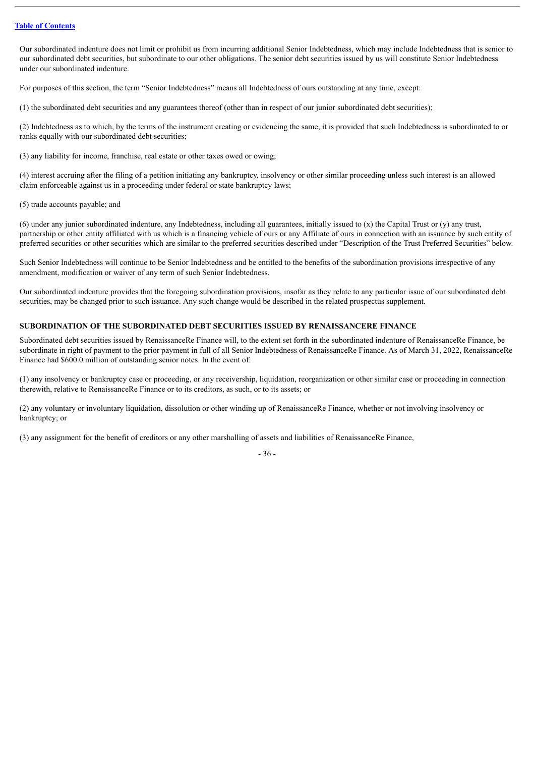Our subordinated indenture does not limit or prohibit us from incurring additional Senior Indebtedness, which may include Indebtedness that is senior to our subordinated debt securities, but subordinate to our other obligations. The senior debt securities issued by us will constitute Senior Indebtedness under our subordinated indenture.

For purposes of this section, the term "Senior Indebtedness" means all Indebtedness of ours outstanding at any time, except:

(1) the subordinated debt securities and any guarantees thereof (other than in respect of our junior subordinated debt securities);

(2) Indebtedness as to which, by the terms of the instrument creating or evidencing the same, it is provided that such Indebtedness is subordinated to or ranks equally with our subordinated debt securities;

(3) any liability for income, franchise, real estate or other taxes owed or owing;

(4) interest accruing after the filing of a petition initiating any bankruptcy, insolvency or other similar proceeding unless such interest is an allowed claim enforceable against us in a proceeding under federal or state bankruptcy laws;

(5) trade accounts payable; and

(6) under any junior subordinated indenture, any Indebtedness, including all guarantees, initially issued to (x) the Capital Trust or (y) any trust, partnership or other entity affiliated with us which is a financing vehicle of ours or any Affiliate of ours in connection with an issuance by such entity of preferred securities or other securities which are similar to the preferred securities described under "Description of the Trust Preferred Securities" below.

Such Senior Indebtedness will continue to be Senior Indebtedness and be entitled to the benefits of the subordination provisions irrespective of any amendment, modification or waiver of any term of such Senior Indebtedness.

Our subordinated indenture provides that the foregoing subordination provisions, insofar as they relate to any particular issue of our subordinated debt securities, may be changed prior to such issuance. Any such change would be described in the related prospectus supplement.

## SUBORDINATION OF THE SUBORDINATED DEBT SECURITIES ISSUED BY RENAISSANCERE FINANCE

Subordinated debt securities issued by RenaissanceRe Finance will, to the extent set forth in the subordinated indenture of RenaissanceRe Finance, be subordinate in right of payment to the prior payment in full of all Senior Indebtedness of RenaissanceRe Finance. As of March 31, 2022, RenaissanceRe Finance had $600.0 million of outstanding senior notes. In the event of:

(1) any insolvency or bankruptcy case or proceeding, or any receivership, liquidation, reorganization or other similar case or proceeding in connection therewith, relative to RenaissanceRe Finance or to its creditors, as such, or to its assets; or

(2) any voluntary or involuntary liquidation, dissolution or other winding up of RenaissanceRe Finance, whether or not involving insolvency or bankruptcy; or

(3) any assignment for the benefit of creditors or any other marshalling of assets and liabilities of RenaissanceRe Finance,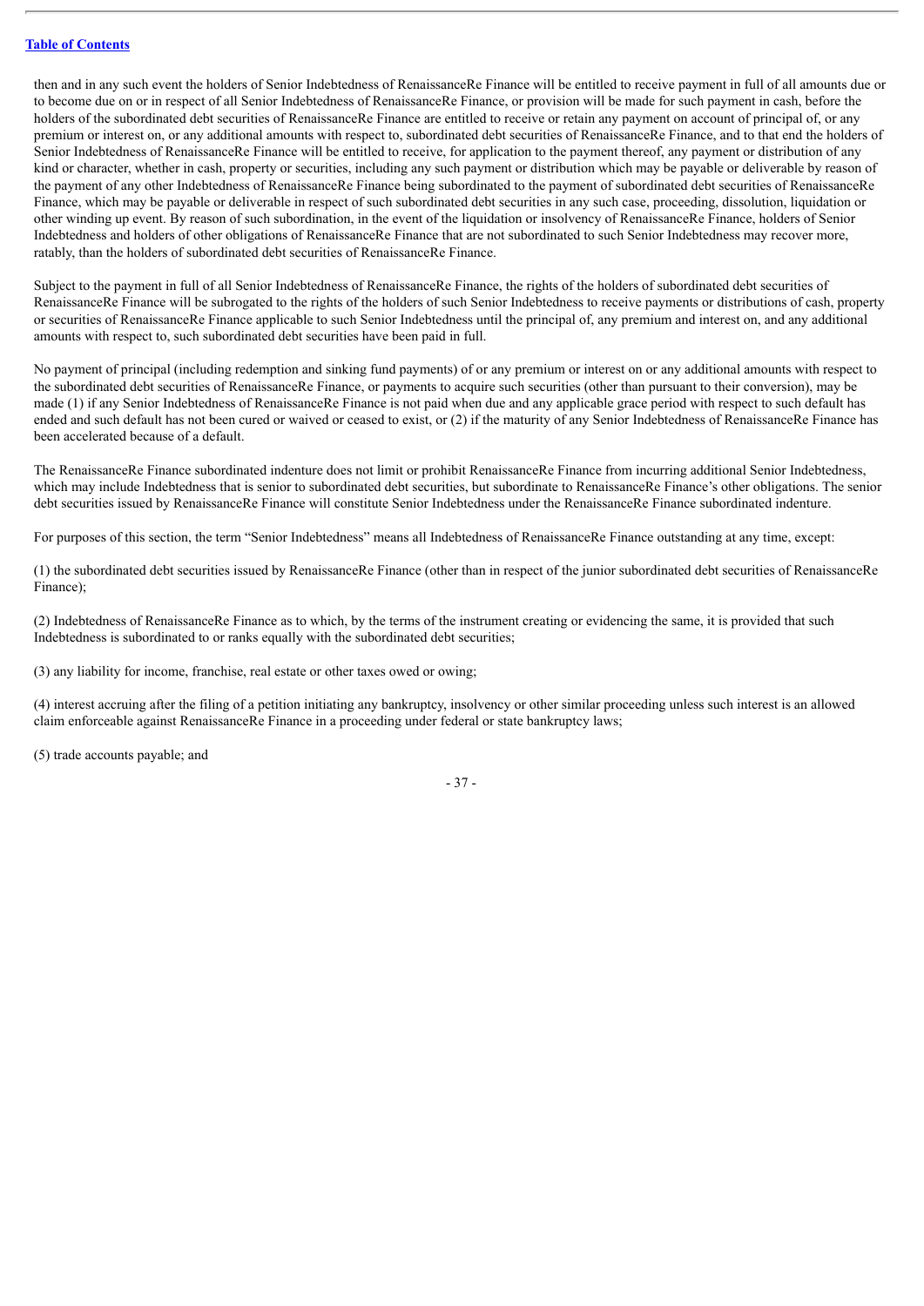then and in any such event the holders of Senior Indebtedness of RenaissanceRe Finance will be entitled to receive payment in full of all amounts due or to become due on or in respect of all Senior Indebtedness of RenaissanceRe Finance, or provision will be made for such payment in cash, before the holders of the subordinated debt securities of RenaissanceRe Finance are entitled to receive or retain any payment on account of principal of, or any premium or interest on, or any additional amounts with respect to, subordinated debt securities of RenaissanceRe Finance, and to that end the holders of Senior Indebtedness of RenaissanceRe Finance will be entitled to receive, for application to the payment thereof, any payment or distribution of any kind or character, whether in cash, property or securities, including any such payment or distribution which may be payable or deliverable by reason of the payment of any other Indebtedness of RenaissanceRe Finance being subordinated to the payment of subordinated debt securities of RenaissanceRe Finance, which may be payable or deliverable in respect of such subordinated debt securities in any such case, proceeding, dissolution, liquidation or other winding up event. By reason of such subordination, in the event of the liquidation or insolvency of RenaissanceRe Finance, holders of Senior Indebtedness and holders of other obligations of RenaissanceRe Finance that are not subordinated to such Senior Indebtedness may recover more, ratably, than the holders of subordinated debt securities of RenaissanceRe Finance.

Subject to the payment in full of all Senior Indebtedness of RenaissanceRe Finance, the rights of the holders of subordinated debt securities of RenaissanceRe Finance will be subrogated to the rights of the holders of such Senior Indebtedness to receive payments or distributions of cash, property or securities of RenaissanceRe Finance applicable to such Senior Indebtedness until the principal of, any premium and interest on, and any additional amounts with respect to, such subordinated debt securities have been paid in full.

No payment of principal (including redemption and sinking fund payments) of or any premium or interest on or any additional amounts with respect to the subordinated debt securities of RenaissanceRe Finance, or payments to acquire such securities (other than pursuant to their conversion), may be made (1) if any Senior Indebtedness of RenaissanceRe Finance is not paid when due and any applicable grace period with respect to such default has ended and such default has not been cured or waived or ceased to exist, or (2) if the maturity of any Senior Indebtedness of RenaissanceRe Finance has been accelerated because of a default.

The RenaissanceRe Finance subordinated indenture does not limit or prohibit RenaissanceRe Finance from incurring additional Senior Indebtedness, which may include Indebtedness that is senior to subordinated debt securities, but subordinate to RenaissanceRe Finance's other obligations. The senior debt securities issued by RenaissanceRe Finance will constitute Senior Indebtedness under the RenaissanceRe Finance subordinated indenture.

For purposes of this section, the term "Senior Indebtedness" means all Indebtedness of RenaissanceRe Finance outstanding at any time, except:

(1) the subordinated debt securities issued by RenaissanceRe Finance (other than in respect of the junior subordinated debt securities of RenaissanceRe Finance);

(2) Indebtedness of RenaissanceRe Finance as to which, by the terms of the instrument creating or evidencing the same, it is provided that such Indebtedness is subordinated to or ranks equally with the subordinated debt securities;

(3) any liability for income, franchise, real estate or other taxes owed or owing;

(4) interest accruing after the filing of a petition initiating any bankruptcy, insolvency or other similar proceeding unless such interest is an allowed claim enforceable against RenaissanceRe Finance in a proceeding under federal or state bankruptcy laws;

(5) trade accounts payable; and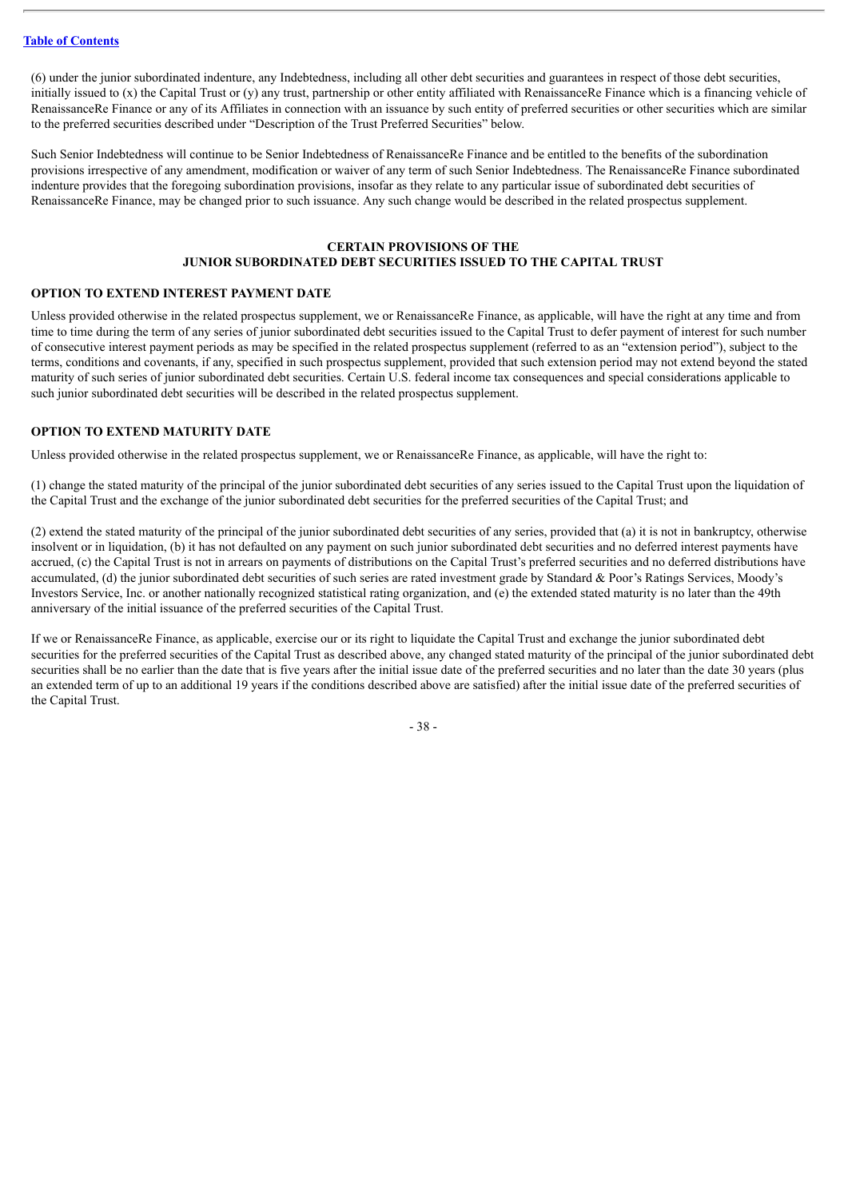(6) under the junior subordinated indenture, any Indebtedness, including all other debt securities and guarantees in respect of those debt securities, initially issued to (x) the Capital Trust or (y) any trust, partnership or other entity affiliated with RenaissanceRe Finance which is a financing vehicle of RenaissanceRe Finance or any of its Affiliates in connection with an issuance by such entity of preferred securities or other securities which are similar to the preferred securities described under "Description of the Trust Preferred Securities" below.

Such Senior Indebtedness will continue to be Senior Indebtedness of RenaissanceRe Finance and be entitled to the benefits of the subordination provisions irrespective of any amendment, modification or waiver of any term of such Senior Indebtedness. The RenaissanceRe Finance subordinated indenture provides that the foregoing subordination provisions, insofar as they relate to any particular issue of subordinated debt securities of RenaissanceRe Finance, may be changed prior to such issuance. Any such change would be described in the related prospectus supplement.

## CERTAIN PROVISIONS OF THE JUNIOR SUBORDINATED DEBT SECURITIES ISSUED TO THE CAPITAL TRUST

### OPTION TO EXTEND INTEREST PAYMENT DATE

Unless provided otherwise in the related prospectus supplement, we or RenaissanceRe Finance, as applicable, will have the right at any time and from time to time during the term of any series of junior subordinated debt securities issued to the Capital Trust to defer payment of interest for such number of consecutive interest payment periods as may be specified in the related prospectus supplement (referred to as an "extension period"), subject to the terms, conditions and covenants, if any, specified in such prospectus supplement, provided that such extension period may not extend beyond the stated maturity of such series of junior subordinated debt securities. Certain U.S. federal income tax consequences and special considerations applicable to such junior subordinated debt securities will be described in the related prospectus supplement.

### OPTION TO EXTEND MATURITY DATE

Unless provided otherwise in the related prospectus supplement, we or RenaissanceRe Finance, as applicable, will have the right to:

(1) change the stated maturity of the principal of the junior subordinated debt securities of any series issued to the Capital Trust upon the liquidation of the Capital Trust and the exchange of the junior subordinated debt securities for the preferred securities of the Capital Trust; and

(2) extend the stated maturity of the principal of the junior subordinated debt securities of any series, provided that (a) it is not in bankruptcy, otherwise insolvent or in liquidation, (b) it has not defaulted on any payment on such junior subordinated debt securities and no deferred interest payments have accrued, (c) the Capital Trust is not in arrears on payments of distributions on the Capital Trust's preferred securities and no deferred distributions have accumulated, (d) the junior subordinated debt securities of such series are rated investment grade by Standard & Poor's Ratings Services, Moody's Investors Service, Inc. or another nationally recognized statistical rating organization, and (e) the extended stated maturity is no later than the 49th anniversary of the initial issuance of the preferred securities of the Capital Trust.

If we or RenaissanceRe Finance, as applicable, exercise our or its right to liquidate the Capital Trust and exchange the junior subordinated debt securities for the preferred securities of the Capital Trust as described above, any changed stated maturity of the principal of the junior subordinated debt securities shall be no earlier than the date that is five years after the initial issue date of the preferred securities and no later than the date 30 years (plus an extended term of up to an additional 19 years if the conditions described above are satisfied) after the initial issue date of the preferred securities of the Capital Trust.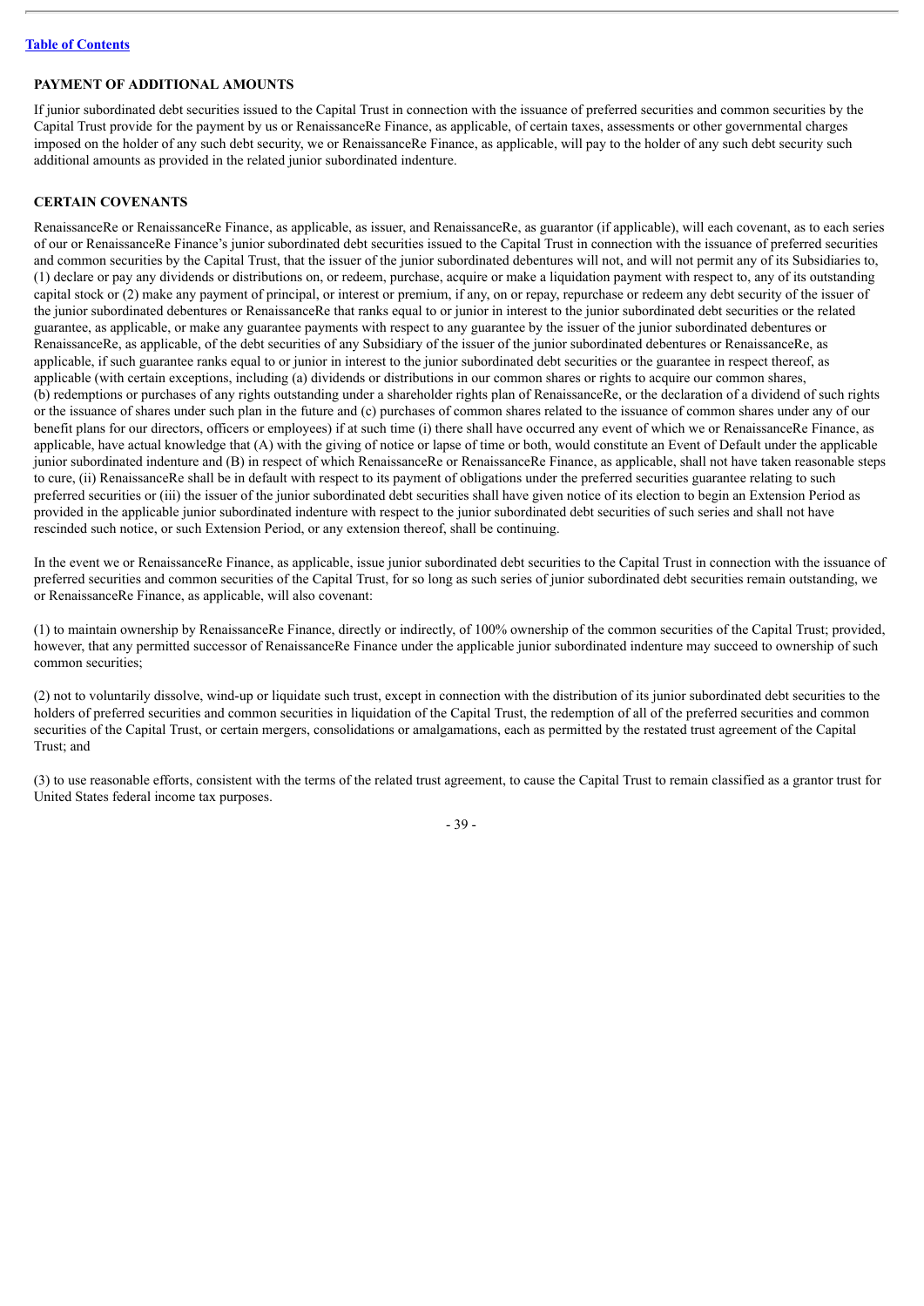## PAYMENT OF ADDITIONAL AMOUNTS

If junior subordinated debt securities issued to the Capital Trust in connection with the issuance of preferred securities and common securities by the Capital Trust provide for the payment by us or RenaissanceRe Finance, as applicable, of certain taxes, assessments or other governmental charges imposed on the holder of any such debt security, we or RenaissanceRe Finance, as applicable, will pay to the holder of any such debt security such additional amounts as provided in the related junior subordinated indenture.

## CERTAIN COVENANTS

RenaissanceRe or RenaissanceRe Finance, as applicable, as issuer, and RenaissanceRe, as guarantor (if applicable), will each covenant, as to each series of our or RenaissanceRe Finance's junior subordinated debt securities issued to the Capital Trust in connection with the issuance of preferred securities and common securities by the Capital Trust, that the issuer of the junior subordinated debentures will not, and will not permit any of its Subsidiaries to, (1) declare or pay any dividends or distributions on, or redeem, purchase, acquire or make a liquidation payment with respect to, any of its outstanding capital stock or (2) make any payment of principal, or interest or premium, if any, on or repay, repurchase or redeem any debt security of the issuer of the junior subordinated debentures or RenaissanceRe that ranks equal to or junior in interest to the junior subordinated debt securities or the related guarantee, as applicable, or make any guarantee payments with respect to any guarantee by the issuer of the junior subordinated debentures or RenaissanceRe, as applicable, of the debt securities of any Subsidiary of the issuer of the junior subordinated debentures or RenaissanceRe, as applicable, if such guarantee ranks equal to or junior in interest to the junior subordinated debt securities or the guarantee in respect thereof, as applicable (with certain exceptions, including (a) dividends or distributions in our common shares or rights to acquire our common shares, (b) redemptions or purchases of any rights outstanding under a shareholder rights plan of RenaissanceRe, or the declaration of a dividend of such rights or the issuance of shares under such plan in the future and (c) purchases of common shares related to the issuance of common shares under any of our benefit plans for our directors, officers or employees) if at such time (i) there shall have occurred any event of which we or RenaissanceRe Finance, as applicable, have actual knowledge that (A) with the giving of notice or lapse of time or both, would constitute an Event of Default under the applicable junior subordinated indenture and (B) in respect of which RenaissanceRe or RenaissanceRe Finance, as applicable, shall not have taken reasonable steps to cure, (ii) RenaissanceRe shall be in default with respect to its payment of obligations under the preferred securities guarantee relating to such preferred securities or (iii) the issuer of the junior subordinated debt securities shall have given notice of its election to begin an Extension Period as provided in the applicable junior subordinated indenture with respect to the junior subordinated debt securities of such series and shall not have rescinded such notice, or such Extension Period, or any extension thereof, shall be continuing.

In the event we or RenaissanceRe Finance, as applicable, issue junior subordinated debt securities to the Capital Trust in connection with the issuance of preferred securities and common securities of the Capital Trust, for so long as such series of junior subordinated debt securities remain outstanding, we or RenaissanceRe Finance, as applicable, will also covenant:

(1) to maintain ownership by RenaissanceRe Finance, directly or indirectly, of 100% ownership of the common securities of the Capital Trust; provided, however, that any permitted successor of RenaissanceRe Finance under the applicable junior subordinated indenture may succeed to ownership of such common securities;

(2) not to voluntarily dissolve, wind-up or liquidate such trust, except in connection with the distribution of its junior subordinated debt securities to the holders of preferred securities and common securities in liquidation of the Capital Trust, the redemption of all of the preferred securities and common securities of the Capital Trust, or certain mergers, consolidations or amalgamations, each as permitted by the restated trust agreement of the Capital Trust; and

(3) to use reasonable efforts, consistent with the terms of the related trust agreement, to cause the Capital Trust to remain classified as a grantor trust for United States federal income tax purposes.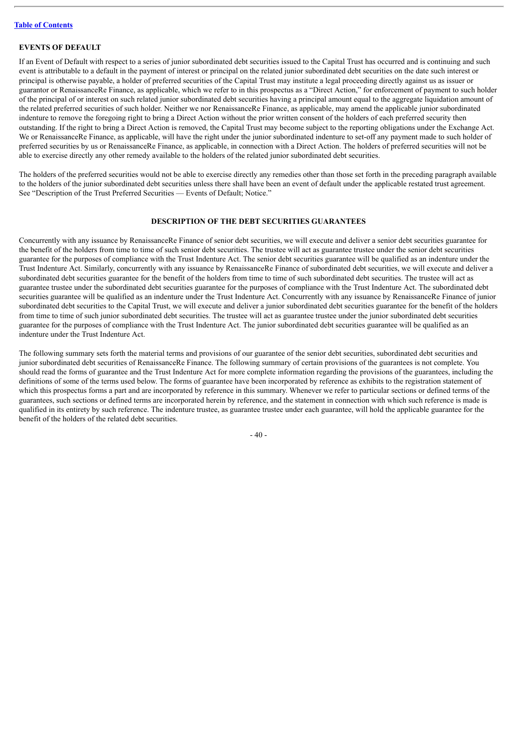## EVENTS OF DEFAULT

If an Event of Default with respect to a series of junior subordinated debt securities issued to the Capital Trust has occurred and is continuing and such event is attributable to a default in the payment of interest or principal on the related junior subordinated debt securities on the date such interest or principal is otherwise payable, a holder of preferred securities of the Capital Trust may institute a legal proceeding directly against us as issuer or guarantor or RenaissanceRe Finance, as applicable, which we refer to in this prospectus as a "Direct Action," for enforcement of payment to such holder of the principal of or interest on such related junior subordinated debt securities having a principal amount equal to the aggregate liquidation amount of the related preferred securities of such holder. Neither we nor RenaissanceRe Finance, as applicable, may amend the applicable junior subordinated indenture to remove the foregoing right to bring a Direct Action without the prior written consent of the holders of each preferred security then outstanding. If the right to bring a Direct Action is removed, the Capital Trust may become subject to the reporting obligations under the Exchange Act. We or RenaissanceRe Finance, as applicable, will have the right under the junior subordinated indenture to set-off any payment made to such holder of preferred securities by us or RenaissanceRe Finance, as applicable, in connection with a Direct Action. The holders of preferred securities will not be able to exercise directly any other remedy available to the holders of the related junior subordinated debt securities.

The holders of the preferred securities would not be able to exercise directly any remedies other than those set forth in the preceding paragraph available to the holders of the junior subordinated debt securities unless there shall have been an event of default under the applicable restated trust agreement. See "Description of the Trust Preferred Securities — Events of Default; Notice."

## DESCRIPTION OF THE DEBT SECURITIES GUARANTEES

Concurrently with any issuance by RenaissanceRe Finance of senior debt securities, we will execute and deliver a senior debt securities guarantee for the benefit of the holders from time to time of such senior debt securities. The trustee will act as guarantee trustee under the senior debt securities guarantee for the purposes of compliance with the Trust Indenture Act. The senior debt securities guarantee will be qualified as an indenture under the Trust Indenture Act. Similarly, concurrently with any issuance by RenaissanceRe Finance of subordinated debt securities, we will execute and deliver a subordinated debt securities guarantee for the benefit of the holders from time to time of such subordinated debt securities. The trustee will act as guarantee trustee under the subordinated debt securities guarantee for the purposes of compliance with the Trust Indenture Act. The subordinated debt securities guarantee will be qualified as an indenture under the Trust Indenture Act. Concurrently with any issuance by RenaissanceRe Finance of junior subordinated debt securities to the Capital Trust, we will execute and deliver a junior subordinated debt securities guarantee for the benefit of the holders from time to time of such junior subordinated debt securities. The trustee will act as guarantee trustee under the junior subordinated debt securities guarantee for the purposes of compliance with the Trust Indenture Act. The junior subordinated debt securities guarantee will be qualified as an indenture under the Trust Indenture Act.

The following summary sets forth the material terms and provisions of our guarantee of the senior debt securities, subordinated debt securities and junior subordinated debt securities of RenaissanceRe Finance. The following summary of certain provisions of the guarantees is not complete. You should read the forms of guarantee and the Trust Indenture Act for more complete information regarding the provisions of the guarantees, including the definitions of some of the terms used below. The forms of guarantee have been incorporated by reference as exhibits to the registration statement of which this prospectus forms a part and are incorporated by reference in this summary. Whenever we refer to particular sections or defined terms of the guarantees, such sections or defined terms are incorporated herein by reference, and the statement in connection with which such reference is made is qualified in its entirety by such reference. The indenture trustee, as guarantee trustee under each guarantee, will hold the applicable guarantee for the benefit of the holders of the related debt securities.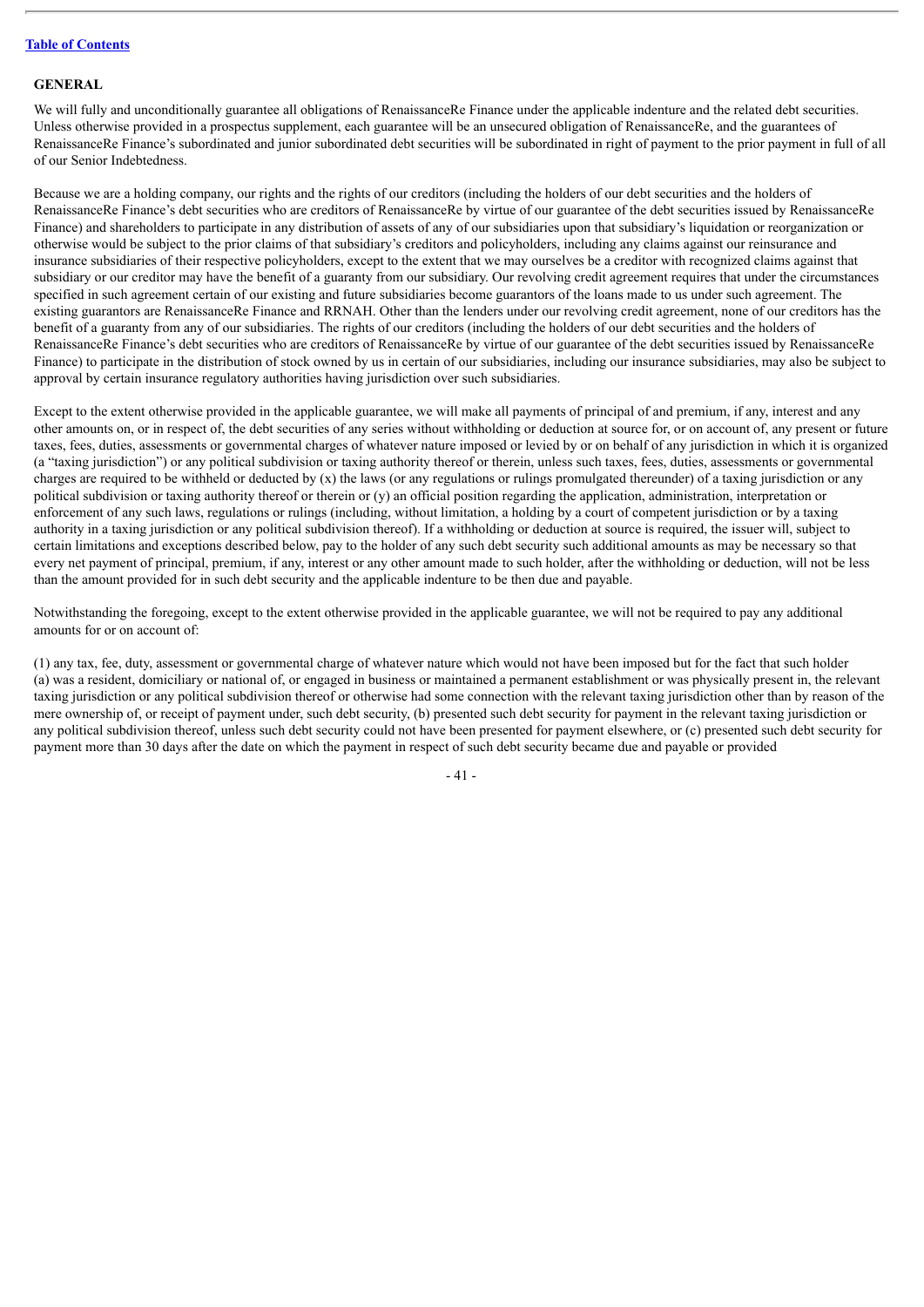## GENERAL

We will fully and unconditionally guarantee all obligations of RenaissanceRe Finance under the applicable indenture and the related debt securities. Unless otherwise provided in a prospectus supplement, each guarantee will be an unsecured obligation of RenaissanceRe, and the guarantees of RenaissanceRe Finance's subordinated and junior subordinated debt securities will be subordinated in right of payment to the prior payment in full of all of our Senior Indebtedness.

Because we are a holding company, our rights and the rights of our creditors (including the holders of our debt securities and the holders of RenaissanceRe Finance's debt securities who are creditors of RenaissanceRe by virtue of our guarantee of the debt securities issued by RenaissanceRe Finance) and shareholders to participate in any distribution of assets of any of our subsidiaries upon that subsidiary's liquidation or reorganization or otherwise would be subject to the prior claims of that subsidiary's creditors and policyholders, including any claims against our reinsurance and insurance subsidiaries of their respective policyholders, except to the extent that we may ourselves be a creditor with recognized claims against that subsidiary or our creditor may have the benefit of a guaranty from our subsidiary. Our revolving credit agreement requires that under the circumstances specified in such agreement certain of our existing and future subsidiaries become guarantors of the loans made to us under such agreement. The existing guarantors are RenaissanceRe Finance and RRNAH. Other than the lenders under our revolving credit agreement, none of our creditors has the benefit of a guaranty from any of our subsidiaries. The rights of our creditors (including the holders of our debt securities and the holders of RenaissanceRe Finance's debt securities who are creditors of RenaissanceRe by virtue of our guarantee of the debt securities issued by RenaissanceRe Finance) to participate in the distribution of stock owned by us in certain of our subsidiaries, including our insurance subsidiaries, may also be subject to approval by certain insurance regulatory authorities having jurisdiction over such subsidiaries.

Except to the extent otherwise provided in the applicable guarantee, we will make all payments of principal of and premium, if any, interest and any other amounts on, or in respect of, the debt securities of any series without withholding or deduction at source for, or on account of, any present or future taxes, fees, duties, assessments or governmental charges of whatever nature imposed or levied by or on behalf of any jurisdiction in which it is organized (a "taxing jurisdiction") or any political subdivision or taxing authority thereof or therein, unless such taxes, fees, duties, assessments or governmental charges are required to be withheld or deducted by (x) the laws (or any regulations or rulings promulgated thereunder) of a taxing jurisdiction or any political subdivision or taxing authority thereof or therein or (y) an official position regarding the application, administration, interpretation or enforcement of any such laws, regulations or rulings (including, without limitation, a holding by a court of competent jurisdiction or by a taxing authority in a taxing jurisdiction or any political subdivision thereof). If a withholding or deduction at source is required, the issuer will, subject to certain limitations and exceptions described below, pay to the holder of any such debt security such additional amounts as may be necessary so that every net payment of principal, premium, if any, interest or any other amount made to such holder, after the withholding or deduction, will not be less than the amount provided for in such debt security and the applicable indenture to be then due and payable.

Notwithstanding the foregoing, except to the extent otherwise provided in the applicable guarantee, we will not be required to pay any additional amounts for or on account of:

(1) any tax, fee, duty, assessment or governmental charge of whatever nature which would not have been imposed but for the fact that such holder (a) was a resident, domiciliary or national of, or engaged in business or maintained a permanent establishment or was physically present in, the relevant taxing jurisdiction or any political subdivision thereof or otherwise had some connection with the relevant taxing jurisdiction other than by reason of the mere ownership of, or receipt of payment under, such debt security, (b) presented such debt security for payment in the relevant taxing jurisdiction or any political subdivision thereof, unless such debt security could not have been presented for payment elsewhere, or (c) presented such debt security for payment more than 30 days after the date on which the payment in respect of such debt security became due and payable or provided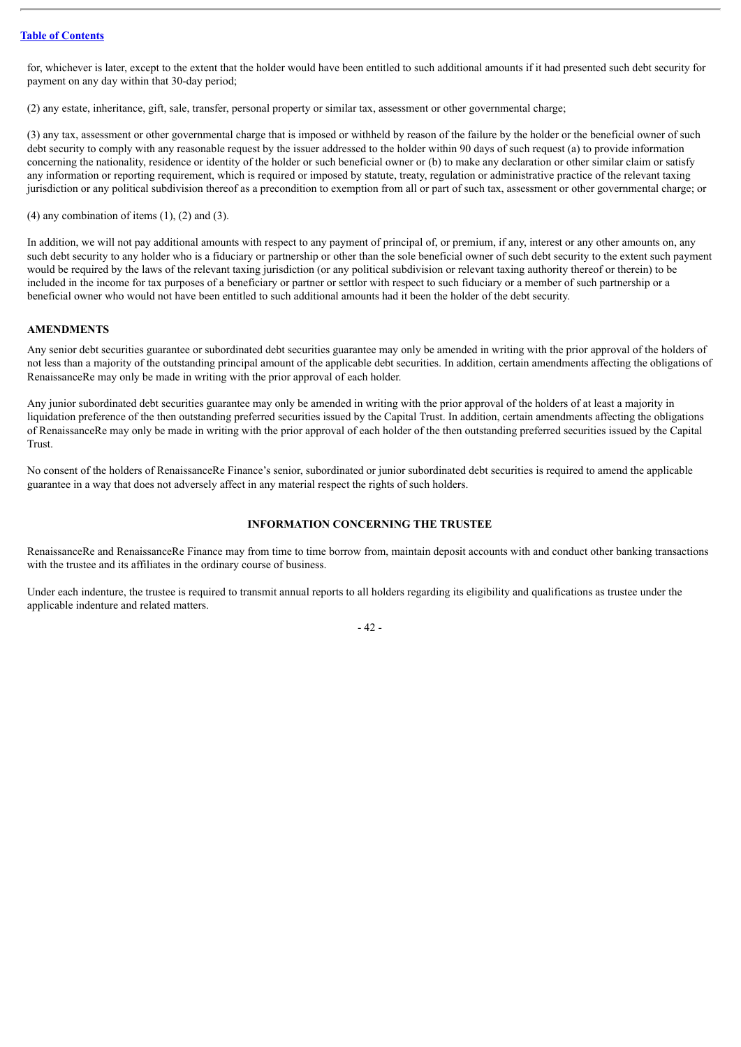for, whichever is later, except to the extent that the holder would have been entitled to such additional amounts if it had presented such debt security for payment on any day within that 30-day period;

(2) any estate, inheritance, gift, sale, transfer, personal property or similar tax, assessment or other governmental charge;

(3) any tax, assessment or other governmental charge that is imposed or withheld by reason of the failure by the holder or the beneficial owner of such debt security to comply with any reasonable request by the issuer addressed to the holder within 90 days of such request (a) to provide information concerning the nationality, residence or identity of the holder or such beneficial owner or (b) to make any declaration or other similar claim or satisfy any information or reporting requirement, which is required or imposed by statute, treaty, regulation or administrative practice of the relevant taxing jurisdiction or any political subdivision thereof as a precondition to exemption from all or part of such tax, assessment or other governmental charge; or

(4) any combination of items (1), (2) and (3).

In addition, we will not pay additional amounts with respect to any payment of principal of, or premium, if any, interest or any other amounts on, any such debt security to any holder who is a fiduciary or partnership or other than the sole beneficial owner of such debt security to the extent such payment would be required by the laws of the relevant taxing jurisdiction (or any political subdivision or relevant taxing authority thereof or therein) to be included in the income for tax purposes of a beneficiary or partner or settlor with respect to such fiduciary or a member of such partnership or a beneficial owner who would not have been entitled to such additional amounts had it been the holder of the debt security.

### AMENDMENTS

Any senior debt securities guarantee or subordinated debt securities guarantee may only be amended in writing with the prior approval of the holders of not less than a majority of the outstanding principal amount of the applicable debt securities. In addition, certain amendments affecting the obligations of RenaissanceRe may only be made in writing with the prior approval of each holder.

Any junior subordinated debt securities guarantee may only be amended in writing with the prior approval of the holders of at least a majority in liquidation preference of the then outstanding preferred securities issued by the Capital Trust. In addition, certain amendments affecting the obligations of RenaissanceRe may only be made in writing with the prior approval of each holder of the then outstanding preferred securities issued by the Capital Trust.

No consent of the holders of RenaissanceRe Finance's senior, subordinated or junior subordinated debt securities is required to amend the applicable guarantee in a way that does not adversely affect in any material respect the rights of such holders.

## INFORMATION CONCERNING THE TRUSTEE

RenaissanceRe and RenaissanceRe Finance may from time to time borrow from, maintain deposit accounts with and conduct other banking transactions with the trustee and its affiliates in the ordinary course of business.

Under each indenture, the trustee is required to transmit annual reports to all holders regarding its eligibility and qualifications as trustee under the applicable indenture and related matters.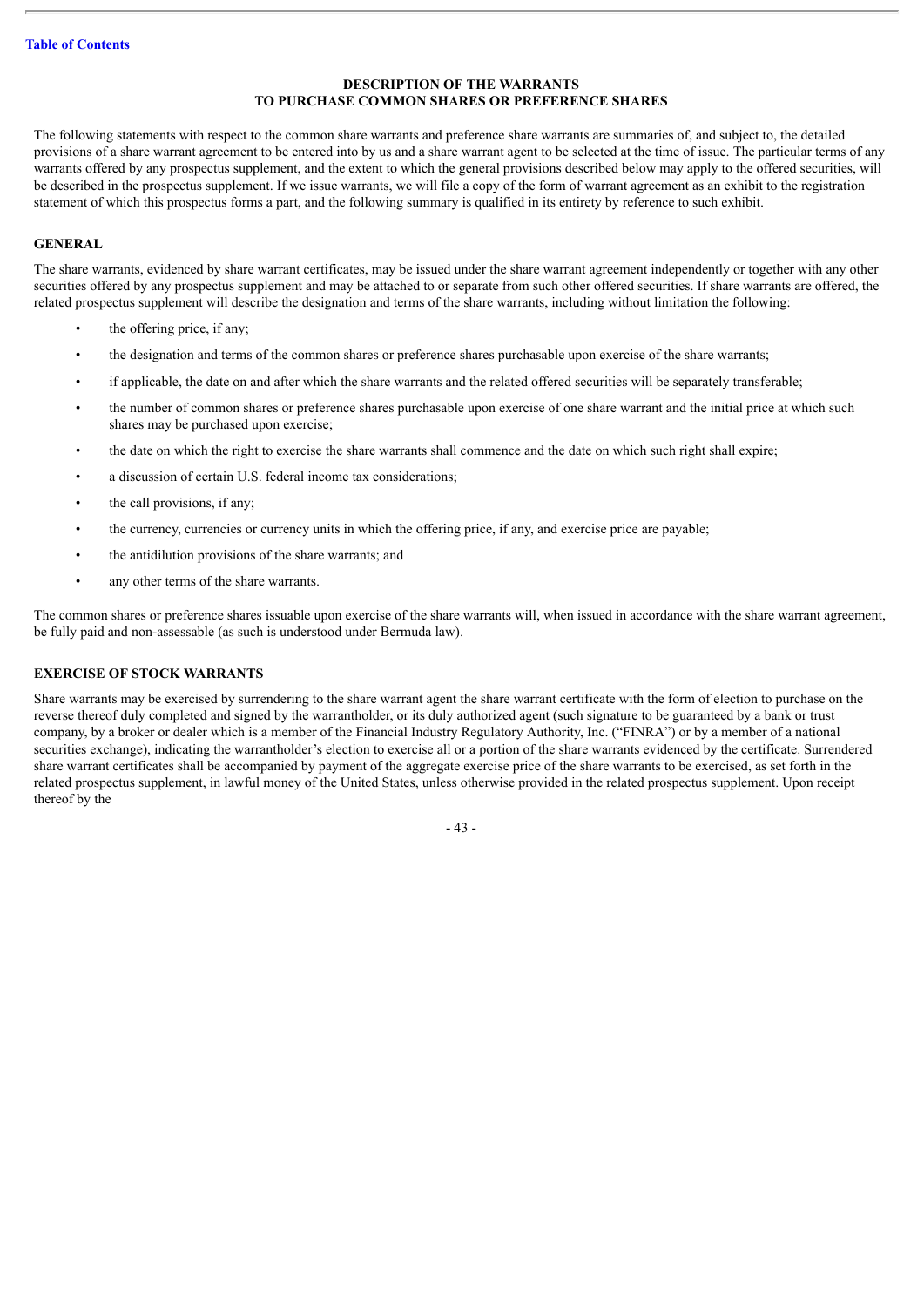# DESCRIPTION OF THE WARRANTS TO PURCHASE COMMON SHARES OR PREFERENCE SHARES

The following statements with respect to the common share warrants and preference share warrants are summaries of, and subject to, the detailed provisions of a share warrant agreement to be entered into by us and a share warrant agent to be selected at the time of issue. The particular terms of any warrants offered by any prospectus supplement, and the extent to which the general provisions described below may apply to the offered securities, will be described in the prospectus supplement. If we issue warrants, we will file a copy of the form of warrant agreement as an exhibit to the registration statement of which this prospectus forms a part, and the following summary is qualified in its entirety by reference to such exhibit.

## GENERAL

The share warrants, evidenced by share warrant certificates, may be issued under the share warrant agreement independently or together with any other securities offered by any prospectus supplement and may be attached to or separate from such other offered securities. If share warrants are offered, the related prospectus supplement will describe the designation and terms of the share warrants, including without limitation the following:

- the offering price, if any;
- the designation and terms of the common shares or preference shares purchasable upon exercise of the share warrants;
- if applicable, the date on and after which the share warrants and the related offered securities will be separately transferable;
- the number of common shares or preference shares purchasable upon exercise of one share warrant and the initial price at which such shares may be purchased upon exercise;
- the date on which the right to exercise the share warrants shall commence and the date on which such right shall expire;
- a discussion of certain U.S. federal income tax considerations;
- the call provisions, if any;
- the currency, currencies or currency units in which the offering price, if any, and exercise price are payable;
- the antidilution provisions of the share warrants; and
- any other terms of the share warrants.

The common shares or preference shares issuable upon exercise of the share warrants will, when issued in accordance with the share warrant agreement, be fully paid and non-assessable (as such is understood under Bermuda law).

## EXERCISE OF STOCK WARRANTS

Share warrants may be exercised by surrendering to the share warrant agent the share warrant certificate with the form of election to purchase on the reverse thereof duly completed and signed by the warrantholder, or its duly authorized agent (such signature to be guaranteed by a bank or trust company, by a broker or dealer which is a member of the Financial Industry Regulatory Authority, Inc. ("FINRA") or by a member of a national securities exchange), indicating the warrantholder's election to exercise all or a portion of the share warrants evidenced by the certificate. Surrendered share warrant certificates shall be accompanied by payment of the aggregate exercise price of the share warrants to be exercised, as set forth in the related prospectus supplement, in lawful money of the United States, unless otherwise provided in the related prospectus supplement. Upon receipt thereof by the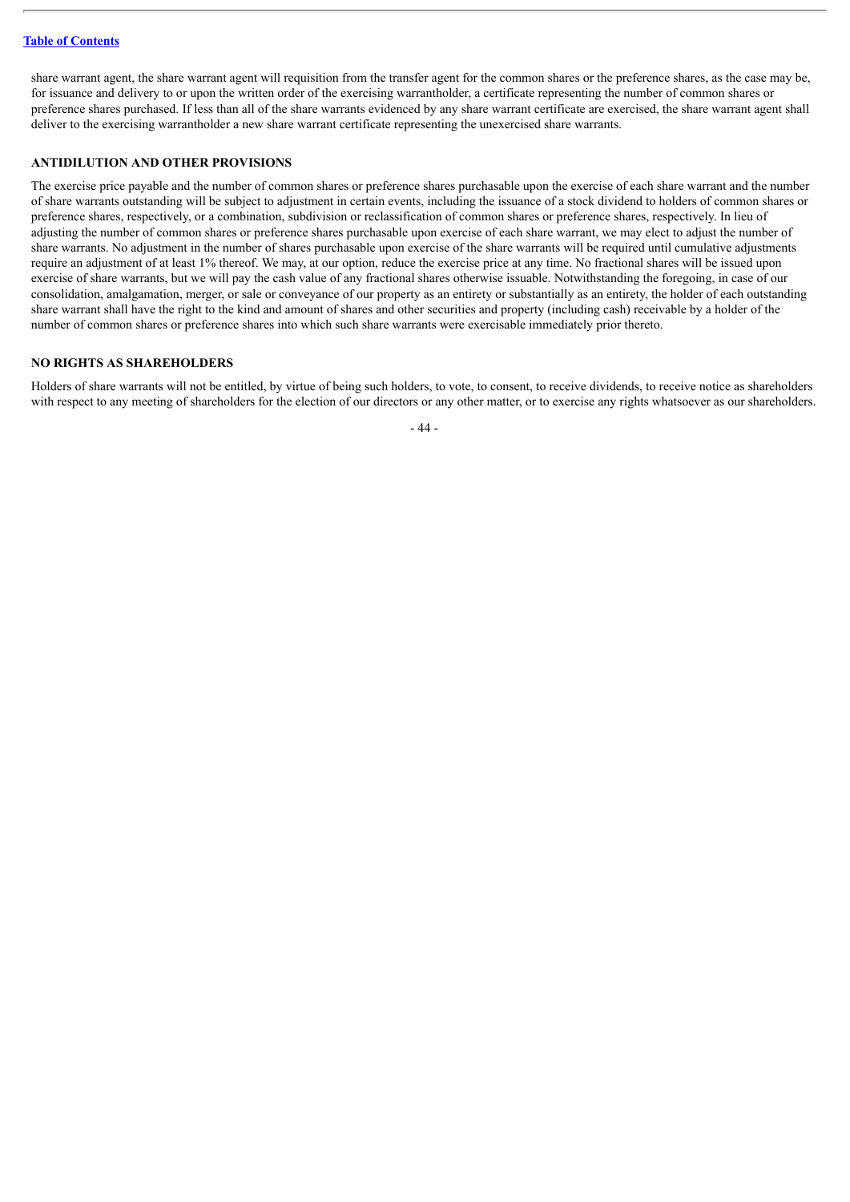share warrant agent, the share warrant agent will requisition from the transfer agent for the common shares or the preference shares, as the case may be, for issuance and delivery to or upon the written order of the exercising warrantholder, a certificate representing the number of common shares or preference shares purchased. If less than all of the share warrants evidenced by any share warrant certificate are exercised, the share warrant agent shall deliver to the exercising warrantholder a new share warrant certificate representing the unexercised share warrants.

## ANTIDILUTION AND OTHER PROVISIONS

The exercise price payable and the number of common shares or preference shares purchasable upon the exercise of each share warrant and the number of share warrants outstanding will be subject to adjustment in certain events, including the issuance of a stock dividend to holders of common shares or preference shares, respectively, or a combination, subdivision or reclassification of common shares or preference shares, respectively. In lieu of adjusting the number of common shares or preference shares purchasable upon exercise of each share warrant, we may elect to adjust the number of share warrants. No adjustment in the number of shares purchasable upon exercise of the share warrants will be required until cumulative adjustments require an adjustment of at least 1% thereof. We may, at our option, reduce the exercise price at any time. No fractional shares will be issued upon exercise of share warrants, but we will pay the cash value of any fractional shares otherwise issuable. Notwithstanding the foregoing, in case of our consolidation, amalgamation, merger, or sale or conveyance of our property as an entirety or substantially as an entirety, the holder of each outstanding share warrant shall have the right to the kind and amount of shares and other securities and property (including cash) receivable by a holder of the number of common shares or preference shares into which such share warrants were exercisable immediately prior thereto.

## NO RIGHTS AS SHAREHOLDERS

Holders of share warrants will not be entitled, by virtue of being such holders, to vote, to consent, to receive dividends, to receive notice as shareholders with respect to any meeting of shareholders for the election of our directors or any other matter, or to exercise any rights whatsoever as our shareholders.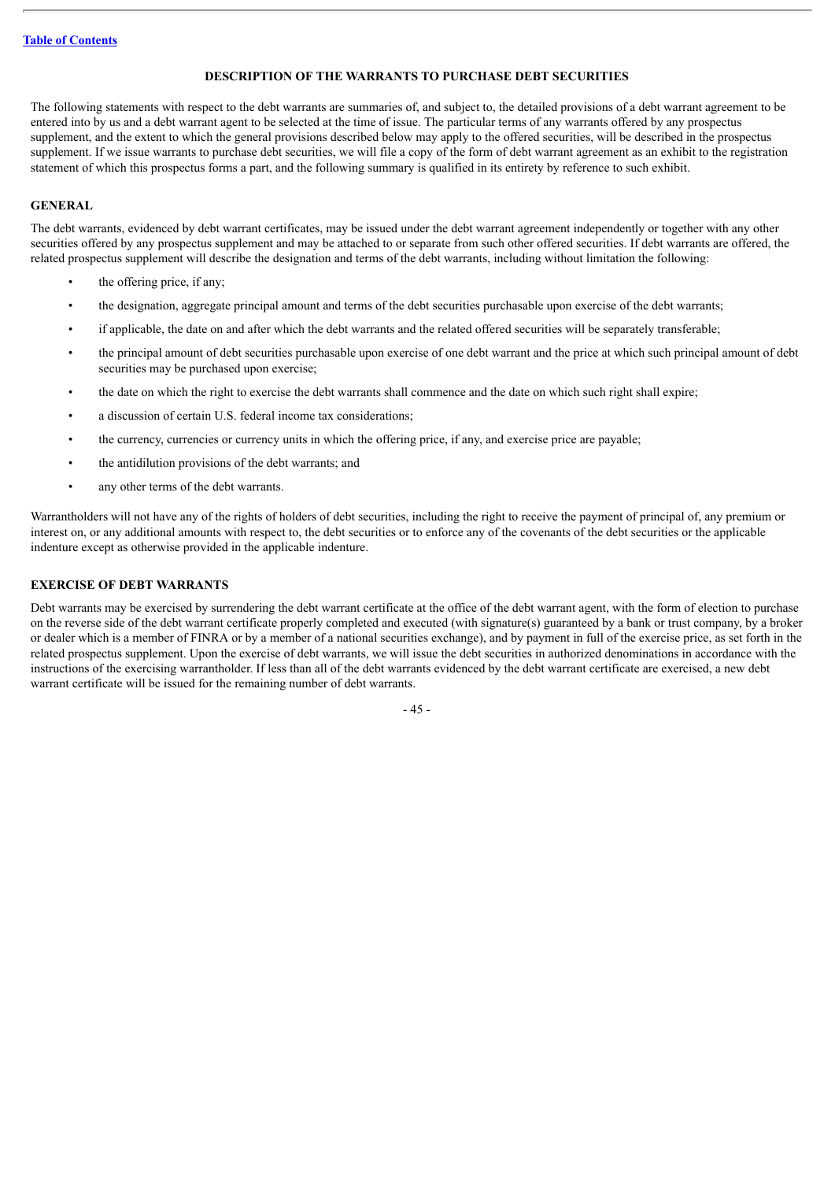## DESCRIPTION OF THE WARRANTS TO PURCHASE DEBT SECURITIES

The following statements with respect to the debt warrants are summaries of, and subject to, the detailed provisions of a debt warrant agreement to be entered into by us and a debt warrant agent to be selected at the time of issue. The particular terms of any warrants offered by any prospectus supplement, and the extent to which the general provisions described below may apply to the offered securities, will be described in the prospectus supplement. If we issue warrants to purchase debt securities, we will file a copy of the form of debt warrant agreement as an exhibit to the registration statement of which this prospectus forms a part, and the following summary is qualified in its entirety by reference to such exhibit.

### GENERAL

The debt warrants, evidenced by debt warrant certificates, may be issued under the debt warrant agreement independently or together with any other securities offered by any prospectus supplement and may be attached to or separate from such other offered securities. If debt warrants are offered, the related prospectus supplement will describe the designation and terms of the debt warrants, including without limitation the following:

- the offering price, if any;
- the designation, aggregate principal amount and terms of the debt securities purchasable upon exercise of the debt warrants;
- if applicable, the date on and after which the debt warrants and the related offered securities will be separately transferable;
- the principal amount of debt securities purchasable upon exercise of one debt warrant and the price at which such principal amount of debt securities may be purchased upon exercise;
- the date on which the right to exercise the debt warrants shall commence and the date on which such right shall expire;
- a discussion of certain U.S. federal income tax considerations;
- the currency, currencies or currency units in which the offering price, if any, and exercise price are payable;
- the antidilution provisions of the debt warrants; and
- any other terms of the debt warrants.

Warrantholders will not have any of the rights of holders of debt securities, including the right to receive the payment of principal of, any premium or interest on, or any additional amounts with respect to, the debt securities or to enforce any of the covenants of the debt securities or the applicable indenture except as otherwise provided in the applicable indenture.

### EXERCISE OF DEBT WARRANTS

Debt warrants may be exercised by surrendering the debt warrant certificate at the office of the debt warrant agent, with the form of election to purchase on the reverse side of the debt warrant certificate properly completed and executed (with signature(s) guaranteed by a bank or trust company, by a broker or dealer which is a member of FINRA or by a member of a national securities exchange), and by payment in full of the exercise price, as set forth in the related prospectus supplement. Upon the exercise of debt warrants, we will issue the debt securities in authorized denominations in accordance with the instructions of the exercising warrantholder. If less than all of the debt warrants evidenced by the debt warrant certificate are exercised, a new debt warrant certificate will be issued for the remaining number of debt warrants.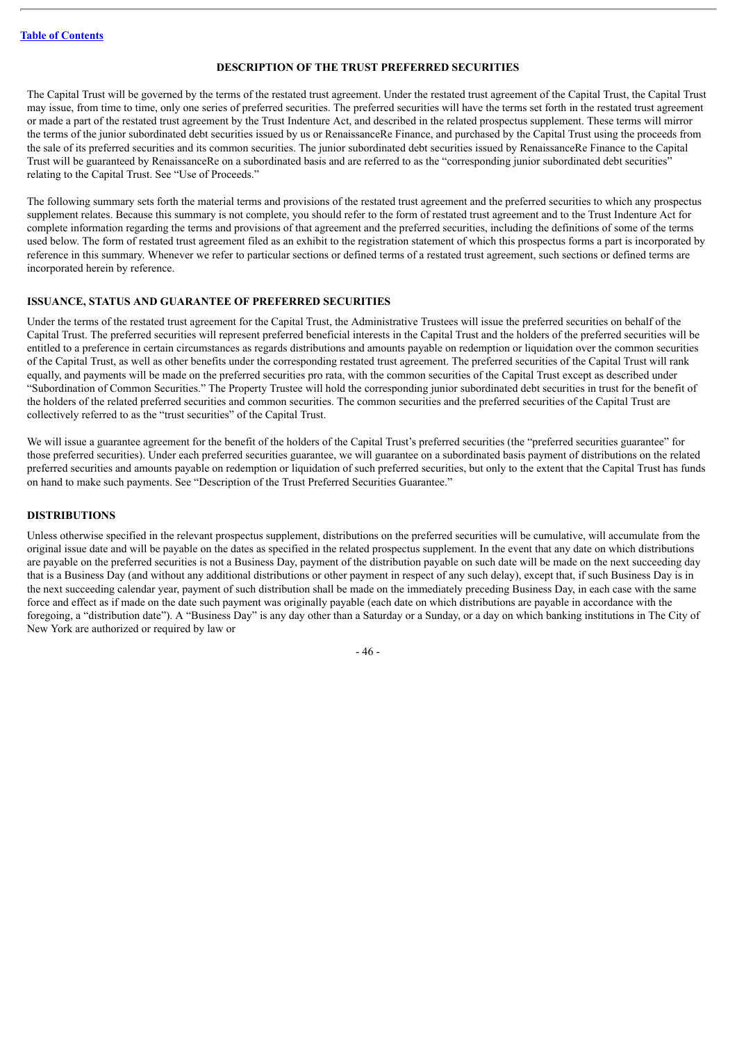## DESCRIPTION OF THE TRUST PREFERRED SECURITIES

The Capital Trust will be governed by the terms of the restated trust agreement. Under the restated trust agreement of the Capital Trust, the Capital Trust may issue, from time to time, only one series of preferred securities. The preferred securities will have the terms set forth in the restated trust agreement or made a part of the restated trust agreement by the Trust Indenture Act, and described in the related prospectus supplement. These terms will mirror the terms of the junior subordinated debt securities issued by us or RenaissanceRe Finance, and purchased by the Capital Trust using the proceeds from the sale of its preferred securities and its common securities. The junior subordinated debt securities issued by RenaissanceRe Finance to the Capital Trust will be guaranteed by RenaissanceRe on a subordinated basis and are referred to as the "corresponding junior subordinated debt securities" relating to the Capital Trust. See "Use of Proceeds."

The following summary sets forth the material terms and provisions of the restated trust agreement and the preferred securities to which any prospectus supplement relates. Because this summary is not complete, you should refer to the form of restated trust agreement and to the Trust Indenture Act for complete information regarding the terms and provisions of that agreement and the preferred securities, including the definitions of some of the terms used below. The form of restated trust agreement filed as an exhibit to the registration statement of which this prospectus forms a part is incorporated by reference in this summary. Whenever we refer to particular sections or defined terms of a restated trust agreement, such sections or defined terms are incorporated herein by reference.

### ISSUANCE, STATUS AND GUARANTEE OF PREFERRED SECURITIES

Under the terms of the restated trust agreement for the Capital Trust, the Administrative Trustees will issue the preferred securities on behalf of the Capital Trust. The preferred securities will represent preferred beneficial interests in the Capital Trust and the holders of the preferred securities will be entitled to a preference in certain circumstances as regards distributions and amounts payable on redemption or liquidation over the common securities of the Capital Trust, as well as other benefits under the corresponding restated trust agreement. The preferred securities of the Capital Trust will rank equally, and payments will be made on the preferred securities pro rata, with the common securities of the Capital Trust except as described under "Subordination of Common Securities." The Property Trustee will hold the corresponding junior subordinated debt securities in trust for the benefit of the holders of the related preferred securities and common securities. The common securities and the preferred securities of the Capital Trust are collectively referred to as the "trust securities" of the Capital Trust.

We will issue a guarantee agreement for the benefit of the holders of the Capital Trust's preferred securities (the "preferred securities guarantee" for those preferred securities). Under each preferred securities guarantee, we will guarantee on a subordinated basis payment of distributions on the related preferred securities and amounts payable on redemption or liquidation of such preferred securities, but only to the extent that the Capital Trust has funds on hand to make such payments. See "Description of the Trust Preferred Securities Guarantee."

### DISTRIBUTIONS

Unless otherwise specified in the relevant prospectus supplement, distributions on the preferred securities will be cumulative, will accumulate from the original issue date and will be payable on the dates as specified in the related prospectus supplement. In the event that any date on which distributions are payable on the preferred securities is not a Business Day, payment of the distribution payable on such date will be made on the next succeeding day that is a Business Day (and without any additional distributions or other payment in respect of any such delay), except that, if such Business Day is in the next succeeding calendar year, payment of such distribution shall be made on the immediately preceding Business Day, in each case with the same force and effect as if made on the date such payment was originally payable (each date on which distributions are payable in accordance with the foregoing, a "distribution date"). A "Business Day" is any day other than a Saturday or a Sunday, or a day on which banking institutions in The City of New York are authorized or required by law or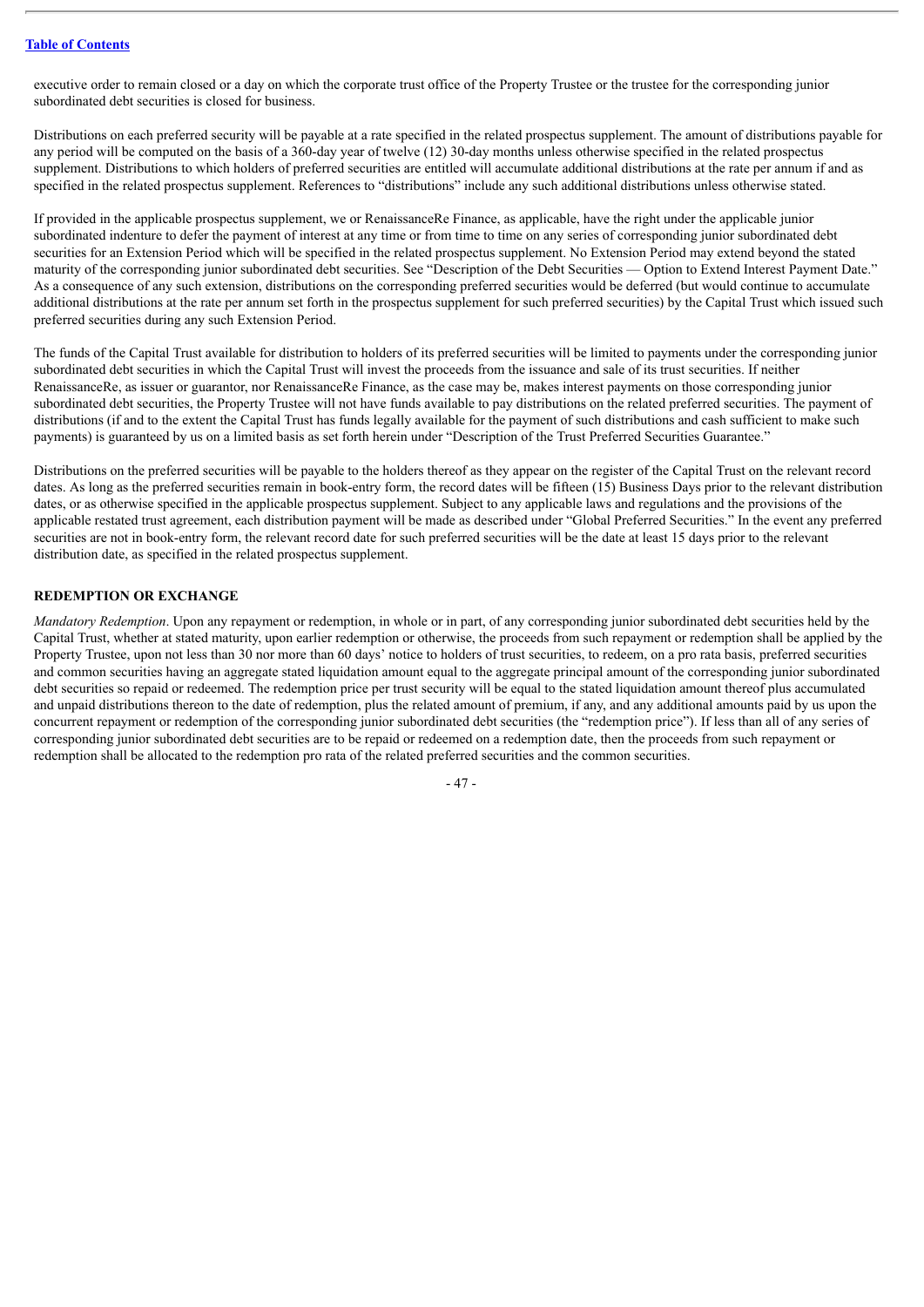executive order to remain closed or a day on which the corporate trust office of the Property Trustee or the trustee for the corresponding junior subordinated debt securities is closed for business.

Distributions on each preferred security will be payable at a rate specified in the related prospectus supplement. The amount of distributions payable for any period will be computed on the basis of a 360-day year of twelve (12) 30-day months unless otherwise specified in the related prospectus supplement. Distributions to which holders of preferred securities are entitled will accumulate additional distributions at the rate per annum if and as specified in the related prospectus supplement. References to "distributions" include any such additional distributions unless otherwise stated.

If provided in the applicable prospectus supplement, we or RenaissanceRe Finance, as applicable, have the right under the applicable junior subordinated indenture to defer the payment of interest at any time or from time to time on any series of corresponding junior subordinated debt securities for an Extension Period which will be specified in the related prospectus supplement. No Extension Period may extend beyond the stated maturity of the corresponding junior subordinated debt securities. See "Description of the Debt Securities — Option to Extend Interest Payment Date." As a consequence of any such extension, distributions on the corresponding preferred securities would be deferred (but would continue to accumulate additional distributions at the rate per annum set forth in the prospectus supplement for such preferred securities) by the Capital Trust which issued such preferred securities during any such Extension Period.

The funds of the Capital Trust available for distribution to holders of its preferred securities will be limited to payments under the corresponding junior subordinated debt securities in which the Capital Trust will invest the proceeds from the issuance and sale of its trust securities. If neither RenaissanceRe, as issuer or guarantor, nor RenaissanceRe Finance, as the case may be, makes interest payments on those corresponding junior subordinated debt securities, the Property Trustee will not have funds available to pay distributions on the related preferred securities. The payment of distributions (if and to the extent the Capital Trust has funds legally available for the payment of such distributions and cash sufficient to make such payments) is guaranteed by us on a limited basis as set forth herein under "Description of the Trust Preferred Securities Guarantee."

Distributions on the preferred securities will be payable to the holders thereof as they appear on the register of the Capital Trust on the relevant record dates. As long as the preferred securities remain in book-entry form, the record dates will be fifteen (15) Business Days prior to the relevant distribution dates, or as otherwise specified in the applicable prospectus supplement. Subject to any applicable laws and regulations and the provisions of the applicable restated trust agreement, each distribution payment will be made as described under "Global Preferred Securities." In the event any preferred securities are not in book-entry form, the relevant record date for such preferred securities will be the date at least 15 days prior to the relevant distribution date, as specified in the related prospectus supplement.

## REDEMPTION OR EXCHANGE

*Mandatory Redemption*. Upon any repayment or redemption, in whole or in part, of any corresponding junior subordinated debt securities held by the Capital Trust, whether at stated maturity, upon earlier redemption or otherwise, the proceeds from such repayment or redemption shall be applied by the Property Trustee, upon not less than 30 nor more than 60 days' notice to holders of trust securities, to redeem, on a pro rata basis, preferred securities and common securities having an aggregate stated liquidation amount equal to the aggregate principal amount of the corresponding junior subordinated debt securities so repaid or redeemed. The redemption price per trust security will be equal to the stated liquidation amount thereof plus accumulated and unpaid distributions thereon to the date of redemption, plus the related amount of premium, if any, and any additional amounts paid by us upon the concurrent repayment or redemption of the corresponding junior subordinated debt securities (the "redemption price"). If less than all of any series of corresponding junior subordinated debt securities are to be repaid or redeemed on a redemption date, then the proceeds from such repayment or redemption shall be allocated to the redemption pro rata of the related preferred securities and the common securities.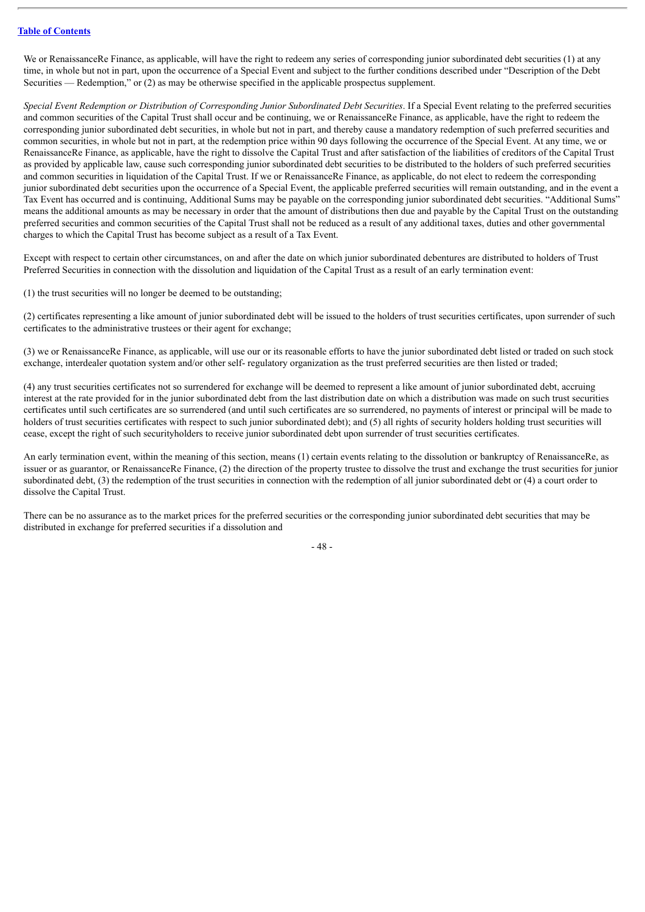We or RenaissanceRe Finance, as applicable, will have the right to redeem any series of corresponding junior subordinated debt securities (1) at any time, in whole but not in part, upon the occurrence of a Special Event and subject to the further conditions described under "Description of the Debt Securities — Redemption," or (2) as may be otherwise specified in the applicable prospectus supplement.

*Special Event Redemption or Distribution of Corresponding Junior Subordinated Debt Securities*. If a Special Event relating to the preferred securities and common securities of the Capital Trust shall occur and be continuing, we or RenaissanceRe Finance, as applicable, have the right to redeem the corresponding junior subordinated debt securities, in whole but not in part, and thereby cause a mandatory redemption of such preferred securities and common securities, in whole but not in part, at the redemption price within 90 days following the occurrence of the Special Event. At any time, we or RenaissanceRe Finance, as applicable, have the right to dissolve the Capital Trust and after satisfaction of the liabilities of creditors of the Capital Trust as provided by applicable law, cause such corresponding junior subordinated debt securities to be distributed to the holders of such preferred securities and common securities in liquidation of the Capital Trust. If we or RenaissanceRe Finance, as applicable, do not elect to redeem the corresponding junior subordinated debt securities upon the occurrence of a Special Event, the applicable preferred securities will remain outstanding, and in the event a Tax Event has occurred and is continuing, Additional Sums may be payable on the corresponding junior subordinated debt securities. "Additional Sums" means the additional amounts as may be necessary in order that the amount of distributions then due and payable by the Capital Trust on the outstanding preferred securities and common securities of the Capital Trust shall not be reduced as a result of any additional taxes, duties and other governmental charges to which the Capital Trust has become subject as a result of a Tax Event.

Except with respect to certain other circumstances, on and after the date on which junior subordinated debentures are distributed to holders of Trust Preferred Securities in connection with the dissolution and liquidation of the Capital Trust as a result of an early termination event:

(1) the trust securities will no longer be deemed to be outstanding;

(2) certificates representing a like amount of junior subordinated debt will be issued to the holders of trust securities certificates, upon surrender of such certificates to the administrative trustees or their agent for exchange;

(3) we or RenaissanceRe Finance, as applicable, will use our or its reasonable efforts to have the junior subordinated debt listed or traded on such stock exchange, interdealer quotation system and/or other self- regulatory organization as the trust preferred securities are then listed or traded;

(4) any trust securities certificates not so surrendered for exchange will be deemed to represent a like amount of junior subordinated debt, accruing interest at the rate provided for in the junior subordinated debt from the last distribution date on which a distribution was made on such trust securities certificates until such certificates are so surrendered (and until such certificates are so surrendered, no payments of interest or principal will be made to holders of trust securities certificates with respect to such junior subordinated debt); and (5) all rights of security holders holding trust securities will cease, except the right of such securityholders to receive junior subordinated debt upon surrender of trust securities certificates.

An early termination event, within the meaning of this section, means (1) certain events relating to the dissolution or bankruptcy of RenaissanceRe, as issuer or as guarantor, or RenaissanceRe Finance, (2) the direction of the property trustee to dissolve the trust and exchange the trust securities for junior subordinated debt, (3) the redemption of the trust securities in connection with the redemption of all junior subordinated debt or (4) a court order to dissolve the Capital Trust.

There can be no assurance as to the market prices for the preferred securities or the corresponding junior subordinated debt securities that may be distributed in exchange for preferred securities if a dissolution and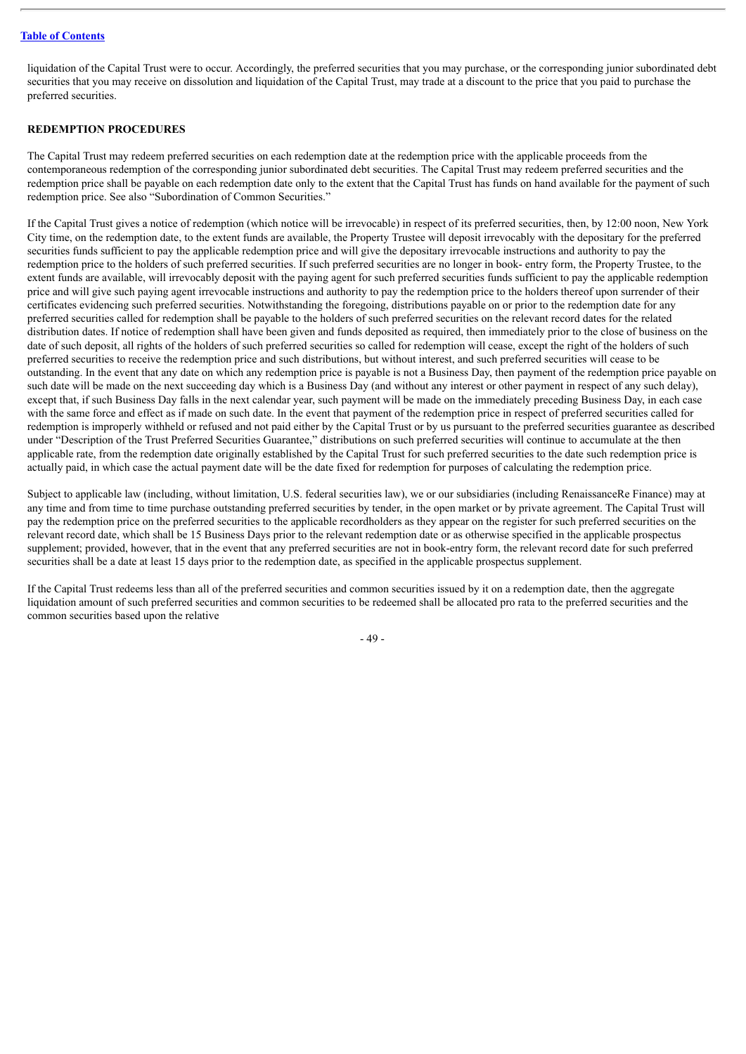liquidation of the Capital Trust were to occur. Accordingly, the preferred securities that you may purchase, or the corresponding junior subordinated debt securities that you may receive on dissolution and liquidation of the Capital Trust, may trade at a discount to the price that you paid to purchase the preferred securities.

**REDEMPTION PROCEDURES**

The Capital Trust may redeem preferred securities on each redemption date at the redemption price with the applicable proceeds from the contemporaneous redemption of the corresponding junior subordinated debt securities. The Capital Trust may redeem preferred securities and the redemption price shall be payable on each redemption date only to the extent that the Capital Trust has funds on hand available for the payment of such redemption price. See also "Subordination of Common Securities."

If the Capital Trust gives a notice of redemption (which notice will be irrevocable) in respect of its preferred securities, then, by 12:00 noon, New York City time, on the redemption date, to the extent funds are available, the Property Trustee will deposit irrevocably with the depositary for the preferred securities funds sufficient to pay the applicable redemption price and will give the depositary irrevocable instructions and authority to pay the redemption price to the holders of such preferred securities. If such preferred securities are no longer in book- entry form, the Property Trustee, to the extent funds are available, will irrevocably deposit with the paying agent for such preferred securities funds sufficient to pay the applicable redemption price and will give such paying agent irrevocable instructions and authority to pay the redemption price to the holders thereof upon surrender of their certificates evidencing such preferred securities. Notwithstanding the foregoing, distributions payable on or prior to the redemption date for any preferred securities called for redemption shall be payable to the holders of such preferred securities on the relevant record dates for the related distribution dates. If notice of redemption shall have been given and funds deposited as required, then immediately prior to the close of business on the date of such deposit, all rights of the holders of such preferred securities so called for redemption will cease, except the right of the holders of such preferred securities to receive the redemption price and such distributions, but without interest, and such preferred securities will cease to be outstanding. In the event that any date on which any redemption price is payable is not a Business Day, then payment of the redemption price payable on such date will be made on the next succeeding day which is a Business Day (and without any interest or other payment in respect of any such delay), except that, if such Business Day falls in the next calendar year, such payment will be made on the immediately preceding Business Day, in each case with the same force and effect as if made on such date. In the event that payment of the redemption price in respect of preferred securities called for redemption is improperly withheld or refused and not paid either by the Capital Trust or by us pursuant to the preferred securities guarantee as described under "Description of the Trust Preferred Securities Guarantee," distributions on such preferred securities will continue to accumulate at the then applicable rate, from the redemption date originally established by the Capital Trust for such preferred securities to the date such redemption price is actually paid, in which case the actual payment date will be the date fixed for redemption for purposes of calculating the redemption price.

Subject to applicable law (including, without limitation, U.S. federal securities law), we or our subsidiaries (including RenaissanceRe Finance) may at any time and from time to time purchase outstanding preferred securities by tender, in the open market or by private agreement. The Capital Trust will pay the redemption price on the preferred securities to the applicable recordholders as they appear on the register for such preferred securities on the relevant record date, which shall be 15 Business Days prior to the relevant redemption date or as otherwise specified in the applicable prospectus supplement; provided, however, that in the event that any preferred securities are not in book-entry form, the relevant record date for such preferred securities shall be a date at least 15 days prior to the redemption date, as specified in the applicable prospectus supplement.

If the Capital Trust redeems less than all of the preferred securities and common securities issued by it on a redemption date, then the aggregate liquidation amount of such preferred securities and common securities to be redeemed shall be allocated pro rata to the preferred securities and the common securities based upon the relative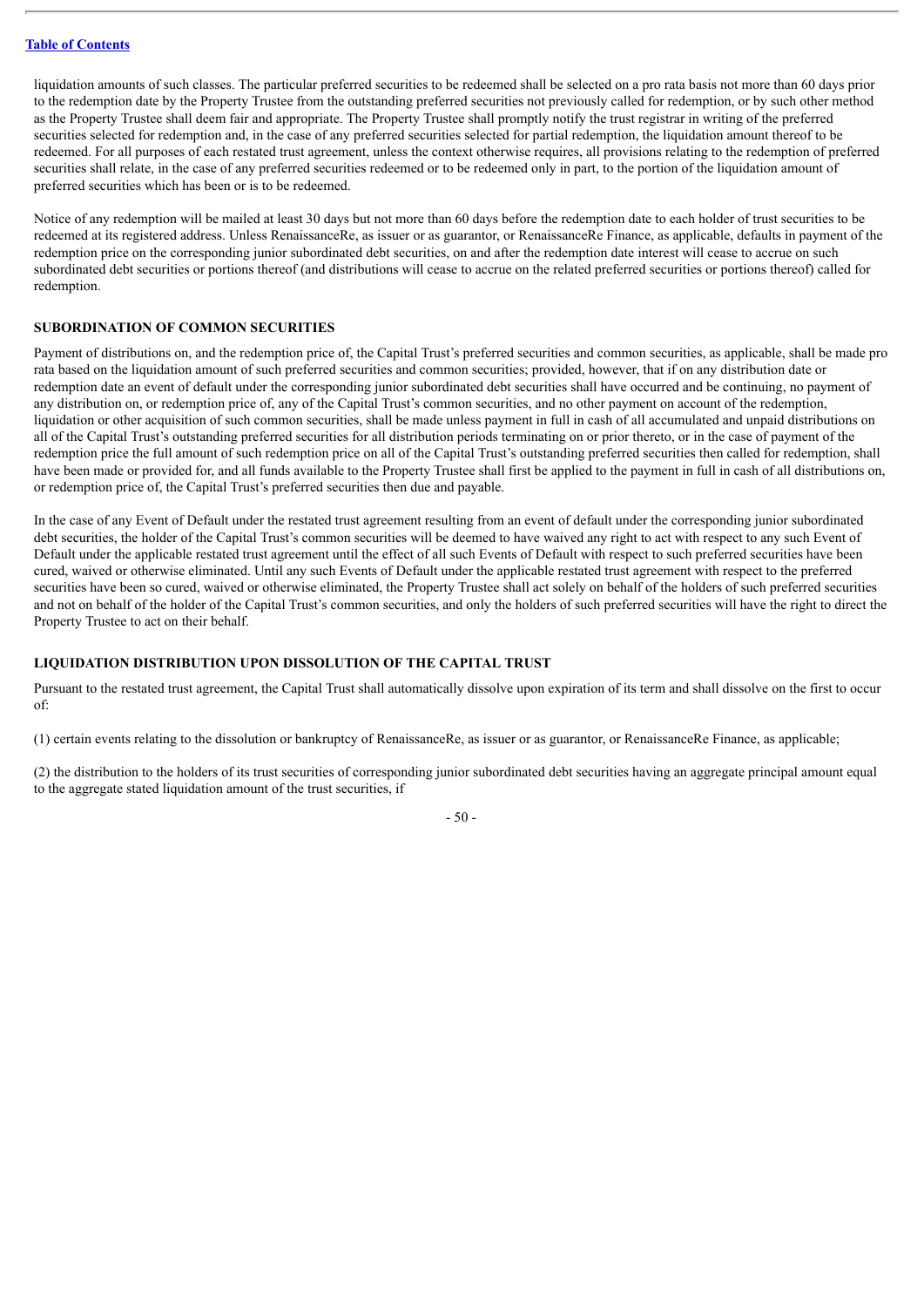liquidation amounts of such classes. The particular preferred securities to be redeemed shall be selected on a pro rata basis not more than 60 days prior to the redemption date by the Property Trustee from the outstanding preferred securities not previously called for redemption, or by such other method as the Property Trustee shall deem fair and appropriate. The Property Trustee shall promptly notify the trust registrar in writing of the preferred securities selected for redemption and, in the case of any preferred securities selected for partial redemption, the liquidation amount thereof to be redeemed. For all purposes of each restated trust agreement, unless the context otherwise requires, all provisions relating to the redemption of preferred securities shall relate, in the case of any preferred securities redeemed or to be redeemed only in part, to the portion of the liquidation amount of preferred securities which has been or is to be redeemed.

Notice of any redemption will be mailed at least 30 days but not more than 60 days before the redemption date to each holder of trust securities to be redeemed at its registered address. Unless RenaissanceRe, as issuer or as guarantor, or RenaissanceRe Finance, as applicable, defaults in payment of the redemption price on the corresponding junior subordinated debt securities, on and after the redemption date interest will cease to accrue on such subordinated debt securities or portions thereof (and distributions will cease to accrue on the related preferred securities or portions thereof) called for redemption.

## SUBORDINATION OF COMMON SECURITIES

Payment of distributions on, and the redemption price of, the Capital Trust's preferred securities and common securities, as applicable, shall be made pro rata based on the liquidation amount of such preferred securities and common securities; provided, however, that if on any distribution date or redemption date an event of default under the corresponding junior subordinated debt securities shall have occurred and be continuing, no payment of any distribution on, or redemption price of, any of the Capital Trust's common securities, and no other payment on account of the redemption, liquidation or other acquisition of such common securities, shall be made unless payment in full in cash of all accumulated and unpaid distributions on all of the Capital Trust's outstanding preferred securities for all distribution periods terminating on or prior thereto, or in the case of payment of the redemption price the full amount of such redemption price on all of the Capital Trust's outstanding preferred securities then called for redemption, shall have been made or provided for, and all funds available to the Property Trustee shall first be applied to the payment in full in cash of all distributions on, or redemption price of, the Capital Trust's preferred securities then due and payable.

In the case of any Event of Default under the restated trust agreement resulting from an event of default under the corresponding junior subordinated debt securities, the holder of the Capital Trust's common securities will be deemed to have waived any right to act with respect to any such Event of Default under the applicable restated trust agreement until the effect of all such Events of Default with respect to such preferred securities have been cured, waived or otherwise eliminated. Until any such Events of Default under the applicable restated trust agreement with respect to the preferred securities have been so cured, waived or otherwise eliminated, the Property Trustee shall act solely on behalf of the holders of such preferred securities and not on behalf of the holder of the Capital Trust's common securities, and only the holders of such preferred securities will have the right to direct the Property Trustee to act on their behalf.

## LIQUIDATION DISTRIBUTION UPON DISSOLUTION OF THE CAPITAL TRUST

Pursuant to the restated trust agreement, the Capital Trust shall automatically dissolve upon expiration of its term and shall dissolve on the first to occur of:

(1) certain events relating to the dissolution or bankruptcy of RenaissanceRe, as issuer or as guarantor, or RenaissanceRe Finance, as applicable;

(2) the distribution to the holders of its trust securities of corresponding junior subordinated debt securities having an aggregate principal amount equal to the aggregate stated liquidation amount of the trust securities, if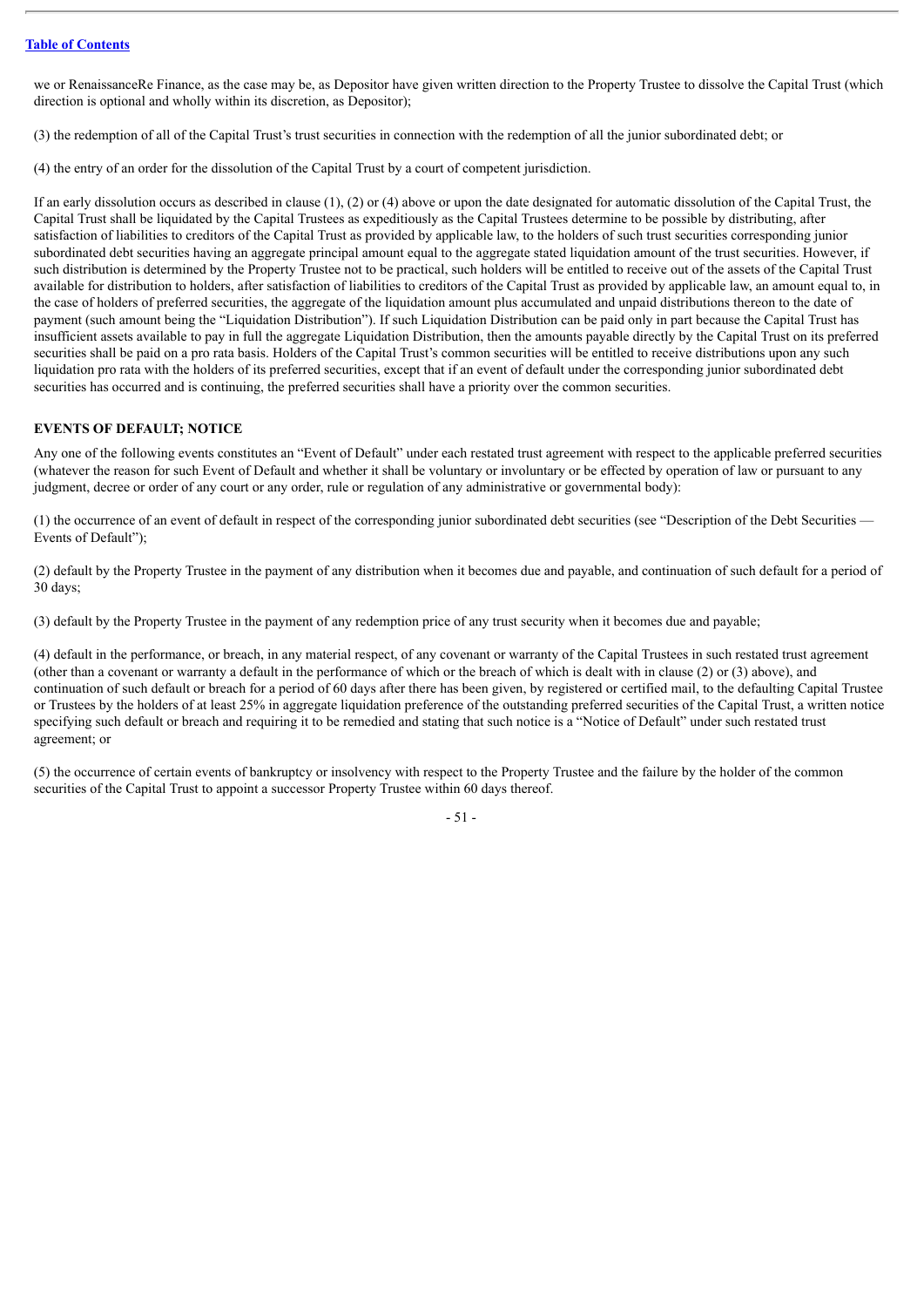we or RenaissanceRe Finance, as the case may be, as Depositor have given written direction to the Property Trustee to dissolve the Capital Trust (which direction is optional and wholly within its discretion, as Depositor);

(3) the redemption of all of the Capital Trust's trust securities in connection with the redemption of all the junior subordinated debt; or

(4) the entry of an order for the dissolution of the Capital Trust by a court of competent jurisdiction.

If an early dissolution occurs as described in clause (1), (2) or (4) above or upon the date designated for automatic dissolution of the Capital Trust, the Capital Trust shall be liquidated by the Capital Trustees as expeditiously as the Capital Trustees determine to be possible by distributing, after satisfaction of liabilities to creditors of the Capital Trust as provided by applicable law, to the holders of such trust securities corresponding junior subordinated debt securities having an aggregate principal amount equal to the aggregate stated liquidation amount of the trust securities. However, if such distribution is determined by the Property Trustee not to be practical, such holders will be entitled to receive out of the assets of the Capital Trust available for distribution to holders, after satisfaction of liabilities to creditors of the Capital Trust as provided by applicable law, an amount equal to, in the case of holders of preferred securities, the aggregate of the liquidation amount plus accumulated and unpaid distributions thereon to the date of payment (such amount being the "Liquidation Distribution"). If such Liquidation Distribution can be paid only in part because the Capital Trust has insufficient assets available to pay in full the aggregate Liquidation Distribution, then the amounts payable directly by the Capital Trust on its preferred securities shall be paid on a pro rata basis. Holders of the Capital Trust's common securities will be entitled to receive distributions upon any such liquidation pro rata with the holders of its preferred securities, except that if an event of default under the corresponding junior subordinated debt securities has occurred and is continuing, the preferred securities shall have a priority over the common securities.

**EVENTS OF DEFAULT; NOTICE**

Any one of the following events constitutes an "Event of Default" under each restated trust agreement with respect to the applicable preferred securities (whatever the reason for such Event of Default and whether it shall be voluntary or involuntary or be effected by operation of law or pursuant to any judgment, decree or order of any court or any order, rule or regulation of any administrative or governmental body):

(1) the occurrence of an event of default in respect of the corresponding junior subordinated debt securities (see "Description of the Debt Securities — Events of Default");

(2) default by the Property Trustee in the payment of any distribution when it becomes due and payable, and continuation of such default for a period of 30 days;

(3) default by the Property Trustee in the payment of any redemption price of any trust security when it becomes due and payable;

(4) default in the performance, or breach, in any material respect, of any covenant or warranty of the Capital Trustees in such restated trust agreement (other than a covenant or warranty a default in the performance of which or the breach of which is dealt with in clause (2) or (3) above), and continuation of such default or breach for a period of 60 days after there has been given, by registered or certified mail, to the defaulting Capital Trustee or Trustees by the holders of at least 25% in aggregate liquidation preference of the outstanding preferred securities of the Capital Trust, a written notice specifying such default or breach and requiring it to be remedied and stating that such notice is a "Notice of Default" under such restated trust agreement; or

(5) the occurrence of certain events of bankruptcy or insolvency with respect to the Property Trustee and the failure by the holder of the common securities of the Capital Trust to appoint a successor Property Trustee within 60 days thereof.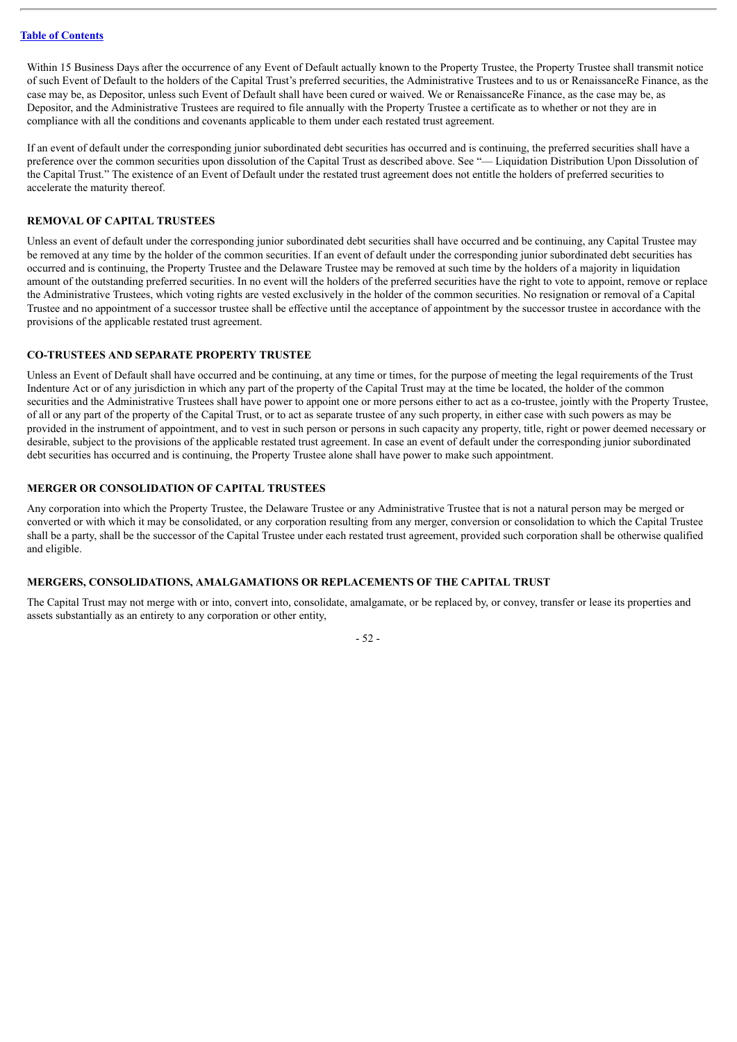Within 15 Business Days after the occurrence of any Event of Default actually known to the Property Trustee, the Property Trustee shall transmit notice of such Event of Default to the holders of the Capital Trust's preferred securities, the Administrative Trustees and to us or RenaissanceRe Finance, as the case may be, as Depositor, unless such Event of Default shall have been cured or waived. We or RenaissanceRe Finance, as the case may be, as Depositor, and the Administrative Trustees are required to file annually with the Property Trustee a certificate as to whether or not they are in compliance with all the conditions and covenants applicable to them under each restated trust agreement.

If an event of default under the corresponding junior subordinated debt securities has occurred and is continuing, the preferred securities shall have a preference over the common securities upon dissolution of the Capital Trust as described above. See "— Liquidation Distribution Upon Dissolution of the Capital Trust." The existence of an Event of Default under the restated trust agreement does not entitle the holders of preferred securities to accelerate the maturity thereof.

## REMOVAL OF CAPITAL TRUSTEES

Unless an event of default under the corresponding junior subordinated debt securities shall have occurred and be continuing, any Capital Trustee may be removed at any time by the holder of the common securities. If an event of default under the corresponding junior subordinated debt securities has occurred and is continuing, the Property Trustee and the Delaware Trustee may be removed at such time by the holders of a majority in liquidation amount of the outstanding preferred securities. In no event will the holders of the preferred securities have the right to vote to appoint, remove or replace the Administrative Trustees, which voting rights are vested exclusively in the holder of the common securities. No resignation or removal of a Capital Trustee and no appointment of a successor trustee shall be effective until the acceptance of appointment by the successor trustee in accordance with the provisions of the applicable restated trust agreement.

## CO-TRUSTEES AND SEPARATE PROPERTY TRUSTEE

Unless an Event of Default shall have occurred and be continuing, at any time or times, for the purpose of meeting the legal requirements of the Trust Indenture Act or of any jurisdiction in which any part of the property of the Capital Trust may at the time be located, the holder of the common securities and the Administrative Trustees shall have power to appoint one or more persons either to act as a co-trustee, jointly with the Property Trustee, of all or any part of the property of the Capital Trust, or to act as separate trustee of any such property, in either case with such powers as may be provided in the instrument of appointment, and to vest in such person or persons in such capacity any property, title, right or power deemed necessary or desirable, subject to the provisions of the applicable restated trust agreement. In case an event of default under the corresponding junior subordinated debt securities has occurred and is continuing, the Property Trustee alone shall have power to make such appointment.

## MERGER OR CONSOLIDATION OF CAPITAL TRUSTEES

Any corporation into which the Property Trustee, the Delaware Trustee or any Administrative Trustee that is not a natural person may be merged or converted or with which it may be consolidated, or any corporation resulting from any merger, conversion or consolidation to which the Capital Trustee shall be a party, shall be the successor of the Capital Trustee under each restated trust agreement, provided such corporation shall be otherwise qualified and eligible.

## MERGERS, CONSOLIDATIONS, AMALGAMATIONS OR REPLACEMENTS OF THE CAPITAL TRUST

The Capital Trust may not merge with or into, convert into, consolidate, amalgamate, or be replaced by, or convey, transfer or lease its properties and assets substantially as an entirety to any corporation or other entity,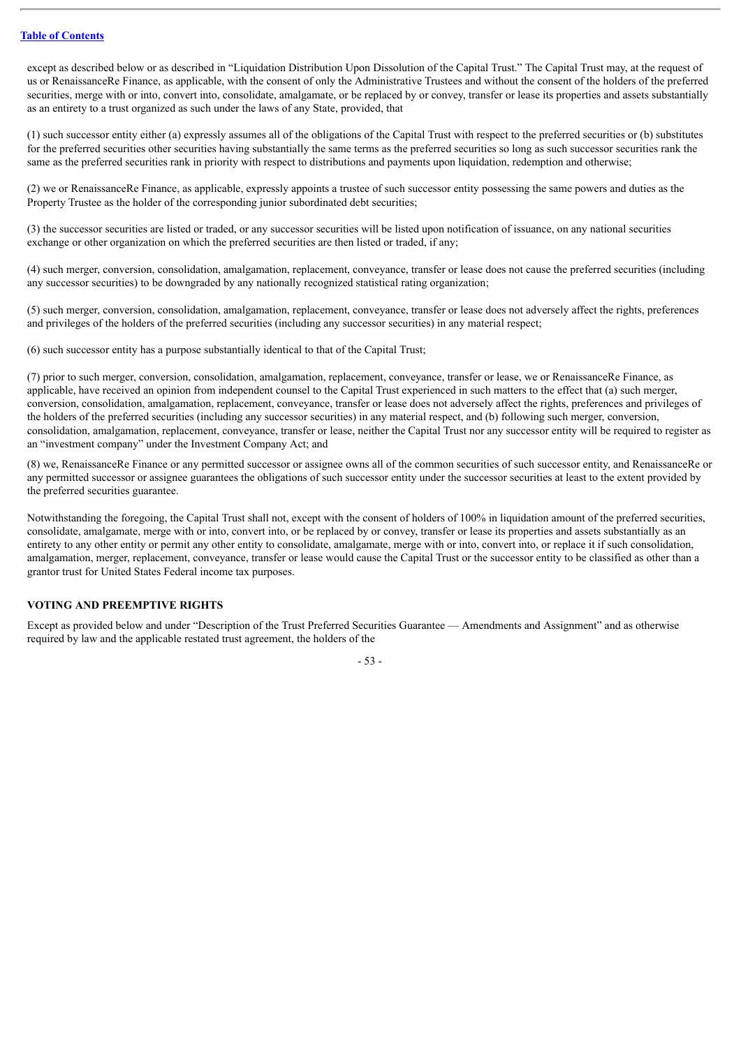except as described below or as described in "Liquidation Distribution Upon Dissolution of the Capital Trust." The Capital Trust may, at the request of us or RenaissanceRe Finance, as applicable, with the consent of only the Administrative Trustees and without the consent of the holders of the preferred securities, merge with or into, convert into, consolidate, amalgamate, or be replaced by or convey, transfer or lease its properties and assets substantially as an entirety to a trust organized as such under the laws of any State, provided, that

(1) such successor entity either (a) expressly assumes all of the obligations of the Capital Trust with respect to the preferred securities or (b) substitutes for the preferred securities other securities having substantially the same terms as the preferred securities so long as such successor securities rank the same as the preferred securities rank in priority with respect to distributions and payments upon liquidation, redemption and otherwise;

(2) we or RenaissanceRe Finance, as applicable, expressly appoints a trustee of such successor entity possessing the same powers and duties as the Property Trustee as the holder of the corresponding junior subordinated debt securities;

(3) the successor securities are listed or traded, or any successor securities will be listed upon notification of issuance, on any national securities exchange or other organization on which the preferred securities are then listed or traded, if any;

(4) such merger, conversion, consolidation, amalgamation, replacement, conveyance, transfer or lease does not cause the preferred securities (including any successor securities) to be downgraded by any nationally recognized statistical rating organization;

(5) such merger, conversion, consolidation, amalgamation, replacement, conveyance, transfer or lease does not adversely affect the rights, preferences and privileges of the holders of the preferred securities (including any successor securities) in any material respect;

(6) such successor entity has a purpose substantially identical to that of the Capital Trust;

(7) prior to such merger, conversion, consolidation, amalgamation, replacement, conveyance, transfer or lease, we or RenaissanceRe Finance, as applicable, have received an opinion from independent counsel to the Capital Trust experienced in such matters to the effect that (a) such merger, conversion, consolidation, amalgamation, replacement, conveyance, transfer or lease does not adversely affect the rights, preferences and privileges of the holders of the preferred securities (including any successor securities) in any material respect, and (b) following such merger, conversion, consolidation, amalgamation, replacement, conveyance, transfer or lease, neither the Capital Trust nor any successor entity will be required to register as an "investment company" under the Investment Company Act; and

(8) we, RenaissanceRe Finance or any permitted successor or assignee owns all of the common securities of such successor entity, and RenaissanceRe or any permitted successor or assignee guarantees the obligations of such successor entity under the successor securities at least to the extent provided by the preferred securities guarantee.

Notwithstanding the foregoing, the Capital Trust shall not, except with the consent of holders of 100% in liquidation amount of the preferred securities, consolidate, amalgamate, merge with or into, convert into, or be replaced by or convey, transfer or lease its properties and assets substantially as an entirety to any other entity or permit any other entity to consolidate, amalgamate, merge with or into, convert into, or replace it if such consolidation, amalgamation, merger, replacement, conveyance, transfer or lease would cause the Capital Trust or the successor entity to be classified as other than a grantor trust for United States Federal income tax purposes.

## VOTING AND PREEMPTIVE RIGHTS

Except as provided below and under "Description of the Trust Preferred Securities Guarantee — Amendments and Assignment" and as otherwise required by law and the applicable restated trust agreement, the holders of the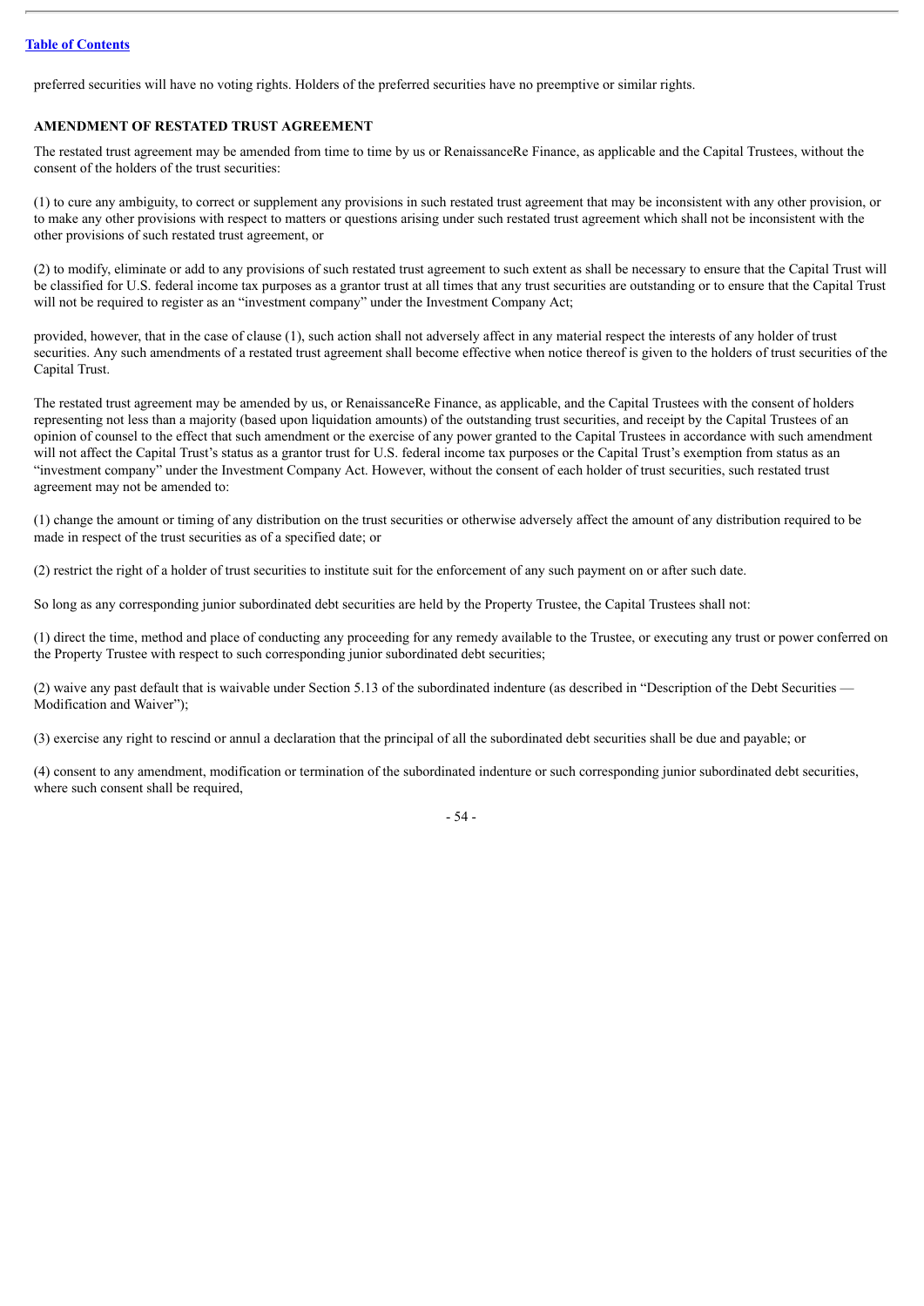preferred securities will have no voting rights. Holders of the preferred securities have no preemptive or similar rights.

## AMENDMENT OF RESTATED TRUST AGREEMENT

The restated trust agreement may be amended from time to time by us or RenaissanceRe Finance, as applicable and the Capital Trustees, without the consent of the holders of the trust securities:

(1) to cure any ambiguity, to correct or supplement any provisions in such restated trust agreement that may be inconsistent with any other provision, or to make any other provisions with respect to matters or questions arising under such restated trust agreement which shall not be inconsistent with the other provisions of such restated trust agreement, or

(2) to modify, eliminate or add to any provisions of such restated trust agreement to such extent as shall be necessary to ensure that the Capital Trust will be classified for U.S. federal income tax purposes as a grantor trust at all times that any trust securities are outstanding or to ensure that the Capital Trust will not be required to register as an "investment company" under the Investment Company Act;

provided, however, that in the case of clause (1), such action shall not adversely affect in any material respect the interests of any holder of trust securities. Any such amendments of a restated trust agreement shall become effective when notice thereof is given to the holders of trust securities of the Capital Trust.

The restated trust agreement may be amended by us, or RenaissanceRe Finance, as applicable, and the Capital Trustees with the consent of holders representing not less than a majority (based upon liquidation amounts) of the outstanding trust securities, and receipt by the Capital Trustees of an opinion of counsel to the effect that such amendment or the exercise of any power granted to the Capital Trustees in accordance with such amendment will not affect the Capital Trust's status as a grantor trust for U.S. federal income tax purposes or the Capital Trust's exemption from status as an "investment company" under the Investment Company Act. However, without the consent of each holder of trust securities, such restated trust agreement may not be amended to:

(1) change the amount or timing of any distribution on the trust securities or otherwise adversely affect the amount of any distribution required to be made in respect of the trust securities as of a specified date; or

(2) restrict the right of a holder of trust securities to institute suit for the enforcement of any such payment on or after such date.

So long as any corresponding junior subordinated debt securities are held by the Property Trustee, the Capital Trustees shall not:

(1) direct the time, method and place of conducting any proceeding for any remedy available to the Trustee, or executing any trust or power conferred on the Property Trustee with respect to such corresponding junior subordinated debt securities;

(2) waive any past default that is waivable under Section 5.13 of the subordinated indenture (as described in "Description of the Debt Securities — Modification and Waiver");

(3) exercise any right to rescind or annul a declaration that the principal of all the subordinated debt securities shall be due and payable; or

(4) consent to any amendment, modification or termination of the subordinated indenture or such corresponding junior subordinated debt securities, where such consent shall be required,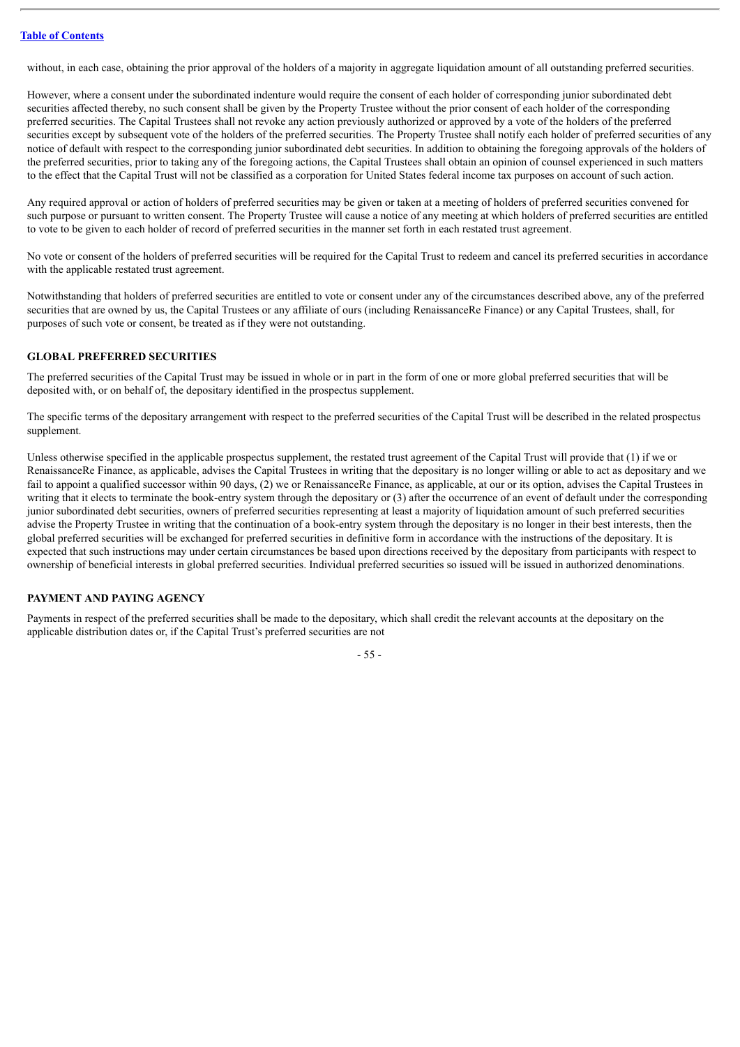without, in each case, obtaining the prior approval of the holders of a majority in aggregate liquidation amount of all outstanding preferred securities.

However, where a consent under the subordinated indenture would require the consent of each holder of corresponding junior subordinated debt securities affected thereby, no such consent shall be given by the Property Trustee without the prior consent of each holder of the corresponding preferred securities. The Capital Trustees shall not revoke any action previously authorized or approved by a vote of the holders of the preferred securities except by subsequent vote of the holders of the preferred securities. The Property Trustee shall notify each holder of preferred securities of any notice of default with respect to the corresponding junior subordinated debt securities. In addition to obtaining the foregoing approvals of the holders of the preferred securities, prior to taking any of the foregoing actions, the Capital Trustees shall obtain an opinion of counsel experienced in such matters to the effect that the Capital Trust will not be classified as a corporation for United States federal income tax purposes on account of such action.

Any required approval or action of holders of preferred securities may be given or taken at a meeting of holders of preferred securities convened for such purpose or pursuant to written consent. The Property Trustee will cause a notice of any meeting at which holders of preferred securities are entitled to vote to be given to each holder of record of preferred securities in the manner set forth in each restated trust agreement.

No vote or consent of the holders of preferred securities will be required for the Capital Trust to redeem and cancel its preferred securities in accordance with the applicable restated trust agreement.

Notwithstanding that holders of preferred securities are entitled to vote or consent under any of the circumstances described above, any of the preferred securities that are owned by us, the Capital Trustees or any affiliate of ours (including RenaissanceRe Finance) or any Capital Trustees, shall, for purposes of such vote or consent, be treated as if they were not outstanding.

## GLOBAL PREFERRED SECURITIES

The preferred securities of the Capital Trust may be issued in whole or in part in the form of one or more global preferred securities that will be deposited with, or on behalf of, the depositary identified in the prospectus supplement.

The specific terms of the depositary arrangement with respect to the preferred securities of the Capital Trust will be described in the related prospectus supplement.

Unless otherwise specified in the applicable prospectus supplement, the restated trust agreement of the Capital Trust will provide that (1) if we or RenaissanceRe Finance, as applicable, advises the Capital Trustees in writing that the depositary is no longer willing or able to act as depositary and we fail to appoint a qualified successor within 90 days, (2) we or RenaissanceRe Finance, as applicable, at our or its option, advises the Capital Trustees in writing that it elects to terminate the book-entry system through the depositary or (3) after the occurrence of an event of default under the corresponding junior subordinated debt securities, owners of preferred securities representing at least a majority of liquidation amount of such preferred securities advise the Property Trustee in writing that the continuation of a book-entry system through the depositary is no longer in their best interests, then the global preferred securities will be exchanged for preferred securities in definitive form in accordance with the instructions of the depositary. It is expected that such instructions may under certain circumstances be based upon directions received by the depositary from participants with respect to ownership of beneficial interests in global preferred securities. Individual preferred securities so issued will be issued in authorized denominations.

## PAYMENT AND PAYING AGENCY

Payments in respect of the preferred securities shall be made to the depositary, which shall credit the relevant accounts at the depositary on the applicable distribution dates or, if the Capital Trust's preferred securities are not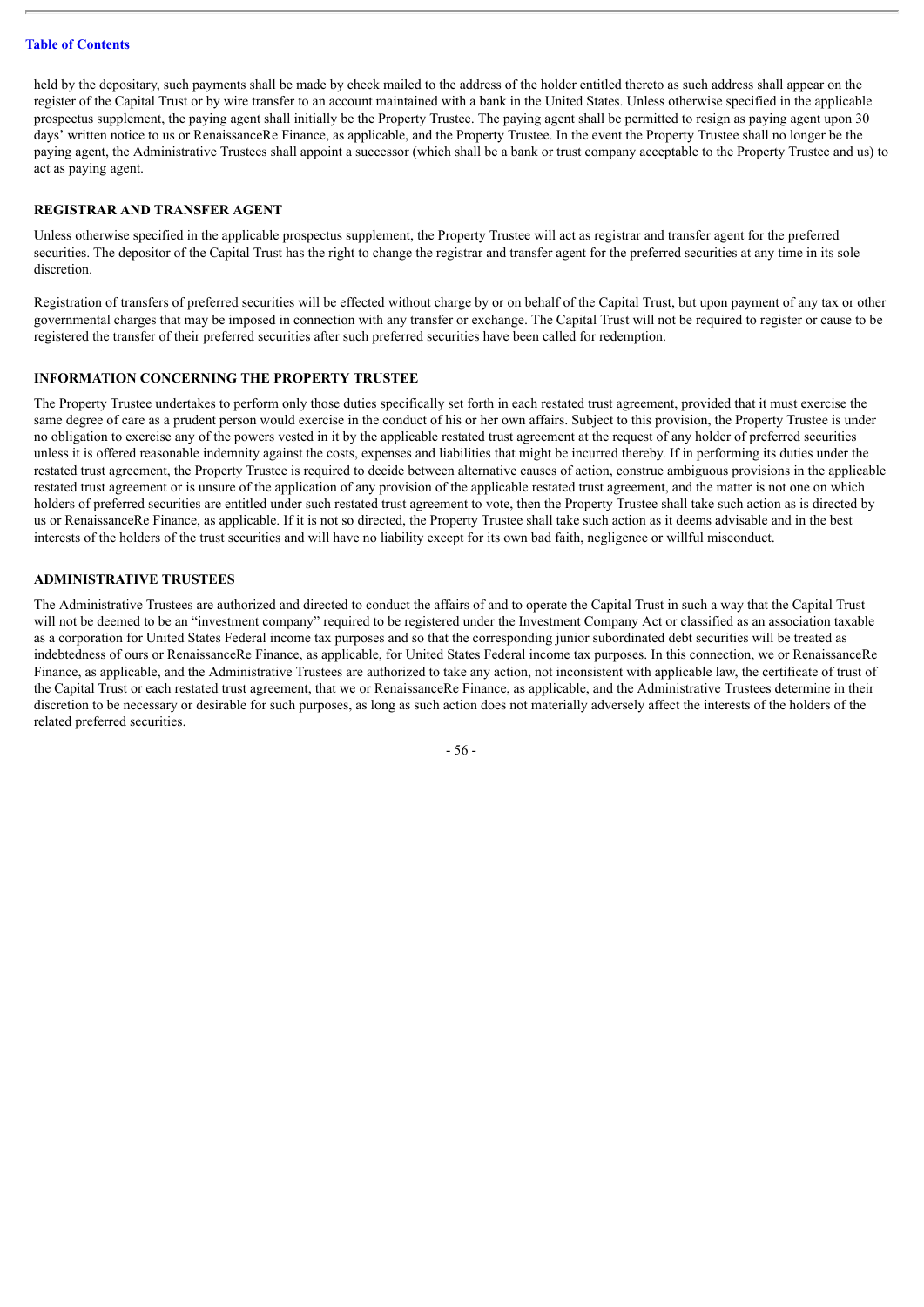held by the depositary, such payments shall be made by check mailed to the address of the holder entitled thereto as such address shall appear on the register of the Capital Trust or by wire transfer to an account maintained with a bank in the United States. Unless otherwise specified in the applicable prospectus supplement, the paying agent shall initially be the Property Trustee. The paying agent shall be permitted to resign as paying agent upon 30 days' written notice to us or RenaissanceRe Finance, as applicable, and the Property Trustee. In the event the Property Trustee shall no longer be the paying agent, the Administrative Trustees shall appoint a successor (which shall be a bank or trust company acceptable to the Property Trustee and us) to act as paying agent.

## REGISTRAR AND TRANSFER AGENT

Unless otherwise specified in the applicable prospectus supplement, the Property Trustee will act as registrar and transfer agent for the preferred securities. The depositor of the Capital Trust has the right to change the registrar and transfer agent for the preferred securities at any time in its sole discretion.

Registration of transfers of preferred securities will be effected without charge by or on behalf of the Capital Trust, but upon payment of any tax or other governmental charges that may be imposed in connection with any transfer or exchange. The Capital Trust will not be required to register or cause to be registered the transfer of their preferred securities after such preferred securities have been called for redemption.

## INFORMATION CONCERNING THE PROPERTY TRUSTEE

The Property Trustee undertakes to perform only those duties specifically set forth in each restated trust agreement, provided that it must exercise the same degree of care as a prudent person would exercise in the conduct of his or her own affairs. Subject to this provision, the Property Trustee is under no obligation to exercise any of the powers vested in it by the applicable restated trust agreement at the request of any holder of preferred securities unless it is offered reasonable indemnity against the costs, expenses and liabilities that might be incurred thereby. If in performing its duties under the restated trust agreement, the Property Trustee is required to decide between alternative causes of action, construe ambiguous provisions in the applicable restated trust agreement or is unsure of the application of any provision of the applicable restated trust agreement, and the matter is not one on which holders of preferred securities are entitled under such restated trust agreement to vote, then the Property Trustee shall take such action as is directed by us or RenaissanceRe Finance, as applicable. If it is not so directed, the Property Trustee shall take such action as it deems advisable and in the best interests of the holders of the trust securities and will have no liability except for its own bad faith, negligence or willful misconduct.

## ADMINISTRATIVE TRUSTEES

The Administrative Trustees are authorized and directed to conduct the affairs of and to operate the Capital Trust in such a way that the Capital Trust will not be deemed to be an "investment company" required to be registered under the Investment Company Act or classified as an association taxable as a corporation for United States Federal income tax purposes and so that the corresponding junior subordinated debt securities will be treated as indebtedness of ours or RenaissanceRe Finance, as applicable, for United States Federal income tax purposes. In this connection, we or RenaissanceRe Finance, as applicable, and the Administrative Trustees are authorized to take any action, not inconsistent with applicable law, the certificate of trust of the Capital Trust or each restated trust agreement, that we or RenaissanceRe Finance, as applicable, and the Administrative Trustees determine in their discretion to be necessary or desirable for such purposes, as long as such action does not materially adversely affect the interests of the holders of the related preferred securities.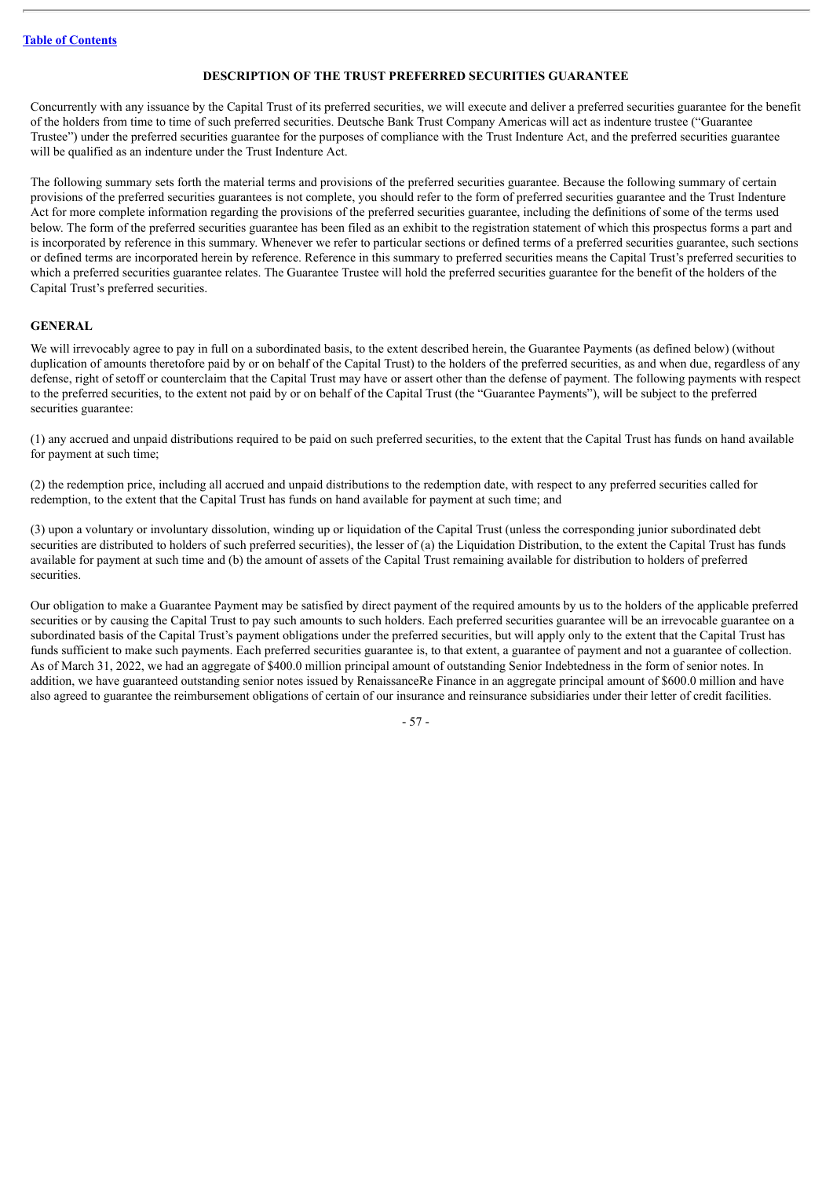## DESCRIPTION OF THE TRUST PREFERRED SECURITIES GUARANTEE

Concurrently with any issuance by the Capital Trust of its preferred securities, we will execute and deliver a preferred securities guarantee for the benefit of the holders from time to time of such preferred securities. Deutsche Bank Trust Company Americas will act as indenture trustee ("Guarantee Trustee") under the preferred securities guarantee for the purposes of compliance with the Trust Indenture Act, and the preferred securities guarantee will be qualified as an indenture under the Trust Indenture Act.

The following summary sets forth the material terms and provisions of the preferred securities guarantee. Because the following summary of certain provisions of the preferred securities guarantees is not complete, you should refer to the form of preferred securities guarantee and the Trust Indenture Act for more complete information regarding the provisions of the preferred securities guarantee, including the definitions of some of the terms used below. The form of the preferred securities guarantee has been filed as an exhibit to the registration statement of which this prospectus forms a part and is incorporated by reference in this summary. Whenever we refer to particular sections or defined terms of a preferred securities guarantee, such sections or defined terms are incorporated herein by reference. Reference in this summary to preferred securities means the Capital Trust's preferred securities to which a preferred securities guarantee relates. The Guarantee Trustee will hold the preferred securities guarantee for the benefit of the holders of the Capital Trust's preferred securities.

### GENERAL

We will irrevocably agree to pay in full on a subordinated basis, to the extent described herein, the Guarantee Payments (as defined below) (without duplication of amounts theretofore paid by or on behalf of the Capital Trust) to the holders of the preferred securities, as and when due, regardless of any defense, right of setoff or counterclaim that the Capital Trust may have or assert other than the defense of payment. The following payments with respect to the preferred securities, to the extent not paid by or on behalf of the Capital Trust (the "Guarantee Payments"), will be subject to the preferred securities guarantee:

(1) any accrued and unpaid distributions required to be paid on such preferred securities, to the extent that the Capital Trust has funds on hand available for payment at such time;

(2) the redemption price, including all accrued and unpaid distributions to the redemption date, with respect to any preferred securities called for redemption, to the extent that the Capital Trust has funds on hand available for payment at such time; and

(3) upon a voluntary or involuntary dissolution, winding up or liquidation of the Capital Trust (unless the corresponding junior subordinated debt securities are distributed to holders of such preferred securities), the lesser of (a) the Liquidation Distribution, to the extent the Capital Trust has funds available for payment at such time and (b) the amount of assets of the Capital Trust remaining available for distribution to holders of preferred securities.

Our obligation to make a Guarantee Payment may be satisfied by direct payment of the required amounts by us to the holders of the applicable preferred securities or by causing the Capital Trust to pay such amounts to such holders. Each preferred securities guarantee will be an irrevocable guarantee on a subordinated basis of the Capital Trust's payment obligations under the preferred securities, but will apply only to the extent that the Capital Trust has funds sufficient to make such payments. Each preferred securities guarantee is, to that extent, a guarantee of payment and not a guarantee of collection. As of March 31, 2022, we had an aggregate of $400.0 million principal amount of outstanding Senior Indebtedness in the form of senior notes. In addition, we have guaranteed outstanding senior notes issued by RenaissanceRe Finance in an aggregate principal amount of $600.0 million and have also agreed to guarantee the reimbursement obligations of certain of our insurance and reinsurance subsidiaries under their letter of credit facilities.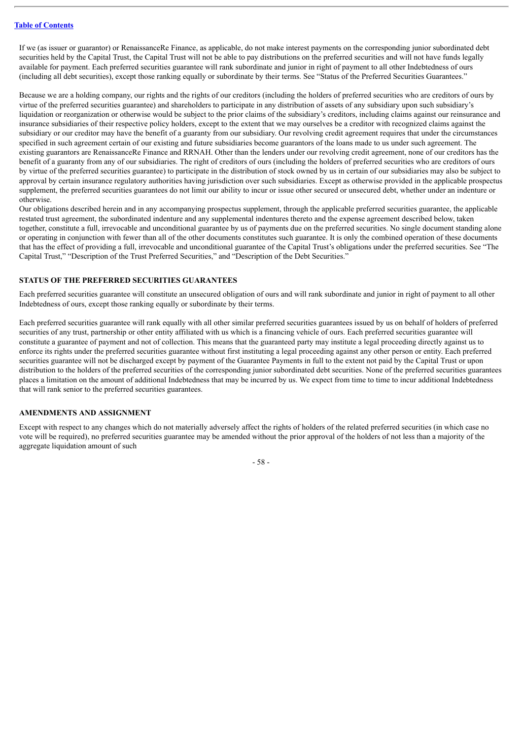If we (as issuer or guarantor) or RenaissanceRe Finance, as applicable, do not make interest payments on the corresponding junior subordinated debt securities held by the Capital Trust, the Capital Trust will not be able to pay distributions on the preferred securities and will not have funds legally available for payment. Each preferred securities guarantee will rank subordinate and junior in right of payment to all other Indebtedness of ours (including all debt securities), except those ranking equally or subordinate by their terms. See "Status of the Preferred Securities Guarantees."

Because we are a holding company, our rights and the rights of our creditors (including the holders of preferred securities who are creditors of ours by virtue of the preferred securities guarantee) and shareholders to participate in any distribution of assets of any subsidiary upon such subsidiary's liquidation or reorganization or otherwise would be subject to the prior claims of the subsidiary's creditors, including claims against our reinsurance and insurance subsidiaries of their respective policy holders, except to the extent that we may ourselves be a creditor with recognized claims against the subsidiary or our creditor may have the benefit of a guaranty from our subsidiary. Our revolving credit agreement requires that under the circumstances specified in such agreement certain of our existing and future subsidiaries become guarantors of the loans made to us under such agreement. The existing guarantors are RenaissanceRe Finance and RRNAH. Other than the lenders under our revolving credit agreement, none of our creditors has the benefit of a guaranty from any of our subsidiaries. The right of creditors of ours (including the holders of preferred securities who are creditors of ours by virtue of the preferred securities guarantee) to participate in the distribution of stock owned by us in certain of our subsidiaries may also be subject to approval by certain insurance regulatory authorities having jurisdiction over such subsidiaries. Except as otherwise provided in the applicable prospectus supplement, the preferred securities guarantees do not limit our ability to incur or issue other secured or unsecured debt, whether under an indenture or otherwise.

Our obligations described herein and in any accompanying prospectus supplement, through the applicable preferred securities guarantee, the applicable restated trust agreement, the subordinated indenture and any supplemental indentures thereto and the expense agreement described below, taken together, constitute a full, irrevocable and unconditional guarantee by us of payments due on the preferred securities. No single document standing alone or operating in conjunction with fewer than all of the other documents constitutes such guarantee. It is only the combined operation of these documents that has the effect of providing a full, irrevocable and unconditional guarantee of the Capital Trust's obligations under the preferred securities. See "The Capital Trust," "Description of the Trust Preferred Securities," and "Description of the Debt Securities."

## STATUS OF THE PREFERRED SECURITIES GUARANTEES

Each preferred securities guarantee will constitute an unsecured obligation of ours and will rank subordinate and junior in right of payment to all other Indebtedness of ours, except those ranking equally or subordinate by their terms.

Each preferred securities guarantee will rank equally with all other similar preferred securities guarantees issued by us on behalf of holders of preferred securities of any trust, partnership or other entity affiliated with us which is a financing vehicle of ours. Each preferred securities guarantee will constitute a guarantee of payment and not of collection. This means that the guaranteed party may institute a legal proceeding directly against us to enforce its rights under the preferred securities guarantee without first instituting a legal proceeding against any other person or entity. Each preferred securities guarantee will not be discharged except by payment of the Guarantee Payments in full to the extent not paid by the Capital Trust or upon distribution to the holders of the preferred securities of the corresponding junior subordinated debt securities. None of the preferred securities guarantees places a limitation on the amount of additional Indebtedness that may be incurred by us. We expect from time to time to incur additional Indebtedness that will rank senior to the preferred securities guarantees.

## AMENDMENTS AND ASSIGNMENT

Except with respect to any changes which do not materially adversely affect the rights of holders of the related preferred securities (in which case no vote will be required), no preferred securities guarantee may be amended without the prior approval of the holders of not less than a majority of the aggregate liquidation amount of such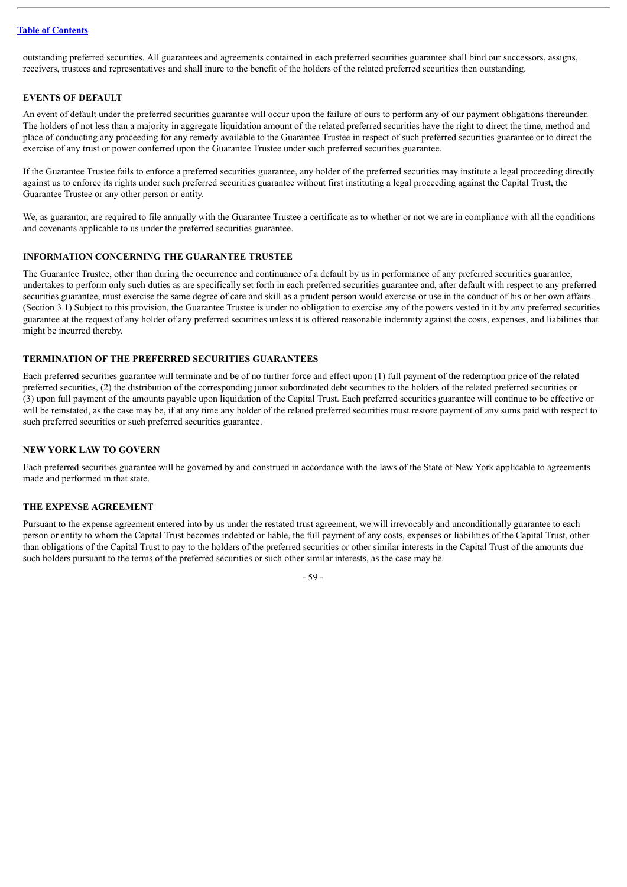outstanding preferred securities. All guarantees and agreements contained in each preferred securities guarantee shall bind our successors, assigns, receivers, trustees and representatives and shall inure to the benefit of the holders of the related preferred securities then outstanding.

### EVENTS OF DEFAULT

An event of default under the preferred securities guarantee will occur upon the failure of ours to perform any of our payment obligations thereunder. The holders of not less than a majority in aggregate liquidation amount of the related preferred securities have the right to direct the time, method and place of conducting any proceeding for any remedy available to the Guarantee Trustee in respect of such preferred securities guarantee or to direct the exercise of any trust or power conferred upon the Guarantee Trustee under such preferred securities guarantee.

If the Guarantee Trustee fails to enforce a preferred securities guarantee, any holder of the preferred securities may institute a legal proceeding directly against us to enforce its rights under such preferred securities guarantee without first instituting a legal proceeding against the Capital Trust, the Guarantee Trustee or any other person or entity.

We, as guarantor, are required to file annually with the Guarantee Trustee a certificate as to whether or not we are in compliance with all the conditions and covenants applicable to us under the preferred securities guarantee.

### INFORMATION CONCERNING THE GUARANTEE TRUSTEE

The Guarantee Trustee, other than during the occurrence and continuance of a default by us in performance of any preferred securities guarantee, undertakes to perform only such duties as are specifically set forth in each preferred securities guarantee and, after default with respect to any preferred securities guarantee, must exercise the same degree of care and skill as a prudent person would exercise or use in the conduct of his or her own affairs. (Section 3.1) Subject to this provision, the Guarantee Trustee is under no obligation to exercise any of the powers vested in it by any preferred securities guarantee at the request of any holder of any preferred securities unless it is offered reasonable indemnity against the costs, expenses, and liabilities that might be incurred thereby.

### TERMINATION OF THE PREFERRED SECURITIES GUARANTEES

Each preferred securities guarantee will terminate and be of no further force and effect upon (1) full payment of the redemption price of the related preferred securities, (2) the distribution of the corresponding junior subordinated debt securities to the holders of the related preferred securities or (3) upon full payment of the amounts payable upon liquidation of the Capital Trust. Each preferred securities guarantee will continue to be effective or will be reinstated, as the case may be, if at any time any holder of the related preferred securities must restore payment of any sums paid with respect to such preferred securities or such preferred securities guarantee.

### NEW YORK LAW TO GOVERN

Each preferred securities guarantee will be governed by and construed in accordance with the laws of the State of New York applicable to agreements made and performed in that state.

### THE EXPENSE AGREEMENT

Pursuant to the expense agreement entered into by us under the restated trust agreement, we will irrevocably and unconditionally guarantee to each person or entity to whom the Capital Trust becomes indebted or liable, the full payment of any costs, expenses or liabilities of the Capital Trust, other than obligations of the Capital Trust to pay to the holders of the preferred securities or other similar interests in the Capital Trust of the amounts due such holders pursuant to the terms of the preferred securities or such other similar interests, as the case may be.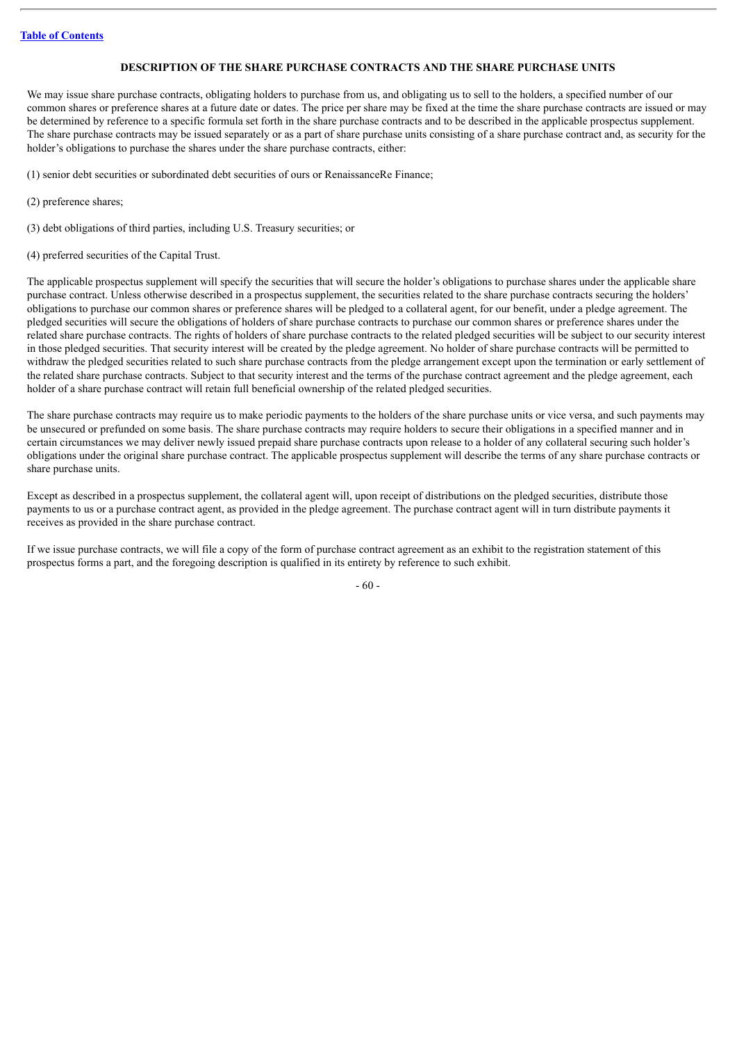## DESCRIPTION OF THE SHARE PURCHASE CONTRACTS AND THE SHARE PURCHASE UNITS

We may issue share purchase contracts, obligating holders to purchase from us, and obligating us to sell to the holders, a specified number of our common shares or preference shares at a future date or dates. The price per share may be fixed at the time the share purchase contracts are issued or may be determined by reference to a specific formula set forth in the share purchase contracts and to be described in the applicable prospectus supplement. The share purchase contracts may be issued separately or as a part of share purchase units consisting of a share purchase contract and, as security for the holder's obligations to purchase the shares under the share purchase contracts, either:

(1) senior debt securities or subordinated debt securities of ours or RenaissanceRe Finance;

(2) preference shares;

(3) debt obligations of third parties, including U.S. Treasury securities; or

(4) preferred securities of the Capital Trust.

The applicable prospectus supplement will specify the securities that will secure the holder's obligations to purchase shares under the applicable share purchase contract. Unless otherwise described in a prospectus supplement, the securities related to the share purchase contracts securing the holders' obligations to purchase our common shares or preference shares will be pledged to a collateral agent, for our benefit, under a pledge agreement. The pledged securities will secure the obligations of holders of share purchase contracts to purchase our common shares or preference shares under the related share purchase contracts. The rights of holders of share purchase contracts to the related pledged securities will be subject to our security interest in those pledged securities. That security interest will be created by the pledge agreement. No holder of share purchase contracts will be permitted to withdraw the pledged securities related to such share purchase contracts from the pledge arrangement except upon the termination or early settlement of the related share purchase contracts. Subject to that security interest and the terms of the purchase contract agreement and the pledge agreement, each holder of a share purchase contract will retain full beneficial ownership of the related pledged securities.

The share purchase contracts may require us to make periodic payments to the holders of the share purchase units or vice versa, and such payments may be unsecured or prefunded on some basis. The share purchase contracts may require holders to secure their obligations in a specified manner and in certain circumstances we may deliver newly issued prepaid share purchase contracts upon release to a holder of any collateral securing such holder's obligations under the original share purchase contract. The applicable prospectus supplement will describe the terms of any share purchase contracts or share purchase units.

Except as described in a prospectus supplement, the collateral agent will, upon receipt of distributions on the pledged securities, distribute those payments to us or a purchase contract agent, as provided in the pledge agreement. The purchase contract agent will in turn distribute payments it receives as provided in the share purchase contract.

If we issue purchase contracts, we will file a copy of the form of purchase contract agreement as an exhibit to the registration statement of this prospectus forms a part, and the foregoing description is qualified in its entirety by reference to such exhibit.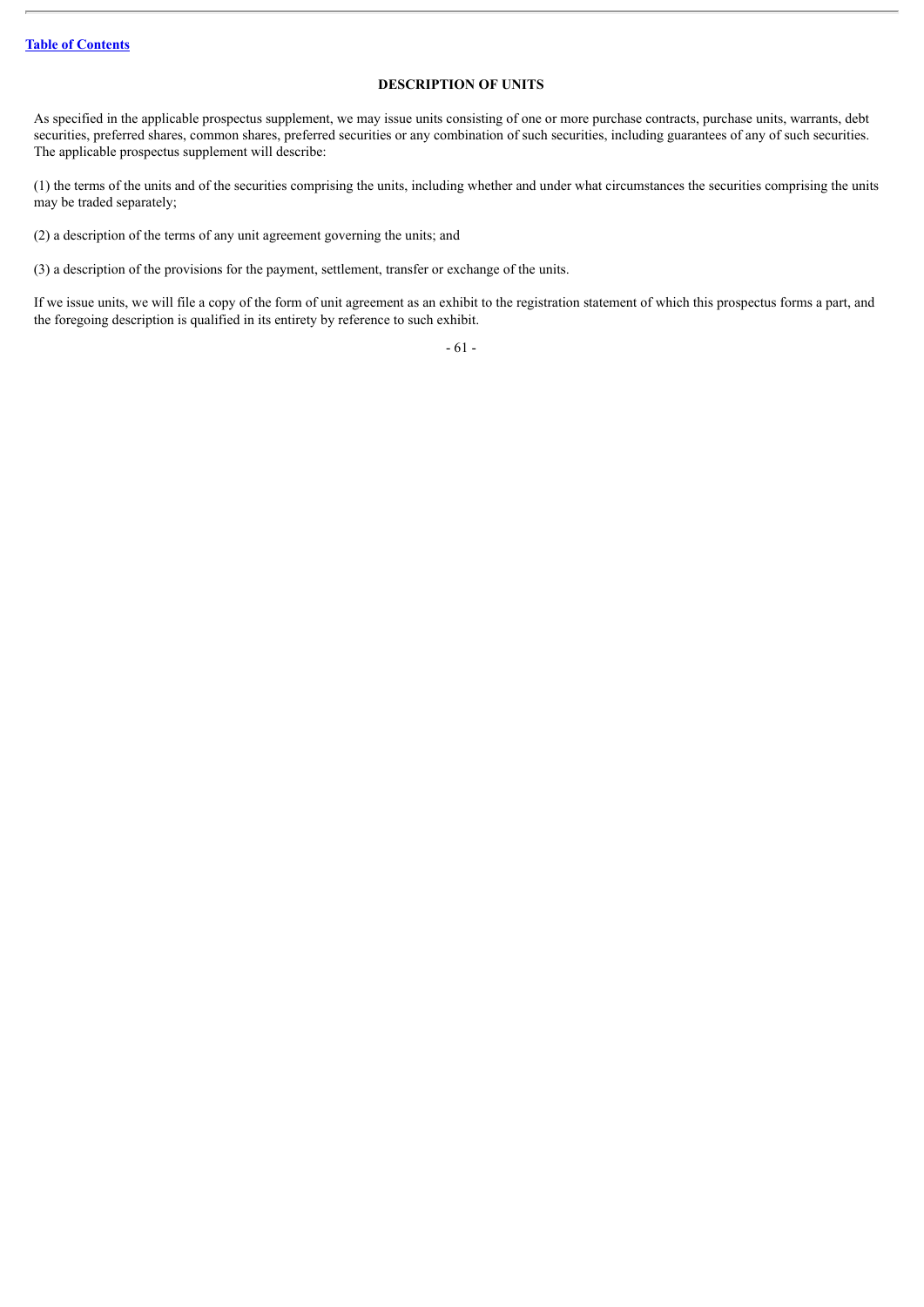## DESCRIPTION OF UNITS

As specified in the applicable prospectus supplement, we may issue units consisting of one or more purchase contracts, purchase units, warrants, debt securities, preferred shares, common shares, preferred securities or any combination of such securities, including guarantees of any of such securities. The applicable prospectus supplement will describe:

(1) the terms of the units and of the securities comprising the units, including whether and under what circumstances the securities comprising the units may be traded separately;

(2) a description of the terms of any unit agreement governing the units; and

(3) a description of the provisions for the payment, settlement, transfer or exchange of the units.

If we issue units, we will file a copy of the form of unit agreement as an exhibit to the registration statement of which this prospectus forms a part, and the foregoing description is qualified in its entirety by reference to such exhibit.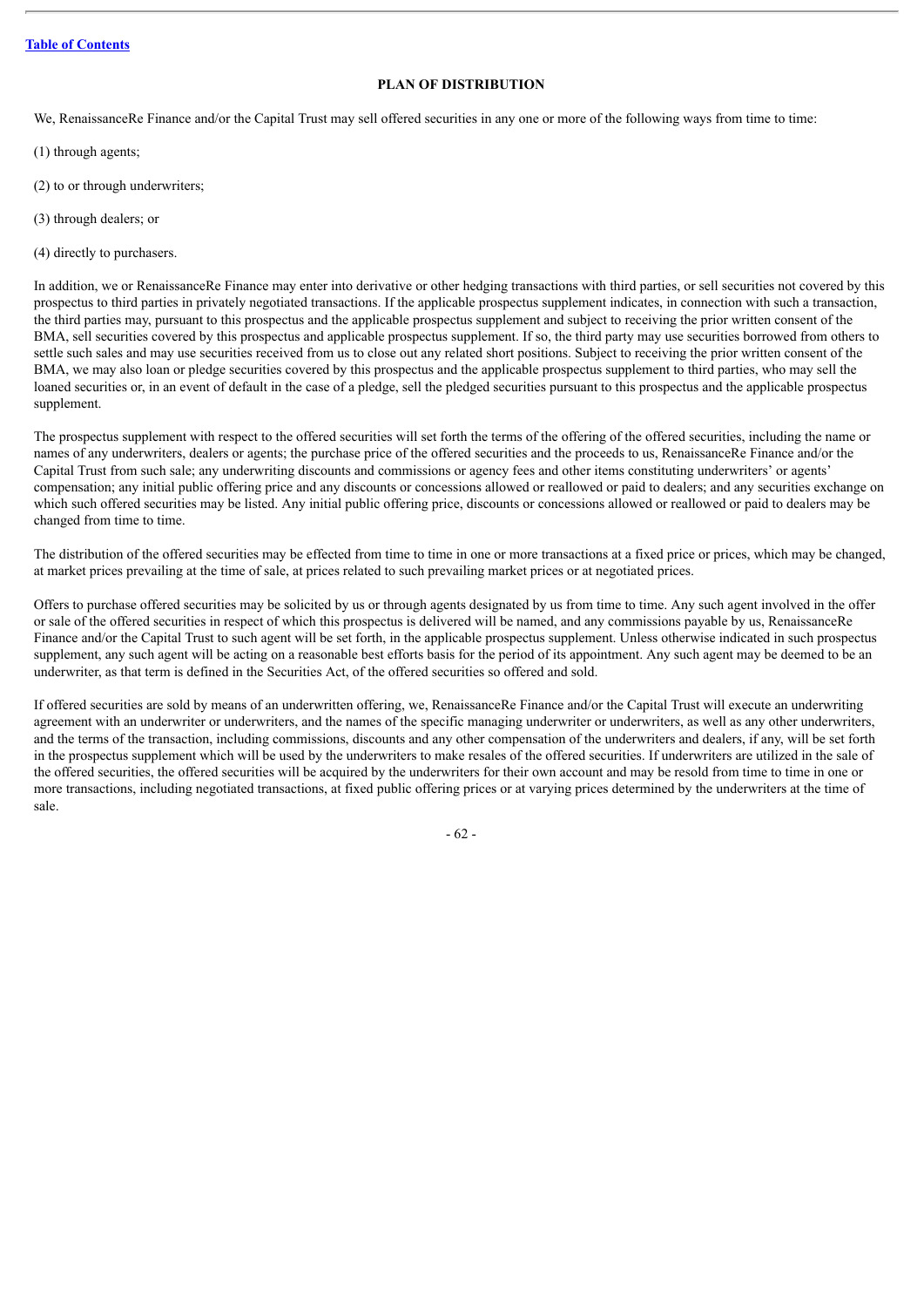## PLAN OF DISTRIBUTION

We, RenaissanceRe Finance and/or the Capital Trust may sell offered securities in any one or more of the following ways from time to time:

(1) through agents;

(2) to or through underwriters;

(3) through dealers; or

(4) directly to purchasers.

In addition, we or RenaissanceRe Finance may enter into derivative or other hedging transactions with third parties, or sell securities not covered by this prospectus to third parties in privately negotiated transactions. If the applicable prospectus supplement indicates, in connection with such a transaction, the third parties may, pursuant to this prospectus and the applicable prospectus supplement and subject to receiving the prior written consent of the BMA, sell securities covered by this prospectus and applicable prospectus supplement. If so, the third party may use securities borrowed from others to settle such sales and may use securities received from us to close out any related short positions. Subject to receiving the prior written consent of the BMA, we may also loan or pledge securities covered by this prospectus and the applicable prospectus supplement to third parties, who may sell the loaned securities or, in an event of default in the case of a pledge, sell the pledged securities pursuant to this prospectus and the applicable prospectus supplement.

The prospectus supplement with respect to the offered securities will set forth the terms of the offering of the offered securities, including the name or names of any underwriters, dealers or agents; the purchase price of the offered securities and the proceeds to us, RenaissanceRe Finance and/or the Capital Trust from such sale; any underwriting discounts and commissions or agency fees and other items constituting underwriters' or agents' compensation; any initial public offering price and any discounts or concessions allowed or reallowed or paid to dealers; and any securities exchange on which such offered securities may be listed. Any initial public offering price, discounts or concessions allowed or reallowed or paid to dealers may be changed from time to time.

The distribution of the offered securities may be effected from time to time in one or more transactions at a fixed price or prices, which may be changed, at market prices prevailing at the time of sale, at prices related to such prevailing market prices or at negotiated prices.

Offers to purchase offered securities may be solicited by us or through agents designated by us from time to time. Any such agent involved in the offer or sale of the offered securities in respect of which this prospectus is delivered will be named, and any commissions payable by us, RenaissanceRe Finance and/or the Capital Trust to such agent will be set forth, in the applicable prospectus supplement. Unless otherwise indicated in such prospectus supplement, any such agent will be acting on a reasonable best efforts basis for the period of its appointment. Any such agent may be deemed to be an underwriter, as that term is defined in the Securities Act, of the offered securities so offered and sold.

If offered securities are sold by means of an underwritten offering, we, RenaissanceRe Finance and/or the Capital Trust will execute an underwriting agreement with an underwriter or underwriters, and the names of the specific managing underwriter or underwriters, as well as any other underwriters, and the terms of the transaction, including commissions, discounts and any other compensation of the underwriters and dealers, if any, will be set forth in the prospectus supplement which will be used by the underwriters to make resales of the offered securities. If underwriters are utilized in the sale of the offered securities, the offered securities will be acquired by the underwriters for their own account and may be resold from time to time in one or more transactions, including negotiated transactions, at fixed public offering prices or at varying prices determined by the underwriters at the time of sale.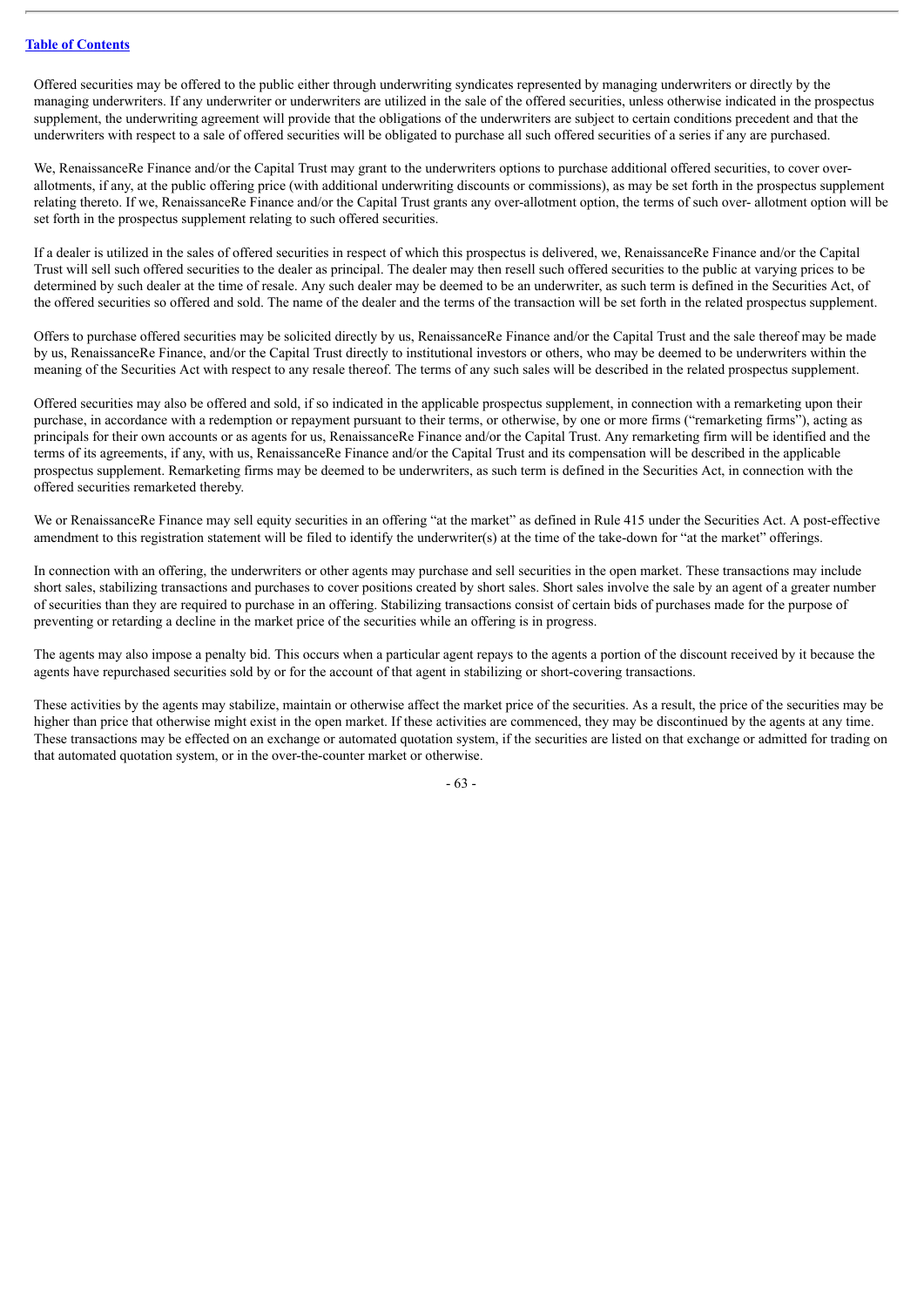Offered securities may be offered to the public either through underwriting syndicates represented by managing underwriters or directly by the managing underwriters. If any underwriter or underwriters are utilized in the sale of the offered securities, unless otherwise indicated in the prospectus supplement, the underwriting agreement will provide that the obligations of the underwriters are subject to certain conditions precedent and that the underwriters with respect to a sale of offered securities will be obligated to purchase all such offered securities of a series if any are purchased.

We, RenaissanceRe Finance and/or the Capital Trust may grant to the underwriters options to purchase additional offered securities, to cover over-allotments, if any, at the public offering price (with additional underwriting discounts or commissions), as may be set forth in the prospectus supplement relating thereto. If we, RenaissanceRe Finance and/or the Capital Trust grants any over-allotment option, the terms of such over- allotment option will be set forth in the prospectus supplement relating to such offered securities.

If a dealer is utilized in the sales of offered securities in respect of which this prospectus is delivered, we, RenaissanceRe Finance and/or the Capital Trust will sell such offered securities to the dealer as principal. The dealer may then resell such offered securities to the public at varying prices to be determined by such dealer at the time of resale. Any such dealer may be deemed to be an underwriter, as such term is defined in the Securities Act, of the offered securities so offered and sold. The name of the dealer and the terms of the transaction will be set forth in the related prospectus supplement.

Offers to purchase offered securities may be solicited directly by us, RenaissanceRe Finance and/or the Capital Trust and the sale thereof may be made by us, RenaissanceRe Finance, and/or the Capital Trust directly to institutional investors or others, who may be deemed to be underwriters within the meaning of the Securities Act with respect to any resale thereof. The terms of any such sales will be described in the related prospectus supplement.

Offered securities may also be offered and sold, if so indicated in the applicable prospectus supplement, in connection with a remarketing upon their purchase, in accordance with a redemption or repayment pursuant to their terms, or otherwise, by one or more firms ("remarketing firms"), acting as principals for their own accounts or as agents for us, RenaissanceRe Finance and/or the Capital Trust. Any remarketing firm will be identified and the terms of its agreements, if any, with us, RenaissanceRe Finance and/or the Capital Trust and its compensation will be described in the applicable prospectus supplement. Remarketing firms may be deemed to be underwriters, as such term is defined in the Securities Act, in connection with the offered securities remarketed thereby.

We or RenaissanceRe Finance may sell equity securities in an offering "at the market" as defined in Rule 415 under the Securities Act. A post-effective amendment to this registration statement will be filed to identify the underwriter(s) at the time of the take-down for "at the market" offerings.

In connection with an offering, the underwriters or other agents may purchase and sell securities in the open market. These transactions may include short sales, stabilizing transactions and purchases to cover positions created by short sales. Short sales involve the sale by an agent of a greater number of securities than they are required to purchase in an offering. Stabilizing transactions consist of certain bids of purchases made for the purpose of preventing or retarding a decline in the market price of the securities while an offering is in progress.

The agents may also impose a penalty bid. This occurs when a particular agent repays to the agents a portion of the discount received by it because the agents have repurchased securities sold by or for the account of that agent in stabilizing or short-covering transactions.

These activities by the agents may stabilize, maintain or otherwise affect the market price of the securities. As a result, the price of the securities may be higher than price that otherwise might exist in the open market. If these activities are commenced, they may be discontinued by the agents at any time. These transactions may be effected on an exchange or automated quotation system, if the securities are listed on that exchange or admitted for trading on that automated quotation system, or in the over-the-counter market or otherwise.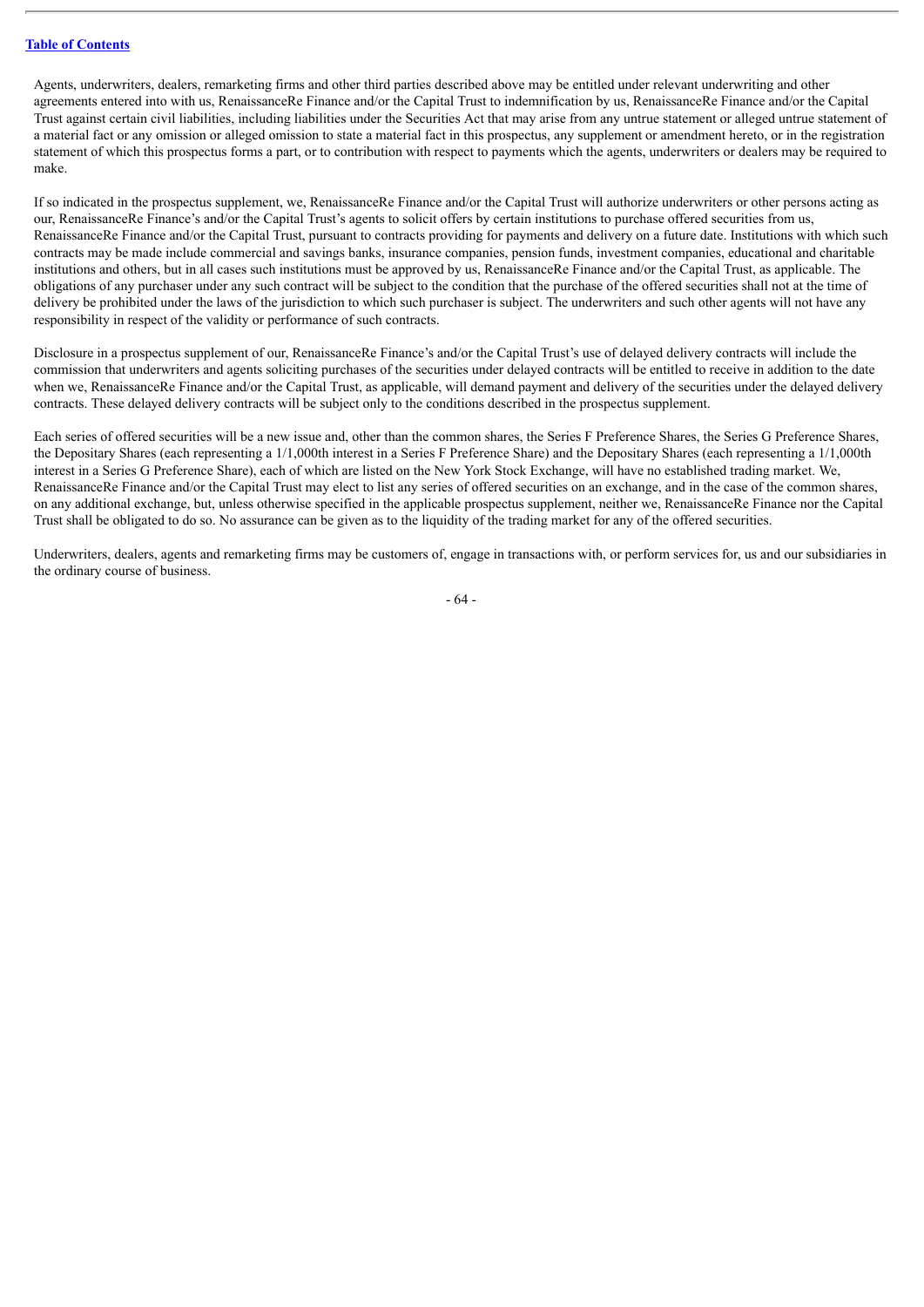Agents, underwriters, dealers, remarketing firms and other third parties described above may be entitled under relevant underwriting and other agreements entered into with us, RenaissanceRe Finance and/or the Capital Trust to indemnification by us, RenaissanceRe Finance and/or the Capital Trust against certain civil liabilities, including liabilities under the Securities Act that may arise from any untrue statement or alleged untrue statement of a material fact or any omission or alleged omission to state a material fact in this prospectus, any supplement or amendment hereto, or in the registration statement of which this prospectus forms a part, or to contribution with respect to payments which the agents, underwriters or dealers may be required to make.

If so indicated in the prospectus supplement, we, RenaissanceRe Finance and/or the Capital Trust will authorize underwriters or other persons acting as our, RenaissanceRe Finance's and/or the Capital Trust's agents to solicit offers by certain institutions to purchase offered securities from us, RenaissanceRe Finance and/or the Capital Trust, pursuant to contracts providing for payments and delivery on a future date. Institutions with which such contracts may be made include commercial and savings banks, insurance companies, pension funds, investment companies, educational and charitable institutions and others, but in all cases such institutions must be approved by us, RenaissanceRe Finance and/or the Capital Trust, as applicable. The obligations of any purchaser under any such contract will be subject to the condition that the purchase of the offered securities shall not at the time of delivery be prohibited under the laws of the jurisdiction to which such purchaser is subject. The underwriters and such other agents will not have any responsibility in respect of the validity or performance of such contracts.

Disclosure in a prospectus supplement of our, RenaissanceRe Finance's and/or the Capital Trust's use of delayed delivery contracts will include the commission that underwriters and agents soliciting purchases of the securities under delayed contracts will be entitled to receive in addition to the date when we, RenaissanceRe Finance and/or the Capital Trust, as applicable, will demand payment and delivery of the securities under the delayed delivery contracts. These delayed delivery contracts will be subject only to the conditions described in the prospectus supplement.

Each series of offered securities will be a new issue and, other than the common shares, the Series F Preference Shares, the Series G Preference Shares, the Depositary Shares (each representing a 1/1,000th interest in a Series F Preference Share) and the Depositary Shares (each representing a 1/1,000th interest in a Series G Preference Share), each of which are listed on the New York Stock Exchange, will have no established trading market. We, RenaissanceRe Finance and/or the Capital Trust may elect to list any series of offered securities on an exchange, and in the case of the common shares, on any additional exchange, but, unless otherwise specified in the applicable prospectus supplement, neither we, RenaissanceRe Finance nor the Capital Trust shall be obligated to do so. No assurance can be given as to the liquidity of the trading market for any of the offered securities.

Underwriters, dealers, agents and remarketing firms may be customers of, engage in transactions with, or perform services for, us and our subsidiaries in the ordinary course of business.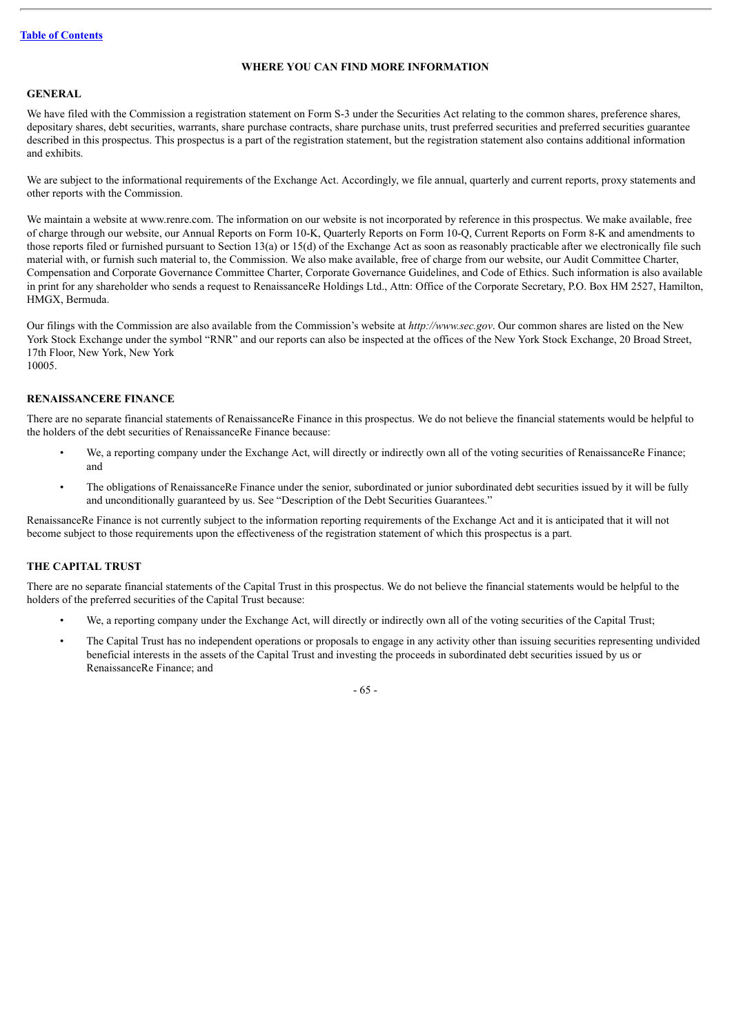# WHERE YOU CAN FIND MORE INFORMATION

## GENERAL

We have filed with the Commission a registration statement on Form S-3 under the Securities Act relating to the common shares, preference shares, depositary shares, debt securities, warrants, share purchase contracts, share purchase units, trust preferred securities and preferred securities guarantee described in this prospectus. This prospectus is a part of the registration statement, but the registration statement also contains additional information and exhibits.

We are subject to the informational requirements of the Exchange Act. Accordingly, we file annual, quarterly and current reports, proxy statements and other reports with the Commission.

We maintain a website at www.renre.com. The information on our website is not incorporated by reference in this prospectus. We make available, free of charge through our website, our Annual Reports on Form 10-K, Quarterly Reports on Form 10-Q, Current Reports on Form 8-K and amendments to those reports filed or furnished pursuant to Section 13(a) or 15(d) of the Exchange Act as soon as reasonably practicable after we electronically file such material with, or furnish such material to, the Commission. We also make available, free of charge from our website, our Audit Committee Charter, Compensation and Corporate Governance Committee Charter, Corporate Governance Guidelines, and Code of Ethics. Such information is also available in print for any shareholder who sends a request to RenaissanceRe Holdings Ltd., Attn: Office of the Corporate Secretary, P.O. Box HM 2527, Hamilton, HMGX, Bermuda.

Our filings with the Commission are also available from the Commission's website at *http://www.sec.gov*. Our common shares are listed on the New York Stock Exchange under the symbol "RNR" and our reports can also be inspected at the offices of the New York Stock Exchange, 20 Broad Street, 17th Floor, New York, New York 10005.

## RENAISSANCERE FINANCE

There are no separate financial statements of RenaissanceRe Finance in this prospectus. We do not believe the financial statements would be helpful to the holders of the debt securities of RenaissanceRe Finance because:

- We, a reporting company under the Exchange Act, will directly or indirectly own all of the voting securities of RenaissanceRe Finance; and
- The obligations of RenaissanceRe Finance under the senior, subordinated or junior subordinated debt securities issued by it will be fully and unconditionally guaranteed by us. See "Description of the Debt Securities Guarantees."

RenaissanceRe Finance is not currently subject to the information reporting requirements of the Exchange Act and it is anticipated that it will not become subject to those requirements upon the effectiveness of the registration statement of which this prospectus is a part.

## THE CAPITAL TRUST

There are no separate financial statements of the Capital Trust in this prospectus. We do not believe the financial statements would be helpful to the holders of the preferred securities of the Capital Trust because:

- We, a reporting company under the Exchange Act, will directly or indirectly own all of the voting securities of the Capital Trust;
- The Capital Trust has no independent operations or proposals to engage in any activity other than issuing securities representing undivided beneficial interests in the assets of the Capital Trust and investing the proceeds in subordinated debt securities issued by us or RenaissanceRe Finance; and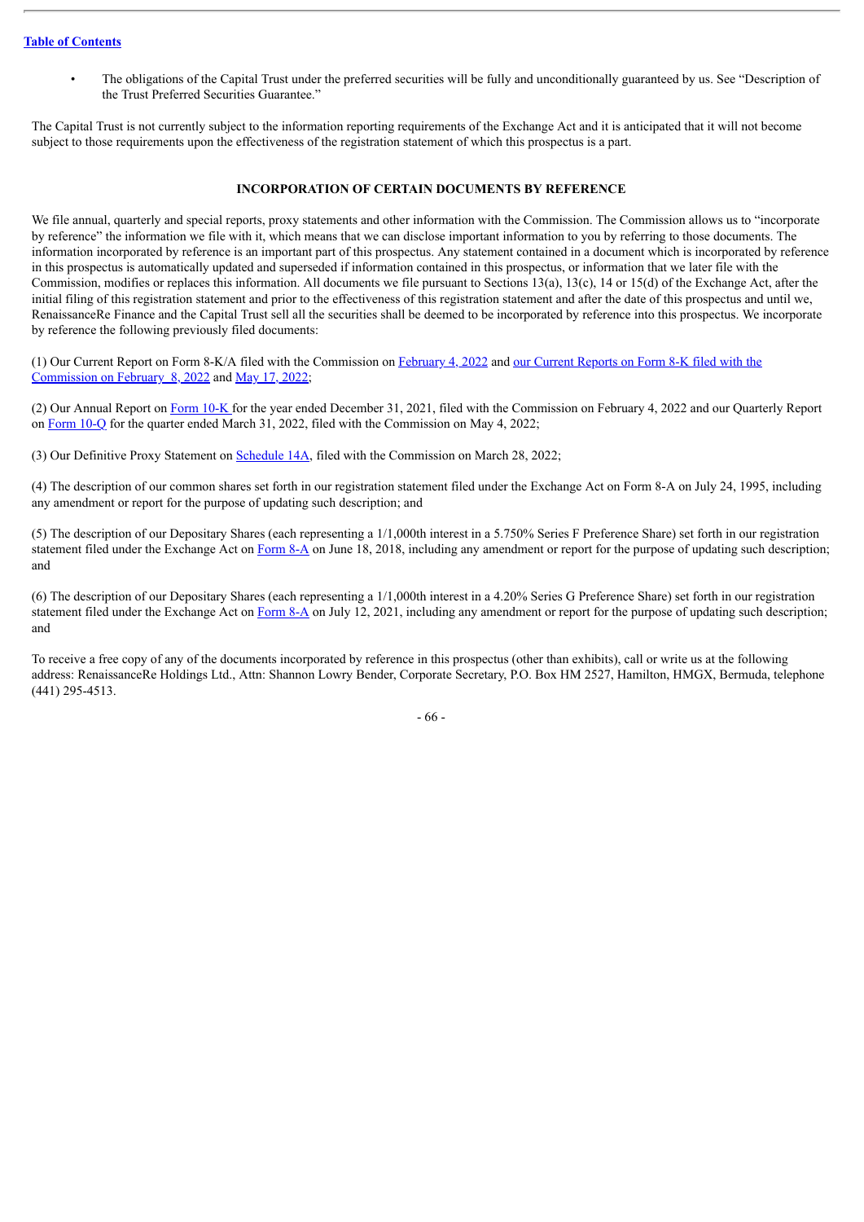- The obligations of the Capital Trust under the preferred securities will be fully and unconditionally guaranteed by us. See "Description of the Trust Preferred Securities Guarantee."

The Capital Trust is not currently subject to the information reporting requirements of the Exchange Act and it is anticipated that it will not become subject to those requirements upon the effectiveness of the registration statement of which this prospectus is a part.

## INCORPORATION OF CERTAIN DOCUMENTS BY REFERENCE

We file annual, quarterly and special reports, proxy statements and other information with the Commission. The Commission allows us to "incorporate by reference" the information we file with it, which means that we can disclose important information to you by referring to those documents. The information incorporated by reference is an important part of this prospectus. Any statement contained in a document which is incorporated by reference in this prospectus is automatically updated and superseded if information contained in this prospectus, or information that we later file with the Commission, modifies or replaces this information. All documents we file pursuant to Sections 13(a), 13(c), 14 or 15(d) of the Exchange Act, after the initial filing of this registration statement and prior to the effectiveness of this registration statement and after the date of this prospectus and until we, RenaissanceRe Finance and the Capital Trust sell all the securities shall be deemed to be incorporated by reference into this prospectus. We incorporate by reference the following previously filed documents:

(1) Our Current Report on Form 8-K/A filed with the Commission on February 4, 2022 and our Current Reports on Form 8-K filed with the Commission on February 8, 2022 and May 17, 2022;

(2) Our Annual Report on Form 10-K for the year ended December 31, 2021, filed with the Commission on February 4, 2022 and our Quarterly Report on Form 10-Q for the quarter ended March 31, 2022, filed with the Commission on May 4, 2022;

(3) Our Definitive Proxy Statement on Schedule 14A, filed with the Commission on March 28, 2022;

(4) The description of our common shares set forth in our registration statement filed under the Exchange Act on Form 8-A on July 24, 1995, including any amendment or report for the purpose of updating such description; and

(5) The description of our Depositary Shares (each representing a 1/1,000th interest in a 5.750% Series F Preference Share) set forth in our registration statement filed under the Exchange Act on Form 8-A on June 18, 2018, including any amendment or report for the purpose of updating such description; and

(6) The description of our Depositary Shares (each representing a 1/1,000th interest in a 4.20% Series G Preference Share) set forth in our registration statement filed under the Exchange Act on Form 8-A on July 12, 2021, including any amendment or report for the purpose of updating such description; and

To receive a free copy of any of the documents incorporated by reference in this prospectus (other than exhibits), call or write us at the following address: RenaissanceRe Holdings Ltd., Attn: Shannon Lowry Bender, Corporate Secretary, P.O. Box HM 2527, Hamilton, HMGX, Bermuda, telephone (441) 295-4513.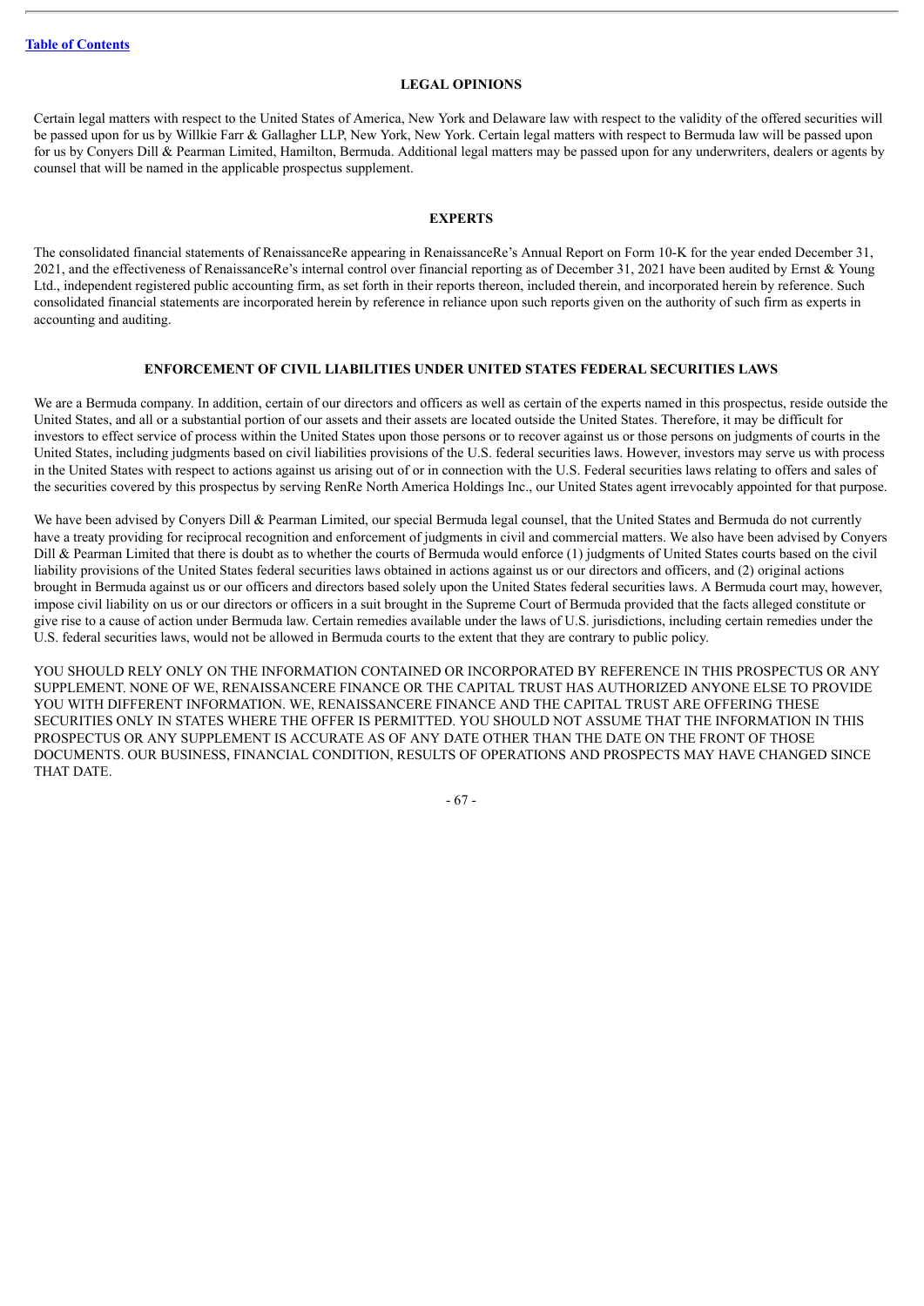## LEGAL OPINIONS

Certain legal matters with respect to the United States of America, New York and Delaware law with respect to the validity of the offered securities will be passed upon for us by Willkie Farr & Gallagher LLP, New York, New York. Certain legal matters with respect to Bermuda law will be passed upon for us by Conyers Dill & Pearman Limited, Hamilton, Bermuda. Additional legal matters may be passed upon for any underwriters, dealers or agents by counsel that will be named in the applicable prospectus supplement.

## EXPERTS

The consolidated financial statements of RenaissanceRe appearing in RenaissanceRe's Annual Report on Form 10-K for the year ended December 31, 2021, and the effectiveness of RenaissanceRe's internal control over financial reporting as of December 31, 2021 have been audited by Ernst & Young Ltd., independent registered public accounting firm, as set forth in their reports thereon, included therein, and incorporated herein by reference. Such consolidated financial statements are incorporated herein by reference in reliance upon such reports given on the authority of such firm as experts in accounting and auditing.

## ENFORCEMENT OF CIVIL LIABILITIES UNDER UNITED STATES FEDERAL SECURITIES LAWS

We are a Bermuda company. In addition, certain of our directors and officers as well as certain of the experts named in this prospectus, reside outside the United States, and all or a substantial portion of our assets and their assets are located outside the United States. Therefore, it may be difficult for investors to effect service of process within the United States upon those persons or to recover against us or those persons on judgments of courts in the United States, including judgments based on civil liabilities provisions of the U.S. federal securities laws. However, investors may serve us with process in the United States with respect to actions against us arising out of or in connection with the U.S. Federal securities laws relating to offers and sales of the securities covered by this prospectus by serving RenRe North America Holdings Inc., our United States agent irrevocably appointed for that purpose.

We have been advised by Conyers Dill & Pearman Limited, our special Bermuda legal counsel, that the United States and Bermuda do not currently have a treaty providing for reciprocal recognition and enforcement of judgments in civil and commercial matters. We also have been advised by Conyers Dill & Pearman Limited that there is doubt as to whether the courts of Bermuda would enforce (1) judgments of United States courts based on the civil liability provisions of the United States federal securities laws obtained in actions against us or our directors and officers, and (2) original actions brought in Bermuda against us or our officers and directors based solely upon the United States federal securities laws. A Bermuda court may, however, impose civil liability on us or our directors or officers in a suit brought in the Supreme Court of Bermuda provided that the facts alleged constitute or give rise to a cause of action under Bermuda law. Certain remedies available under the laws of U.S. jurisdictions, including certain remedies under the U.S. federal securities laws, would not be allowed in Bermuda courts to the extent that they are contrary to public policy.

YOU SHOULD RELY ONLY ON THE INFORMATION CONTAINED OR INCORPORATED BY REFERENCE IN THIS PROSPECTUS OR ANY SUPPLEMENT. NONE OF WE, RENAISSANCERE FINANCE OR THE CAPITAL TRUST HAS AUTHORIZED ANYONE ELSE TO PROVIDE YOU WITH DIFFERENT INFORMATION. WE, RENAISSANCERE FINANCE AND THE CAPITAL TRUST ARE OFFERING THESE SECURITIES ONLY IN STATES WHERE THE OFFER IS PERMITTED. YOU SHOULD NOT ASSUME THAT THE INFORMATION IN THIS PROSPECTUS OR ANY SUPPLEMENT IS ACCURATE AS OF ANY DATE OTHER THAN THE DATE ON THE FRONT OF THOSE DOCUMENTS. OUR BUSINESS, FINANCIAL CONDITION, RESULTS OF OPERATIONS AND PROSPECTS MAY HAVE CHANGED SINCE THAT DATE.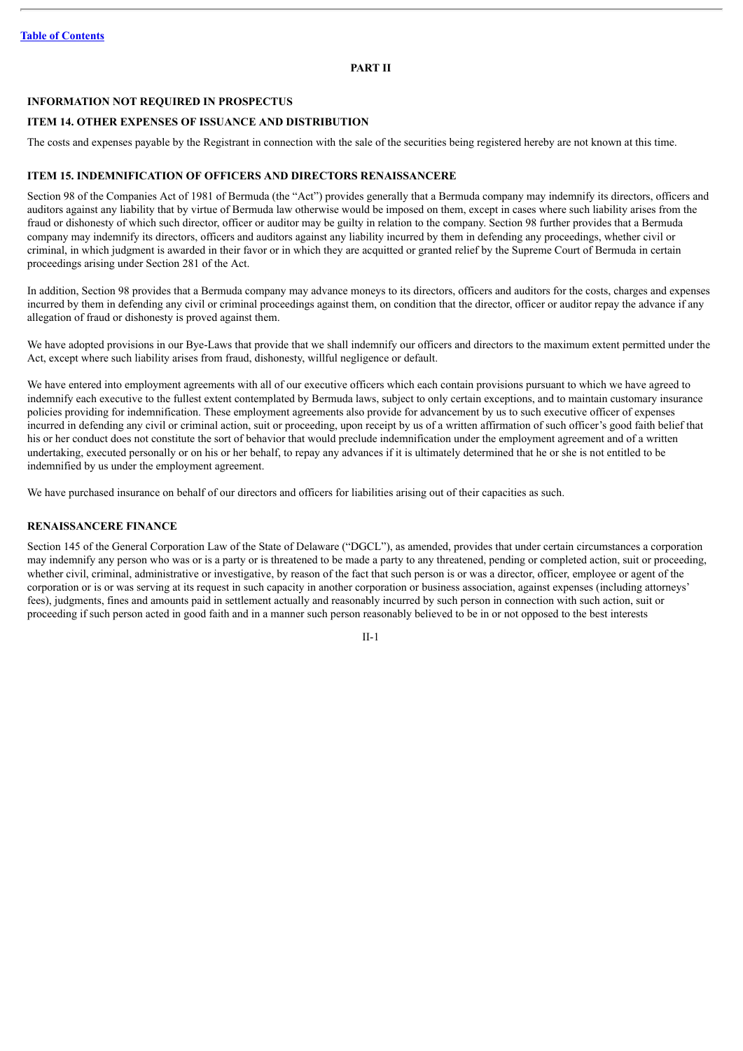## PART II

### INFORMATION NOT REQUIRED IN PROSPECTUS

### ITEM 14. OTHER EXPENSES OF ISSUANCE AND DISTRIBUTION

The costs and expenses payable by the Registrant in connection with the sale of the securities being registered hereby are not known at this time.

### ITEM 15. INDEMNIFICATION OF OFFICERS AND DIRECTORS RENAISSANCERE

Section 98 of the Companies Act of 1981 of Bermuda (the "Act") provides generally that a Bermuda company may indemnify its directors, officers and auditors against any liability that by virtue of Bermuda law otherwise would be imposed on them, except in cases where such liability arises from the fraud or dishonesty of which such director, officer or auditor may be guilty in relation to the company. Section 98 further provides that a Bermuda company may indemnify its directors, officers and auditors against any liability incurred by them in defending any proceedings, whether civil or criminal, in which judgment is awarded in their favor or in which they are acquitted or granted relief by the Supreme Court of Bermuda in certain proceedings arising under Section 281 of the Act.

In addition, Section 98 provides that a Bermuda company may advance moneys to its directors, officers and auditors for the costs, charges and expenses incurred by them in defending any civil or criminal proceedings against them, on condition that the director, officer or auditor repay the advance if any allegation of fraud or dishonesty is proved against them.

We have adopted provisions in our Bye-Laws that provide that we shall indemnify our officers and directors to the maximum extent permitted under the Act, except where such liability arises from fraud, dishonesty, willful negligence or default.

We have entered into employment agreements with all of our executive officers which each contain provisions pursuant to which we have agreed to indemnify each executive to the fullest extent contemplated by Bermuda laws, subject to only certain exceptions, and to maintain customary insurance policies providing for indemnification. These employment agreements also provide for advancement by us to such executive officer of expenses incurred in defending any civil or criminal action, suit or proceeding, upon receipt by us of a written affirmation of such officer's good faith belief that his or her conduct does not constitute the sort of behavior that would preclude indemnification under the employment agreement and of a written undertaking, executed personally or on his or her behalf, to repay any advances if it is ultimately determined that he or she is not entitled to be indemnified by us under the employment agreement.

We have purchased insurance on behalf of our directors and officers for liabilities arising out of their capacities as such.

### RENAISSANCERE FINANCE

Section 145 of the General Corporation Law of the State of Delaware ("DGCL"), as amended, provides that under certain circumstances a corporation may indemnify any person who was or is a party or is threatened to be made a party to any threatened, pending or completed action, suit or proceeding, whether civil, criminal, administrative or investigative, by reason of the fact that such person is or was a director, officer, employee or agent of the corporation or is or was serving at its request in such capacity in another corporation or business association, against expenses (including attorneys' fees), judgments, fines and amounts paid in settlement actually and reasonably incurred by such person in connection with such action, suit or proceeding if such person acted in good faith and in a manner such person reasonably believed to be in or not opposed to the best interests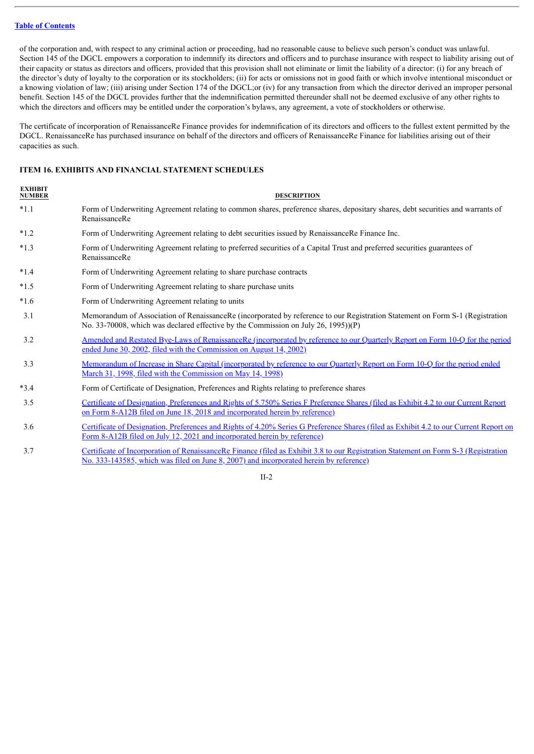of the corporation and, with respect to any criminal action or proceeding, had no reasonable cause to believe such person's conduct was unlawful. Section 145 of the DGCL empowers a corporation to indemnify its directors and officers and to purchase insurance with respect to liability arising out of their capacity or status as directors and officers, provided that this provision shall not eliminate or limit the liability of a director: (i) for any breach of the director's duty of loyalty to the corporation or its stockholders; (ii) for acts or omissions not in good faith or which involve intentional misconduct or a knowing violation of law; (iii) arising under Section 174 of the DGCL;or (iv) for any transaction from which the director derived an improper personal benefit. Section 145 of the DGCL provides further that the indemnification permitted thereunder shall not be deemed exclusive of any other rights to which the directors and officers may be entitled under the corporation's bylaws, any agreement, a vote of stockholders or otherwise.

The certificate of incorporation of RenaissanceRe Finance provides for indemnification of its directors and officers to the fullest extent permitted by the DGCL. RenaissanceRe has purchased insurance on behalf of the directors and officers of RenaissanceRe Finance for liabilities arising out of their capacities as such.

## ITEM 16. EXHIBITS AND FINANCIAL STATEMENT SCHEDULES

| EXHIBIT NUMBER | DESCRIPTION |
|---|---|
| *1.1 | Form of Underwriting Agreement relating to common shares, preference shares, depositary shares, debt securities and warrants of RenaissanceRe |
| *1.2 | Form of Underwriting Agreement relating to debt securities issued by RenaissanceRe Finance Inc. |
| *1.3 | Form of Underwriting Agreement relating to preferred securities of a Capital Trust and preferred securities guarantees of RenaissanceRe |
| *1.4 | Form of Underwriting Agreement relating to share purchase contracts |
| *1.5 | Form of Underwriting Agreement relating to share purchase units |
| *1.6 | Form of Underwriting Agreement relating to units |
| 3.1 | Memorandum of Association of RenaissanceRe (incorporated by reference to our Registration Statement on Form S-1 (Registration No. 33-70008, which was declared effective by the Commission on July 26, 1995))(P) |
| 3.2 | Amended and Restated Bye-Laws of RenaissanceRe (incorporated by reference to our Quarterly Report on Form 10-Q for the period ended June 30, 2002, filed with the Commission on August 14, 2002) |
| 3.3 | Memorandum of Increase in Share Capital (incorporated by reference to our Quarterly Report on Form 10-Q for the period ended March 31, 1998, filed with the Commission on May 14, 1998) |
| *3.4 | Form of Certificate of Designation, Preferences and Rights relating to preference shares |
| 3.5 | Certificate of Designation, Preferences and Rights of 5.750% Series F Preference Shares (filed as Exhibit 4.2 to our Current Report on Form 8-A12B filed on June 18, 2018 and incorporated herein by reference) |
| 3.6 | Certificate of Designation, Preferences and Rights of 4.20% Series G Preference Shares (filed as Exhibit 4.2 to our Current Report on Form 8-A12B filed on July 12, 2021 and incorporated herein by reference) |
| 3.7 | Certificate of Incorporation of RenaissanceRe Finance (filed as Exhibit 3.8 to our Registration Statement on Form S-3 (Registration No. 333-143585, which was filed on June 8, 2007) and incorporated herein by reference) |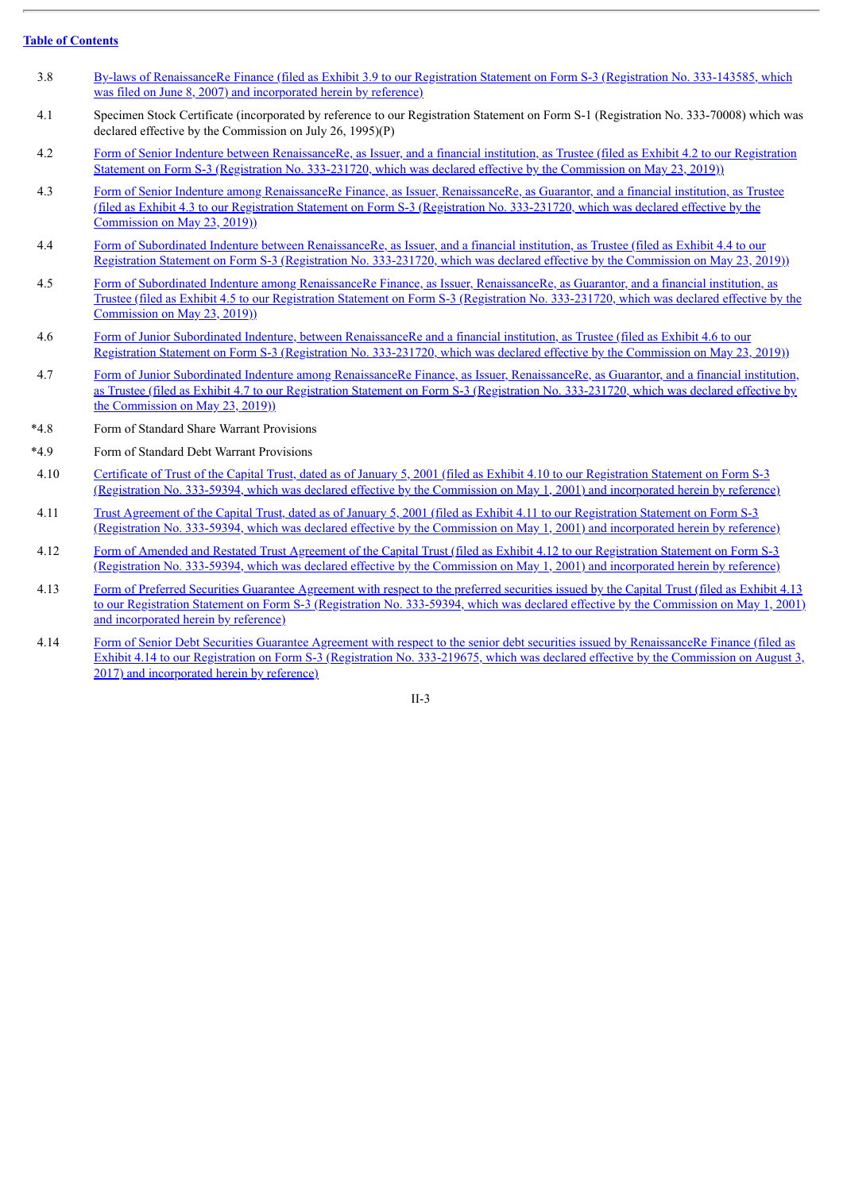[Table of Contents]

| | |
|---|---|
| 3.8 | By-laws of RenaissanceRe Finance (filed as Exhibit 3.9 to our Registration Statement on Form S-3 (Registration No. 333-143585, which was filed on June 8, 2007) and incorporated herein by reference) |
| 4.1 | Specimen Stock Certificate (incorporated by reference to our Registration Statement on Form S-1 (Registration No. 333-70008) which was declared effective by the Commission on July 26, 1995)(P) |
| 4.2 | Form of Senior Indenture between RenaissanceRe, as Issuer, and a financial institution, as Trustee (filed as Exhibit 4.2 to our Registration Statement on Form S-3 (Registration No. 333-231720, which was declared effective by the Commission on May 23, 2019)) |
| 4.3 | Form of Senior Indenture among RenaissanceRe Finance, as Issuer, RenaissanceRe, as Guarantor, and a financial institution, as Trustee (filed as Exhibit 4.3 to our Registration Statement on Form S-3 (Registration No. 333-231720, which was declared effective by the Commission on May 23, 2019)) |
| 4.4 | Form of Subordinated Indenture between RenaissanceRe, as Issuer, and a financial institution, as Trustee (filed as Exhibit 4.4 to our Registration Statement on Form S-3 (Registration No. 333-231720, which was declared effective by the Commission on May 23, 2019)) |
| 4.5 | Form of Subordinated Indenture among RenaissanceRe Finance, as Issuer, RenaissanceRe, as Guarantor, and a financial institution, as Trustee (filed as Exhibit 4.5 to our Registration Statement on Form S-3 (Registration No. 333-231720, which was declared effective by the Commission on May 23, 2019)) |
| 4.6 | Form of Junior Subordinated Indenture, between RenaissanceRe and a financial institution, as Trustee (filed as Exhibit 4.6 to our Registration Statement on Form S-3 (Registration No. 333-231720, which was declared effective by the Commission on May 23, 2019)) |
| 4.7 | Form of Junior Subordinated Indenture among RenaissanceRe Finance, as Issuer, RenaissanceRe, as Guarantor, and a financial institution, as Trustee (filed as Exhibit 4.7 to our Registration Statement on Form S-3 (Registration No. 333-231720, which was declared effective by the Commission on May 23, 2019)) |
| *4.8 | Form of Standard Share Warrant Provisions |
| *4.9 | Form of Standard Debt Warrant Provisions |
| 4.10 | Certificate of Trust of the Capital Trust, dated as of January 5, 2001 (filed as Exhibit 4.10 to our Registration Statement on Form S-3 (Registration No. 333-59394, which was declared effective by the Commission on May 1, 2001) and incorporated herein by reference) |
| 4.11 | Trust Agreement of the Capital Trust, dated as of January 5, 2001 (filed as Exhibit 4.11 to our Registration Statement on Form S-3 (Registration No. 333-59394, which was declared effective by the Commission on May 1, 2001) and incorporated herein by reference) |
| 4.12 | Form of Amended and Restated Trust Agreement of the Capital Trust (filed as Exhibit 4.12 to our Registration Statement on Form S-3 (Registration No. 333-59394, which was declared effective by the Commission on May 1, 2001) and incorporated herein by reference) |
| 4.13 | Form of Preferred Securities Guarantee Agreement with respect to the preferred securities issued by the Capital Trust (filed as Exhibit 4.13 to our Registration Statement on Form S-3 (Registration No. 333-59394, which was declared effective by the Commission on May 1, 2001) and incorporated herein by reference) |
| 4.14 | Form of Senior Debt Securities Guarantee Agreement with respect to the senior debt securities issued by RenaissanceRe Finance (filed as Exhibit 4.14 to our Registration on Form S-3 (Registration No. 333-219675, which was declared effective by the Commission on August 3, 2017) and incorporated herein by reference) |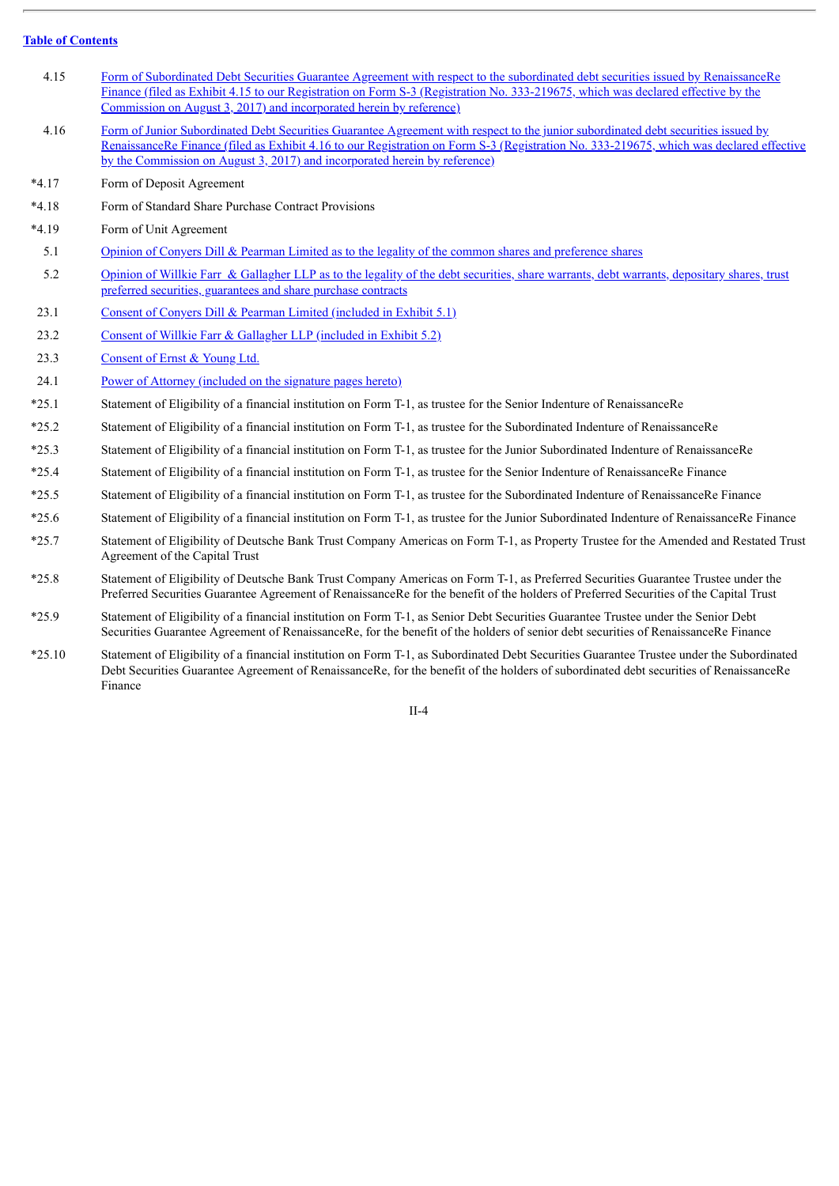[Table of Contents](#)

| | |
|---|---|
| 4.15 | Form of Subordinated Debt Securities Guarantee Agreement with respect to the subordinated debt securities issued by RenaissanceRe Finance (filed as Exhibit 4.15 to our Registration on Form S-3 (Registration No. 333-219675, which was declared effective by the Commission on August 3, 2017) and incorporated herein by reference) |
| 4.16 | Form of Junior Subordinated Debt Securities Guarantee Agreement with respect to the junior subordinated debt securities issued by RenaissanceRe Finance (filed as Exhibit 4.16 to our Registration on Form S-3 (Registration No. 333-219675, which was declared effective by the Commission on August 3, 2017) and incorporated herein by reference) |
| *4.17 | Form of Deposit Agreement |
| *4.18 | Form of Standard Share Purchase Contract Provisions |
| *4.19 | Form of Unit Agreement |
| 5.1 | Opinion of Conyers Dill & Pearman Limited as to the legality of the common shares and preference shares |
| 5.2 | Opinion of Willkie Farr & Gallagher LLP as to the legality of the debt securities, share warrants, debt warrants, depositary shares, trust preferred securities, guarantees and share purchase contracts |
| 23.1 | Consent of Conyers Dill & Pearman Limited (included in Exhibit 5.1) |
| 23.2 | Consent of Willkie Farr & Gallagher LLP (included in Exhibit 5.2) |
| 23.3 | Consent of Ernst & Young Ltd. |
| 24.1 | Power of Attorney (included on the signature pages hereto) |
| *25.1 | Statement of Eligibility of a financial institution on Form T-1, as trustee for the Senior Indenture of RenaissanceRe |
| *25.2 | Statement of Eligibility of a financial institution on Form T-1, as trustee for the Subordinated Indenture of RenaissanceRe |
| *25.3 | Statement of Eligibility of a financial institution on Form T-1, as trustee for the Junior Subordinated Indenture of RenaissanceRe |
| *25.4 | Statement of Eligibility of a financial institution on Form T-1, as trustee for the Senior Indenture of RenaissanceRe Finance |
| *25.5 | Statement of Eligibility of a financial institution on Form T-1, as trustee for the Subordinated Indenture of RenaissanceRe Finance |
| *25.6 | Statement of Eligibility of a financial institution on Form T-1, as trustee for the Junior Subordinated Indenture of RenaissanceRe Finance |
| *25.7 | Statement of Eligibility of Deutsche Bank Trust Company Americas on Form T-1, as Property Trustee for the Amended and Restated Trust Agreement of the Capital Trust |
| *25.8 | Statement of Eligibility of Deutsche Bank Trust Company Americas on Form T-1, as Preferred Securities Guarantee Trustee under the Preferred Securities Guarantee Agreement of RenaissanceRe for the benefit of the holders of Preferred Securities of the Capital Trust |
| *25.9 | Statement of Eligibility of a financial institution on Form T-1, as Senior Debt Securities Guarantee Trustee under the Senior Debt Securities Guarantee Agreement of RenaissanceRe, for the benefit of the holders of senior debt securities of RenaissanceRe Finance |
| *25.10 | Statement of Eligibility of a financial institution on Form T-1, as Subordinated Debt Securities Guarantee Trustee under the Subordinated Debt Securities Guarantee Agreement of RenaissanceRe, for the benefit of the holders of subordinated debt securities of RenaissanceRe Finance |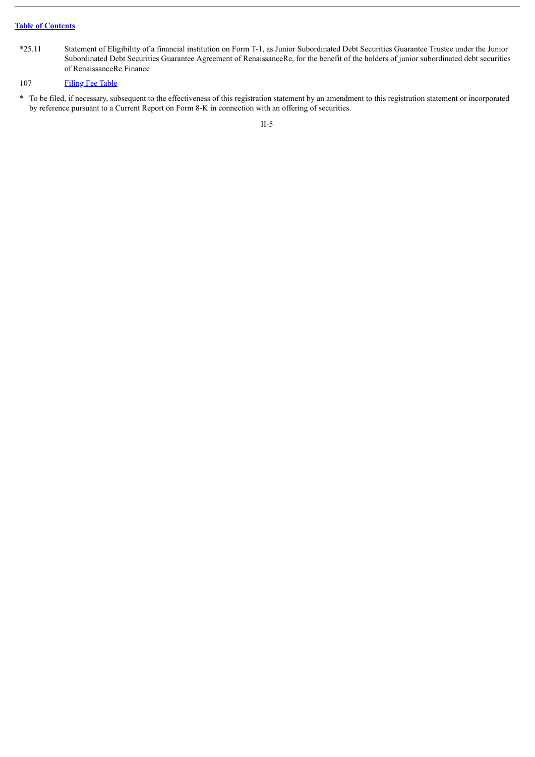| | |
|---|---|
| *25.11 | Statement of Eligibility of a financial institution on Form T-1, as Junior Subordinated Debt Securities Guarantee Trustee under the Junior Subordinated Debt Securities Guarantee Agreement of RenaissanceRe, for the benefit of the holders of junior subordinated debt securities of RenaissanceRe Finance |
| 107 | Filing Fee Table |

* To be filed, if necessary, subsequent to the effectiveness of this registration statement by an amendment to this registration statement or incorporated by reference pursuant to a Current Report on Form 8-K in connection with an offering of securities.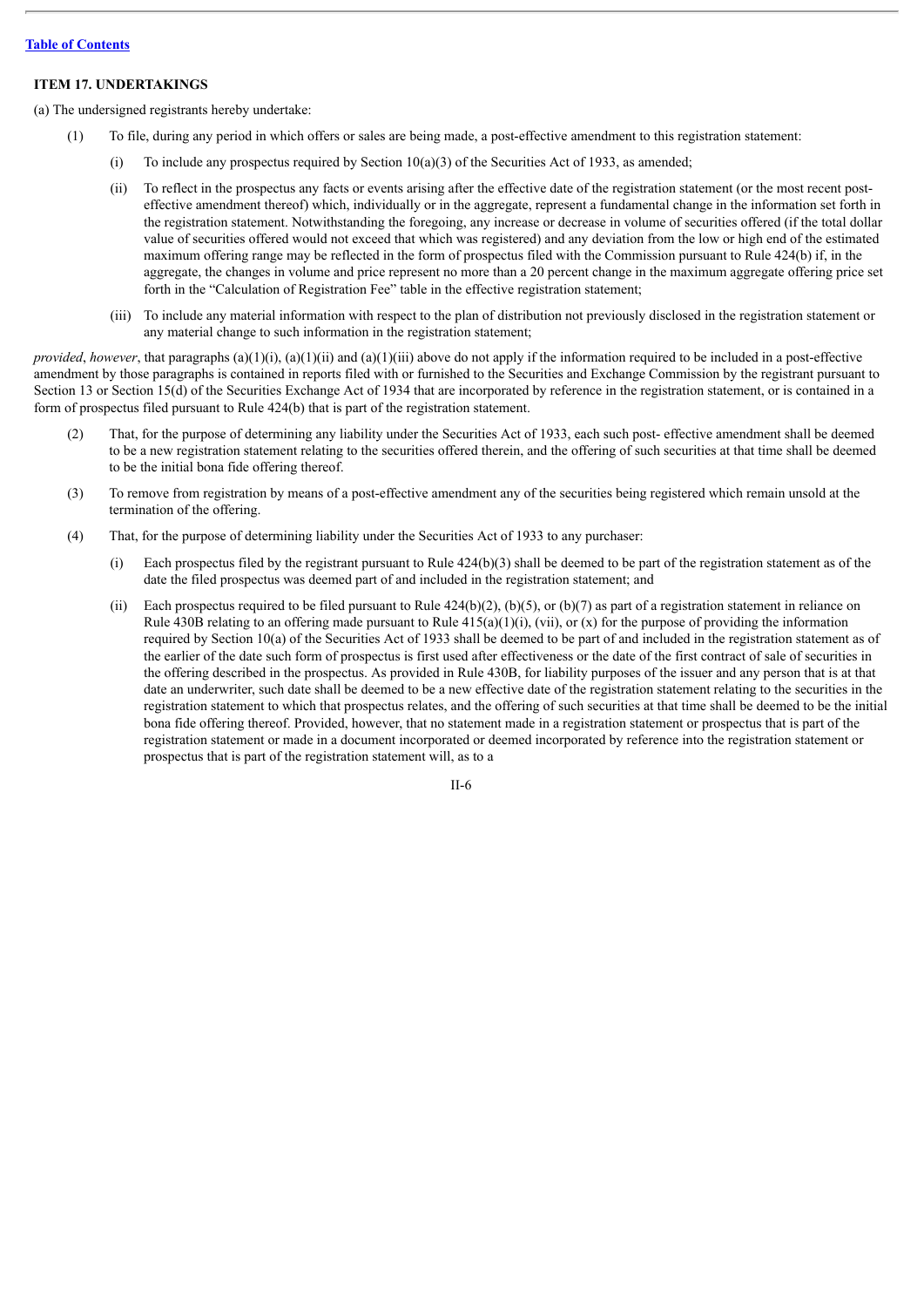### ITEM 17. UNDERTAKINGS

(a) The undersigned registrants hereby undertake:

(1) To file, during any period in which offers or sales are being made, a post-effective amendment to this registration statement:

(i) To include any prospectus required by Section 10(a)(3) of the Securities Act of 1933, as amended;

(ii) To reflect in the prospectus any facts or events arising after the effective date of the registration statement (or the most recent post-effective amendment thereof) which, individually or in the aggregate, represent a fundamental change in the information set forth in the registration statement. Notwithstanding the foregoing, any increase or decrease in volume of securities offered (if the total dollar value of securities offered would not exceed that which was registered) and any deviation from the low or high end of the estimated maximum offering range may be reflected in the form of prospectus filed with the Commission pursuant to Rule 424(b) if, in the aggregate, the changes in volume and price represent no more than a 20 percent change in the maximum aggregate offering price set forth in the "Calculation of Registration Fee" table in the effective registration statement;

(iii) To include any material information with respect to the plan of distribution not previously disclosed in the registration statement or any material change to such information in the registration statement;

*provided*, *however*, that paragraphs (a)(1)(i), (a)(1)(ii) and (a)(1)(iii) above do not apply if the information required to be included in a post-effective amendment by those paragraphs is contained in reports filed with or furnished to the Securities and Exchange Commission by the registrant pursuant to Section 13 or Section 15(d) of the Securities Exchange Act of 1934 that are incorporated by reference in the registration statement, or is contained in a form of prospectus filed pursuant to Rule 424(b) that is part of the registration statement.

(2) That, for the purpose of determining any liability under the Securities Act of 1933, each such post- effective amendment shall be deemed to be a new registration statement relating to the securities offered therein, and the offering of such securities at that time shall be deemed to be the initial bona fide offering thereof.

(3) To remove from registration by means of a post-effective amendment any of the securities being registered which remain unsold at the termination of the offering.

(4) That, for the purpose of determining liability under the Securities Act of 1933 to any purchaser:

(i) Each prospectus filed by the registrant pursuant to Rule 424(b)(3) shall be deemed to be part of the registration statement as of the date the filed prospectus was deemed part of and included in the registration statement; and

(ii) Each prospectus required to be filed pursuant to Rule 424(b)(2), (b)(5), or (b)(7) as part of a registration statement in reliance on Rule 430B relating to an offering made pursuant to Rule 415(a)(1)(i), (vii), or (x) for the purpose of providing the information required by Section 10(a) of the Securities Act of 1933 shall be deemed to be part of and included in the registration statement as of the earlier of the date such form of prospectus is first used after effectiveness or the date of the first contract of sale of securities in the offering described in the prospectus. As provided in Rule 430B, for liability purposes of the issuer and any person that is at that date an underwriter, such date shall be deemed to be a new effective date of the registration statement relating to the securities in the registration statement to which that prospectus relates, and the offering of such securities at that time shall be deemed to be the initial bona fide offering thereof. Provided, however, that no statement made in a registration statement or prospectus that is part of the registration statement or made in a document incorporated or deemed incorporated by reference into the registration statement or prospectus that is part of the registration statement will, as to a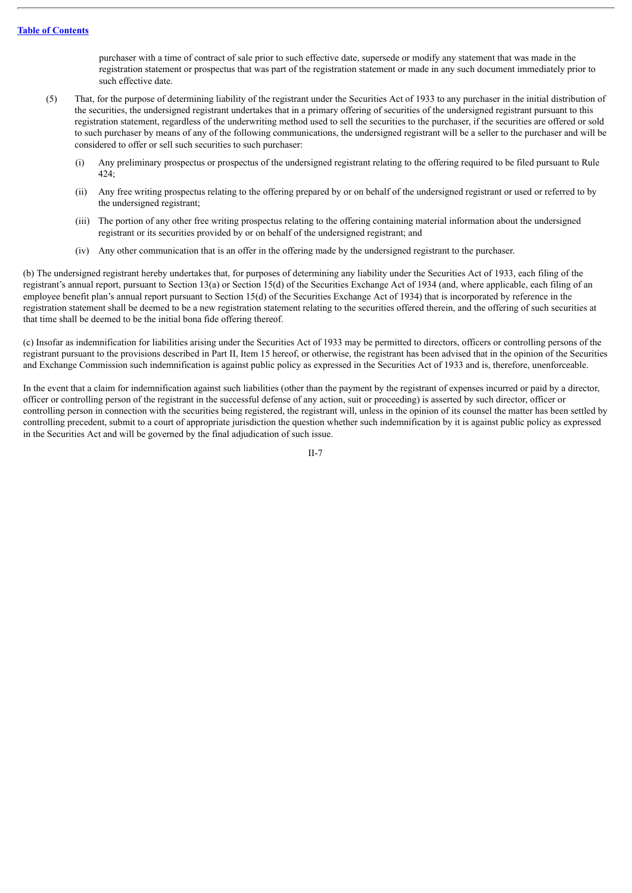purchaser with a time of contract of sale prior to such effective date, supersede or modify any statement that was made in the registration statement or prospectus that was part of the registration statement or made in any such document immediately prior to such effective date.

(5) That, for the purpose of determining liability of the registrant under the Securities Act of 1933 to any purchaser in the initial distribution of the securities, the undersigned registrant undertakes that in a primary offering of securities of the undersigned registrant pursuant to this registration statement, regardless of the underwriting method used to sell the securities to the purchaser, if the securities are offered or sold to such purchaser by means of any of the following communications, the undersigned registrant will be a seller to the purchaser and will be considered to offer or sell such securities to such purchaser:

  (i) Any preliminary prospectus or prospectus of the undersigned registrant relating to the offering required to be filed pursuant to Rule 424;

  (ii) Any free writing prospectus relating to the offering prepared by or on behalf of the undersigned registrant or used or referred to by the undersigned registrant;

  (iii) The portion of any other free writing prospectus relating to the offering containing material information about the undersigned registrant or its securities provided by or on behalf of the undersigned registrant; and

  (iv) Any other communication that is an offer in the offering made by the undersigned registrant to the purchaser.

(b) The undersigned registrant hereby undertakes that, for purposes of determining any liability under the Securities Act of 1933, each filing of the registrant's annual report, pursuant to Section 13(a) or Section 15(d) of the Securities Exchange Act of 1934 (and, where applicable, each filing of an employee benefit plan's annual report pursuant to Section 15(d) of the Securities Exchange Act of 1934) that is incorporated by reference in the registration statement shall be deemed to be a new registration statement relating to the securities offered therein, and the offering of such securities at that time shall be deemed to be the initial bona fide offering thereof.

(c) Insofar as indemnification for liabilities arising under the Securities Act of 1933 may be permitted to directors, officers or controlling persons of the registrant pursuant to the provisions described in Part II, Item 15 hereof, or otherwise, the registrant has been advised that in the opinion of the Securities and Exchange Commission such indemnification is against public policy as expressed in the Securities Act of 1933 and is, therefore, unenforceable.

In the event that a claim for indemnification against such liabilities (other than the payment by the registrant of expenses incurred or paid by a director, officer or controlling person of the registrant in the successful defense of any action, suit or proceeding) is asserted by such director, officer or controlling person in connection with the securities being registered, the registrant will, unless in the opinion of its counsel the matter has been settled by controlling precedent, submit to a court of appropriate jurisdiction the question whether such indemnification by it is against public policy as expressed in the Securities Act and will be governed by the final adjudication of such issue.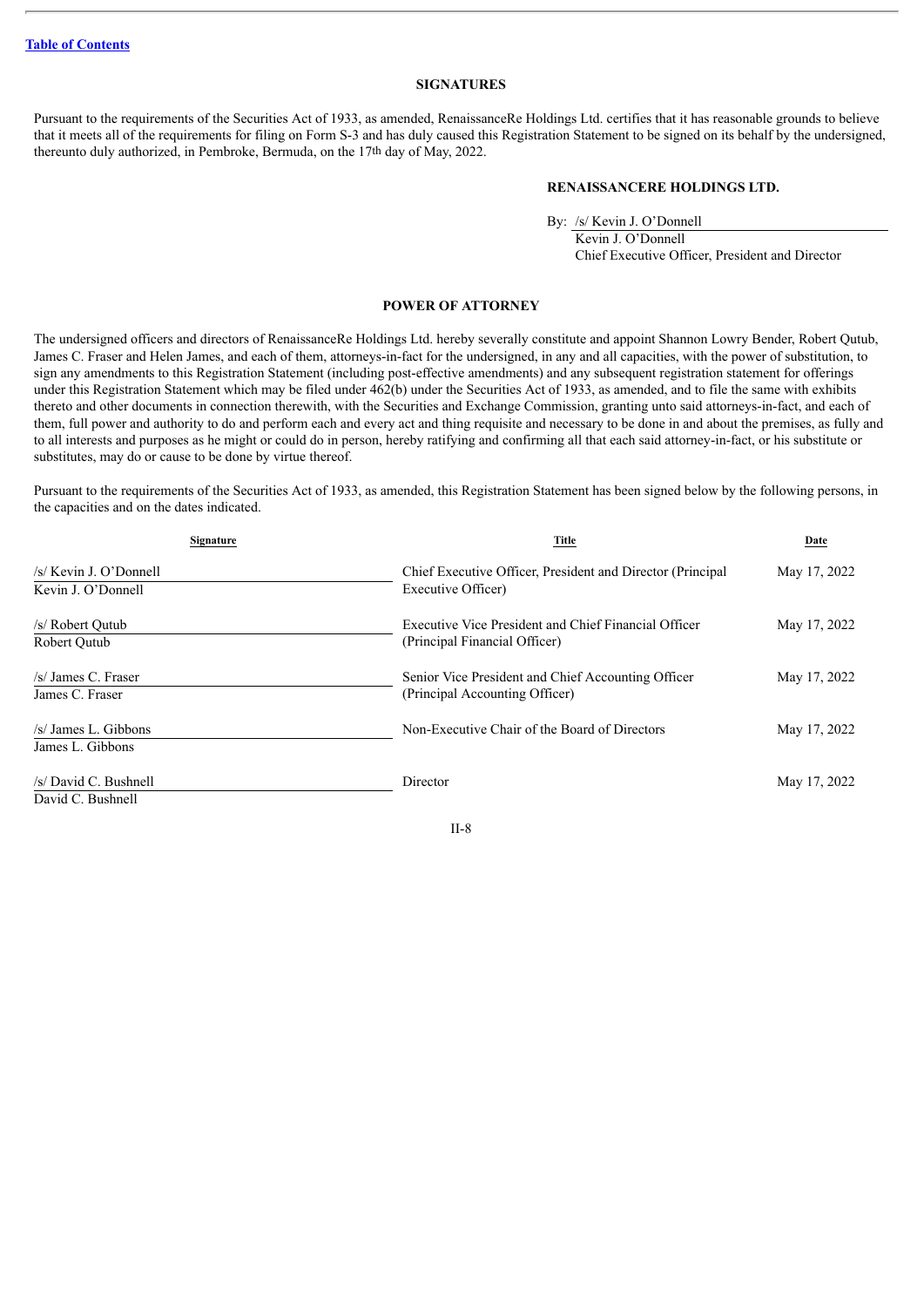## SIGNATURES

Pursuant to the requirements of the Securities Act of 1933, as amended, RenaissanceRe Holdings Ltd. certifies that it has reasonable grounds to believe that it meets all of the requirements for filing on Form S-3 and has duly caused this Registration Statement to be signed on its behalf by the undersigned, thereunto duly authorized, in Pembroke, Bermuda, on the 17th day of May, 2022.

**RENAISSANCERE HOLDINGS LTD.**

By: /s/ Kevin J. O'Donnell
Kevin J. O'Donnell
Chief Executive Officer, President and Director

## POWER OF ATTORNEY

The undersigned officers and directors of RenaissanceRe Holdings Ltd. hereby severally constitute and appoint Shannon Lowry Bender, Robert Qutub, James C. Fraser and Helen James, and each of them, attorneys-in-fact for the undersigned, in any and all capacities, with the power of substitution, to sign any amendments to this Registration Statement (including post-effective amendments) and any subsequent registration statement for offerings under this Registration Statement which may be filed under 462(b) under the Securities Act of 1933, as amended, and to file the same with exhibits thereto and other documents in connection therewith, with the Securities and Exchange Commission, granting unto said attorneys-in-fact, and each of them, full power and authority to do and perform each and every act and thing requisite and necessary to be done in and about the premises, as fully and to all interests and purposes as he might or could do in person, hereby ratifying and confirming all that each said attorney-in-fact, or his substitute or substitutes, may do or cause to be done by virtue thereof.

Pursuant to the requirements of the Securities Act of 1933, as amended, this Registration Statement has been signed below by the following persons, in the capacities and on the dates indicated.

| Signature | Title | Date |
|---|---|---|
| /s/ Kevin J. O'Donnell<br>Kevin J. O'Donnell | Chief Executive Officer, President and Director (Principal Executive Officer) | May 17, 2022 |
| /s/ Robert Qutub<br>Robert Qutub | Executive Vice President and Chief Financial Officer (Principal Financial Officer) | May 17, 2022 |
| /s/ James C. Fraser<br>James C. Fraser | Senior Vice President and Chief Accounting Officer (Principal Accounting Officer) | May 17, 2022 |
| /s/ James L. Gibbons<br>James L. Gibbons | Non-Executive Chair of the Board of Directors | May 17, 2022 |
| /s/ David C. Bushnell<br>David C. Bushnell | Director | May 17, 2022 |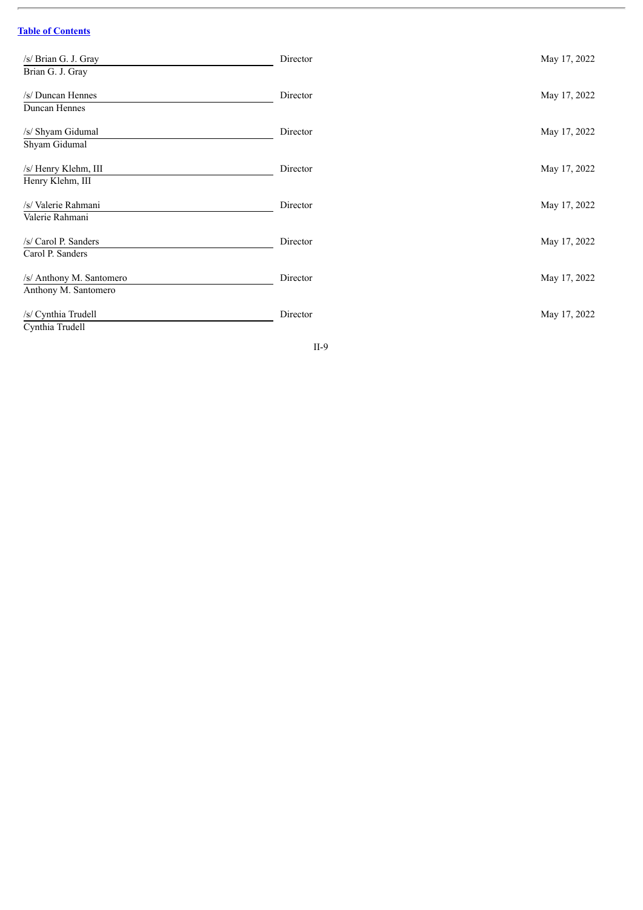| Signature | Title | Date |
| --- | --- | --- |
| /s/ Brian G. J. Gray<br>Brian G. J. Gray | Director | May 17, 2022 |
| /s/ Duncan Hennes<br>Duncan Hennes | Director | May 17, 2022 |
| /s/ Shyam Gidumal<br>Shyam Gidumal | Director | May 17, 2022 |
| /s/ Henry Klehm, III<br>Henry Klehm, III | Director | May 17, 2022 |
| /s/ Valerie Rahmani<br>Valerie Rahmani | Director | May 17, 2022 |
| /s/ Carol P. Sanders<br>Carol P. Sanders | Director | May 17, 2022 |
| /s/ Anthony M. Santomero<br>Anthony M. Santomero | Director | May 17, 2022 |
| /s/ Cynthia Trudell<br>Cynthia Trudell | Director | May 17, 2022 |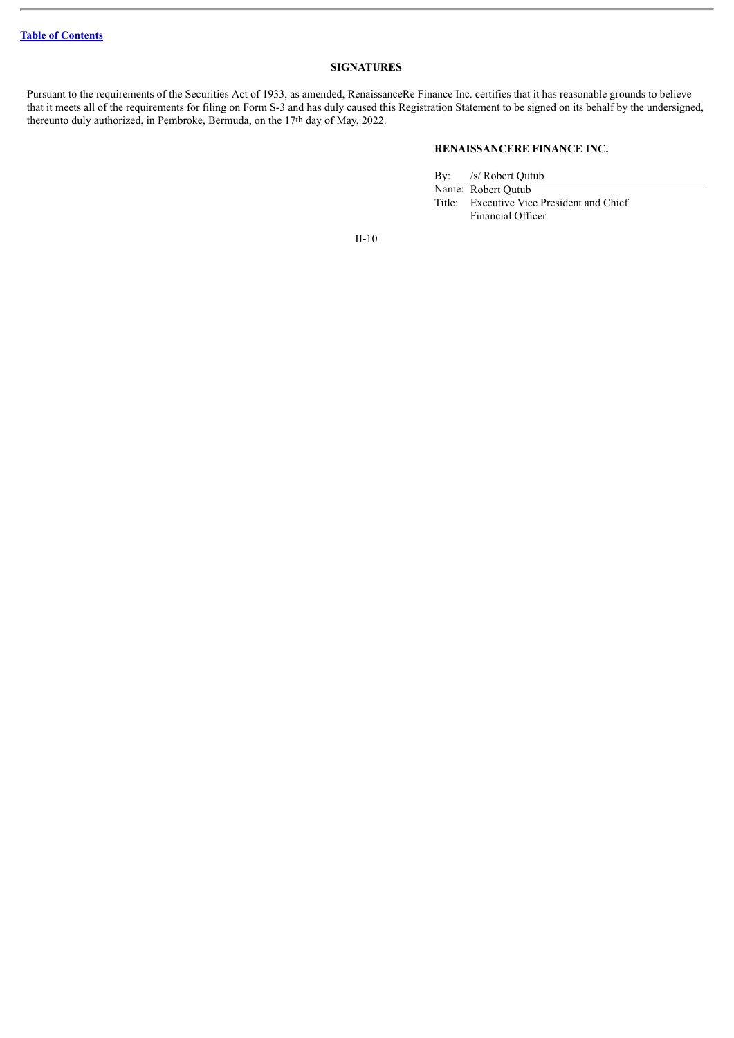[Table of Contents](#)

## SIGNATURES

Pursuant to the requirements of the Securities Act of 1933, as amended, RenaissanceRe Finance Inc. certifies that it has reasonable grounds to believe that it meets all of the requirements for filing on Form S-3 and has duly caused this Registration Statement to be signed on its behalf by the undersigned, thereunto duly authorized, in Pembroke, Bermuda, on the 17th day of May, 2022.

**RENAISSANCERE FINANCE INC.**

By: /s/ Robert Qutub
Name: Robert Qutub
Title: Executive Vice President and Chief Financial Officer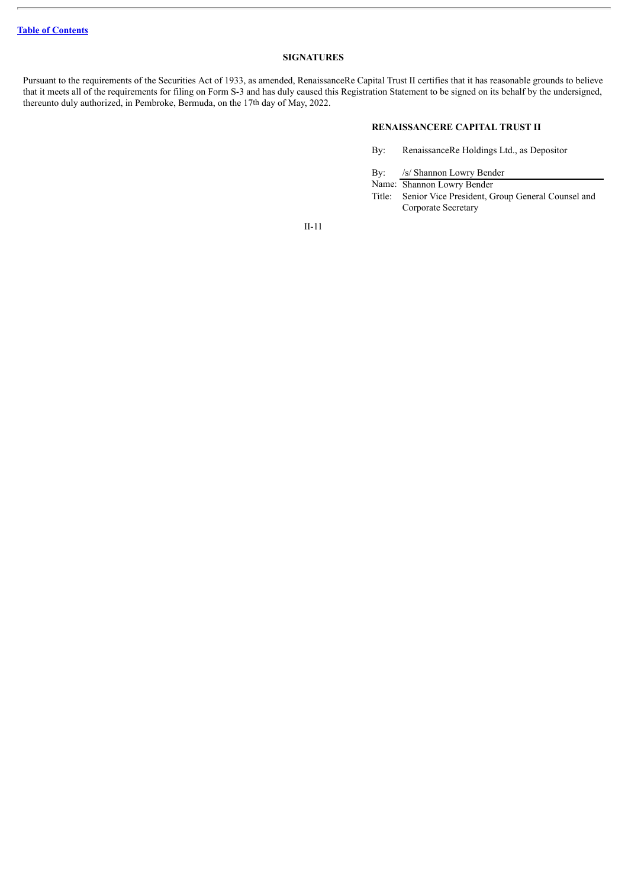## SIGNATURES

Pursuant to the requirements of the Securities Act of 1933, as amended, RenaissanceRe Capital Trust II certifies that it has reasonable grounds to believe that it meets all of the requirements for filing on Form S-3 and has duly caused this Registration Statement to be signed on its behalf by the undersigned, thereunto duly authorized, in Pembroke, Bermuda, on the 17th day of May, 2022.

**RENAISSANCERE CAPITAL TRUST II**

By: RenaissanceRe Holdings Ltd., as Depositor

By: /s/ Shannon Lowry Bender
Name: Shannon Lowry Bender
Title: Senior Vice President, Group General Counsel and Corporate Secretary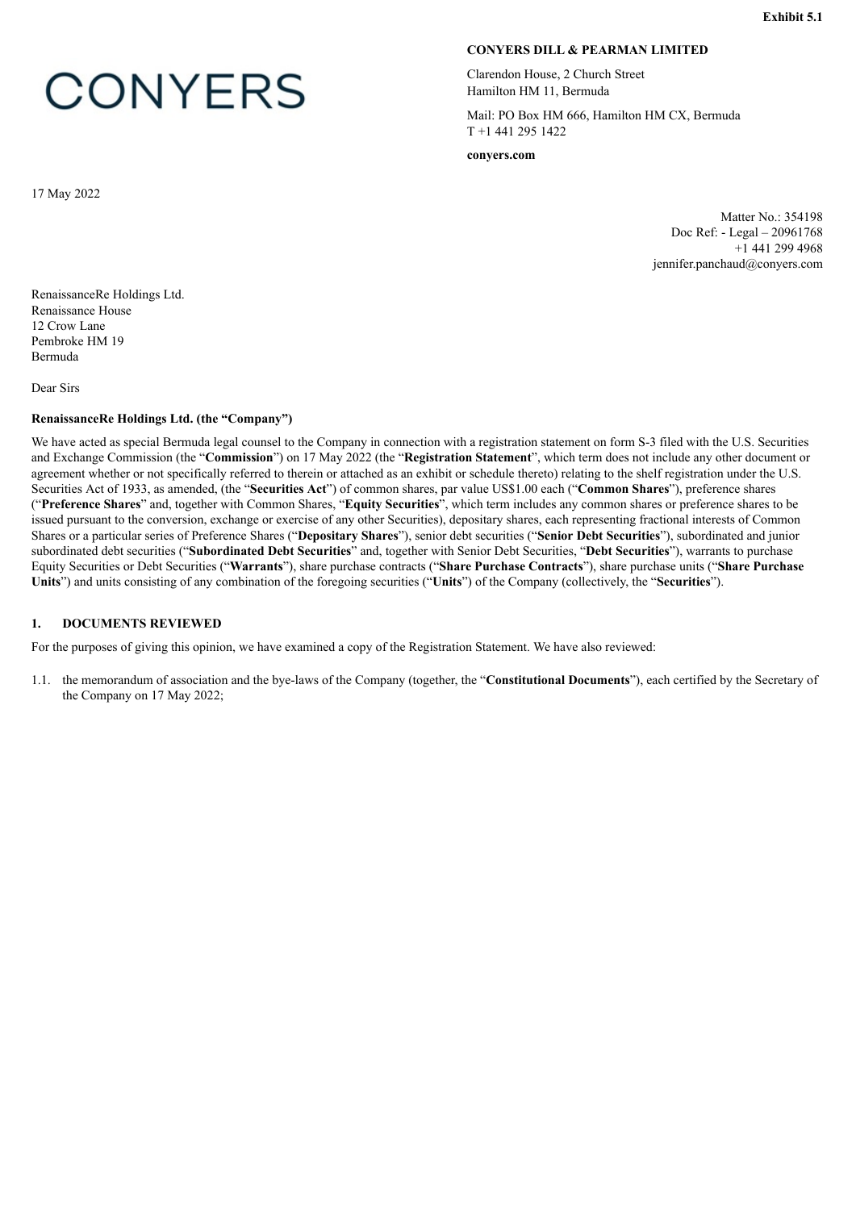**Exhibit 5.1**

CONYERS

**CONYERS DILL & PEARMAN LIMITED**

Clarendon House, 2 Church Street
Hamilton HM 11, Bermuda

Mail: PO Box HM 666, Hamilton HM CX, Bermuda
T +1 441 295 1422

**conyers.com**

17 May 2022

Matter No.: 354198
Doc Ref: - Legal – 20961768
+1 441 299 4968
jennifer.panchaud@conyers.com

RenaissanceRe Holdings Ltd.
Renaissance House
12 Crow Lane
Pembroke HM 19
Bermuda

Dear Sirs

**RenaissanceRe Holdings Ltd. (the "Company")**

We have acted as special Bermuda legal counsel to the Company in connection with a registration statement on form S-3 filed with the U.S. Securities and Exchange Commission (the "**Commission**") on 17 May 2022 (the "**Registration Statement**", which term does not include any other document or agreement whether or not specifically referred to therein or attached as an exhibit or schedule thereto) relating to the shelf registration under the U.S. Securities Act of 1933, as amended, (the "**Securities Act**") of common shares, par value US$1.00 each ("**Common Shares**"), preference shares ("**Preference Shares**" and, together with Common Shares, "**Equity Securities**", which term includes any common shares or preference shares to be issued pursuant to the conversion, exchange or exercise of any other Securities), depositary shares, each representing fractional interests of Common Shares or a particular series of Preference Shares ("**Depositary Shares**"), senior debt securities ("**Senior Debt Securities**"), subordinated and junior subordinated debt securities ("**Subordinated Debt Securities**" and, together with Senior Debt Securities, "**Debt Securities**"), warrants to purchase Equity Securities or Debt Securities ("**Warrants**"), share purchase contracts ("**Share Purchase Contracts**"), share purchase units ("**Share Purchase Units**") and units consisting of any combination of the foregoing securities ("**Units**") of the Company (collectively, the "**Securities**").

## 1. DOCUMENTS REVIEWED

For the purposes of giving this opinion, we have examined a copy of the Registration Statement. We have also reviewed:

1.1. the memorandum of association and the bye-laws of the Company (together, the "**Constitutional Documents**"), each certified by the Secretary of the Company on 17 May 2022;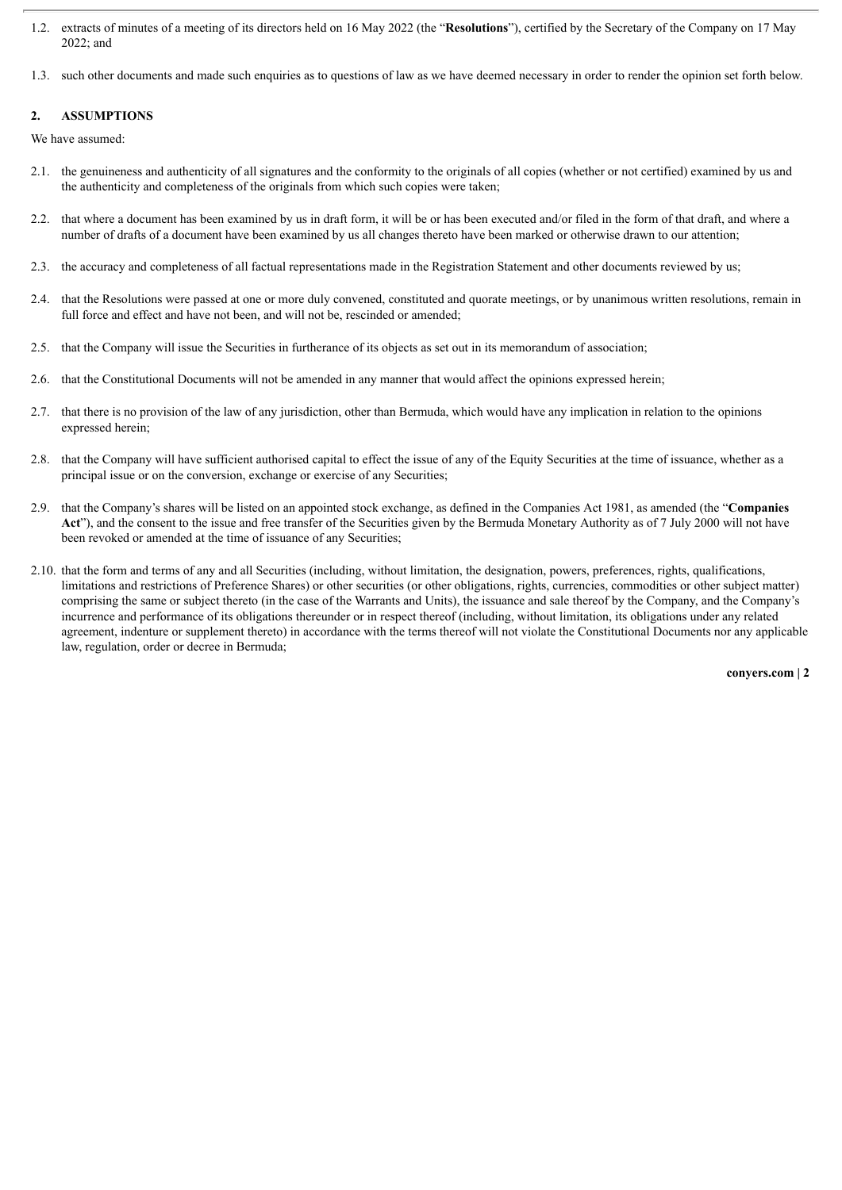1.2. extracts of minutes of a meeting of its directors held on 16 May 2022 (the "**Resolutions**"), certified by the Secretary of the Company on 17 May 2022; and

1.3. such other documents and made such enquiries as to questions of law as we have deemed necessary in order to render the opinion set forth below.

## 2. ASSUMPTIONS

We have assumed:

2.1. the genuineness and authenticity of all signatures and the conformity to the originals of all copies (whether or not certified) examined by us and the authenticity and completeness of the originals from which such copies were taken;

2.2. that where a document has been examined by us in draft form, it will be or has been executed and/or filed in the form of that draft, and where a number of drafts of a document have been examined by us all changes thereto have been marked or otherwise drawn to our attention;

2.3. the accuracy and completeness of all factual representations made in the Registration Statement and other documents reviewed by us;

2.4. that the Resolutions were passed at one or more duly convened, constituted and quorate meetings, or by unanimous written resolutions, remain in full force and effect and have not been, and will not be, rescinded or amended;

2.5. that the Company will issue the Securities in furtherance of its objects as set out in its memorandum of association;

2.6. that the Constitutional Documents will not be amended in any manner that would affect the opinions expressed herein;

2.7. that there is no provision of the law of any jurisdiction, other than Bermuda, which would have any implication in relation to the opinions expressed herein;

2.8. that the Company will have sufficient authorised capital to effect the issue of any of the Equity Securities at the time of issuance, whether as a principal issue or on the conversion, exchange or exercise of any Securities;

2.9. that the Company's shares will be listed on an appointed stock exchange, as defined in the Companies Act 1981, as amended (the "**Companies Act**"), and the consent to the issue and free transfer of the Securities given by the Bermuda Monetary Authority as of 7 July 2000 will not have been revoked or amended at the time of issuance of any Securities;

2.10. that the form and terms of any and all Securities (including, without limitation, the designation, powers, preferences, rights, qualifications, limitations and restrictions of Preference Shares) or other securities (or other obligations, rights, currencies, commodities or other subject matter) comprising the same or subject thereto (in the case of the Warrants and Units), the issuance and sale thereof by the Company, and the Company's incurrence and performance of its obligations thereunder or in respect thereof (including, without limitation, its obligations under any related agreement, indenture or supplement thereto) in accordance with the terms thereof will not violate the Constitutional Documents nor any applicable law, regulation, order or decree in Bermuda;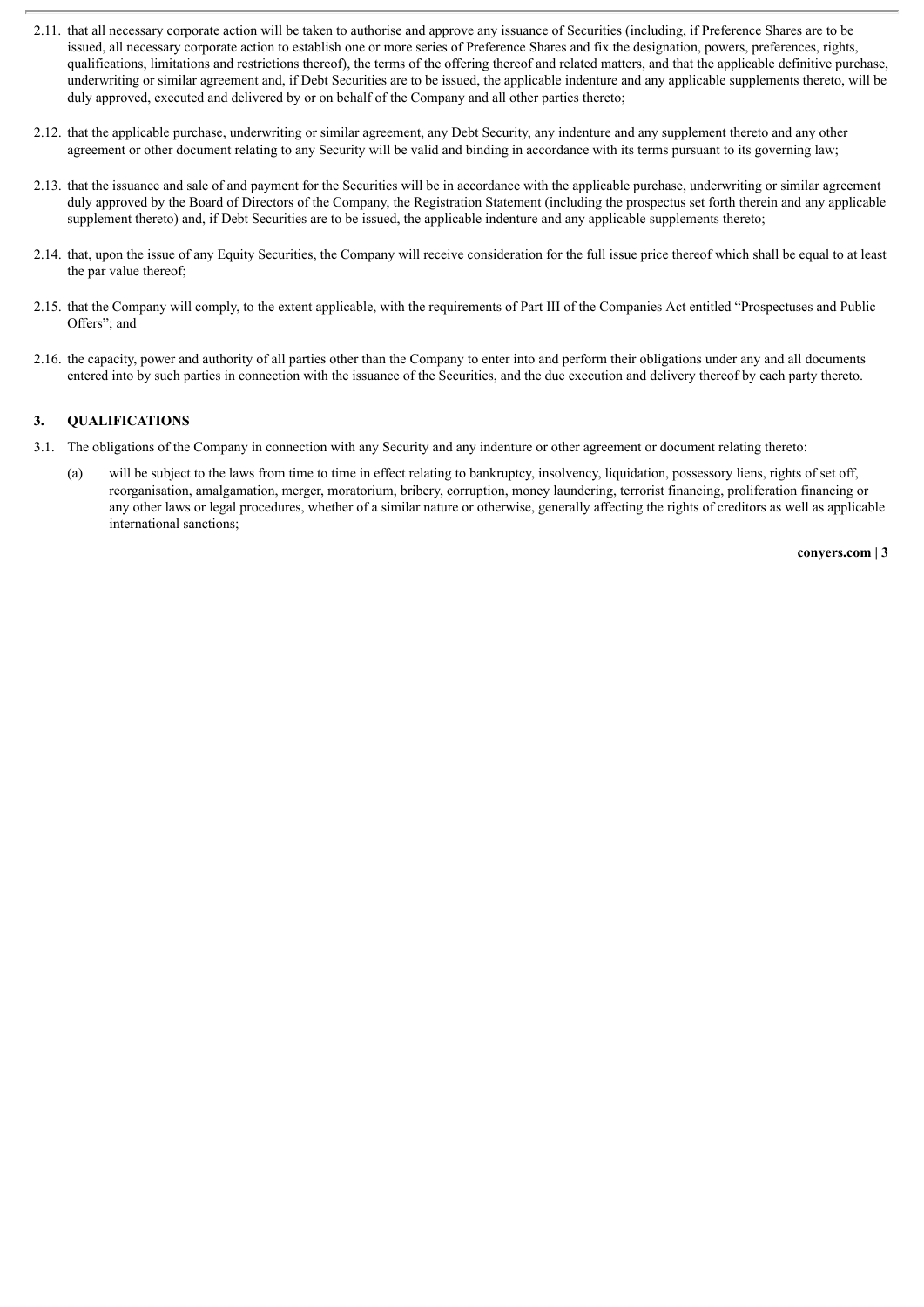2.11. that all necessary corporate action will be taken to authorise and approve any issuance of Securities (including, if Preference Shares are to be issued, all necessary corporate action to establish one or more series of Preference Shares and fix the designation, powers, preferences, rights, qualifications, limitations and restrictions thereof), the terms of the offering thereof and related matters, and that the applicable definitive purchase, underwriting or similar agreement and, if Debt Securities are to be issued, the applicable indenture and any applicable supplements thereto, will be duly approved, executed and delivered by or on behalf of the Company and all other parties thereto;

2.12. that the applicable purchase, underwriting or similar agreement, any Debt Security, any indenture and any supplement thereto and any other agreement or other document relating to any Security will be valid and binding in accordance with its terms pursuant to its governing law;

2.13. that the issuance and sale of and payment for the Securities will be in accordance with the applicable purchase, underwriting or similar agreement duly approved by the Board of Directors of the Company, the Registration Statement (including the prospectus set forth therein and any applicable supplement thereto) and, if Debt Securities are to be issued, the applicable indenture and any applicable supplements thereto;

2.14. that, upon the issue of any Equity Securities, the Company will receive consideration for the full issue price thereof which shall be equal to at least the par value thereof;

2.15. that the Company will comply, to the extent applicable, with the requirements of Part III of the Companies Act entitled "Prospectuses and Public Offers"; and

2.16. the capacity, power and authority of all parties other than the Company to enter into and perform their obligations under any and all documents entered into by such parties in connection with the issuance of the Securities, and the due execution and delivery thereof by each party thereto.

**3. QUALIFICATIONS**

3.1. The obligations of the Company in connection with any Security and any indenture or other agreement or document relating thereto:

(a) will be subject to the laws from time to time in effect relating to bankruptcy, insolvency, liquidation, possessory liens, rights of set off, reorganisation, amalgamation, merger, moratorium, bribery, corruption, money laundering, terrorist financing, proliferation financing or any other laws or legal procedures, whether of a similar nature or otherwise, generally affecting the rights of creditors as well as applicable international sanctions;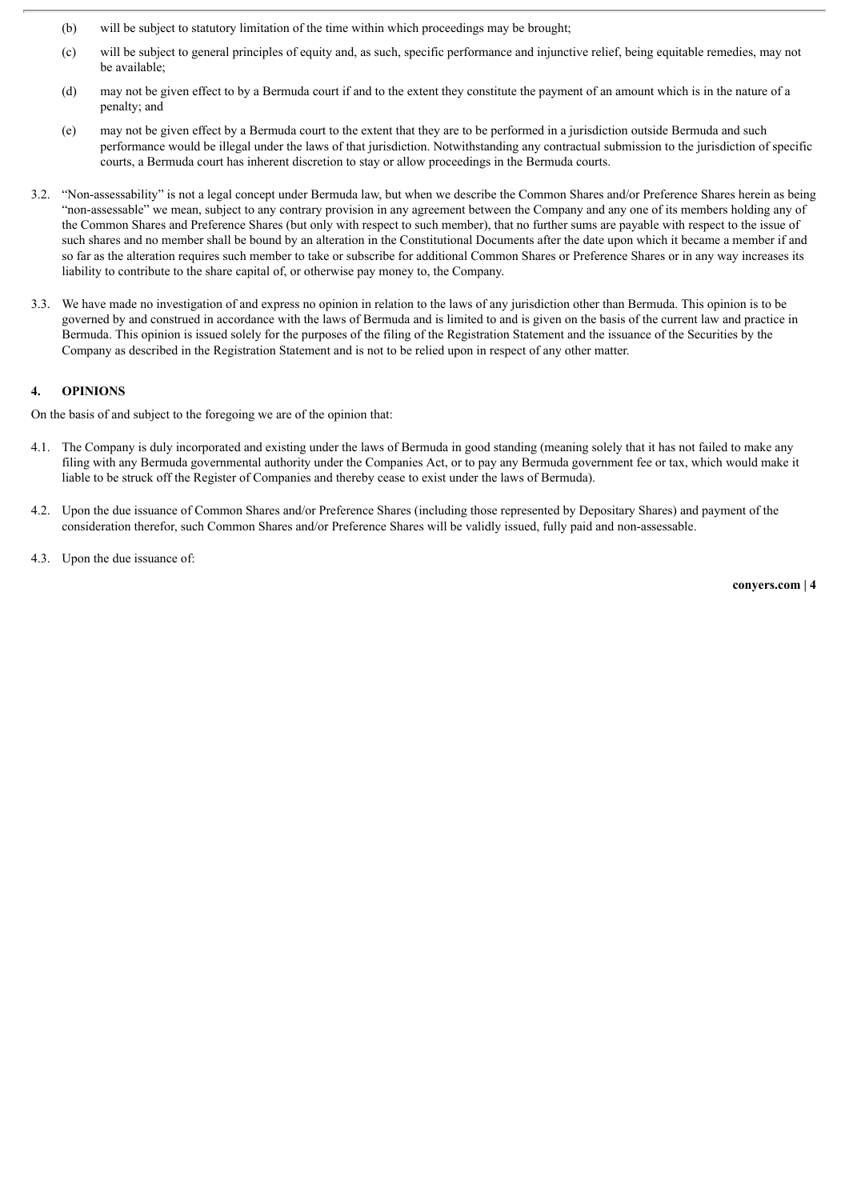(b) will be subject to statutory limitation of the time within which proceedings may be brought;

(c) will be subject to general principles of equity and, as such, specific performance and injunctive relief, being equitable remedies, may not be available;

(d) may not be given effect to by a Bermuda court if and to the extent they constitute the payment of an amount which is in the nature of a penalty; and

(e) may not be given effect by a Bermuda court to the extent that they are to be performed in a jurisdiction outside Bermuda and such performance would be illegal under the laws of that jurisdiction. Notwithstanding any contractual submission to the jurisdiction of specific courts, a Bermuda court has inherent discretion to stay or allow proceedings in the Bermuda courts.

3.2. "Non-assessability" is not a legal concept under Bermuda law, but when we describe the Common Shares and/or Preference Shares herein as being "non-assessable" we mean, subject to any contrary provision in any agreement between the Company and any one of its members holding any of the Common Shares and Preference Shares (but only with respect to such member), that no further sums are payable with respect to the issue of such shares and no member shall be bound by an alteration in the Constitutional Documents after the date upon which it became a member if and so far as the alteration requires such member to take or subscribe for additional Common Shares or Preference Shares or in any way increases its liability to contribute to the share capital of, or otherwise pay money to, the Company.

3.3. We have made no investigation of and express no opinion in relation to the laws of any jurisdiction other than Bermuda. This opinion is to be governed by and construed in accordance with the laws of Bermuda and is limited to and is given on the basis of the current law and practice in Bermuda. This opinion is issued solely for the purposes of the filing of the Registration Statement and the issuance of the Securities by the Company as described in the Registration Statement and is not to be relied upon in respect of any other matter.

## 4. OPINIONS

On the basis of and subject to the foregoing we are of the opinion that:

4.1. The Company is duly incorporated and existing under the laws of Bermuda in good standing (meaning solely that it has not failed to make any filing with any Bermuda governmental authority under the Companies Act, or to pay any Bermuda government fee or tax, which would make it liable to be struck off the Register of Companies and thereby cease to exist under the laws of Bermuda).

4.2. Upon the due issuance of Common Shares and/or Preference Shares (including those represented by Depositary Shares) and payment of the consideration therefor, such Common Shares and/or Preference Shares will be validly issued, fully paid and non-assessable.

4.3. Upon the due issuance of: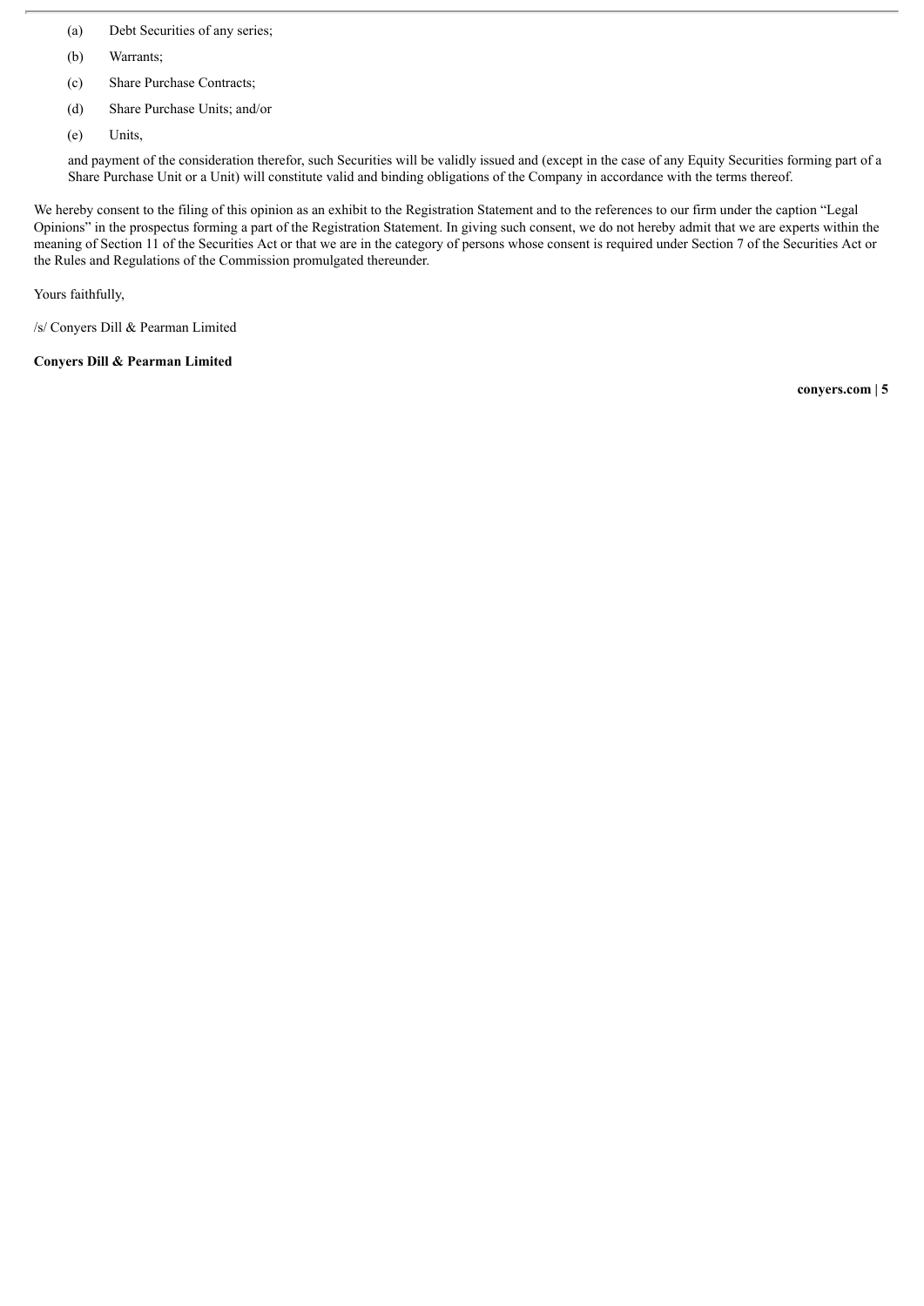(a) Debt Securities of any series;

(b) Warrants;

(c) Share Purchase Contracts;

(d) Share Purchase Units; and/or

(e) Units,

and payment of the consideration therefor, such Securities will be validly issued and (except in the case of any Equity Securities forming part of a Share Purchase Unit or a Unit) will constitute valid and binding obligations of the Company in accordance with the terms thereof.

We hereby consent to the filing of this opinion as an exhibit to the Registration Statement and to the references to our firm under the caption "Legal Opinions" in the prospectus forming a part of the Registration Statement. In giving such consent, we do not hereby admit that we are experts within the meaning of Section 11 of the Securities Act or that we are in the category of persons whose consent is required under Section 7 of the Securities Act or the Rules and Regulations of the Commission promulgated thereunder.

Yours faithfully,

/s/ Conyers Dill & Pearman Limited

**Conyers Dill & Pearman Limited**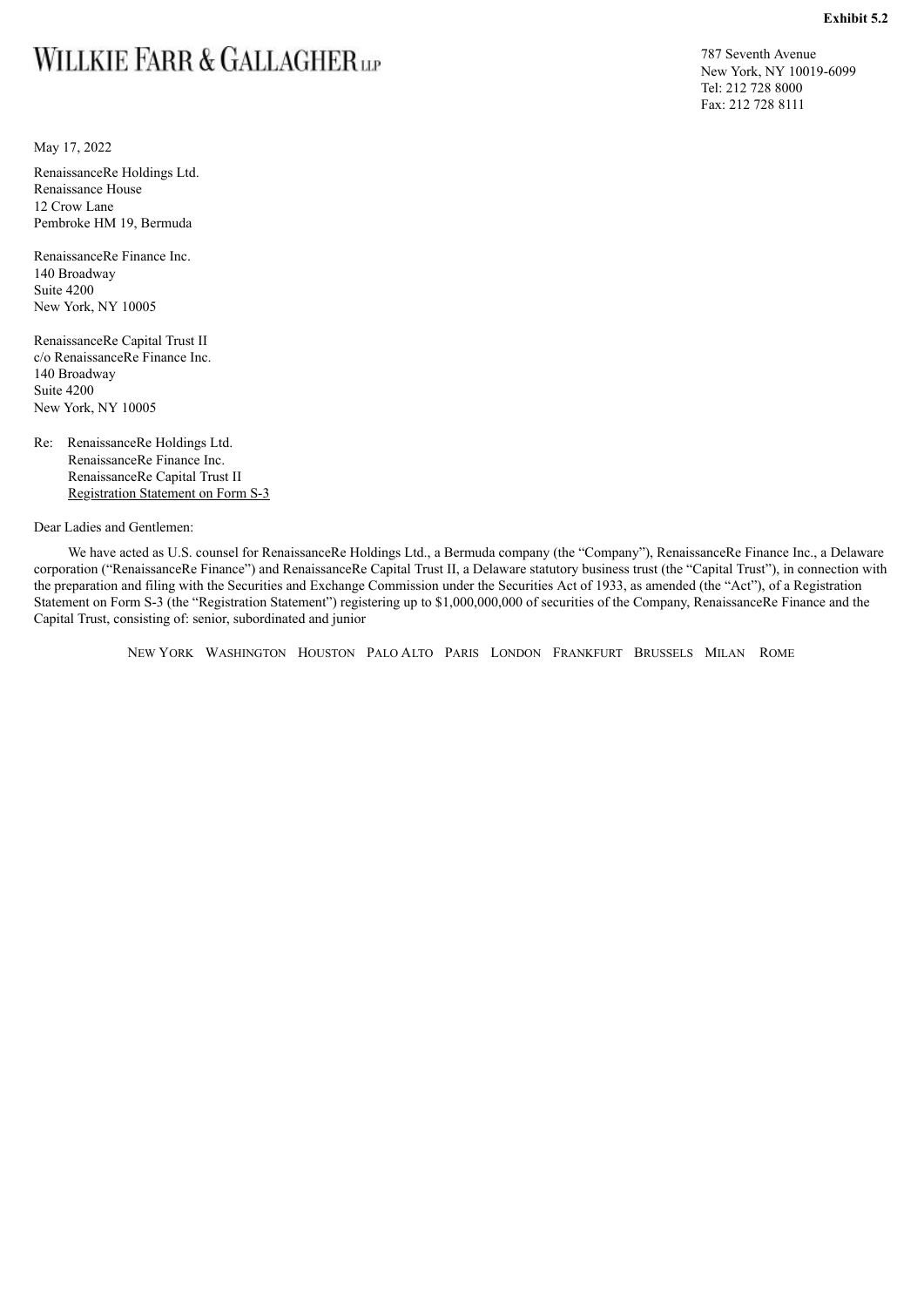**Exhibit 5.2**

WILLKIE FARR & GALLAGHER LLP

787 Seventh Avenue
New York, NY 10019-6099
Tel: 212 728 8000
Fax: 212 728 8111

May 17, 2022

RenaissanceRe Holdings Ltd.
Renaissance House
12 Crow Lane
Pembroke HM 19, Bermuda

RenaissanceRe Finance Inc.
140 Broadway
Suite 4200
New York, NY 10005

RenaissanceRe Capital Trust II
c/o RenaissanceRe Finance Inc.
140 Broadway
Suite 4200
New York, NY 10005

Re: RenaissanceRe Holdings Ltd.
RenaissanceRe Finance Inc.
RenaissanceRe Capital Trust II
Registration Statement on Form S-3

Dear Ladies and Gentlemen:

We have acted as U.S. counsel for RenaissanceRe Holdings Ltd., a Bermuda company (the "Company"), RenaissanceRe Finance Inc., a Delaware corporation ("RenaissanceRe Finance") and RenaissanceRe Capital Trust II, a Delaware statutory business trust (the "Capital Trust"), in connection with the preparation and filing with the Securities and Exchange Commission under the Securities Act of 1933, as amended (the "Act"), of a Registration Statement on Form S-3 (the "Registration Statement") registering up to $1,000,000,000 of securities of the Company, RenaissanceRe Finance and the Capital Trust, consisting of: senior, subordinated and junior

NEW YORK WASHINGTON HOUSTON PALO ALTO PARIS LONDON FRANKFURT BRUSSELS MILAN ROME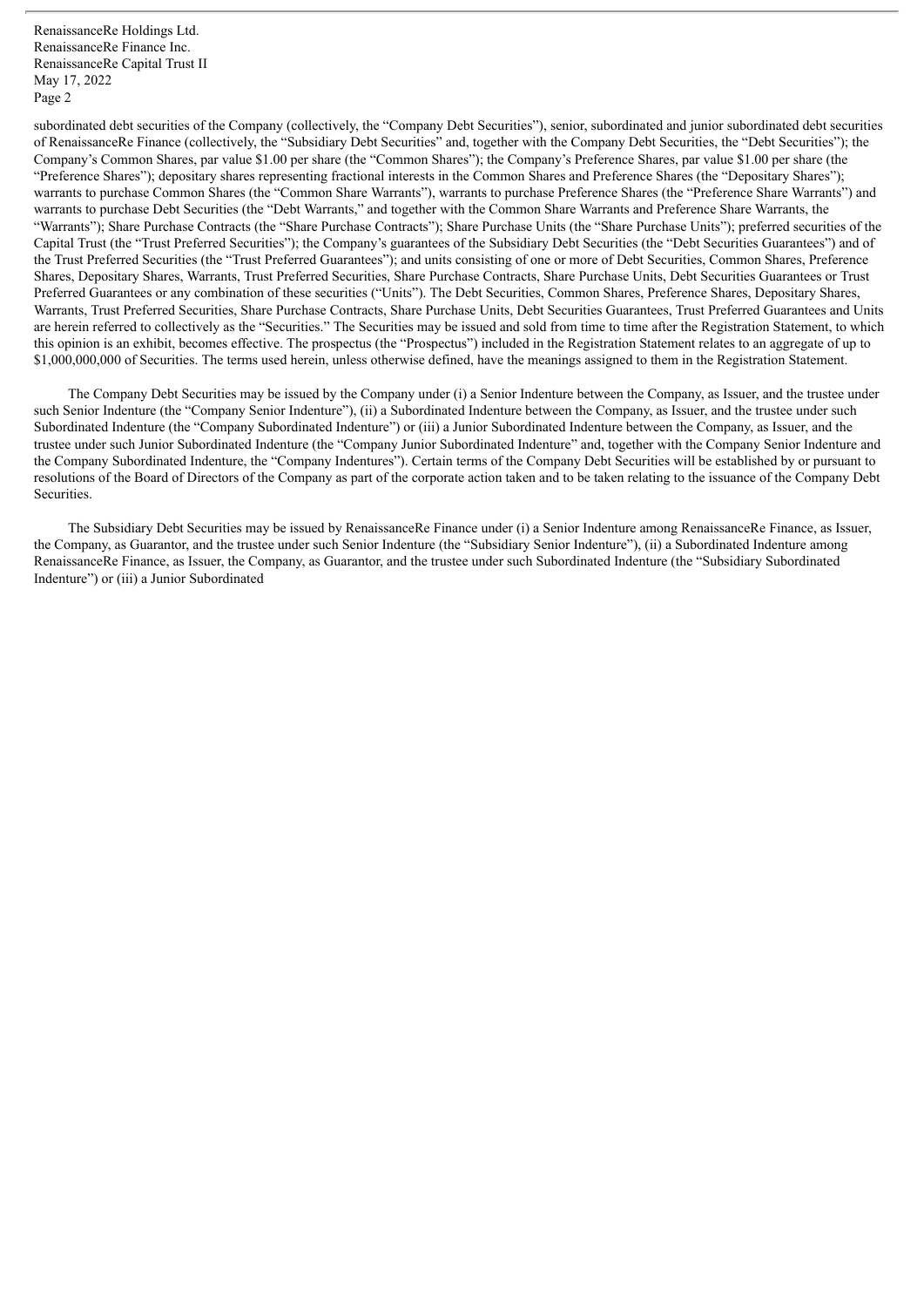subordinated debt securities of the Company (collectively, the "Company Debt Securities"), senior, subordinated and junior subordinated debt securities of RenaissanceRe Finance (collectively, the "Subsidiary Debt Securities" and, together with the Company Debt Securities, the "Debt Securities"); the Company's Common Shares, par value $1.00 per share (the "Common Shares"); the Company's Preference Shares, par value $1.00 per share (the "Preference Shares"); depositary shares representing fractional interests in the Common Shares and Preference Shares (the "Depositary Shares"); warrants to purchase Common Shares (the "Common Share Warrants"), warrants to purchase Preference Shares (the "Preference Share Warrants") and warrants to purchase Debt Securities (the "Debt Warrants," and together with the Common Share Warrants and Preference Share Warrants, the "Warrants"); Share Purchase Contracts (the "Share Purchase Contracts"); Share Purchase Units (the "Share Purchase Units"); preferred securities of the Capital Trust (the "Trust Preferred Securities"); the Company's guarantees of the Subsidiary Debt Securities (the "Debt Securities Guarantees") and of the Trust Preferred Securities (the "Trust Preferred Guarantees"); and units consisting of one or more of Debt Securities, Common Shares, Preference Shares, Depositary Shares, Warrants, Trust Preferred Securities, Share Purchase Contracts, Share Purchase Units, Debt Securities Guarantees or Trust Preferred Guarantees or any combination of these securities ("Units"). The Debt Securities, Common Shares, Preference Shares, Depositary Shares, Warrants, Trust Preferred Securities, Share Purchase Contracts, Share Purchase Units, Debt Securities Guarantees, Trust Preferred Guarantees and Units are herein referred to collectively as the "Securities." The Securities may be issued and sold from time to time after the Registration Statement, to which this opinion is an exhibit, becomes effective. The prospectus (the "Prospectus") included in the Registration Statement relates to an aggregate of up to $1,000,000,000 of Securities. The terms used herein, unless otherwise defined, have the meanings assigned to them in the Registration Statement.

The Company Debt Securities may be issued by the Company under (i) a Senior Indenture between the Company, as Issuer, and the trustee under such Senior Indenture (the "Company Senior Indenture"), (ii) a Subordinated Indenture between the Company, as Issuer, and the trustee under such Subordinated Indenture (the "Company Subordinated Indenture") or (iii) a Junior Subordinated Indenture between the Company, as Issuer, and the trustee under such Junior Subordinated Indenture (the "Company Junior Subordinated Indenture" and, together with the Company Senior Indenture and the Company Subordinated Indenture, the "Company Indentures"). Certain terms of the Company Debt Securities will be established by or pursuant to resolutions of the Board of Directors of the Company as part of the corporate action taken and to be taken relating to the issuance of the Company Debt Securities.

The Subsidiary Debt Securities may be issued by RenaissanceRe Finance under (i) a Senior Indenture among RenaissanceRe Finance, as Issuer, the Company, as Guarantor, and the trustee under such Senior Indenture (the "Subsidiary Senior Indenture"), (ii) a Subordinated Indenture among RenaissanceRe Finance, as Issuer, the Company, as Guarantor, and the trustee under such Subordinated Indenture (the "Subsidiary Subordinated Indenture") or (iii) a Junior Subordinated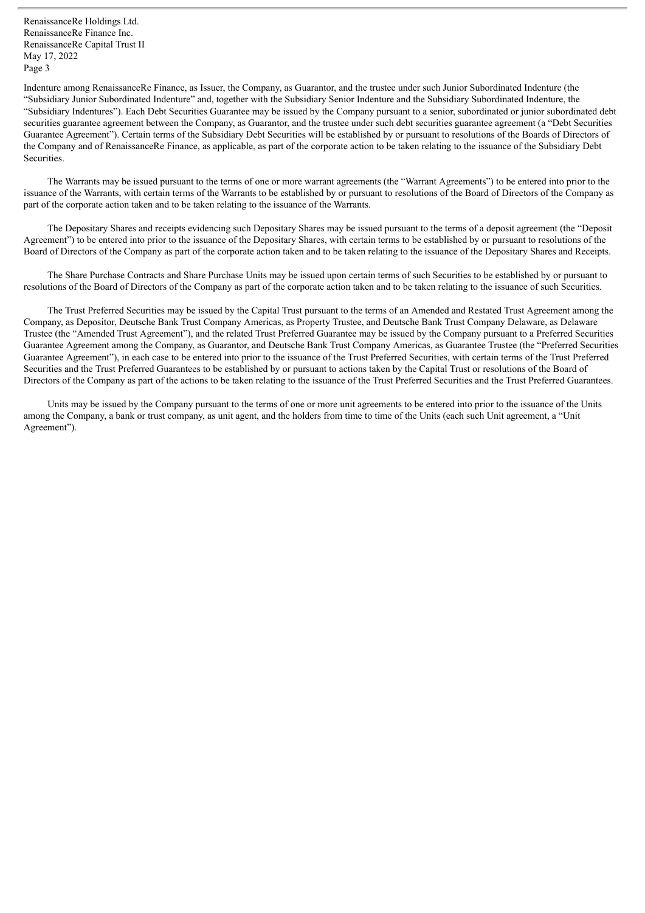Indenture among RenaissanceRe Finance, as Issuer, the Company, as Guarantor, and the trustee under such Junior Subordinated Indenture (the "Subsidiary Junior Subordinated Indenture" and, together with the Subsidiary Senior Indenture and the Subsidiary Subordinated Indenture, the "Subsidiary Indentures"). Each Debt Securities Guarantee may be issued by the Company pursuant to a senior, subordinated or junior subordinated debt securities guarantee agreement between the Company, as Guarantor, and the trustee under such debt securities guarantee agreement (a "Debt Securities Guarantee Agreement"). Certain terms of the Subsidiary Debt Securities will be established by or pursuant to resolutions of the Boards of Directors of the Company and of RenaissanceRe Finance, as applicable, as part of the corporate action to be taken relating to the issuance of the Subsidiary Debt Securities.

The Warrants may be issued pursuant to the terms of one or more warrant agreements (the "Warrant Agreements") to be entered into prior to the issuance of the Warrants, with certain terms of the Warrants to be established by or pursuant to resolutions of the Board of Directors of the Company as part of the corporate action taken and to be taken relating to the issuance of the Warrants.

The Depositary Shares and receipts evidencing such Depositary Shares may be issued pursuant to the terms of a deposit agreement (the "Deposit Agreement") to be entered into prior to the issuance of the Depositary Shares, with certain terms to be established by or pursuant to resolutions of the Board of Directors of the Company as part of the corporate action taken and to be taken relating to the issuance of the Depositary Shares and Receipts.

The Share Purchase Contracts and Share Purchase Units may be issued upon certain terms of such Securities to be established by or pursuant to resolutions of the Board of Directors of the Company as part of the corporate action taken and to be taken relating to the issuance of such Securities.

The Trust Preferred Securities may be issued by the Capital Trust pursuant to the terms of an Amended and Restated Trust Agreement among the Company, as Depositor, Deutsche Bank Trust Company Americas, as Property Trustee, and Deutsche Bank Trust Company Delaware, as Delaware Trustee (the "Amended Trust Agreement"), and the related Trust Preferred Guarantee may be issued by the Company pursuant to a Preferred Securities Guarantee Agreement among the Company, as Guarantor, and Deutsche Bank Trust Company Americas, as Guarantee Trustee (the "Preferred Securities Guarantee Agreement"), in each case to be entered into prior to the issuance of the Trust Preferred Securities, with certain terms of the Trust Preferred Securities and the Trust Preferred Guarantees to be established by or pursuant to actions taken by the Capital Trust or resolutions of the Board of Directors of the Company as part of the actions to be taken relating to the issuance of the Trust Preferred Securities and the Trust Preferred Guarantees.

Units may be issued by the Company pursuant to the terms of one or more unit agreements to be entered into prior to the issuance of the Units among the Company, a bank or trust company, as unit agent, and the holders from time to time of the Units (each such Unit agreement, a "Unit Agreement").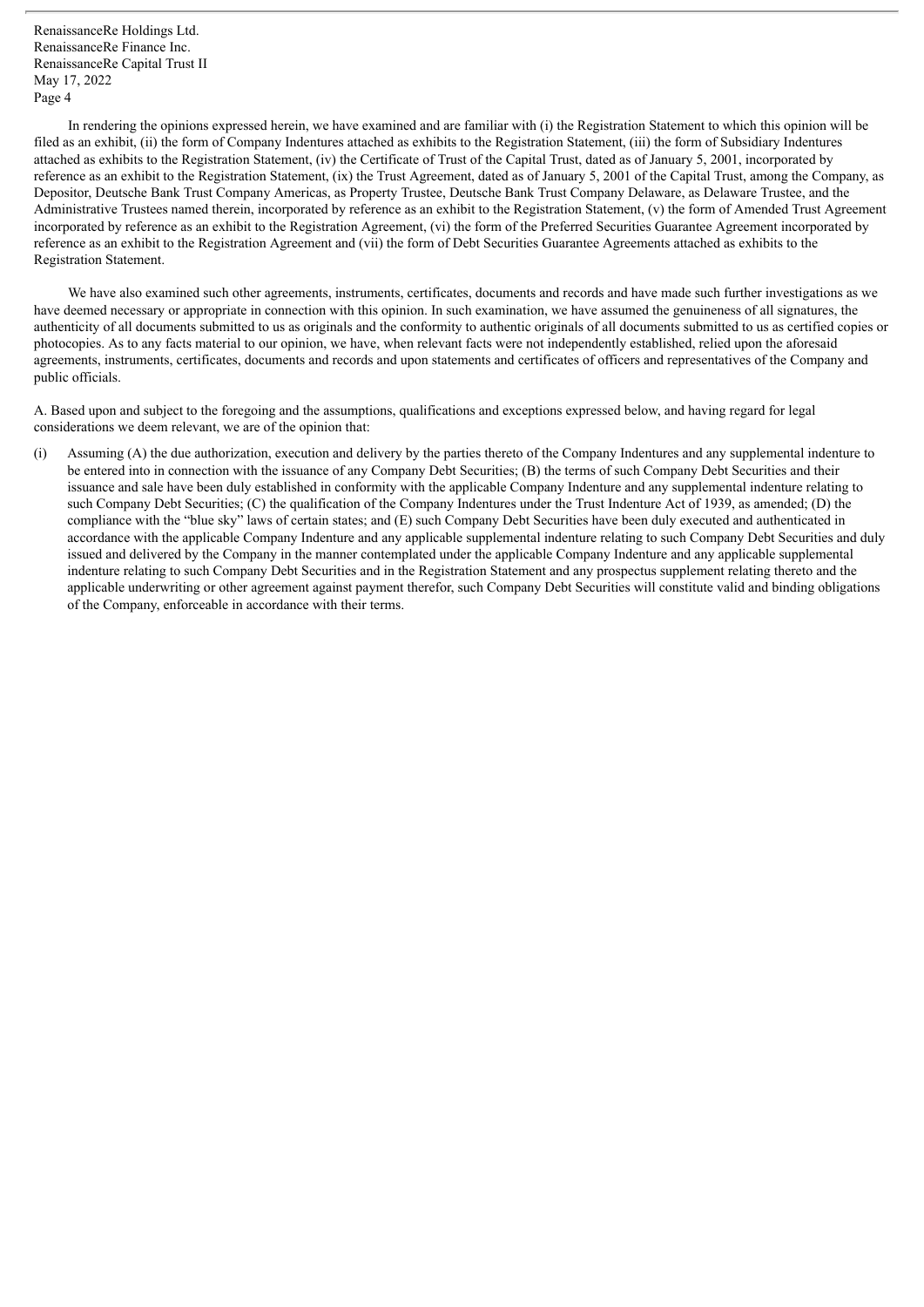In rendering the opinions expressed herein, we have examined and are familiar with (i) the Registration Statement to which this opinion will be filed as an exhibit, (ii) the form of Company Indentures attached as exhibits to the Registration Statement, (iii) the form of Subsidiary Indentures attached as exhibits to the Registration Statement, (iv) the Certificate of Trust of the Capital Trust, dated as of January 5, 2001, incorporated by reference as an exhibit to the Registration Statement, (ix) the Trust Agreement, dated as of January 5, 2001 of the Capital Trust, among the Company, as Depositor, Deutsche Bank Trust Company Americas, as Property Trustee, Deutsche Bank Trust Company Delaware, as Delaware Trustee, and the Administrative Trustees named therein, incorporated by reference as an exhibit to the Registration Statement, (v) the form of Amended Trust Agreement incorporated by reference as an exhibit to the Registration Agreement, (vi) the form of the Preferred Securities Guarantee Agreement incorporated by reference as an exhibit to the Registration Agreement and (vii) the form of Debt Securities Guarantee Agreements attached as exhibits to the Registration Statement.

We have also examined such other agreements, instruments, certificates, documents and records and have made such further investigations as we have deemed necessary or appropriate in connection with this opinion. In such examination, we have assumed the genuineness of all signatures, the authenticity of all documents submitted to us as originals and the conformity to authentic originals of all documents submitted to us as certified copies or photocopies. As to any facts material to our opinion, we have, when relevant facts were not independently established, relied upon the aforesaid agreements, instruments, certificates, documents and records and upon statements and certificates of officers and representatives of the Company and public officials.

A. Based upon and subject to the foregoing and the assumptions, qualifications and exceptions expressed below, and having regard for legal considerations we deem relevant, we are of the opinion that:

(i) Assuming (A) the due authorization, execution and delivery by the parties thereto of the Company Indentures and any supplemental indenture to be entered into in connection with the issuance of any Company Debt Securities; (B) the terms of such Company Debt Securities and their issuance and sale have been duly established in conformity with the applicable Company Indenture and any supplemental indenture relating to such Company Debt Securities; (C) the qualification of the Company Indentures under the Trust Indenture Act of 1939, as amended; (D) the compliance with the "blue sky" laws of certain states; and (E) such Company Debt Securities have been duly executed and authenticated in accordance with the applicable Company Indenture and any applicable supplemental indenture relating to such Company Debt Securities and duly issued and delivered by the Company in the manner contemplated under the applicable Company Indenture and any applicable supplemental indenture relating to such Company Debt Securities and in the Registration Statement and any prospectus supplement relating thereto and the applicable underwriting or other agreement against payment therefor, such Company Debt Securities will constitute valid and binding obligations of the Company, enforceable in accordance with their terms.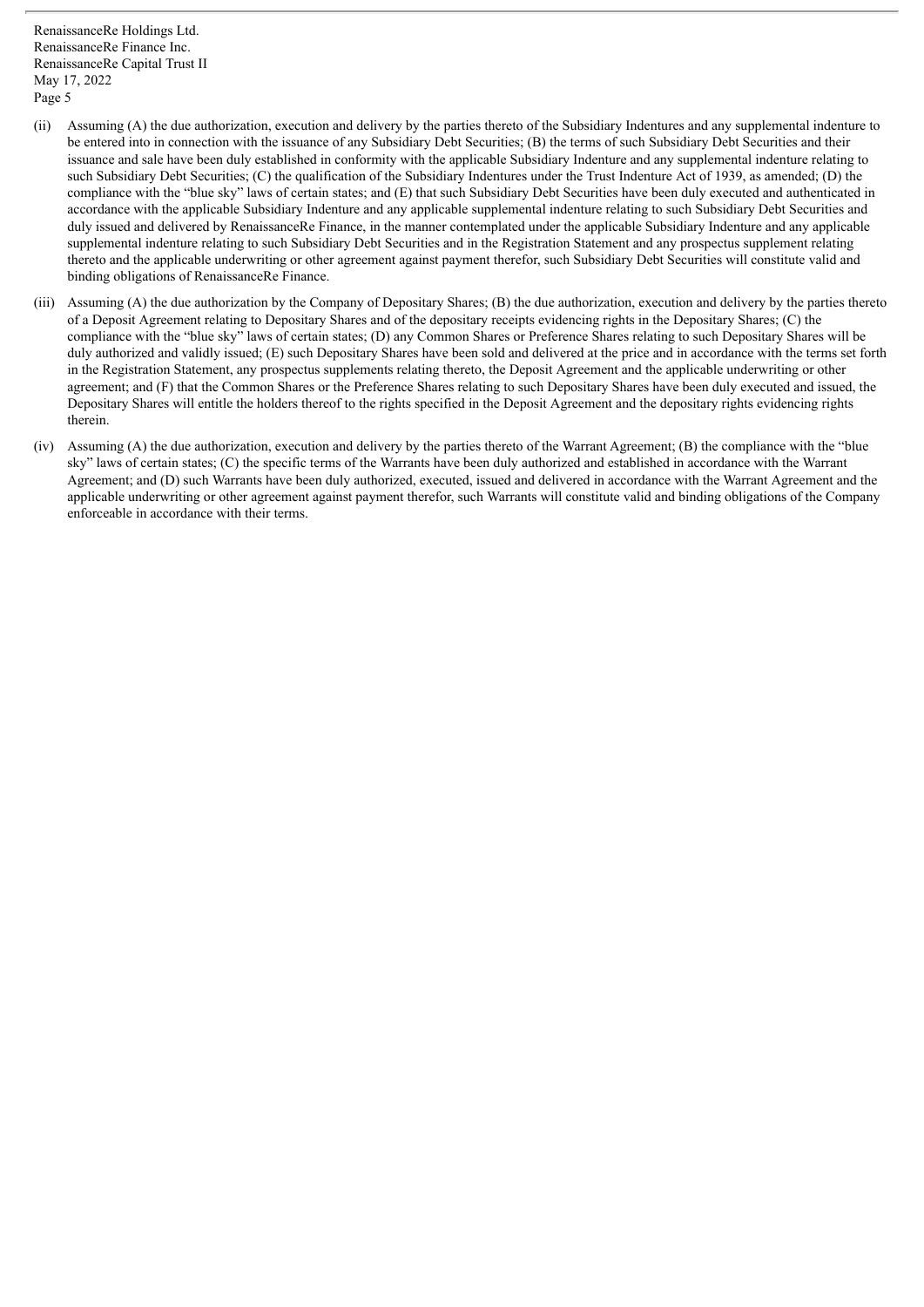(ii) Assuming (A) the due authorization, execution and delivery by the parties thereto of the Subsidiary Indentures and any supplemental indenture to be entered into in connection with the issuance of any Subsidiary Debt Securities; (B) the terms of such Subsidiary Debt Securities and their issuance and sale have been duly established in conformity with the applicable Subsidiary Indenture and any supplemental indenture relating to such Subsidiary Debt Securities; (C) the qualification of the Subsidiary Indentures under the Trust Indenture Act of 1939, as amended; (D) the compliance with the "blue sky" laws of certain states; and (E) that such Subsidiary Debt Securities have been duly executed and authenticated in accordance with the applicable Subsidiary Indenture and any applicable supplemental indenture relating to such Subsidiary Debt Securities and duly issued and delivered by RenaissanceRe Finance, in the manner contemplated under the applicable Subsidiary Indenture and any applicable supplemental indenture relating to such Subsidiary Debt Securities and in the Registration Statement and any prospectus supplement relating thereto and the applicable underwriting or other agreement against payment therefor, such Subsidiary Debt Securities will constitute valid and binding obligations of RenaissanceRe Finance.

(iii) Assuming (A) the due authorization by the Company of Depositary Shares; (B) the due authorization, execution and delivery by the parties thereto of a Deposit Agreement relating to Depositary Shares and of the depositary receipts evidencing rights in the Depositary Shares; (C) the compliance with the "blue sky" laws of certain states; (D) any Common Shares or Preference Shares relating to such Depositary Shares will be duly authorized and validly issued; (E) such Depositary Shares have been sold and delivered at the price and in accordance with the terms set forth in the Registration Statement, any prospectus supplements relating thereto, the Deposit Agreement and the applicable underwriting or other agreement; and (F) that the Common Shares or the Preference Shares relating to such Depositary Shares have been duly executed and issued, the Depositary Shares will entitle the holders thereof to the rights specified in the Deposit Agreement and the depositary rights evidencing rights therein.

(iv) Assuming (A) the due authorization, execution and delivery by the parties thereto of the Warrant Agreement; (B) the compliance with the "blue sky" laws of certain states; (C) the specific terms of the Warrants have been duly authorized and established in accordance with the Warrant Agreement; and (D) such Warrants have been duly authorized, executed, issued and delivered in accordance with the Warrant Agreement and the applicable underwriting or other agreement against payment therefor, such Warrants will constitute valid and binding obligations of the Company enforceable in accordance with their terms.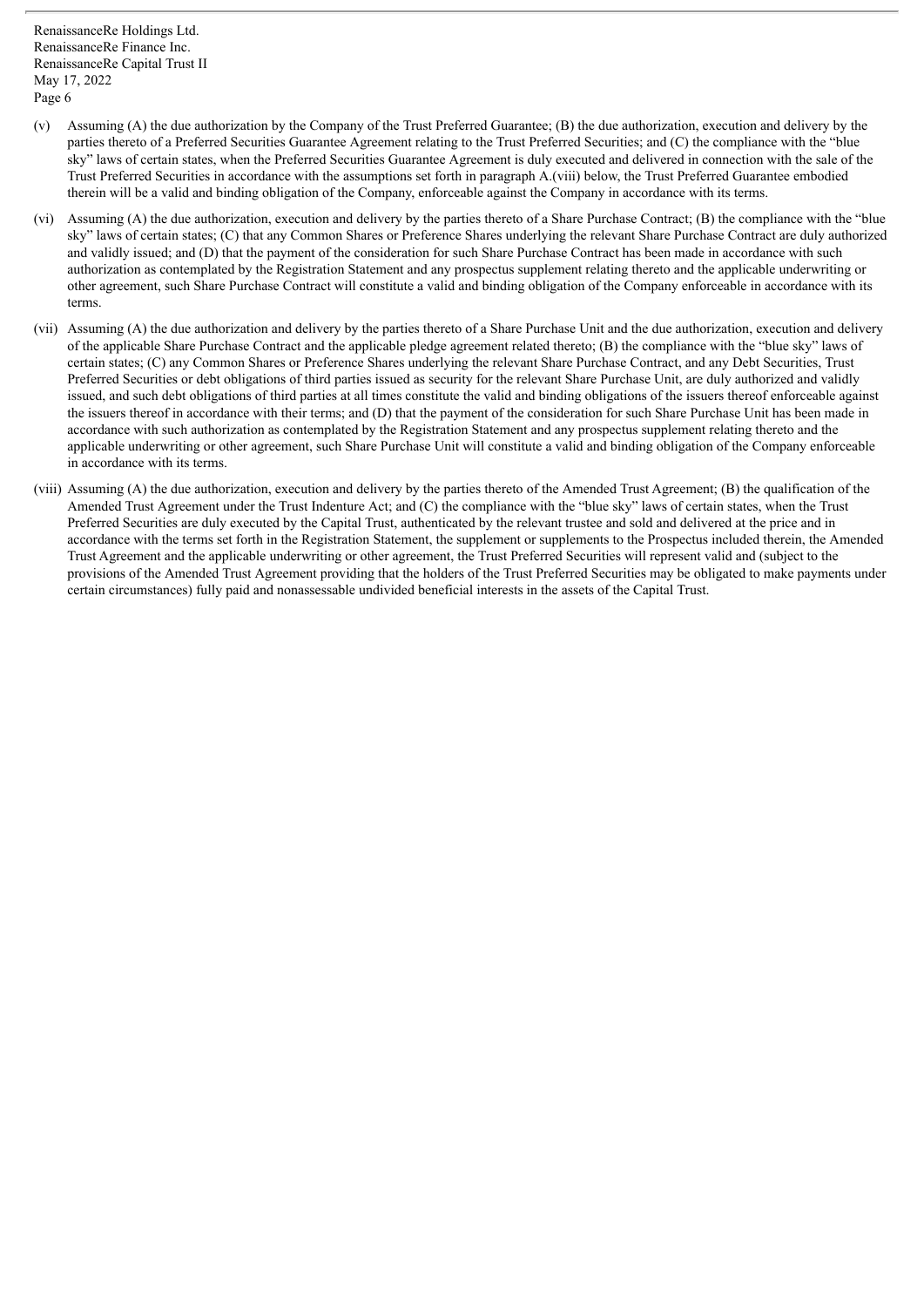(v) Assuming (A) the due authorization by the Company of the Trust Preferred Guarantee; (B) the due authorization, execution and delivery by the parties thereto of a Preferred Securities Guarantee Agreement relating to the Trust Preferred Securities; and (C) the compliance with the "blue sky" laws of certain states, when the Preferred Securities Guarantee Agreement is duly executed and delivered in connection with the sale of the Trust Preferred Securities in accordance with the assumptions set forth in paragraph A.(viii) below, the Trust Preferred Guarantee embodied therein will be a valid and binding obligation of the Company, enforceable against the Company in accordance with its terms.

(vi) Assuming (A) the due authorization, execution and delivery by the parties thereto of a Share Purchase Contract; (B) the compliance with the "blue sky" laws of certain states; (C) that any Common Shares or Preference Shares underlying the relevant Share Purchase Contract are duly authorized and validly issued; and (D) that the payment of the consideration for such Share Purchase Contract has been made in accordance with such authorization as contemplated by the Registration Statement and any prospectus supplement relating thereto and the applicable underwriting or other agreement, such Share Purchase Contract will constitute a valid and binding obligation of the Company enforceable in accordance with its terms.

(vii) Assuming (A) the due authorization and delivery by the parties thereto of a Share Purchase Unit and the due authorization, execution and delivery of the applicable Share Purchase Contract and the applicable pledge agreement related thereto; (B) the compliance with the "blue sky" laws of certain states; (C) any Common Shares or Preference Shares underlying the relevant Share Purchase Contract, and any Debt Securities, Trust Preferred Securities or debt obligations of third parties issued as security for the relevant Share Purchase Unit, are duly authorized and validly issued, and such debt obligations of third parties at all times constitute the valid and binding obligations of the issuers thereof enforceable against the issuers thereof in accordance with their terms; and (D) that the payment of the consideration for such Share Purchase Unit has been made in accordance with such authorization as contemplated by the Registration Statement and any prospectus supplement relating thereto and the applicable underwriting or other agreement, such Share Purchase Unit will constitute a valid and binding obligation of the Company enforceable in accordance with its terms.

(viii) Assuming (A) the due authorization, execution and delivery by the parties thereto of the Amended Trust Agreement; (B) the qualification of the Amended Trust Agreement under the Trust Indenture Act; and (C) the compliance with the "blue sky" laws of certain states, when the Trust Preferred Securities are duly executed by the Capital Trust, authenticated by the relevant trustee and sold and delivered at the price and in accordance with the terms set forth in the Registration Statement, the supplement or supplements to the Prospectus included therein, the Amended Trust Agreement and the applicable underwriting or other agreement, the Trust Preferred Securities will represent valid and (subject to the provisions of the Amended Trust Agreement providing that the holders of the Trust Preferred Securities may be obligated to make payments under certain circumstances) fully paid and nonassessable undivided beneficial interests in the assets of the Capital Trust.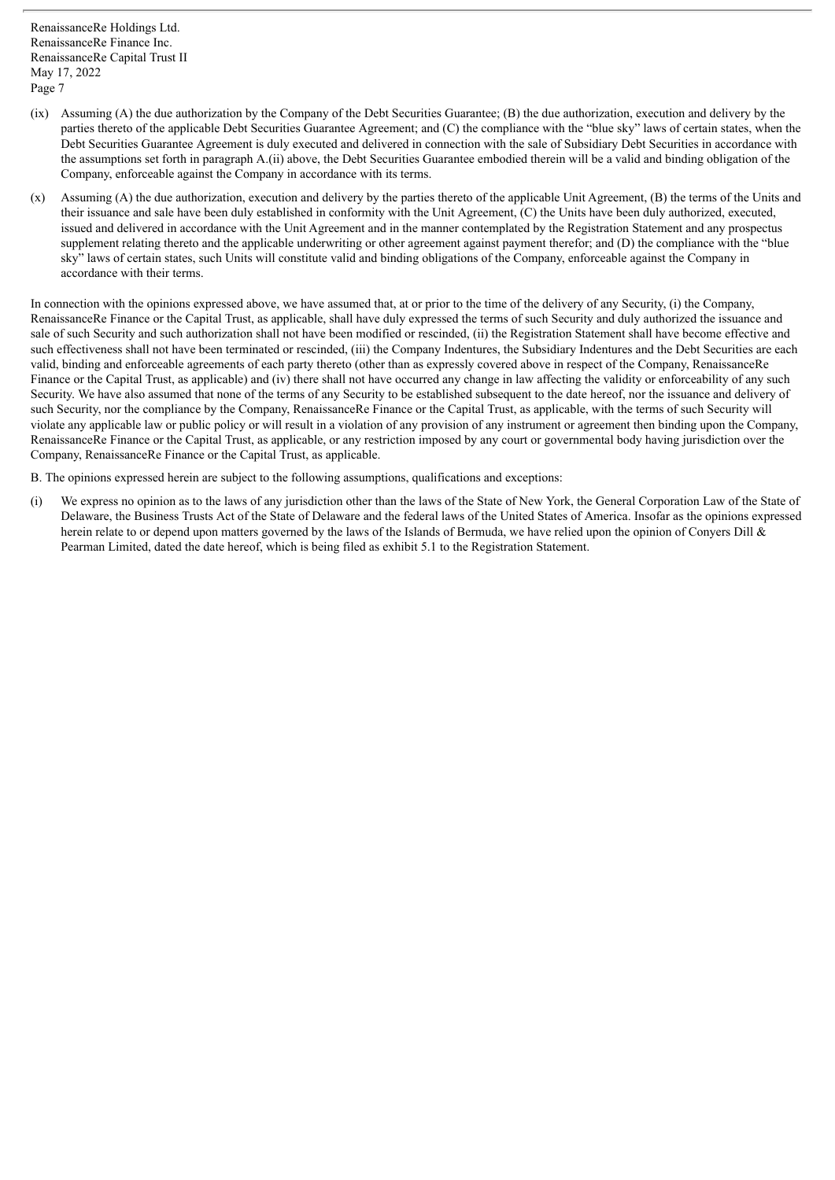(ix) Assuming (A) the due authorization by the Company of the Debt Securities Guarantee; (B) the due authorization, execution and delivery by the parties thereto of the applicable Debt Securities Guarantee Agreement; and (C) the compliance with the "blue sky" laws of certain states, when the Debt Securities Guarantee Agreement is duly executed and delivered in connection with the sale of Subsidiary Debt Securities in accordance with the assumptions set forth in paragraph A.(ii) above, the Debt Securities Guarantee embodied therein will be a valid and binding obligation of the Company, enforceable against the Company in accordance with its terms.

(x) Assuming (A) the due authorization, execution and delivery by the parties thereto of the applicable Unit Agreement, (B) the terms of the Units and their issuance and sale have been duly established in conformity with the Unit Agreement, (C) the Units have been duly authorized, executed, issued and delivered in accordance with the Unit Agreement and in the manner contemplated by the Registration Statement and any prospectus supplement relating thereto and the applicable underwriting or other agreement against payment therefor; and (D) the compliance with the "blue sky" laws of certain states, such Units will constitute valid and binding obligations of the Company, enforceable against the Company in accordance with their terms.

In connection with the opinions expressed above, we have assumed that, at or prior to the time of the delivery of any Security, (i) the Company, RenaissanceRe Finance or the Capital Trust, as applicable, shall have duly expressed the terms of such Security and duly authorized the issuance and sale of such Security and such authorization shall not have been modified or rescinded, (ii) the Registration Statement shall have become effective and such effectiveness shall not have been terminated or rescinded, (iii) the Company Indentures, the Subsidiary Indentures and the Debt Securities are each valid, binding and enforceable agreements of each party thereto (other than as expressly covered above in respect of the Company, RenaissanceRe Finance or the Capital Trust, as applicable) and (iv) there shall not have occurred any change in law affecting the validity or enforceability of any such Security. We have also assumed that none of the terms of any Security to be established subsequent to the date hereof, nor the issuance and delivery of such Security, nor the compliance by the Company, RenaissanceRe Finance or the Capital Trust, as applicable, with the terms of such Security will violate any applicable law or public policy or will result in a violation of any provision of any instrument or agreement then binding upon the Company, RenaissanceRe Finance or the Capital Trust, as applicable, or any restriction imposed by any court or governmental body having jurisdiction over the Company, RenaissanceRe Finance or the Capital Trust, as applicable.

B. The opinions expressed herein are subject to the following assumptions, qualifications and exceptions:

(i) We express no opinion as to the laws of any jurisdiction other than the laws of the State of New York, the General Corporation Law of the State of Delaware, the Business Trusts Act of the State of Delaware and the federal laws of the United States of America. Insofar as the opinions expressed herein relate to or depend upon matters governed by the laws of the Islands of Bermuda, we have relied upon the opinion of Conyers Dill & Pearman Limited, dated the date hereof, which is being filed as exhibit 5.1 to the Registration Statement.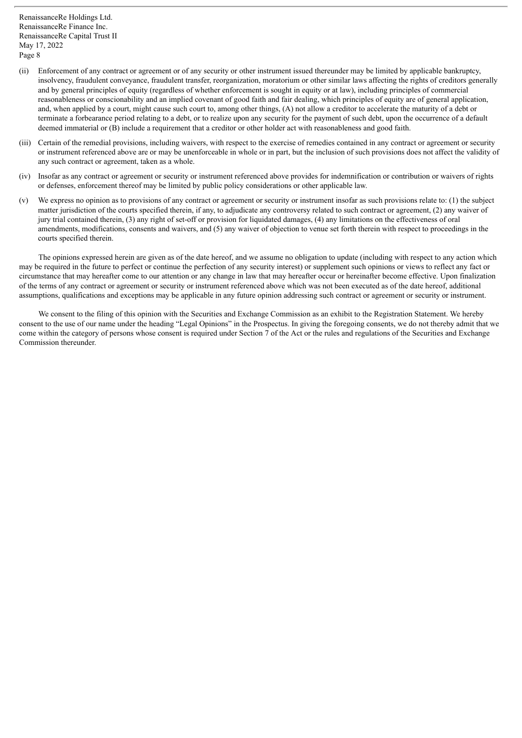(ii) Enforcement of any contract or agreement or of any security or other instrument issued thereunder may be limited by applicable bankruptcy, insolvency, fraudulent conveyance, fraudulent transfer, reorganization, moratorium or other similar laws affecting the rights of creditors generally and by general principles of equity (regardless of whether enforcement is sought in equity or at law), including principles of commercial reasonableness or conscionability and an implied covenant of good faith and fair dealing, which principles of equity are of general application, and, when applied by a court, might cause such court to, among other things, (A) not allow a creditor to accelerate the maturity of a debt or terminate a forbearance period relating to a debt, or to realize upon any security for the payment of such debt, upon the occurrence of a default deemed immaterial or (B) include a requirement that a creditor or other holder act with reasonableness and good faith.

(iii) Certain of the remedial provisions, including waivers, with respect to the exercise of remedies contained in any contract or agreement or security or instrument referenced above are or may be unenforceable in whole or in part, but the inclusion of such provisions does not affect the validity of any such contract or agreement, taken as a whole.

(iv) Insofar as any contract or agreement or security or instrument referenced above provides for indemnification or contribution or waivers of rights or defenses, enforcement thereof may be limited by public policy considerations or other applicable law.

(v) We express no opinion as to provisions of any contract or agreement or security or instrument insofar as such provisions relate to: (1) the subject matter jurisdiction of the courts specified therein, if any, to adjudicate any controversy related to such contract or agreement, (2) any waiver of jury trial contained therein, (3) any right of set-off or provision for liquidated damages, (4) any limitations on the effectiveness of oral amendments, modifications, consents and waivers, and (5) any waiver of objection to venue set forth therein with respect to proceedings in the courts specified therein.

The opinions expressed herein are given as of the date hereof, and we assume no obligation to update (including with respect to any action which may be required in the future to perfect or continue the perfection of any security interest) or supplement such opinions or views to reflect any fact or circumstance that may hereafter come to our attention or any change in law that may hereafter occur or hereinafter become effective. Upon finalization of the terms of any contract or agreement or security or instrument referenced above which was not been executed as of the date hereof, additional assumptions, qualifications and exceptions may be applicable in any future opinion addressing such contract or agreement or security or instrument.

We consent to the filing of this opinion with the Securities and Exchange Commission as an exhibit to the Registration Statement. We hereby consent to the use of our name under the heading "Legal Opinions" in the Prospectus. In giving the foregoing consents, we do not thereby admit that we come within the category of persons whose consent is required under Section 7 of the Act or the rules and regulations of the Securities and Exchange Commission thereunder.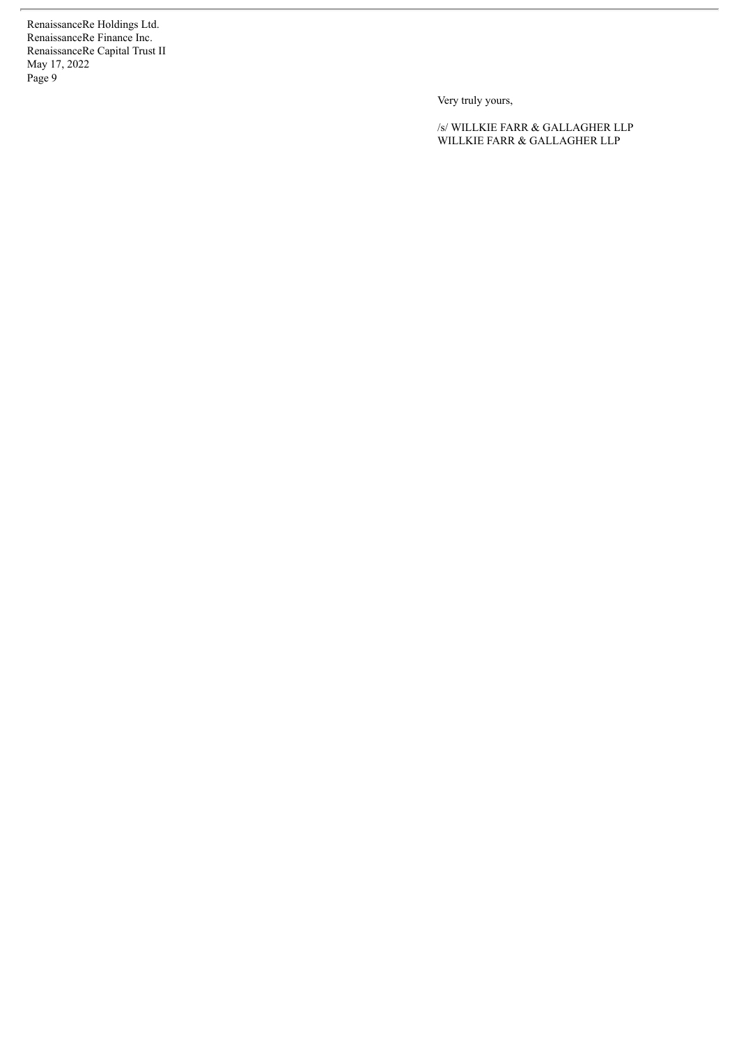Very truly yours,

/s/ WILLKIE FARR & GALLAGHER LLP
WILLKIE FARR & GALLAGHER LLP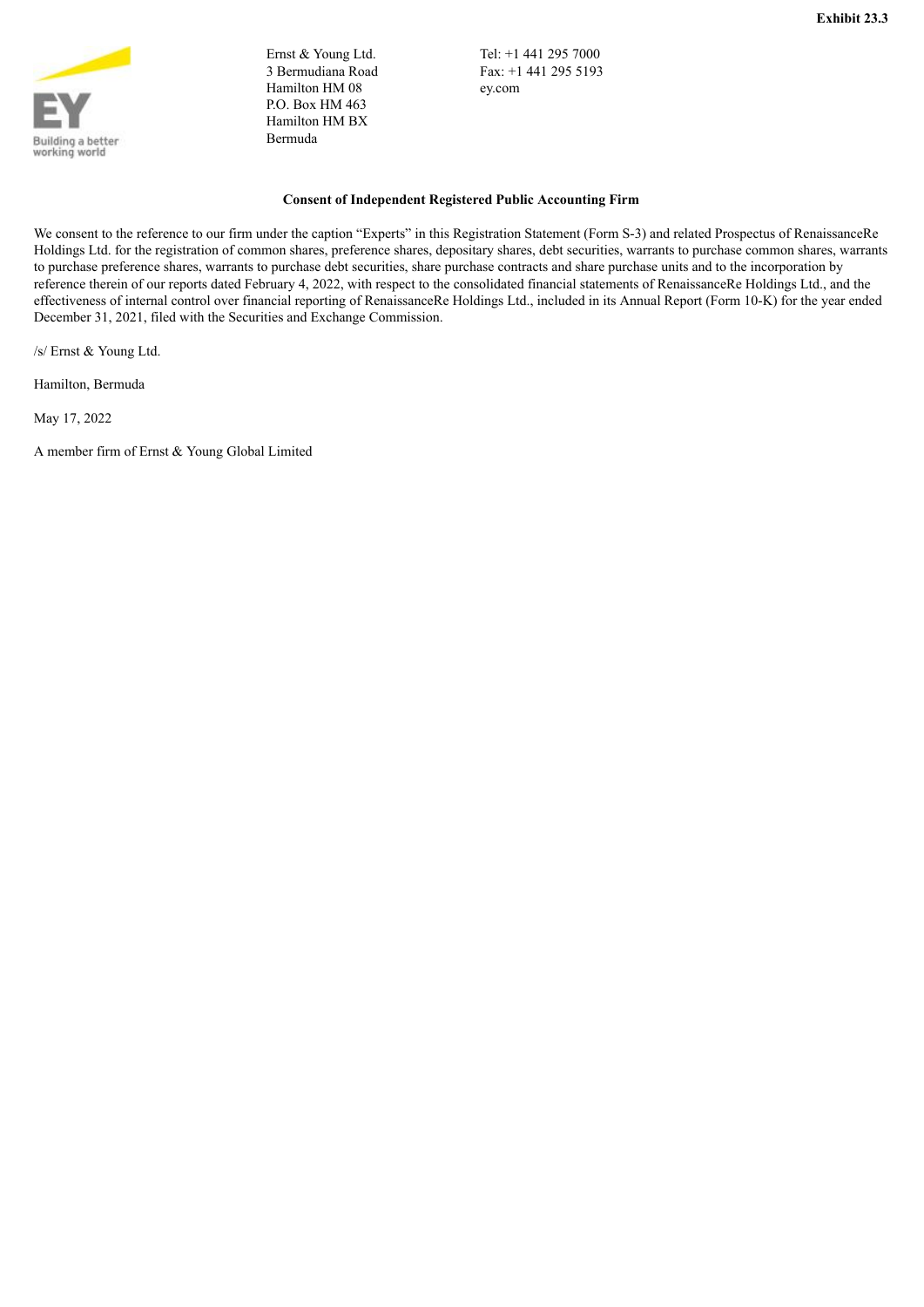**Exhibit 23.3**

Ernst & Young Ltd.
3 Bermudiana Road
Hamilton HM 08
P.O. Box HM 463
Hamilton HM BX
Bermuda

Tel: +1 441 295 7000
Fax: +1 441 295 5193
ey.com

**Consent of Independent Registered Public Accounting Firm**

We consent to the reference to our firm under the caption "Experts" in this Registration Statement (Form S-3) and related Prospectus of RenaissanceRe Holdings Ltd. for the registration of common shares, preference shares, depositary shares, debt securities, warrants to purchase common shares, warrants to purchase preference shares, warrants to purchase debt securities, share purchase contracts and share purchase units and to the incorporation by reference therein of our reports dated February 4, 2022, with respect to the consolidated financial statements of RenaissanceRe Holdings Ltd., and the effectiveness of internal control over financial reporting of RenaissanceRe Holdings Ltd., included in its Annual Report (Form 10-K) for the year ended December 31, 2021, filed with the Securities and Exchange Commission.

/s/ Ernst & Young Ltd.

Hamilton, Bermuda

May 17, 2022

A member firm of Ernst & Young Global Limited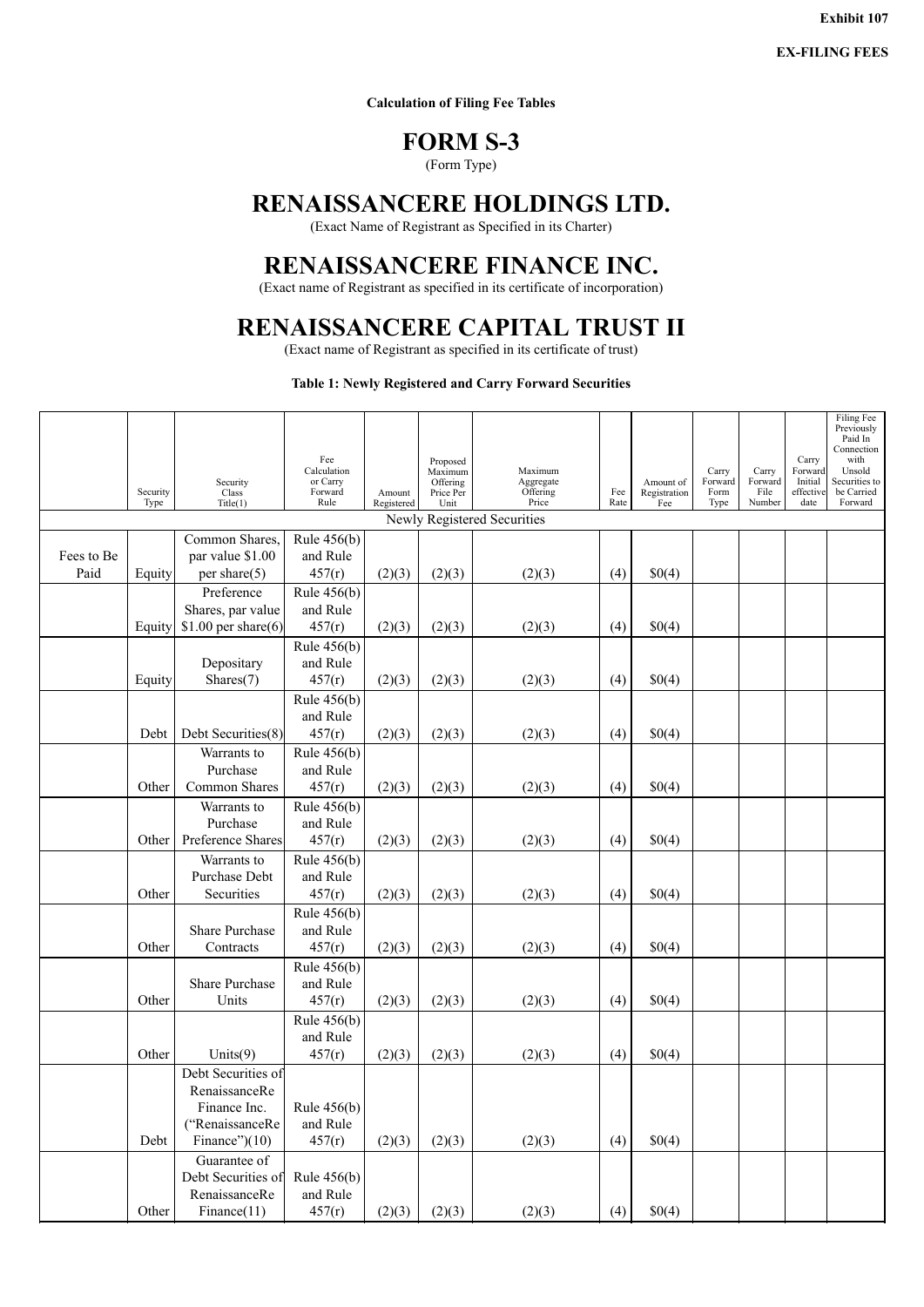**Exhibit 107**

**EX-FILING FEES**

**Calculation of Filing Fee Tables**

# FORM S-3

(Form Type)

# RENAISSANCERE HOLDINGS LTD.

(Exact Name of Registrant as Specified in its Charter)

# RENAISSANCERE FINANCE INC.

(Exact name of Registrant as specified in its certificate of incorporation)

# RENAISSANCERE CAPITAL TRUST II

(Exact name of Registrant as specified in its certificate of trust)

**Table 1: Newly Registered and Carry Forward Securities**

| | Security Type | Security Class Title(1) | Fee Calculation or Carry Forward Rule | Amount Registered | Proposed Maximum Offering Price Per Unit | Maximum Aggregate Offering Price | Fee Rate | Amount of Registration Fee | Carry Forward Form Type | Carry Forward File Number | Carry Forward Initial effective date | Filing Fee Previously Paid In Connection with Unsold Securities to be Carried Forward |
|---|---|---|---|---|---|---|---|---|---|---|---|---|
| Newly Registered Securities | | | | | | | | | | | | |
| Fees to Be Paid | Equity | Common Shares, par value $1.00 per share(5) | Rule 456(b) and Rule 457(r) | (2)(3) | (2)(3) | (2)(3) | (4) | $0(4) | | | | |
| | Equity | Preference Shares, par value $1.00 per share(6) | Rule 456(b) and Rule 457(r) | (2)(3) | (2)(3) | (2)(3) | (4) | $0(4) | | | | |
| | Equity | Depositary Shares(7) | Rule 456(b) and Rule 457(r) | (2)(3) | (2)(3) | (2)(3) | (4) | $0(4) | | | | |
| | Debt | Debt Securities(8) | Rule 456(b) and Rule 457(r) | (2)(3) | (2)(3) | (2)(3) | (4) | $0(4) | | | | |
| | Other | Warrants to Purchase Common Shares | Rule 456(b) and Rule 457(r) | (2)(3) | (2)(3) | (2)(3) | (4) | $0(4) | | | | |
| | Other | Warrants to Purchase Preference Shares | Rule 456(b) and Rule 457(r) | (2)(3) | (2)(3) | (2)(3) | (4) | $0(4) | | | | |
| | Other | Warrants to Purchase Debt Securities | Rule 456(b) and Rule 457(r) | (2)(3) | (2)(3) | (2)(3) | (4) | $0(4) | | | | |
| | Other | Share Purchase Contracts | Rule 456(b) and Rule 457(r) | (2)(3) | (2)(3) | (2)(3) | (4) | $0(4) | | | | |
| | Other | Share Purchase Units | Rule 456(b) and Rule 457(r) | (2)(3) | (2)(3) | (2)(3) | (4) | $0(4) | | | | |
| | Other | Units(9) | Rule 456(b) and Rule 457(r) | (2)(3) | (2)(3) | (2)(3) | (4) | $0(4) | | | | |
| | Debt | Debt Securities of RenaissanceRe Finance Inc. ("RenaissanceRe Finance")(10) | Rule 456(b) and Rule 457(r) | (2)(3) | (2)(3) | (2)(3) | (4) | $0(4) | | | | |
| | Other | Guarantee of Debt Securities of RenaissanceRe Finance(11) | Rule 456(b) and Rule 457(r) | (2)(3) | (2)(3) | (2)(3) | (4) | $0(4) | | | | |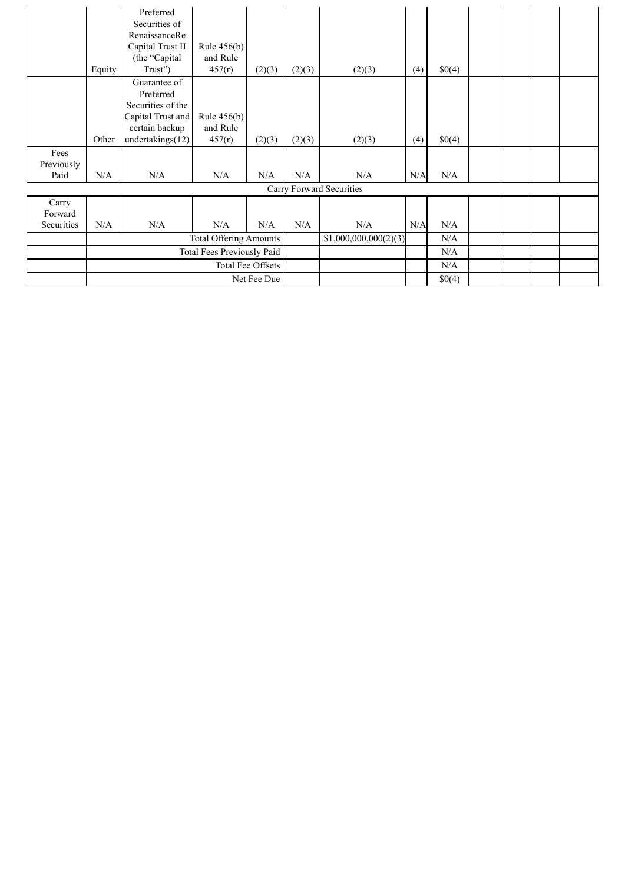| | | | | | | | | | | | | |
|---|---|---|---|---|---|---|---|---|---|---|---|---|
| | Equity | Preferred Securities of RenaissanceRe Capital Trust II (the "Capital Trust") | Rule 456(b) and Rule 457(r) | (2)(3) | (2)(3) | (2)(3) | (4) | $0(4) | | | | |
| | Other | Guarantee of Preferred Securities of the Capital Trust and certain backup undertakings(12) | Rule 456(b) and Rule 457(r) | (2)(3) | (2)(3) | (2)(3) | (4) | $0(4) | | | | |
| Fees Previously Paid | N/A | N/A | N/A | N/A | N/A | N/A | N/A | N/A | | | | |
| Carry Forward Securities | | | | | | | | | | | | |
| Carry Forward Securities | N/A | N/A | N/A | N/A | N/A | N/A | N/A | N/A | | | | |
| | Total Offering Amounts | | | | | $1,000,000,000(2)(3) | | N/A | | | | |
| | Total Fees Previously Paid | | | | | | | N/A | | | | |
| | Total Fee Offsets | | | | | | | N/A | | | | |
| | Net Fee Due | | | | | | | $0(4) | | | | |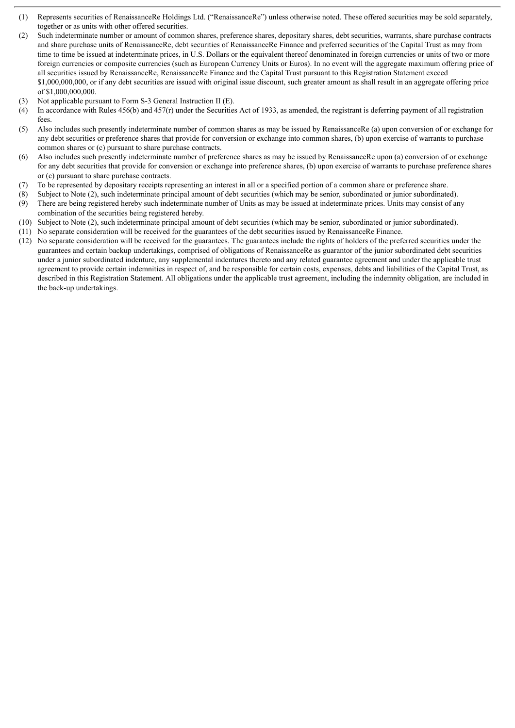(1) Represents securities of RenaissanceRe Holdings Ltd. ("RenaissanceRe") unless otherwise noted. These offered securities may be sold separately, together or as units with other offered securities.

(2) Such indeterminate number or amount of common shares, preference shares, depositary shares, debt securities, warrants, share purchase contracts and share purchase units of RenaissanceRe, debt securities of RenaissanceRe Finance and preferred securities of the Capital Trust as may from time to time be issued at indeterminate prices, in U.S. Dollars or the equivalent thereof denominated in foreign currencies or units of two or more foreign currencies or composite currencies (such as European Currency Units or Euros). In no event will the aggregate maximum offering price of all securities issued by RenaissanceRe, RenaissanceRe Finance and the Capital Trust pursuant to this Registration Statement exceed $1,000,000,000, or if any debt securities are issued with original issue discount, such greater amount as shall result in an aggregate offering price of $1,000,000,000.

(3) Not applicable pursuant to Form S-3 General Instruction II (E).

(4) In accordance with Rules 456(b) and 457(r) under the Securities Act of 1933, as amended, the registrant is deferring payment of all registration fees.

(5) Also includes such presently indeterminate number of common shares as may be issued by RenaissanceRe (a) upon conversion of or exchange for any debt securities or preference shares that provide for conversion or exchange into common shares, (b) upon exercise of warrants to purchase common shares or (c) pursuant to share purchase contracts.

(6) Also includes such presently indeterminate number of preference shares as may be issued by RenaissanceRe upon (a) conversion of or exchange for any debt securities that provide for conversion or exchange into preference shares, (b) upon exercise of warrants to purchase preference shares or (c) pursuant to share purchase contracts.

(7) To be represented by depositary receipts representing an interest in all or a specified portion of a common share or preference share.

(8) Subject to Note (2), such indeterminate principal amount of debt securities (which may be senior, subordinated or junior subordinated).

(9) There are being registered hereby such indeterminate number of Units as may be issued at indeterminate prices. Units may consist of any combination of the securities being registered hereby.

(10) Subject to Note (2), such indeterminate principal amount of debt securities (which may be senior, subordinated or junior subordinated).

(11) No separate consideration will be received for the guarantees of the debt securities issued by RenaissanceRe Finance.

(12) No separate consideration will be received for the guarantees. The guarantees include the rights of holders of the preferred securities under the guarantees and certain backup undertakings, comprised of obligations of RenaissanceRe as guarantor of the junior subordinated debt securities under a junior subordinated indenture, any supplemental indentures thereto and any related guarantee agreement and under the applicable trust agreement to provide certain indemnities in respect of, and be responsible for certain costs, expenses, debts and liabilities of the Capital Trust, as described in this Registration Statement. All obligations under the applicable trust agreement, including the indemnity obligation, are included in the back-up undertakings.